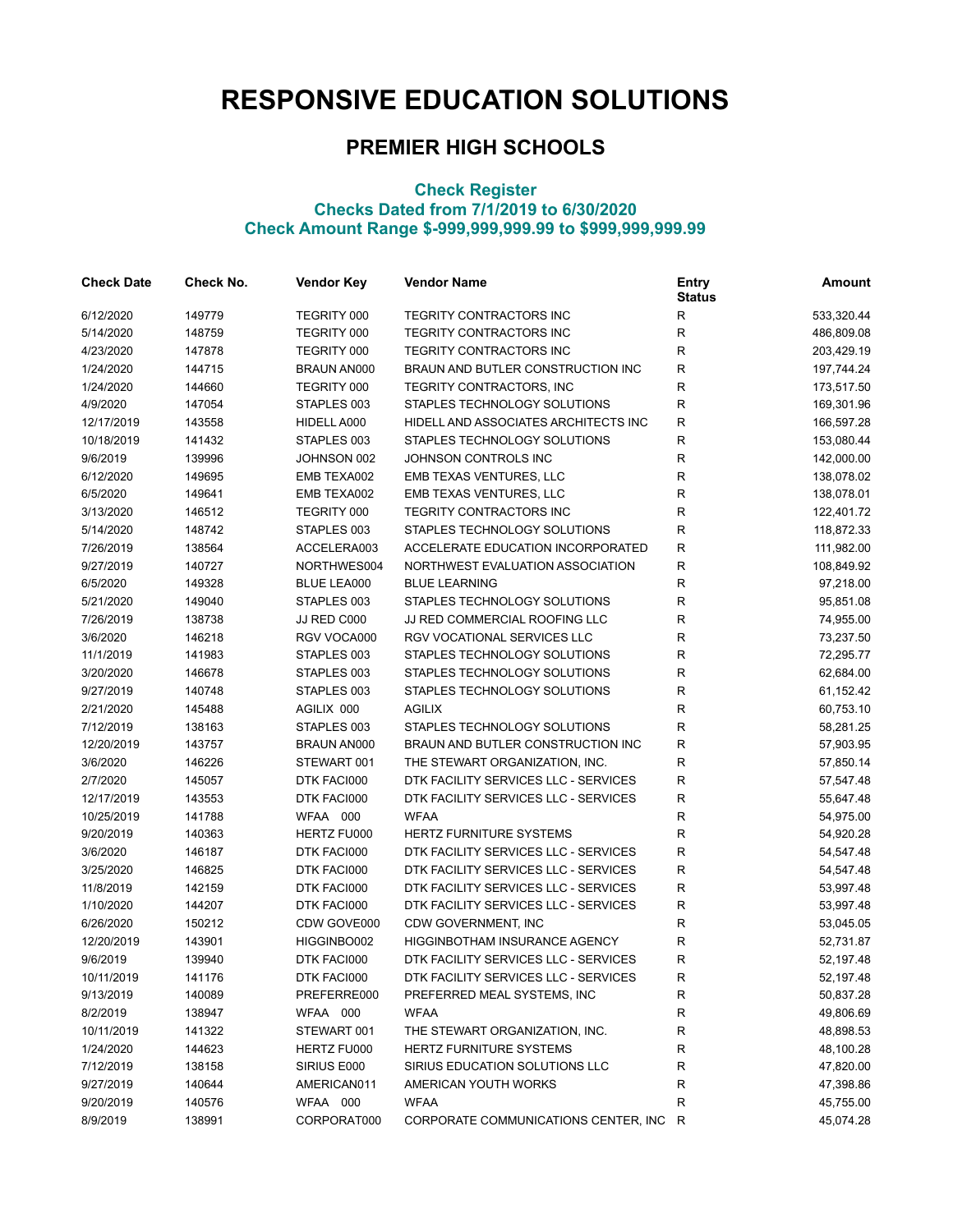# RESPONSIVE EDUCATION SOLUTIONS

## PREMIER HIGH SCHOOLS

### Check Register
### Checks Dated from 7/1/2019 to 6/30/2020
### Check Amount Range $-999,999,999.99 to $999,999,999.99

| Check Date | Check No. | Vendor Key | Vendor Name | Entry Status | Amount |
|---|---|---|---|---|---|
| 6/12/2020 | 149779 | TEGRITY 000 | TEGRITY CONTRACTORS INC | R | 533,320.44 |
| 5/14/2020 | 148759 | TEGRITY 000 | TEGRITY CONTRACTORS INC | R | 486,809.08 |
| 4/23/2020 | 147878 | TEGRITY 000 | TEGRITY CONTRACTORS INC | R | 203,429.19 |
| 1/24/2020 | 144715 | BRAUN AN000 | BRAUN AND BUTLER CONSTRUCTION INC | R | 197,744.24 |
| 1/24/2020 | 144660 | TEGRITY 000 | TEGRITY CONTRACTORS, INC | R | 173,517.50 |
| 4/9/2020 | 147054 | STAPLES 003 | STAPLES TECHNOLOGY SOLUTIONS | R | 169,301.96 |
| 12/17/2019 | 143558 | HIDELL A000 | HIDELL AND ASSOCIATES ARCHITECTS INC | R | 166,597.28 |
| 10/18/2019 | 141432 | STAPLES 003 | STAPLES TECHNOLOGY SOLUTIONS | R | 153,080.44 |
| 9/6/2019 | 139996 | JOHNSON 002 | JOHNSON CONTROLS INC | R | 142,000.00 |
| 6/12/2020 | 149695 | EMB TEXA002 | EMB TEXAS VENTURES, LLC | R | 138,078.02 |
| 6/5/2020 | 149641 | EMB TEXA002 | EMB TEXAS VENTURES, LLC | R | 138,078.01 |
| 3/13/2020 | 146512 | TEGRITY 000 | TEGRITY CONTRACTORS INC | R | 122,401.72 |
| 5/14/2020 | 148742 | STAPLES 003 | STAPLES TECHNOLOGY SOLUTIONS | R | 118,872.33 |
| 7/26/2019 | 138564 | ACCELERA003 | ACCELERATE EDUCATION INCORPORATED | R | 111,982.00 |
| 9/27/2019 | 140727 | NORTHWES004 | NORTHWEST EVALUATION ASSOCIATION | R | 108,849.92 |
| 6/5/2020 | 149328 | BLUE LEA000 | BLUE LEARNING | R | 97,218.00 |
| 5/21/2020 | 149040 | STAPLES 003 | STAPLES TECHNOLOGY SOLUTIONS | R | 95,851.08 |
| 7/26/2019 | 138738 | JJ RED C000 | JJ RED COMMERCIAL ROOFING LLC | R | 74,955.00 |
| 3/6/2020 | 146218 | RGV VOCA000 | RGV VOCATIONAL SERVICES LLC | R | 73,237.50 |
| 11/1/2019 | 141983 | STAPLES 003 | STAPLES TECHNOLOGY SOLUTIONS | R | 72,295.77 |
| 3/20/2020 | 146678 | STAPLES 003 | STAPLES TECHNOLOGY SOLUTIONS | R | 62,684.00 |
| 9/27/2019 | 140748 | STAPLES 003 | STAPLES TECHNOLOGY SOLUTIONS | R | 61,152.42 |
| 2/21/2020 | 145488 | AGILIX 000 | AGILIX | R | 60,753.10 |
| 7/12/2019 | 138163 | STAPLES 003 | STAPLES TECHNOLOGY SOLUTIONS | R | 58,281.25 |
| 12/20/2019 | 143757 | BRAUN AN000 | BRAUN AND BUTLER CONSTRUCTION INC | R | 57,903.95 |
| 3/6/2020 | 146226 | STEWART 001 | THE STEWART ORGANIZATION, INC. | R | 57,850.14 |
| 2/7/2020 | 145057 | DTK FACI000 | DTK FACILITY SERVICES LLC - SERVICES | R | 57,547.48 |
| 12/17/2019 | 143553 | DTK FACI000 | DTK FACILITY SERVICES LLC - SERVICES | R | 55,647.48 |
| 10/25/2019 | 141788 | WFAA 000 | WFAA | R | 54,975.00 |
| 9/20/2019 | 140363 | HERTZ FU000 | HERTZ FURNITURE SYSTEMS | R | 54,920.28 |
| 3/6/2020 | 146187 | DTK FACI000 | DTK FACILITY SERVICES LLC - SERVICES | R | 54,547.48 |
| 3/25/2020 | 146825 | DTK FACI000 | DTK FACILITY SERVICES LLC - SERVICES | R | 54,547.48 |
| 11/8/2019 | 142159 | DTK FACI000 | DTK FACILITY SERVICES LLC - SERVICES | R | 53,997.48 |
| 1/10/2020 | 144207 | DTK FACI000 | DTK FACILITY SERVICES LLC - SERVICES | R | 53,997.48 |
| 6/26/2020 | 150212 | CDW GOVE000 | CDW GOVERNMENT, INC | R | 53,045.05 |
| 12/20/2019 | 143901 | HIGGINBO002 | HIGGINBOTHAM INSURANCE AGENCY | R | 52,731.87 |
| 9/6/2019 | 139940 | DTK FACI000 | DTK FACILITY SERVICES LLC - SERVICES | R | 52,197.48 |
| 10/11/2019 | 141176 | DTK FACI000 | DTK FACILITY SERVICES LLC - SERVICES | R | 52,197.48 |
| 9/13/2019 | 140089 | PREFERRE000 | PREFERRED MEAL SYSTEMS, INC | R | 50,837.28 |
| 8/2/2019 | 138947 | WFAA 000 | WFAA | R | 49,806.69 |
| 10/11/2019 | 141322 | STEWART 001 | THE STEWART ORGANIZATION, INC. | R | 48,898.53 |
| 1/24/2020 | 144623 | HERTZ FU000 | HERTZ FURNITURE SYSTEMS | R | 48,100.28 |
| 7/12/2019 | 138158 | SIRIUS E000 | SIRIUS EDUCATION SOLUTIONS LLC | R | 47,820.00 |
| 9/27/2019 | 140644 | AMERICAN011 | AMERICAN YOUTH WORKS | R | 47,398.86 |
| 9/20/2019 | 140576 | WFAA 000 | WFAA | R | 45,755.00 |
| 8/9/2019 | 138991 | CORPORAT000 | CORPORATE COMMUNICATIONS CENTER, INC | R | 45,074.28 |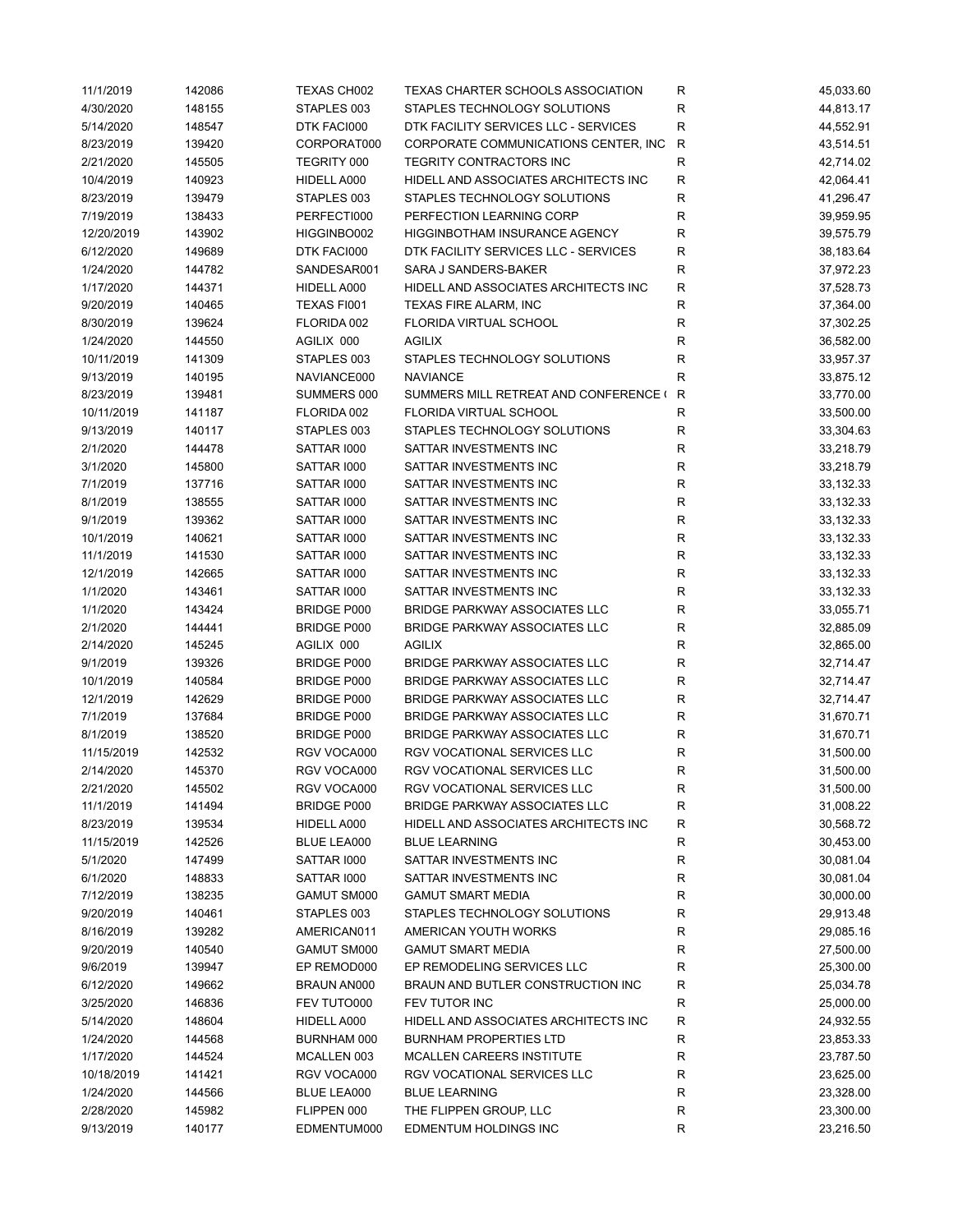| | | | | | |
|---|---|---|---|---|---|
| 11/1/2019 | 142086 | TEXAS CH002 | TEXAS CHARTER SCHOOLS ASSOCIATION | R | 45,033.60 |
| 4/30/2020 | 148155 | STAPLES 003 | STAPLES TECHNOLOGY SOLUTIONS | R | 44,813.17 |
| 5/14/2020 | 148547 | DTK FACI000 | DTK FACILITY SERVICES LLC - SERVICES | R | 44,552.91 |
| 8/23/2019 | 139420 | CORPORAT000 | CORPORATE COMMUNICATIONS CENTER, INC | R | 43,514.51 |
| 2/21/2020 | 145505 | TEGRITY 000 | TEGRITY CONTRACTORS INC | R | 42,714.02 |
| 10/4/2019 | 140923 | HIDELL A000 | HIDELL AND ASSOCIATES ARCHITECTS INC | R | 42,064.41 |
| 8/23/2019 | 139479 | STAPLES 003 | STAPLES TECHNOLOGY SOLUTIONS | R | 41,296.47 |
| 7/19/2019 | 138433 | PERFECTI000 | PERFECTION LEARNING CORP | R | 39,959.95 |
| 12/20/2019 | 143902 | HIGGINBO002 | HIGGINBOTHAM INSURANCE AGENCY | R | 39,575.79 |
| 6/12/2020 | 149689 | DTK FACI000 | DTK FACILITY SERVICES LLC - SERVICES | R | 38,183.64 |
| 1/24/2020 | 144782 | SANDESAR001 | SARA J SANDERS-BAKER | R | 37,972.23 |
| 1/17/2020 | 144371 | HIDELL A000 | HIDELL AND ASSOCIATES ARCHITECTS INC | R | 37,528.73 |
| 9/20/2019 | 140465 | TEXAS FI001 | TEXAS FIRE ALARM, INC | R | 37,364.00 |
| 8/30/2019 | 139624 | FLORIDA 002 | FLORIDA VIRTUAL SCHOOL | R | 37,302.25 |
| 1/24/2020 | 144550 | AGILIX 000 | AGILIX | R | 36,582.00 |
| 10/11/2019 | 141309 | STAPLES 003 | STAPLES TECHNOLOGY SOLUTIONS | R | 33,957.37 |
| 9/13/2019 | 140195 | NAVIANCE000 | NAVIANCE | R | 33,875.12 |
| 8/23/2019 | 139481 | SUMMERS 000 | SUMMERS MILL RETREAT AND CONFERENCE ( | R | 33,770.00 |
| 10/11/2019 | 141187 | FLORIDA 002 | FLORIDA VIRTUAL SCHOOL | R | 33,500.00 |
| 9/13/2019 | 140117 | STAPLES 003 | STAPLES TECHNOLOGY SOLUTIONS | R | 33,304.63 |
| 2/1/2020 | 144478 | SATTAR I000 | SATTAR INVESTMENTS INC | R | 33,218.79 |
| 3/1/2020 | 145800 | SATTAR I000 | SATTAR INVESTMENTS INC | R | 33,218.79 |
| 7/1/2019 | 137716 | SATTAR I000 | SATTAR INVESTMENTS INC | R | 33,132.33 |
| 8/1/2019 | 138555 | SATTAR I000 | SATTAR INVESTMENTS INC | R | 33,132.33 |
| 9/1/2019 | 139362 | SATTAR I000 | SATTAR INVESTMENTS INC | R | 33,132.33 |
| 10/1/2019 | 140621 | SATTAR I000 | SATTAR INVESTMENTS INC | R | 33,132.33 |
| 11/1/2019 | 141530 | SATTAR I000 | SATTAR INVESTMENTS INC | R | 33,132.33 |
| 12/1/2019 | 142665 | SATTAR I000 | SATTAR INVESTMENTS INC | R | 33,132.33 |
| 1/1/2020 | 143461 | SATTAR I000 | SATTAR INVESTMENTS INC | R | 33,132.33 |
| 1/1/2020 | 143424 | BRIDGE P000 | BRIDGE PARKWAY ASSOCIATES LLC | R | 33,055.71 |
| 2/1/2020 | 144441 | BRIDGE P000 | BRIDGE PARKWAY ASSOCIATES LLC | R | 32,885.09 |
| 2/14/2020 | 145245 | AGILIX 000 | AGILIX | R | 32,865.00 |
| 9/1/2019 | 139326 | BRIDGE P000 | BRIDGE PARKWAY ASSOCIATES LLC | R | 32,714.47 |
| 10/1/2019 | 140584 | BRIDGE P000 | BRIDGE PARKWAY ASSOCIATES LLC | R | 32,714.47 |
| 12/1/2019 | 142629 | BRIDGE P000 | BRIDGE PARKWAY ASSOCIATES LLC | R | 32,714.47 |
| 7/1/2019 | 137684 | BRIDGE P000 | BRIDGE PARKWAY ASSOCIATES LLC | R | 31,670.71 |
| 8/1/2019 | 138520 | BRIDGE P000 | BRIDGE PARKWAY ASSOCIATES LLC | R | 31,670.71 |
| 11/15/2019 | 142532 | RGV VOCA000 | RGV VOCATIONAL SERVICES LLC | R | 31,500.00 |
| 2/14/2020 | 145370 | RGV VOCA000 | RGV VOCATIONAL SERVICES LLC | R | 31,500.00 |
| 2/21/2020 | 145502 | RGV VOCA000 | RGV VOCATIONAL SERVICES LLC | R | 31,500.00 |
| 11/1/2019 | 141494 | BRIDGE P000 | BRIDGE PARKWAY ASSOCIATES LLC | R | 31,008.22 |
| 8/23/2019 | 139534 | HIDELL A000 | HIDELL AND ASSOCIATES ARCHITECTS INC | R | 30,568.72 |
| 11/15/2019 | 142526 | BLUE LEA000 | BLUE LEARNING | R | 30,453.00 |
| 5/1/2020 | 147499 | SATTAR I000 | SATTAR INVESTMENTS INC | R | 30,081.04 |
| 6/1/2020 | 148833 | SATTAR I000 | SATTAR INVESTMENTS INC | R | 30,081.04 |
| 7/12/2019 | 138235 | GAMUT SM000 | GAMUT SMART MEDIA | R | 30,000.00 |
| 9/20/2019 | 140461 | STAPLES 003 | STAPLES TECHNOLOGY SOLUTIONS | R | 29,913.48 |
| 8/16/2019 | 139282 | AMERICAN011 | AMERICAN YOUTH WORKS | R | 29,085.16 |
| 9/20/2019 | 140540 | GAMUT SM000 | GAMUT SMART MEDIA | R | 27,500.00 |
| 9/6/2019 | 139947 | EP REMOD000 | EP REMODELING SERVICES LLC | R | 25,300.00 |
| 6/12/2020 | 149662 | BRAUN AN000 | BRAUN AND BUTLER CONSTRUCTION INC | R | 25,034.78 |
| 3/25/2020 | 146836 | FEV TUTO000 | FEV TUTOR INC | R | 25,000.00 |
| 5/14/2020 | 148604 | HIDELL A000 | HIDELL AND ASSOCIATES ARCHITECTS INC | R | 24,932.55 |
| 1/24/2020 | 144568 | BURNHAM 000 | BURNHAM PROPERTIES LTD | R | 23,853.33 |
| 1/17/2020 | 144524 | MCALLEN 003 | MCALLEN CAREERS INSTITUTE | R | 23,787.50 |
| 10/18/2019 | 141421 | RGV VOCA000 | RGV VOCATIONAL SERVICES LLC | R | 23,625.00 |
| 1/24/2020 | 144566 | BLUE LEA000 | BLUE LEARNING | R | 23,328.00 |
| 2/28/2020 | 145982 | FLIPPEN 000 | THE FLIPPEN GROUP, LLC | R | 23,300.00 |
| 9/13/2019 | 140177 | EDMENTUM000 | EDMENTUM HOLDINGS INC | R | 23,216.50 |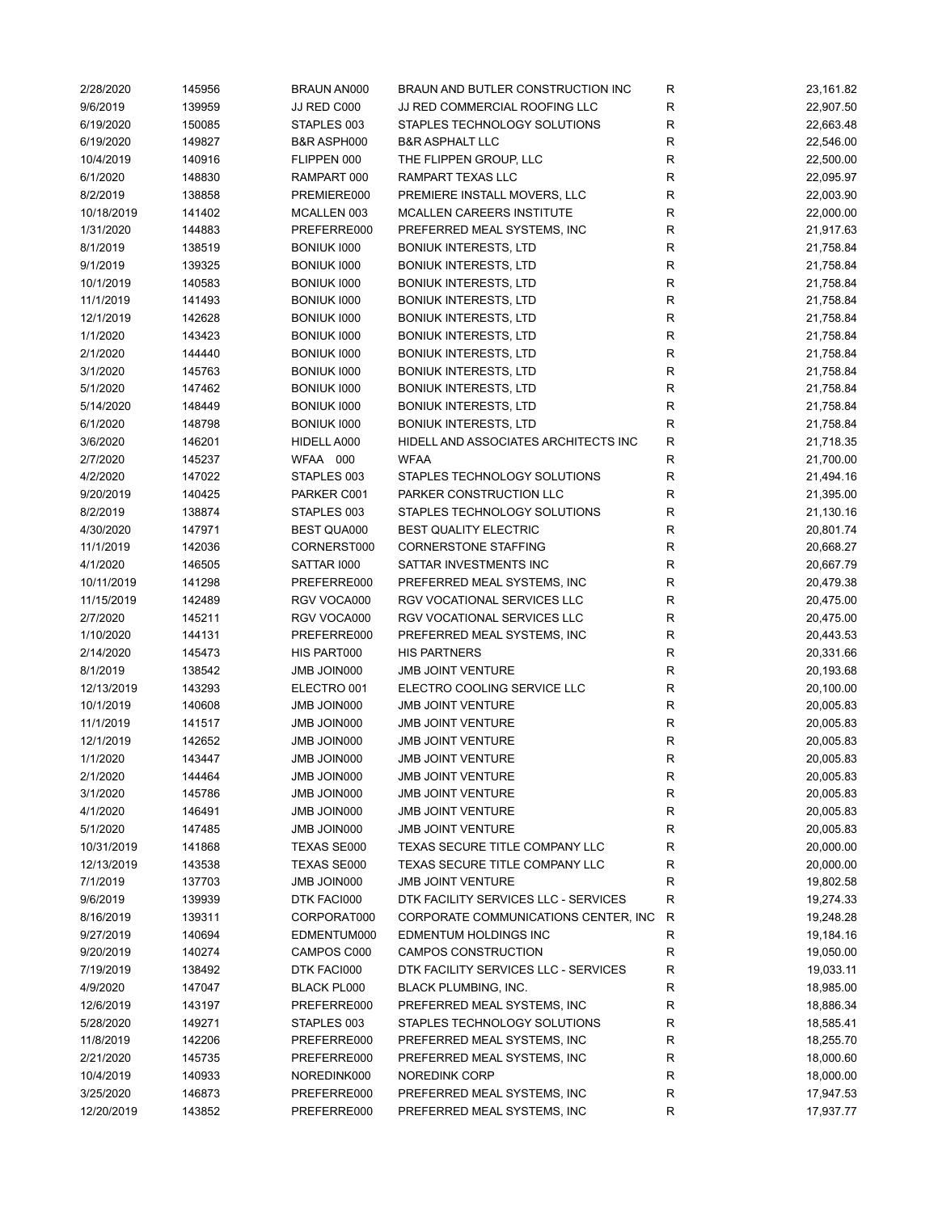| | | | | | |
|---|---|---|---|---|---|
| 2/28/2020 | 145956 | BRAUN AN000 | BRAUN AND BUTLER CONSTRUCTION INC | R | 23,161.82 |
| 9/6/2019 | 139959 | JJ RED C000 | JJ RED COMMERCIAL ROOFING LLC | R | 22,907.50 |
| 6/19/2020 | 150085 | STAPLES 003 | STAPLES TECHNOLOGY SOLUTIONS | R | 22,663.48 |
| 6/19/2020 | 149827 | B&R ASPH000 | B&R ASPHALT LLC | R | 22,546.00 |
| 10/4/2019 | 140916 | FLIPPEN 000 | THE FLIPPEN GROUP, LLC | R | 22,500.00 |
| 6/1/2020 | 148830 | RAMPART 000 | RAMPART TEXAS LLC | R | 22,095.97 |
| 8/2/2019 | 138858 | PREMIERE000 | PREMIERE INSTALL MOVERS, LLC | R | 22,003.90 |
| 10/18/2019 | 141402 | MCALLEN 003 | MCALLEN CAREERS INSTITUTE | R | 22,000.00 |
| 1/31/2020 | 144883 | PREFERRE000 | PREFERRED MEAL SYSTEMS, INC | R | 21,917.63 |
| 8/1/2019 | 138519 | BONIUK I000 | BONIUK INTERESTS, LTD | R | 21,758.84 |
| 9/1/2019 | 139325 | BONIUK I000 | BONIUK INTERESTS, LTD | R | 21,758.84 |
| 10/1/2019 | 140583 | BONIUK I000 | BONIUK INTERESTS, LTD | R | 21,758.84 |
| 11/1/2019 | 141493 | BONIUK I000 | BONIUK INTERESTS, LTD | R | 21,758.84 |
| 12/1/2019 | 142628 | BONIUK I000 | BONIUK INTERESTS, LTD | R | 21,758.84 |
| 1/1/2020 | 143423 | BONIUK I000 | BONIUK INTERESTS, LTD | R | 21,758.84 |
| 2/1/2020 | 144440 | BONIUK I000 | BONIUK INTERESTS, LTD | R | 21,758.84 |
| 3/1/2020 | 145763 | BONIUK I000 | BONIUK INTERESTS, LTD | R | 21,758.84 |
| 5/1/2020 | 147462 | BONIUK I000 | BONIUK INTERESTS, LTD | R | 21,758.84 |
| 5/14/2020 | 148449 | BONIUK I000 | BONIUK INTERESTS, LTD | R | 21,758.84 |
| 6/1/2020 | 148798 | BONIUK I000 | BONIUK INTERESTS, LTD | R | 21,758.84 |
| 3/6/2020 | 146201 | HIDELL A000 | HIDELL AND ASSOCIATES ARCHITECTS INC | R | 21,718.35 |
| 2/7/2020 | 145237 | WFAA 000 | WFAA | R | 21,700.00 |
| 4/2/2020 | 147022 | STAPLES 003 | STAPLES TECHNOLOGY SOLUTIONS | R | 21,494.16 |
| 9/20/2019 | 140425 | PARKER C001 | PARKER CONSTRUCTION LLC | R | 21,395.00 |
| 8/2/2019 | 138874 | STAPLES 003 | STAPLES TECHNOLOGY SOLUTIONS | R | 21,130.16 |
| 4/30/2020 | 147971 | BEST QUA000 | BEST QUALITY ELECTRIC | R | 20,801.74 |
| 11/1/2019 | 142036 | CORNERST000 | CORNERSTONE STAFFING | R | 20,668.27 |
| 4/1/2020 | 146505 | SATTAR I000 | SATTAR INVESTMENTS INC | R | 20,667.79 |
| 10/11/2019 | 141298 | PREFERRE000 | PREFERRED MEAL SYSTEMS, INC | R | 20,479.38 |
| 11/15/2019 | 142489 | RGV VOCA000 | RGV VOCATIONAL SERVICES LLC | R | 20,475.00 |
| 2/7/2020 | 145211 | RGV VOCA000 | RGV VOCATIONAL SERVICES LLC | R | 20,475.00 |
| 1/10/2020 | 144131 | PREFERRE000 | PREFERRED MEAL SYSTEMS, INC | R | 20,443.53 |
| 2/14/2020 | 145473 | HIS PART000 | HIS PARTNERS | R | 20,331.66 |
| 8/1/2019 | 138542 | JMB JOIN000 | JMB JOINT VENTURE | R | 20,193.68 |
| 12/13/2019 | 143293 | ELECTRO 001 | ELECTRO COOLING SERVICE LLC | R | 20,100.00 |
| 10/1/2019 | 140608 | JMB JOIN000 | JMB JOINT VENTURE | R | 20,005.83 |
| 11/1/2019 | 141517 | JMB JOIN000 | JMB JOINT VENTURE | R | 20,005.83 |
| 12/1/2019 | 142652 | JMB JOIN000 | JMB JOINT VENTURE | R | 20,005.83 |
| 1/1/2020 | 143447 | JMB JOIN000 | JMB JOINT VENTURE | R | 20,005.83 |
| 2/1/2020 | 144464 | JMB JOIN000 | JMB JOINT VENTURE | R | 20,005.83 |
| 3/1/2020 | 145786 | JMB JOIN000 | JMB JOINT VENTURE | R | 20,005.83 |
| 4/1/2020 | 146491 | JMB JOIN000 | JMB JOINT VENTURE | R | 20,005.83 |
| 5/1/2020 | 147485 | JMB JOIN000 | JMB JOINT VENTURE | R | 20,005.83 |
| 10/31/2019 | 141868 | TEXAS SE000 | TEXAS SECURE TITLE COMPANY LLC | R | 20,000.00 |
| 12/13/2019 | 143538 | TEXAS SE000 | TEXAS SECURE TITLE COMPANY LLC | R | 20,000.00 |
| 7/1/2019 | 137703 | JMB JOIN000 | JMB JOINT VENTURE | R | 19,802.58 |
| 9/6/2019 | 139939 | DTK FACI000 | DTK FACILITY SERVICES LLC - SERVICES | R | 19,274.33 |
| 8/16/2019 | 139311 | CORPORAT000 | CORPORATE COMMUNICATIONS CENTER, INC | R | 19,248.28 |
| 9/27/2019 | 140694 | EDMENTUM000 | EDMENTUM HOLDINGS INC | R | 19,184.16 |
| 9/20/2019 | 140274 | CAMPOS C000 | CAMPOS CONSTRUCTION | R | 19,050.00 |
| 7/19/2019 | 138492 | DTK FACI000 | DTK FACILITY SERVICES LLC - SERVICES | R | 19,033.11 |
| 4/9/2020 | 147047 | BLACK PL000 | BLACK PLUMBING, INC. | R | 18,985.00 |
| 12/6/2019 | 143197 | PREFERRE000 | PREFERRED MEAL SYSTEMS, INC | R | 18,886.34 |
| 5/28/2020 | 149271 | STAPLES 003 | STAPLES TECHNOLOGY SOLUTIONS | R | 18,585.41 |
| 11/8/2019 | 142206 | PREFERRE000 | PREFERRED MEAL SYSTEMS, INC | R | 18,255.70 |
| 2/21/2020 | 145735 | PREFERRE000 | PREFERRED MEAL SYSTEMS, INC | R | 18,000.60 |
| 10/4/2019 | 140933 | NOREDINK000 | NOREDINK CORP | R | 18,000.00 |
| 3/25/2020 | 146873 | PREFERRE000 | PREFERRED MEAL SYSTEMS, INC | R | 17,947.53 |
| 12/20/2019 | 143852 | PREFERRE000 | PREFERRED MEAL SYSTEMS, INC | R | 17,937.77 |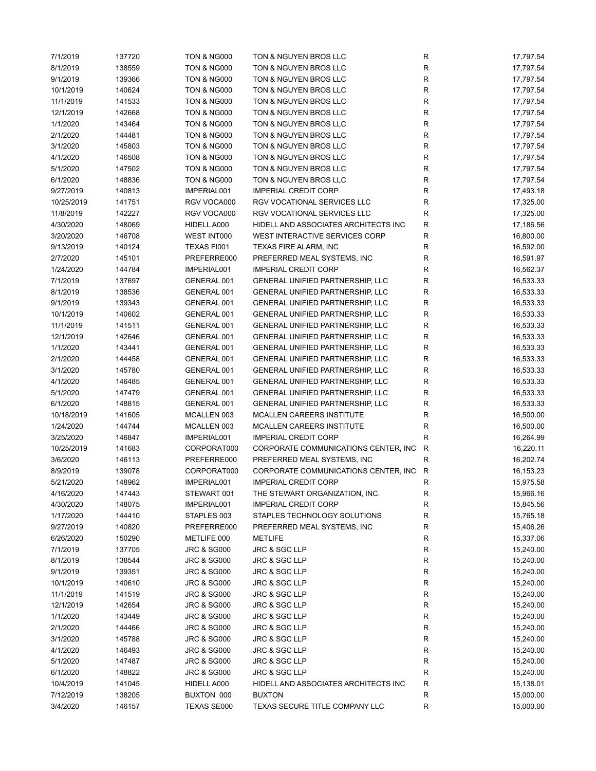| | | | | | |
|---|---|---|---|---|---|
| 7/1/2019 | 137720 | TON & NG000 | TON & NGUYEN BROS LLC | R | 17,797.54 |
| 8/1/2019 | 138559 | TON & NG000 | TON & NGUYEN BROS LLC | R | 17,797.54 |
| 9/1/2019 | 139366 | TON & NG000 | TON & NGUYEN BROS LLC | R | 17,797.54 |
| 10/1/2019 | 140624 | TON & NG000 | TON & NGUYEN BROS LLC | R | 17,797.54 |
| 11/1/2019 | 141533 | TON & NG000 | TON & NGUYEN BROS LLC | R | 17,797.54 |
| 12/1/2019 | 142668 | TON & NG000 | TON & NGUYEN BROS LLC | R | 17,797.54 |
| 1/1/2020 | 143464 | TON & NG000 | TON & NGUYEN BROS LLC | R | 17,797.54 |
| 2/1/2020 | 144481 | TON & NG000 | TON & NGUYEN BROS LLC | R | 17,797.54 |
| 3/1/2020 | 145803 | TON & NG000 | TON & NGUYEN BROS LLC | R | 17,797.54 |
| 4/1/2020 | 146508 | TON & NG000 | TON & NGUYEN BROS LLC | R | 17,797.54 |
| 5/1/2020 | 147502 | TON & NG000 | TON & NGUYEN BROS LLC | R | 17,797.54 |
| 6/1/2020 | 148836 | TON & NG000 | TON & NGUYEN BROS LLC | R | 17,797.54 |
| 9/27/2019 | 140813 | IMPERIAL001 | IMPERIAL CREDIT CORP | R | 17,493.18 |
| 10/25/2019 | 141751 | RGV VOCA000 | RGV VOCATIONAL SERVICES LLC | R | 17,325.00 |
| 11/8/2019 | 142227 | RGV VOCA000 | RGV VOCATIONAL SERVICES LLC | R | 17,325.00 |
| 4/30/2020 | 148069 | HIDELL A000 | HIDELL AND ASSOCIATES ARCHITECTS INC | R | 17,186.56 |
| 3/20/2020 | 146708 | WEST INT000 | WEST INTERACTIVE SERVICES CORP | R | 16,800.00 |
| 9/13/2019 | 140124 | TEXAS FI001 | TEXAS FIRE ALARM, INC | R | 16,592.00 |
| 2/7/2020 | 145101 | PREFERRE000 | PREFERRED MEAL SYSTEMS, INC | R | 16,591.97 |
| 1/24/2020 | 144784 | IMPERIAL001 | IMPERIAL CREDIT CORP | R | 16,562.37 |
| 7/1/2019 | 137697 | GENERAL 001 | GENERAL UNIFIED PARTNERSHIP, LLC | R | 16,533.33 |
| 8/1/2019 | 138536 | GENERAL 001 | GENERAL UNIFIED PARTNERSHIP, LLC | R | 16,533.33 |
| 9/1/2019 | 139343 | GENERAL 001 | GENERAL UNIFIED PARTNERSHIP, LLC | R | 16,533.33 |
| 10/1/2019 | 140602 | GENERAL 001 | GENERAL UNIFIED PARTNERSHIP, LLC | R | 16,533.33 |
| 11/1/2019 | 141511 | GENERAL 001 | GENERAL UNIFIED PARTNERSHIP, LLC | R | 16,533.33 |
| 12/1/2019 | 142646 | GENERAL 001 | GENERAL UNIFIED PARTNERSHIP, LLC | R | 16,533.33 |
| 1/1/2020 | 143441 | GENERAL 001 | GENERAL UNIFIED PARTNERSHIP, LLC | R | 16,533.33 |
| 2/1/2020 | 144458 | GENERAL 001 | GENERAL UNIFIED PARTNERSHIP, LLC | R | 16,533.33 |
| 3/1/2020 | 145780 | GENERAL 001 | GENERAL UNIFIED PARTNERSHIP, LLC | R | 16,533.33 |
| 4/1/2020 | 146485 | GENERAL 001 | GENERAL UNIFIED PARTNERSHIP, LLC | R | 16,533.33 |
| 5/1/2020 | 147479 | GENERAL 001 | GENERAL UNIFIED PARTNERSHIP, LLC | R | 16,533.33 |
| 6/1/2020 | 148815 | GENERAL 001 | GENERAL UNIFIED PARTNERSHIP, LLC | R | 16,533.33 |
| 10/18/2019 | 141605 | MCALLEN 003 | MCALLEN CAREERS INSTITUTE | R | 16,500.00 |
| 1/24/2020 | 144744 | MCALLEN 003 | MCALLEN CAREERS INSTITUTE | R | 16,500.00 |
| 3/25/2020 | 146847 | IMPERIAL001 | IMPERIAL CREDIT CORP | R | 16,264.99 |
| 10/25/2019 | 141683 | CORPORAT000 | CORPORATE COMMUNICATIONS CENTER, INC | R | 16,220.11 |
| 3/6/2020 | 146113 | PREFERRE000 | PREFERRED MEAL SYSTEMS, INC | R | 16,202.74 |
| 8/9/2019 | 139078 | CORPORAT000 | CORPORATE COMMUNICATIONS CENTER, INC | R | 16,153.23 |
| 5/21/2020 | 148962 | IMPERIAL001 | IMPERIAL CREDIT CORP | R | 15,975.58 |
| 4/16/2020 | 147443 | STEWART 001 | THE STEWART ORGANIZATION, INC. | R | 15,966.16 |
| 4/30/2020 | 148075 | IMPERIAL001 | IMPERIAL CREDIT CORP | R | 15,845.56 |
| 1/17/2020 | 144410 | STAPLES 003 | STAPLES TECHNOLOGY SOLUTIONS | R | 15,765.18 |
| 9/27/2019 | 140820 | PREFERRE000 | PREFERRED MEAL SYSTEMS, INC | R | 15,406.26 |
| 6/26/2020 | 150290 | METLIFE 000 | METLIFE | R | 15,337.06 |
| 7/1/2019 | 137705 | JRC & SG000 | JRC & SGC LLP | R | 15,240.00 |
| 8/1/2019 | 138544 | JRC & SG000 | JRC & SGC LLP | R | 15,240.00 |
| 9/1/2019 | 139351 | JRC & SG000 | JRC & SGC LLP | R | 15,240.00 |
| 10/1/2019 | 140610 | JRC & SG000 | JRC & SGC LLP | R | 15,240.00 |
| 11/1/2019 | 141519 | JRC & SG000 | JRC & SGC LLP | R | 15,240.00 |
| 12/1/2019 | 142654 | JRC & SG000 | JRC & SGC LLP | R | 15,240.00 |
| 1/1/2020 | 143449 | JRC & SG000 | JRC & SGC LLP | R | 15,240.00 |
| 2/1/2020 | 144466 | JRC & SG000 | JRC & SGC LLP | R | 15,240.00 |
| 3/1/2020 | 145788 | JRC & SG000 | JRC & SGC LLP | R | 15,240.00 |
| 4/1/2020 | 146493 | JRC & SG000 | JRC & SGC LLP | R | 15,240.00 |
| 5/1/2020 | 147487 | JRC & SG000 | JRC & SGC LLP | R | 15,240.00 |
| 6/1/2020 | 148822 | JRC & SG000 | JRC & SGC LLP | R | 15,240.00 |
| 10/4/2019 | 141045 | HIDELL A000 | HIDELL AND ASSOCIATES ARCHITECTS INC | R | 15,138.01 |
| 7/12/2019 | 138205 | BUXTON 000 | BUXTON | R | 15,000.00 |
| 3/4/2020 | 146157 | TEXAS SE000 | TEXAS SECURE TITLE COMPANY LLC | R | 15,000.00 |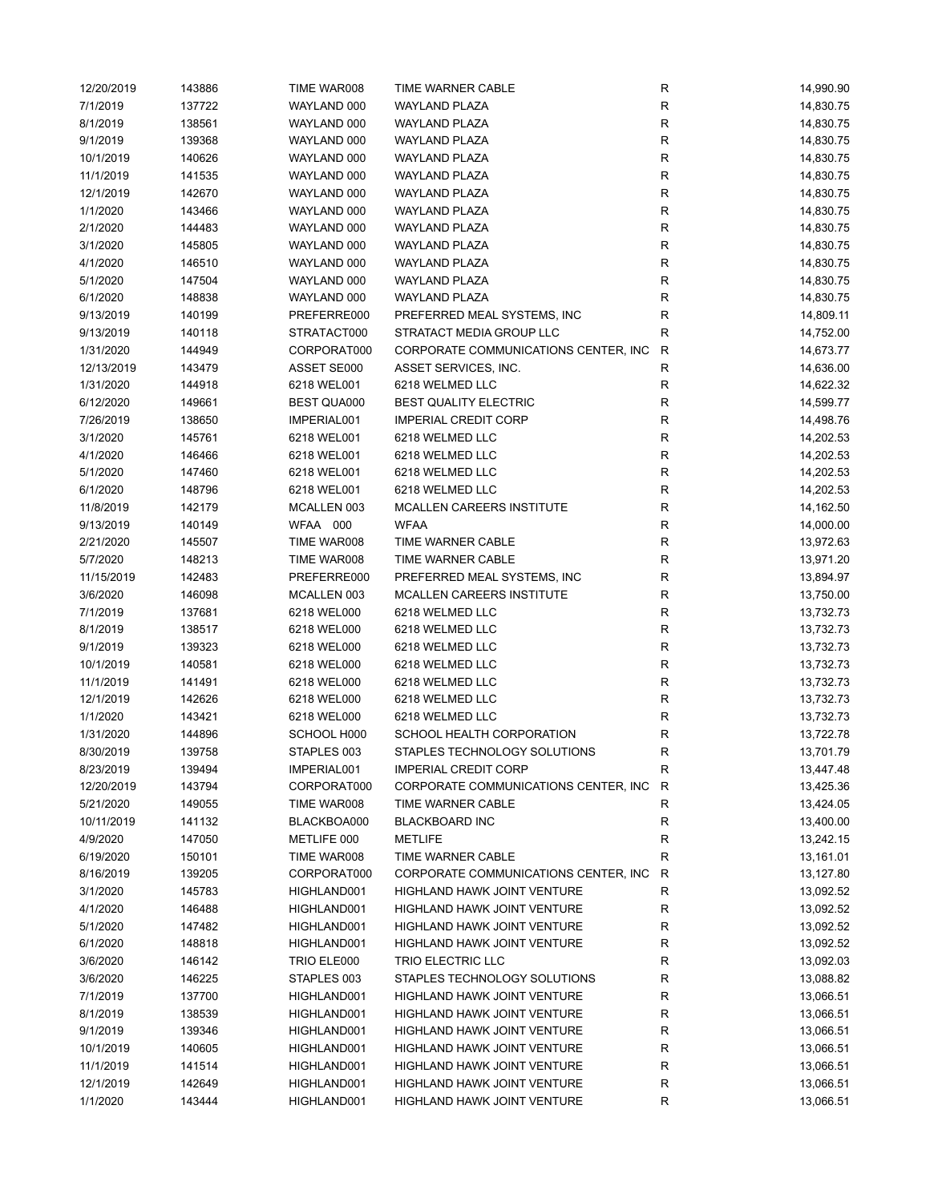| | | | | | |
|---|---|---|---|---|---|
| 12/20/2019 | 143886 | TIME WAR008 | TIME WARNER CABLE | R | 14,990.90 |
| 7/1/2019 | 137722 | WAYLAND 000 | WAYLAND PLAZA | R | 14,830.75 |
| 8/1/2019 | 138561 | WAYLAND 000 | WAYLAND PLAZA | R | 14,830.75 |
| 9/1/2019 | 139368 | WAYLAND 000 | WAYLAND PLAZA | R | 14,830.75 |
| 10/1/2019 | 140626 | WAYLAND 000 | WAYLAND PLAZA | R | 14,830.75 |
| 11/1/2019 | 141535 | WAYLAND 000 | WAYLAND PLAZA | R | 14,830.75 |
| 12/1/2019 | 142670 | WAYLAND 000 | WAYLAND PLAZA | R | 14,830.75 |
| 1/1/2020 | 143466 | WAYLAND 000 | WAYLAND PLAZA | R | 14,830.75 |
| 2/1/2020 | 144483 | WAYLAND 000 | WAYLAND PLAZA | R | 14,830.75 |
| 3/1/2020 | 145805 | WAYLAND 000 | WAYLAND PLAZA | R | 14,830.75 |
| 4/1/2020 | 146510 | WAYLAND 000 | WAYLAND PLAZA | R | 14,830.75 |
| 5/1/2020 | 147504 | WAYLAND 000 | WAYLAND PLAZA | R | 14,830.75 |
| 6/1/2020 | 148838 | WAYLAND 000 | WAYLAND PLAZA | R | 14,830.75 |
| 9/13/2019 | 140199 | PREFERRE000 | PREFERRED MEAL SYSTEMS, INC | R | 14,809.11 |
| 9/13/2019 | 140118 | STRATACT000 | STRATACT MEDIA GROUP LLC | R | 14,752.00 |
| 1/31/2020 | 144949 | CORPORAT000 | CORPORATE COMMUNICATIONS CENTER, INC | R | 14,673.77 |
| 12/13/2019 | 143479 | ASSET SE000 | ASSET SERVICES, INC. | R | 14,636.00 |
| 1/31/2020 | 144918 | 6218 WEL001 | 6218 WELMED LLC | R | 14,622.32 |
| 6/12/2020 | 149661 | BEST QUA000 | BEST QUALITY ELECTRIC | R | 14,599.77 |
| 7/26/2019 | 138650 | IMPERIAL001 | IMPERIAL CREDIT CORP | R | 14,498.76 |
| 3/1/2020 | 145761 | 6218 WEL001 | 6218 WELMED LLC | R | 14,202.53 |
| 4/1/2020 | 146466 | 6218 WEL001 | 6218 WELMED LLC | R | 14,202.53 |
| 5/1/2020 | 147460 | 6218 WEL001 | 6218 WELMED LLC | R | 14,202.53 |
| 6/1/2020 | 148796 | 6218 WEL001 | 6218 WELMED LLC | R | 14,202.53 |
| 11/8/2019 | 142179 | MCALLEN 003 | MCALLEN CAREERS INSTITUTE | R | 14,162.50 |
| 9/13/2019 | 140149 | WFAA 000 | WFAA | R | 14,000.00 |
| 2/21/2020 | 145507 | TIME WAR008 | TIME WARNER CABLE | R | 13,972.63 |
| 5/7/2020 | 148213 | TIME WAR008 | TIME WARNER CABLE | R | 13,971.20 |
| 11/15/2019 | 142483 | PREFERRE000 | PREFERRED MEAL SYSTEMS, INC | R | 13,894.97 |
| 3/6/2020 | 146098 | MCALLEN 003 | MCALLEN CAREERS INSTITUTE | R | 13,750.00 |
| 7/1/2019 | 137681 | 6218 WEL000 | 6218 WELMED LLC | R | 13,732.73 |
| 8/1/2019 | 138517 | 6218 WEL000 | 6218 WELMED LLC | R | 13,732.73 |
| 9/1/2019 | 139323 | 6218 WEL000 | 6218 WELMED LLC | R | 13,732.73 |
| 10/1/2019 | 140581 | 6218 WEL000 | 6218 WELMED LLC | R | 13,732.73 |
| 11/1/2019 | 141491 | 6218 WEL000 | 6218 WELMED LLC | R | 13,732.73 |
| 12/1/2019 | 142626 | 6218 WEL000 | 6218 WELMED LLC | R | 13,732.73 |
| 1/1/2020 | 143421 | 6218 WEL000 | 6218 WELMED LLC | R | 13,732.73 |
| 1/31/2020 | 144896 | SCHOOL H000 | SCHOOL HEALTH CORPORATION | R | 13,722.78 |
| 8/30/2019 | 139758 | STAPLES 003 | STAPLES TECHNOLOGY SOLUTIONS | R | 13,701.79 |
| 8/23/2019 | 139494 | IMPERIAL001 | IMPERIAL CREDIT CORP | R | 13,447.48 |
| 12/20/2019 | 143794 | CORPORAT000 | CORPORATE COMMUNICATIONS CENTER, INC | R | 13,425.36 |
| 5/21/2020 | 149055 | TIME WAR008 | TIME WARNER CABLE | R | 13,424.05 |
| 10/11/2019 | 141132 | BLACKBOA000 | BLACKBOARD INC | R | 13,400.00 |
| 4/9/2020 | 147050 | METLIFE 000 | METLIFE | R | 13,242.15 |
| 6/19/2020 | 150101 | TIME WAR008 | TIME WARNER CABLE | R | 13,161.01 |
| 8/16/2019 | 139205 | CORPORAT000 | CORPORATE COMMUNICATIONS CENTER, INC | R | 13,127.80 |
| 3/1/2020 | 145783 | HIGHLAND001 | HIGHLAND HAWK JOINT VENTURE | R | 13,092.52 |
| 4/1/2020 | 146488 | HIGHLAND001 | HIGHLAND HAWK JOINT VENTURE | R | 13,092.52 |
| 5/1/2020 | 147482 | HIGHLAND001 | HIGHLAND HAWK JOINT VENTURE | R | 13,092.52 |
| 6/1/2020 | 148818 | HIGHLAND001 | HIGHLAND HAWK JOINT VENTURE | R | 13,092.52 |
| 3/6/2020 | 146142 | TRIO ELE000 | TRIO ELECTRIC LLC | R | 13,092.03 |
| 3/6/2020 | 146225 | STAPLES 003 | STAPLES TECHNOLOGY SOLUTIONS | R | 13,088.82 |
| 7/1/2019 | 137700 | HIGHLAND001 | HIGHLAND HAWK JOINT VENTURE | R | 13,066.51 |
| 8/1/2019 | 138539 | HIGHLAND001 | HIGHLAND HAWK JOINT VENTURE | R | 13,066.51 |
| 9/1/2019 | 139346 | HIGHLAND001 | HIGHLAND HAWK JOINT VENTURE | R | 13,066.51 |
| 10/1/2019 | 140605 | HIGHLAND001 | HIGHLAND HAWK JOINT VENTURE | R | 13,066.51 |
| 11/1/2019 | 141514 | HIGHLAND001 | HIGHLAND HAWK JOINT VENTURE | R | 13,066.51 |
| 12/1/2019 | 142649 | HIGHLAND001 | HIGHLAND HAWK JOINT VENTURE | R | 13,066.51 |
| 1/1/2020 | 143444 | HIGHLAND001 | HIGHLAND HAWK JOINT VENTURE | R | 13,066.51 |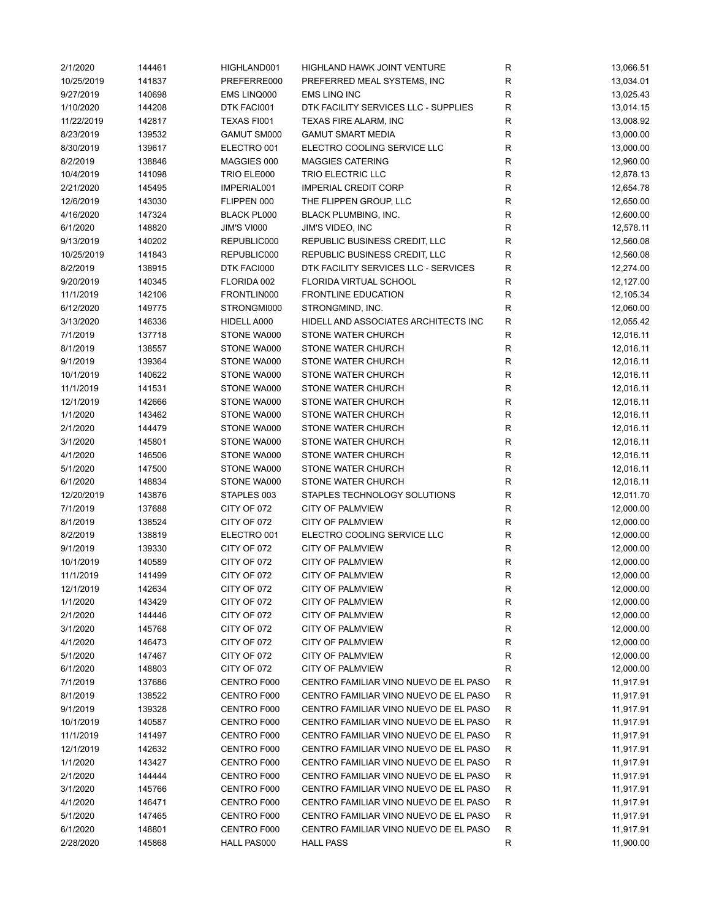| | | | | | |
|---|---|---|---|---|---|
| 2/1/2020 | 144461 | HIGHLAND001 | HIGHLAND HAWK JOINT VENTURE | R | 13,066.51 |
| 10/25/2019 | 141837 | PREFERRE000 | PREFERRED MEAL SYSTEMS, INC | R | 13,034.01 |
| 9/27/2019 | 140698 | EMS LINQ000 | EMS LINQ INC | R | 13,025.43 |
| 1/10/2020 | 144208 | DTK FACI001 | DTK FACILITY SERVICES LLC - SUPPLIES | R | 13,014.15 |
| 11/22/2019 | 142817 | TEXAS FI001 | TEXAS FIRE ALARM, INC | R | 13,008.92 |
| 8/23/2019 | 139532 | GAMUT SM000 | GAMUT SMART MEDIA | R | 13,000.00 |
| 8/30/2019 | 139617 | ELECTRO 001 | ELECTRO COOLING SERVICE LLC | R | 13,000.00 |
| 8/2/2019 | 138846 | MAGGIES 000 | MAGGIES CATERING | R | 12,960.00 |
| 10/4/2019 | 141098 | TRIO ELE000 | TRIO ELECTRIC LLC | R | 12,878.13 |
| 2/21/2020 | 145495 | IMPERIAL001 | IMPERIAL CREDIT CORP | R | 12,654.78 |
| 12/6/2019 | 143030 | FLIPPEN 000 | THE FLIPPEN GROUP, LLC | R | 12,650.00 |
| 4/16/2020 | 147324 | BLACK PL000 | BLACK PLUMBING, INC. | R | 12,600.00 |
| 6/1/2020 | 148820 | JIM'S VI000 | JIM'S VIDEO, INC | R | 12,578.11 |
| 9/13/2019 | 140202 | REPUBLIC000 | REPUBLIC BUSINESS CREDIT, LLC | R | 12,560.08 |
| 10/25/2019 | 141843 | REPUBLIC000 | REPUBLIC BUSINESS CREDIT, LLC | R | 12,560.08 |
| 8/2/2019 | 138915 | DTK FACI000 | DTK FACILITY SERVICES LLC - SERVICES | R | 12,274.00 |
| 9/20/2019 | 140345 | FLORIDA 002 | FLORIDA VIRTUAL SCHOOL | R | 12,127.00 |
| 11/1/2019 | 142106 | FRONTLIN000 | FRONTLINE EDUCATION | R | 12,105.34 |
| 6/12/2020 | 149775 | STRONGMI000 | STRONGMIND, INC. | R | 12,060.00 |
| 3/13/2020 | 146336 | HIDELL A000 | HIDELL AND ASSOCIATES ARCHITECTS INC | R | 12,055.42 |
| 7/1/2019 | 137718 | STONE WA000 | STONE WATER CHURCH | R | 12,016.11 |
| 8/1/2019 | 138557 | STONE WA000 | STONE WATER CHURCH | R | 12,016.11 |
| 9/1/2019 | 139364 | STONE WA000 | STONE WATER CHURCH | R | 12,016.11 |
| 10/1/2019 | 140622 | STONE WA000 | STONE WATER CHURCH | R | 12,016.11 |
| 11/1/2019 | 141531 | STONE WA000 | STONE WATER CHURCH | R | 12,016.11 |
| 12/1/2019 | 142666 | STONE WA000 | STONE WATER CHURCH | R | 12,016.11 |
| 1/1/2020 | 143462 | STONE WA000 | STONE WATER CHURCH | R | 12,016.11 |
| 2/1/2020 | 144479 | STONE WA000 | STONE WATER CHURCH | R | 12,016.11 |
| 3/1/2020 | 145801 | STONE WA000 | STONE WATER CHURCH | R | 12,016.11 |
| 4/1/2020 | 146506 | STONE WA000 | STONE WATER CHURCH | R | 12,016.11 |
| 5/1/2020 | 147500 | STONE WA000 | STONE WATER CHURCH | R | 12,016.11 |
| 6/1/2020 | 148834 | STONE WA000 | STONE WATER CHURCH | R | 12,016.11 |
| 12/20/2019 | 143876 | STAPLES 003 | STAPLES TECHNOLOGY SOLUTIONS | R | 12,011.70 |
| 7/1/2019 | 137688 | CITY OF 072 | CITY OF PALMVIEW | R | 12,000.00 |
| 8/1/2019 | 138524 | CITY OF 072 | CITY OF PALMVIEW | R | 12,000.00 |
| 8/2/2019 | 138819 | ELECTRO 001 | ELECTRO COOLING SERVICE LLC | R | 12,000.00 |
| 9/1/2019 | 139330 | CITY OF 072 | CITY OF PALMVIEW | R | 12,000.00 |
| 10/1/2019 | 140589 | CITY OF 072 | CITY OF PALMVIEW | R | 12,000.00 |
| 11/1/2019 | 141499 | CITY OF 072 | CITY OF PALMVIEW | R | 12,000.00 |
| 12/1/2019 | 142634 | CITY OF 072 | CITY OF PALMVIEW | R | 12,000.00 |
| 1/1/2020 | 143429 | CITY OF 072 | CITY OF PALMVIEW | R | 12,000.00 |
| 2/1/2020 | 144446 | CITY OF 072 | CITY OF PALMVIEW | R | 12,000.00 |
| 3/1/2020 | 145768 | CITY OF 072 | CITY OF PALMVIEW | R | 12,000.00 |
| 4/1/2020 | 146473 | CITY OF 072 | CITY OF PALMVIEW | R | 12,000.00 |
| 5/1/2020 | 147467 | CITY OF 072 | CITY OF PALMVIEW | R | 12,000.00 |
| 6/1/2020 | 148803 | CITY OF 072 | CITY OF PALMVIEW | R | 12,000.00 |
| 7/1/2019 | 137686 | CENTRO F000 | CENTRO FAMILIAR VINO NUEVO DE EL PASO | R | 11,917.91 |
| 8/1/2019 | 138522 | CENTRO F000 | CENTRO FAMILIAR VINO NUEVO DE EL PASO | R | 11,917.91 |
| 9/1/2019 | 139328 | CENTRO F000 | CENTRO FAMILIAR VINO NUEVO DE EL PASO | R | 11,917.91 |
| 10/1/2019 | 140587 | CENTRO F000 | CENTRO FAMILIAR VINO NUEVO DE EL PASO | R | 11,917.91 |
| 11/1/2019 | 141497 | CENTRO F000 | CENTRO FAMILIAR VINO NUEVO DE EL PASO | R | 11,917.91 |
| 12/1/2019 | 142632 | CENTRO F000 | CENTRO FAMILIAR VINO NUEVO DE EL PASO | R | 11,917.91 |
| 1/1/2020 | 143427 | CENTRO F000 | CENTRO FAMILIAR VINO NUEVO DE EL PASO | R | 11,917.91 |
| 2/1/2020 | 144444 | CENTRO F000 | CENTRO FAMILIAR VINO NUEVO DE EL PASO | R | 11,917.91 |
| 3/1/2020 | 145766 | CENTRO F000 | CENTRO FAMILIAR VINO NUEVO DE EL PASO | R | 11,917.91 |
| 4/1/2020 | 146471 | CENTRO F000 | CENTRO FAMILIAR VINO NUEVO DE EL PASO | R | 11,917.91 |
| 5/1/2020 | 147465 | CENTRO F000 | CENTRO FAMILIAR VINO NUEVO DE EL PASO | R | 11,917.91 |
| 6/1/2020 | 148801 | CENTRO F000 | CENTRO FAMILIAR VINO NUEVO DE EL PASO | R | 11,917.91 |
| 2/28/2020 | 145868 | HALL PAS000 | HALL PASS | R | 11,900.00 |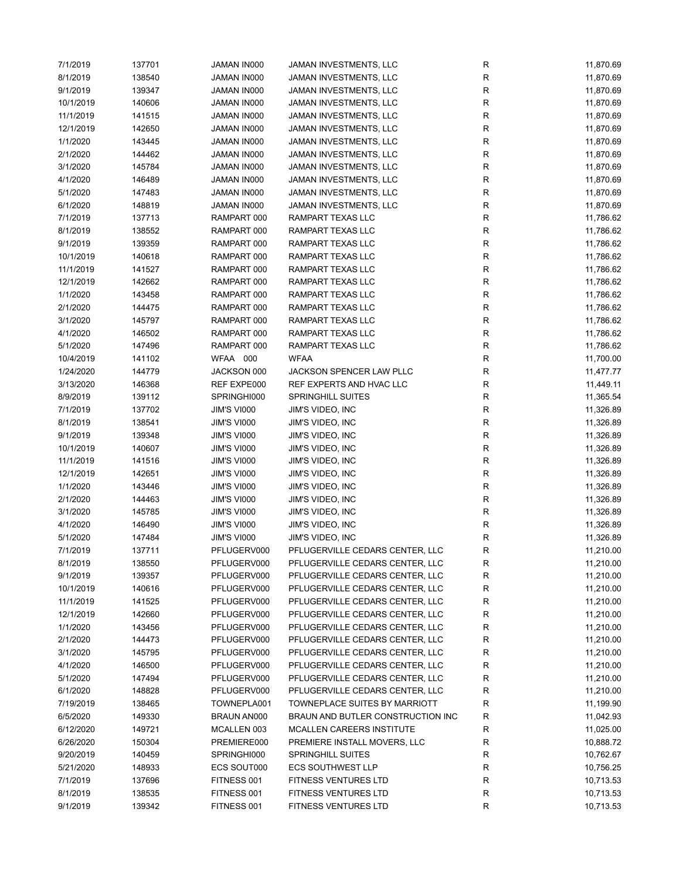| | | | | | |
|---|---|---|---|---|---|
| 7/1/2019 | 137701 | JAMAN IN000 | JAMAN INVESTMENTS, LLC | R | 11,870.69 |
| 8/1/2019 | 138540 | JAMAN IN000 | JAMAN INVESTMENTS, LLC | R | 11,870.69 |
| 9/1/2019 | 139347 | JAMAN IN000 | JAMAN INVESTMENTS, LLC | R | 11,870.69 |
| 10/1/2019 | 140606 | JAMAN IN000 | JAMAN INVESTMENTS, LLC | R | 11,870.69 |
| 11/1/2019 | 141515 | JAMAN IN000 | JAMAN INVESTMENTS, LLC | R | 11,870.69 |
| 12/1/2019 | 142650 | JAMAN IN000 | JAMAN INVESTMENTS, LLC | R | 11,870.69 |
| 1/1/2020 | 143445 | JAMAN IN000 | JAMAN INVESTMENTS, LLC | R | 11,870.69 |
| 2/1/2020 | 144462 | JAMAN IN000 | JAMAN INVESTMENTS, LLC | R | 11,870.69 |
| 3/1/2020 | 145784 | JAMAN IN000 | JAMAN INVESTMENTS, LLC | R | 11,870.69 |
| 4/1/2020 | 146489 | JAMAN IN000 | JAMAN INVESTMENTS, LLC | R | 11,870.69 |
| 5/1/2020 | 147483 | JAMAN IN000 | JAMAN INVESTMENTS, LLC | R | 11,870.69 |
| 6/1/2020 | 148819 | JAMAN IN000 | JAMAN INVESTMENTS, LLC | R | 11,870.69 |
| 7/1/2019 | 137713 | RAMPART 000 | RAMPART TEXAS LLC | R | 11,786.62 |
| 8/1/2019 | 138552 | RAMPART 000 | RAMPART TEXAS LLC | R | 11,786.62 |
| 9/1/2019 | 139359 | RAMPART 000 | RAMPART TEXAS LLC | R | 11,786.62 |
| 10/1/2019 | 140618 | RAMPART 000 | RAMPART TEXAS LLC | R | 11,786.62 |
| 11/1/2019 | 141527 | RAMPART 000 | RAMPART TEXAS LLC | R | 11,786.62 |
| 12/1/2019 | 142662 | RAMPART 000 | RAMPART TEXAS LLC | R | 11,786.62 |
| 1/1/2020 | 143458 | RAMPART 000 | RAMPART TEXAS LLC | R | 11,786.62 |
| 2/1/2020 | 144475 | RAMPART 000 | RAMPART TEXAS LLC | R | 11,786.62 |
| 3/1/2020 | 145797 | RAMPART 000 | RAMPART TEXAS LLC | R | 11,786.62 |
| 4/1/2020 | 146502 | RAMPART 000 | RAMPART TEXAS LLC | R | 11,786.62 |
| 5/1/2020 | 147496 | RAMPART 000 | RAMPART TEXAS LLC | R | 11,786.62 |
| 10/4/2019 | 141102 | WFAA 000 | WFAA | R | 11,700.00 |
| 1/24/2020 | 144779 | JACKSON 000 | JACKSON SPENCER LAW PLLC | R | 11,477.77 |
| 3/13/2020 | 146368 | REF EXPE000 | REF EXPERTS AND HVAC LLC | R | 11,449.11 |
| 8/9/2019 | 139112 | SPRINGHI000 | SPRINGHILL SUITES | R | 11,365.54 |
| 7/1/2019 | 137702 | JIM'S VI000 | JIM'S VIDEO, INC | R | 11,326.89 |
| 8/1/2019 | 138541 | JIM'S VI000 | JIM'S VIDEO, INC | R | 11,326.89 |
| 9/1/2019 | 139348 | JIM'S VI000 | JIM'S VIDEO, INC | R | 11,326.89 |
| 10/1/2019 | 140607 | JIM'S VI000 | JIM'S VIDEO, INC | R | 11,326.89 |
| 11/1/2019 | 141516 | JIM'S VI000 | JIM'S VIDEO, INC | R | 11,326.89 |
| 12/1/2019 | 142651 | JIM'S VI000 | JIM'S VIDEO, INC | R | 11,326.89 |
| 1/1/2020 | 143446 | JIM'S VI000 | JIM'S VIDEO, INC | R | 11,326.89 |
| 2/1/2020 | 144463 | JIM'S VI000 | JIM'S VIDEO, INC | R | 11,326.89 |
| 3/1/2020 | 145785 | JIM'S VI000 | JIM'S VIDEO, INC | R | 11,326.89 |
| 4/1/2020 | 146490 | JIM'S VI000 | JIM'S VIDEO, INC | R | 11,326.89 |
| 5/1/2020 | 147484 | JIM'S VI000 | JIM'S VIDEO, INC | R | 11,326.89 |
| 7/1/2019 | 137711 | PFLUGERV000 | PFLUGERVILLE CEDARS CENTER, LLC | R | 11,210.00 |
| 8/1/2019 | 138550 | PFLUGERV000 | PFLUGERVILLE CEDARS CENTER, LLC | R | 11,210.00 |
| 9/1/2019 | 139357 | PFLUGERV000 | PFLUGERVILLE CEDARS CENTER, LLC | R | 11,210.00 |
| 10/1/2019 | 140616 | PFLUGERV000 | PFLUGERVILLE CEDARS CENTER, LLC | R | 11,210.00 |
| 11/1/2019 | 141525 | PFLUGERV000 | PFLUGERVILLE CEDARS CENTER, LLC | R | 11,210.00 |
| 12/1/2019 | 142660 | PFLUGERV000 | PFLUGERVILLE CEDARS CENTER, LLC | R | 11,210.00 |
| 1/1/2020 | 143456 | PFLUGERV000 | PFLUGERVILLE CEDARS CENTER, LLC | R | 11,210.00 |
| 2/1/2020 | 144473 | PFLUGERV000 | PFLUGERVILLE CEDARS CENTER, LLC | R | 11,210.00 |
| 3/1/2020 | 145795 | PFLUGERV000 | PFLUGERVILLE CEDARS CENTER, LLC | R | 11,210.00 |
| 4/1/2020 | 146500 | PFLUGERV000 | PFLUGERVILLE CEDARS CENTER, LLC | R | 11,210.00 |
| 5/1/2020 | 147494 | PFLUGERV000 | PFLUGERVILLE CEDARS CENTER, LLC | R | 11,210.00 |
| 6/1/2020 | 148828 | PFLUGERV000 | PFLUGERVILLE CEDARS CENTER, LLC | R | 11,210.00 |
| 7/19/2019 | 138465 | TOWNEPLA001 | TOWNEPLACE SUITES BY MARRIOTT | R | 11,199.90 |
| 6/5/2020 | 149330 | BRAUN AN000 | BRAUN AND BUTLER CONSTRUCTION INC | R | 11,042.93 |
| 6/12/2020 | 149721 | MCALLEN 003 | MCALLEN CAREERS INSTITUTE | R | 11,025.00 |
| 6/26/2020 | 150304 | PREMIERE000 | PREMIERE INSTALL MOVERS, LLC | R | 10,888.72 |
| 9/20/2019 | 140459 | SPRINGHI000 | SPRINGHILL SUITES | R | 10,762.67 |
| 5/21/2020 | 148933 | ECS SOUT000 | ECS SOUTHWEST LLP | R | 10,756.25 |
| 7/1/2019 | 137696 | FITNESS 001 | FITNESS VENTURES LTD | R | 10,713.53 |
| 8/1/2019 | 138535 | FITNESS 001 | FITNESS VENTURES LTD | R | 10,713.53 |
| 9/1/2019 | 139342 | FITNESS 001 | FITNESS VENTURES LTD | R | 10,713.53 |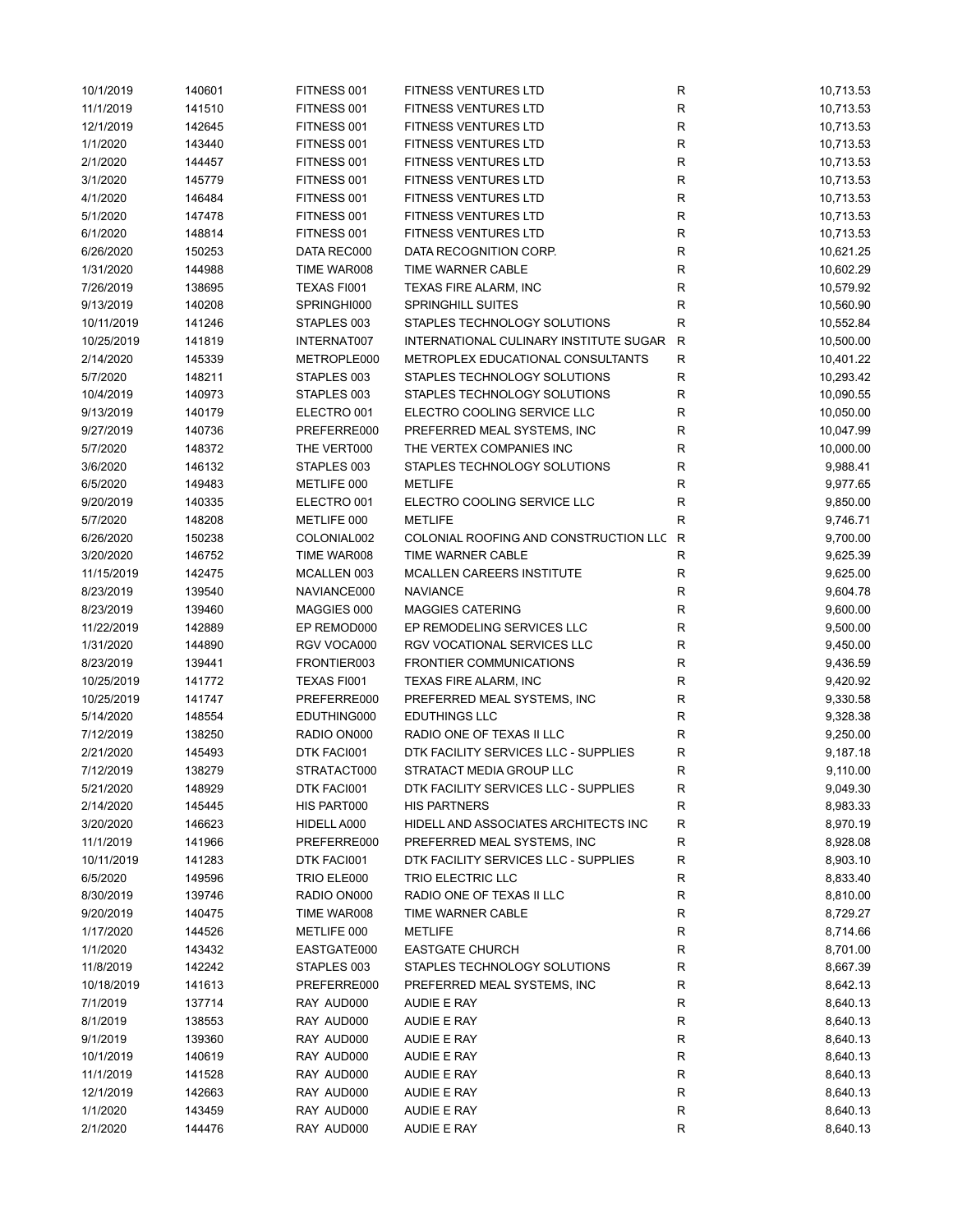| | | | | | |
|---|---|---|---|---|---|
| 10/1/2019 | 140601 | FITNESS 001 | FITNESS VENTURES LTD | R | 10,713.53 |
| 11/1/2019 | 141510 | FITNESS 001 | FITNESS VENTURES LTD | R | 10,713.53 |
| 12/1/2019 | 142645 | FITNESS 001 | FITNESS VENTURES LTD | R | 10,713.53 |
| 1/1/2020 | 143440 | FITNESS 001 | FITNESS VENTURES LTD | R | 10,713.53 |
| 2/1/2020 | 144457 | FITNESS 001 | FITNESS VENTURES LTD | R | 10,713.53 |
| 3/1/2020 | 145779 | FITNESS 001 | FITNESS VENTURES LTD | R | 10,713.53 |
| 4/1/2020 | 146484 | FITNESS 001 | FITNESS VENTURES LTD | R | 10,713.53 |
| 5/1/2020 | 147478 | FITNESS 001 | FITNESS VENTURES LTD | R | 10,713.53 |
| 6/1/2020 | 148814 | FITNESS 001 | FITNESS VENTURES LTD | R | 10,713.53 |
| 6/26/2020 | 150253 | DATA REC000 | DATA RECOGNITION CORP. | R | 10,621.25 |
| 1/31/2020 | 144988 | TIME WAR008 | TIME WARNER CABLE | R | 10,602.29 |
| 7/26/2019 | 138695 | TEXAS FI001 | TEXAS FIRE ALARM, INC | R | 10,579.92 |
| 9/13/2019 | 140208 | SPRINGHI000 | SPRINGHILL SUITES | R | 10,560.90 |
| 10/11/2019 | 141246 | STAPLES 003 | STAPLES TECHNOLOGY SOLUTIONS | R | 10,552.84 |
| 10/25/2019 | 141819 | INTERNAT007 | INTERNATIONAL CULINARY INSTITUTE SUGAR | R | 10,500.00 |
| 2/14/2020 | 145339 | METROPLE000 | METROPLEX EDUCATIONAL CONSULTANTS | R | 10,401.22 |
| 5/7/2020 | 148211 | STAPLES 003 | STAPLES TECHNOLOGY SOLUTIONS | R | 10,293.42 |
| 10/4/2019 | 140973 | STAPLES 003 | STAPLES TECHNOLOGY SOLUTIONS | R | 10,090.55 |
| 9/13/2019 | 140179 | ELECTRO 001 | ELECTRO COOLING SERVICE LLC | R | 10,050.00 |
| 9/27/2019 | 140736 | PREFERRE000 | PREFERRED MEAL SYSTEMS, INC | R | 10,047.99 |
| 5/7/2020 | 148372 | THE VERT000 | THE VERTEX COMPANIES INC | R | 10,000.00 |
| 3/6/2020 | 146132 | STAPLES 003 | STAPLES TECHNOLOGY SOLUTIONS | R | 9,988.41 |
| 6/5/2020 | 149483 | METLIFE 000 | METLIFE | R | 9,977.65 |
| 9/20/2019 | 140335 | ELECTRO 001 | ELECTRO COOLING SERVICE LLC | R | 9,850.00 |
| 5/7/2020 | 148208 | METLIFE 000 | METLIFE | R | 9,746.71 |
| 6/26/2020 | 150238 | COLONIAL002 | COLONIAL ROOFING AND CONSTRUCTION LLC | R | 9,700.00 |
| 3/20/2020 | 146752 | TIME WAR008 | TIME WARNER CABLE | R | 9,625.39 |
| 11/15/2019 | 142475 | MCALLEN 003 | MCALLEN CAREERS INSTITUTE | R | 9,625.00 |
| 8/23/2019 | 139540 | NAVIANCE000 | NAVIANCE | R | 9,604.78 |
| 8/23/2019 | 139460 | MAGGIES 000 | MAGGIES CATERING | R | 9,600.00 |
| 11/22/2019 | 142889 | EP REMOD000 | EP REMODELING SERVICES LLC | R | 9,500.00 |
| 1/31/2020 | 144890 | RGV VOCA000 | RGV VOCATIONAL SERVICES LLC | R | 9,450.00 |
| 8/23/2019 | 139441 | FRONTIER003 | FRONTIER COMMUNICATIONS | R | 9,436.59 |
| 10/25/2019 | 141772 | TEXAS FI001 | TEXAS FIRE ALARM, INC | R | 9,420.92 |
| 10/25/2019 | 141747 | PREFERRE000 | PREFERRED MEAL SYSTEMS, INC | R | 9,330.58 |
| 5/14/2020 | 148554 | EDUTHING000 | EDUTHINGS LLC | R | 9,328.38 |
| 7/12/2019 | 138250 | RADIO ON000 | RADIO ONE OF TEXAS II LLC | R | 9,250.00 |
| 2/21/2020 | 145493 | DTK FACI001 | DTK FACILITY SERVICES LLC - SUPPLIES | R | 9,187.18 |
| 7/12/2019 | 138279 | STRATACT000 | STRATACT MEDIA GROUP LLC | R | 9,110.00 |
| 5/21/2020 | 148929 | DTK FACI001 | DTK FACILITY SERVICES LLC - SUPPLIES | R | 9,049.30 |
| 2/14/2020 | 145445 | HIS PART000 | HIS PARTNERS | R | 8,983.33 |
| 3/20/2020 | 146623 | HIDELL A000 | HIDELL AND ASSOCIATES ARCHITECTS INC | R | 8,970.19 |
| 11/1/2019 | 141966 | PREFERRE000 | PREFERRED MEAL SYSTEMS, INC | R | 8,928.08 |
| 10/11/2019 | 141283 | DTK FACI001 | DTK FACILITY SERVICES LLC - SUPPLIES | R | 8,903.10 |
| 6/5/2020 | 149596 | TRIO ELE000 | TRIO ELECTRIC LLC | R | 8,833.40 |
| 8/30/2019 | 139746 | RADIO ON000 | RADIO ONE OF TEXAS II LLC | R | 8,810.00 |
| 9/20/2019 | 140475 | TIME WAR008 | TIME WARNER CABLE | R | 8,729.27 |
| 1/17/2020 | 144526 | METLIFE 000 | METLIFE | R | 8,714.66 |
| 1/1/2020 | 143432 | EASTGATE000 | EASTGATE CHURCH | R | 8,701.00 |
| 11/8/2019 | 142242 | STAPLES 003 | STAPLES TECHNOLOGY SOLUTIONS | R | 8,667.39 |
| 10/18/2019 | 141613 | PREFERRE000 | PREFERRED MEAL SYSTEMS, INC | R | 8,642.13 |
| 7/1/2019 | 137714 | RAY AUD000 | AUDIE E RAY | R | 8,640.13 |
| 8/1/2019 | 138553 | RAY AUD000 | AUDIE E RAY | R | 8,640.13 |
| 9/1/2019 | 139360 | RAY AUD000 | AUDIE E RAY | R | 8,640.13 |
| 10/1/2019 | 140619 | RAY AUD000 | AUDIE E RAY | R | 8,640.13 |
| 11/1/2019 | 141528 | RAY AUD000 | AUDIE E RAY | R | 8,640.13 |
| 12/1/2019 | 142663 | RAY AUD000 | AUDIE E RAY | R | 8,640.13 |
| 1/1/2020 | 143459 | RAY AUD000 | AUDIE E RAY | R | 8,640.13 |
| 2/1/2020 | 144476 | RAY AUD000 | AUDIE E RAY | R | 8,640.13 |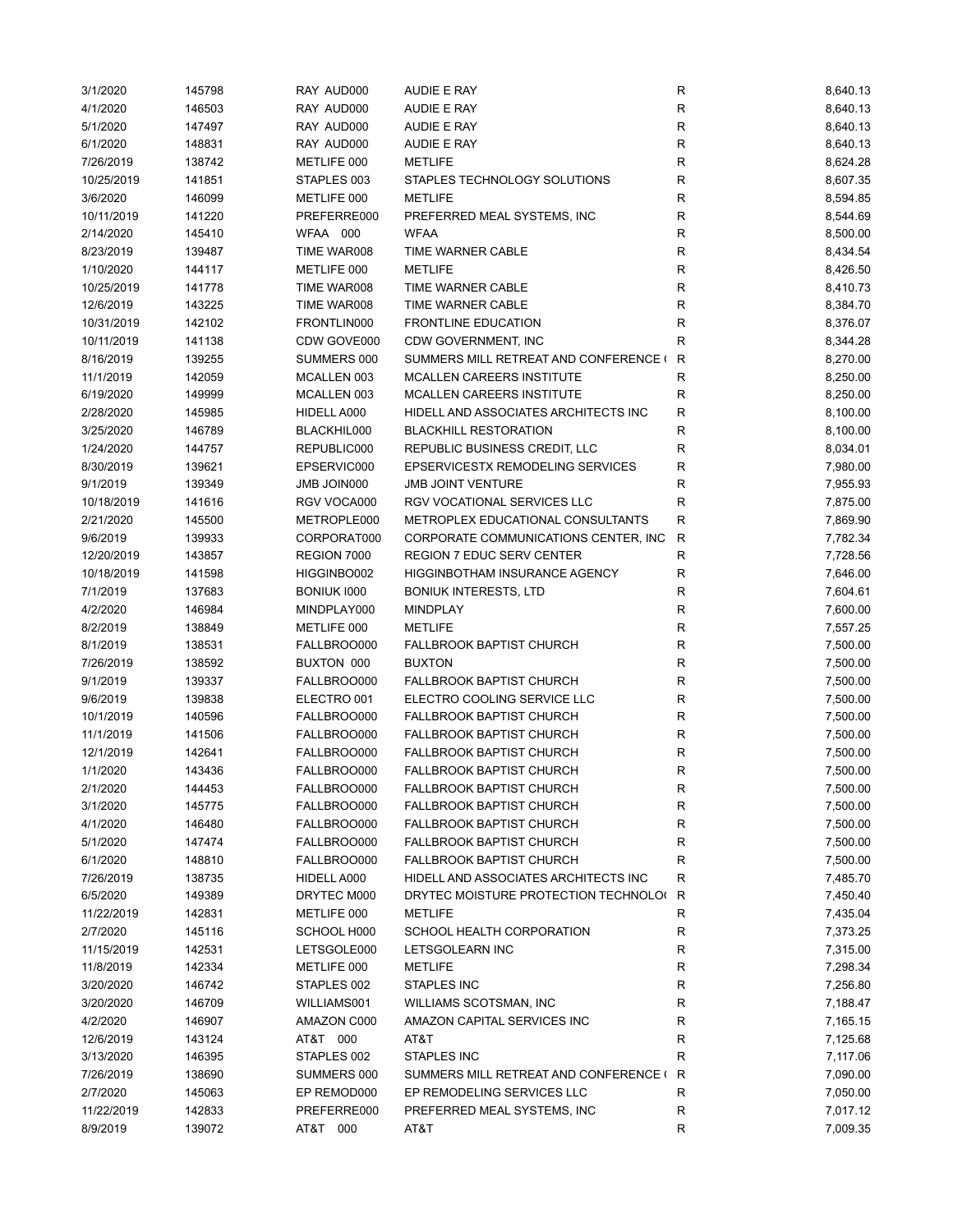| | | | | | |
|---|---|---|---|---|---|
| 3/1/2020 | 145798 | RAY AUD000 | AUDIE E RAY | R | 8,640.13 |
| 4/1/2020 | 146503 | RAY AUD000 | AUDIE E RAY | R | 8,640.13 |
| 5/1/2020 | 147497 | RAY AUD000 | AUDIE E RAY | R | 8,640.13 |
| 6/1/2020 | 148831 | RAY AUD000 | AUDIE E RAY | R | 8,640.13 |
| 7/26/2019 | 138742 | METLIFE 000 | METLIFE | R | 8,624.28 |
| 10/25/2019 | 141851 | STAPLES 003 | STAPLES TECHNOLOGY SOLUTIONS | R | 8,607.35 |
| 3/6/2020 | 146099 | METLIFE 000 | METLIFE | R | 8,594.85 |
| 10/11/2019 | 141220 | PREFERRE000 | PREFERRED MEAL SYSTEMS, INC | R | 8,544.69 |
| 2/14/2020 | 145410 | WFAA 000 | WFAA | R | 8,500.00 |
| 8/23/2019 | 139487 | TIME WAR008 | TIME WARNER CABLE | R | 8,434.54 |
| 1/10/2020 | 144117 | METLIFE 000 | METLIFE | R | 8,426.50 |
| 10/25/2019 | 141778 | TIME WAR008 | TIME WARNER CABLE | R | 8,410.73 |
| 12/6/2019 | 143225 | TIME WAR008 | TIME WARNER CABLE | R | 8,384.70 |
| 10/31/2019 | 142102 | FRONTLIN000 | FRONTLINE EDUCATION | R | 8,376.07 |
| 10/11/2019 | 141138 | CDW GOVE000 | CDW GOVERNMENT, INC | R | 8,344.28 |
| 8/16/2019 | 139255 | SUMMERS 000 | SUMMERS MILL RETREAT AND CONFERENCE ( | R | 8,270.00 |
| 11/1/2019 | 142059 | MCALLEN 003 | MCALLEN CAREERS INSTITUTE | R | 8,250.00 |
| 6/19/2020 | 149999 | MCALLEN 003 | MCALLEN CAREERS INSTITUTE | R | 8,250.00 |
| 2/28/2020 | 145985 | HIDELL A000 | HIDELL AND ASSOCIATES ARCHITECTS INC | R | 8,100.00 |
| 3/25/2020 | 146789 | BLACKHIL000 | BLACKHILL RESTORATION | R | 8,100.00 |
| 1/24/2020 | 144757 | REPUBLIC000 | REPUBLIC BUSINESS CREDIT, LLC | R | 8,034.01 |
| 8/30/2019 | 139621 | EPSERVIC000 | EPSERVICESTX REMODELING SERVICES | R | 7,980.00 |
| 9/1/2019 | 139349 | JMB JOIN000 | JMB JOINT VENTURE | R | 7,955.93 |
| 10/18/2019 | 141616 | RGV VOCA000 | RGV VOCATIONAL SERVICES LLC | R | 7,875.00 |
| 2/21/2020 | 145500 | METROPLE000 | METROPLEX EDUCATIONAL CONSULTANTS | R | 7,869.90 |
| 9/6/2019 | 139933 | CORPORAT000 | CORPORATE COMMUNICATIONS CENTER, INC | R | 7,782.34 |
| 12/20/2019 | 143857 | REGION 7000 | REGION 7 EDUC SERV CENTER | R | 7,728.56 |
| 10/18/2019 | 141598 | HIGGINBO002 | HIGGINBOTHAM INSURANCE AGENCY | R | 7,646.00 |
| 7/1/2019 | 137683 | BONIUK I000 | BONIUK INTERESTS, LTD | R | 7,604.61 |
| 4/2/2020 | 146984 | MINDPLAY000 | MINDPLAY | R | 7,600.00 |
| 8/2/2019 | 138849 | METLIFE 000 | METLIFE | R | 7,557.25 |
| 8/1/2019 | 138531 | FALLBROO000 | FALLBROOK BAPTIST CHURCH | R | 7,500.00 |
| 7/26/2019 | 138592 | BUXTON 000 | BUXTON | R | 7,500.00 |
| 9/1/2019 | 139337 | FALLBROO000 | FALLBROOK BAPTIST CHURCH | R | 7,500.00 |
| 9/6/2019 | 139838 | ELECTRO 001 | ELECTRO COOLING SERVICE LLC | R | 7,500.00 |
| 10/1/2019 | 140596 | FALLBROO000 | FALLBROOK BAPTIST CHURCH | R | 7,500.00 |
| 11/1/2019 | 141506 | FALLBROO000 | FALLBROOK BAPTIST CHURCH | R | 7,500.00 |
| 12/1/2019 | 142641 | FALLBROO000 | FALLBROOK BAPTIST CHURCH | R | 7,500.00 |
| 1/1/2020 | 143436 | FALLBROO000 | FALLBROOK BAPTIST CHURCH | R | 7,500.00 |
| 2/1/2020 | 144453 | FALLBROO000 | FALLBROOK BAPTIST CHURCH | R | 7,500.00 |
| 3/1/2020 | 145775 | FALLBROO000 | FALLBROOK BAPTIST CHURCH | R | 7,500.00 |
| 4/1/2020 | 146480 | FALLBROO000 | FALLBROOK BAPTIST CHURCH | R | 7,500.00 |
| 5/1/2020 | 147474 | FALLBROO000 | FALLBROOK BAPTIST CHURCH | R | 7,500.00 |
| 6/1/2020 | 148810 | FALLBROO000 | FALLBROOK BAPTIST CHURCH | R | 7,500.00 |
| 7/26/2019 | 138735 | HIDELL A000 | HIDELL AND ASSOCIATES ARCHITECTS INC | R | 7,485.70 |
| 6/5/2020 | 149389 | DRYTEC M000 | DRYTEC MOISTURE PROTECTION TECHNOLO( | R | 7,450.40 |
| 11/22/2019 | 142831 | METLIFE 000 | METLIFE | R | 7,435.04 |
| 2/7/2020 | 145116 | SCHOOL H000 | SCHOOL HEALTH CORPORATION | R | 7,373.25 |
| 11/15/2019 | 142531 | LETSGOLE000 | LETSGOLEARN INC | R | 7,315.00 |
| 11/8/2019 | 142334 | METLIFE 000 | METLIFE | R | 7,298.34 |
| 3/20/2020 | 146742 | STAPLES 002 | STAPLES INC | R | 7,256.80 |
| 3/20/2020 | 146709 | WILLIAMS001 | WILLIAMS SCOTSMAN, INC | R | 7,188.47 |
| 4/2/2020 | 146907 | AMAZON C000 | AMAZON CAPITAL SERVICES INC | R | 7,165.15 |
| 12/6/2019 | 143124 | AT&T 000 | AT&T | R | 7,125.68 |
| 3/13/2020 | 146395 | STAPLES 002 | STAPLES INC | R | 7,117.06 |
| 7/26/2019 | 138690 | SUMMERS 000 | SUMMERS MILL RETREAT AND CONFERENCE ( | R | 7,090.00 |
| 2/7/2020 | 145063 | EP REMOD000 | EP REMODELING SERVICES LLC | R | 7,050.00 |
| 11/22/2019 | 142833 | PREFERRE000 | PREFERRED MEAL SYSTEMS, INC | R | 7,017.12 |
| 8/9/2019 | 139072 | AT&T 000 | AT&T | R | 7,009.35 |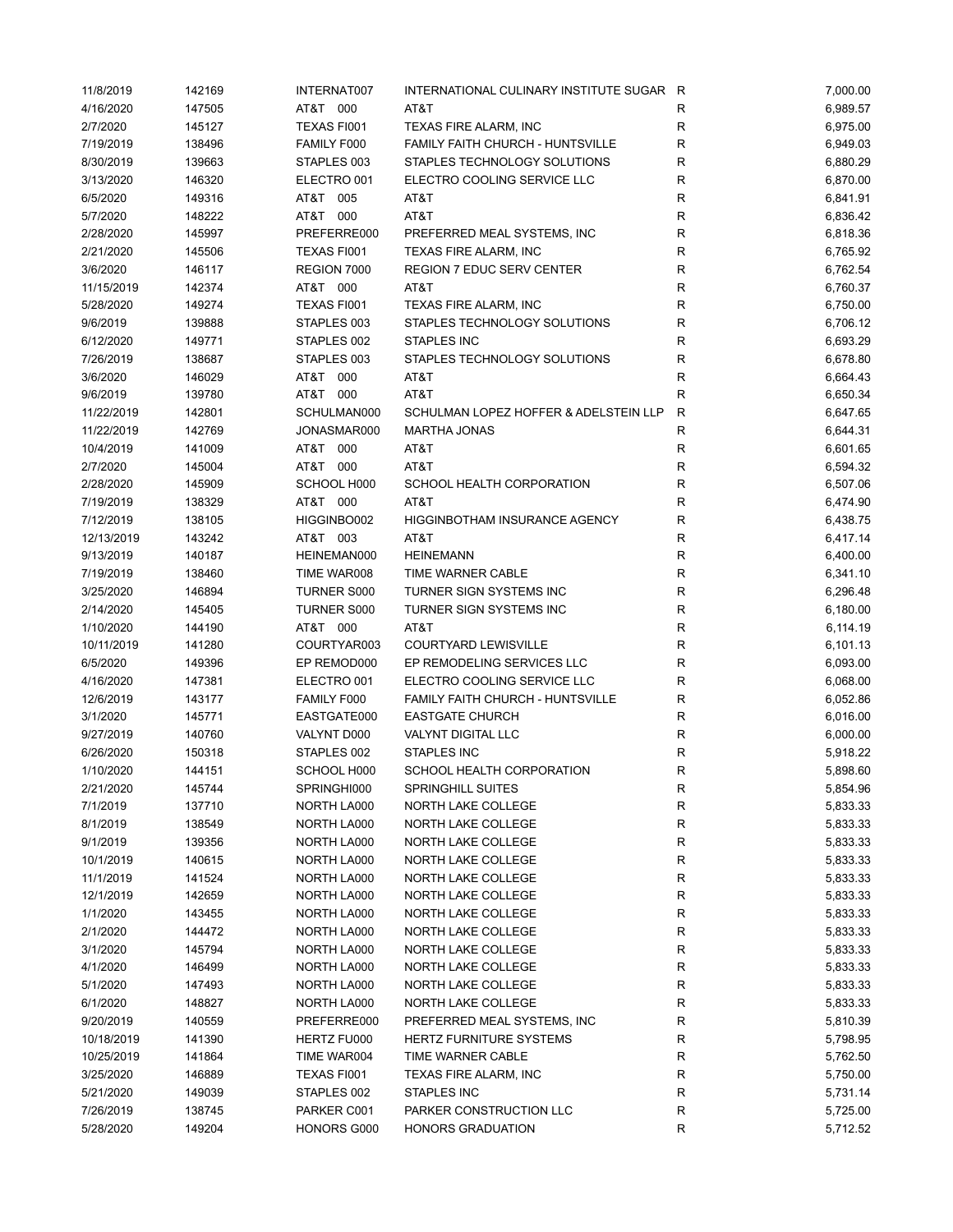| | | | | | |
|---|---|---|---|---|---|
| 11/8/2019 | 142169 | INTERNAT007 | INTERNATIONAL CULINARY INSTITUTE SUGAR | R | 7,000.00 |
| 4/16/2020 | 147505 | AT&T 000 | AT&T | R | 6,989.57 |
| 2/7/2020 | 145127 | TEXAS FI001 | TEXAS FIRE ALARM, INC | R | 6,975.00 |
| 7/19/2019 | 138496 | FAMILY F000 | FAMILY FAITH CHURCH - HUNTSVILLE | R | 6,949.03 |
| 8/30/2019 | 139663 | STAPLES 003 | STAPLES TECHNOLOGY SOLUTIONS | R | 6,880.29 |
| 3/13/2020 | 146320 | ELECTRO 001 | ELECTRO COOLING SERVICE LLC | R | 6,870.00 |
| 6/5/2020 | 149316 | AT&T 005 | AT&T | R | 6,841.91 |
| 5/7/2020 | 148222 | AT&T 000 | AT&T | R | 6,836.42 |
| 2/28/2020 | 145997 | PREFERRE000 | PREFERRED MEAL SYSTEMS, INC | R | 6,818.36 |
| 2/21/2020 | 145506 | TEXAS FI001 | TEXAS FIRE ALARM, INC | R | 6,765.92 |
| 3/6/2020 | 146117 | REGION 7000 | REGION 7 EDUC SERV CENTER | R | 6,762.54 |
| 11/15/2019 | 142374 | AT&T 000 | AT&T | R | 6,760.37 |
| 5/28/2020 | 149274 | TEXAS FI001 | TEXAS FIRE ALARM, INC | R | 6,750.00 |
| 9/6/2019 | 139888 | STAPLES 003 | STAPLES TECHNOLOGY SOLUTIONS | R | 6,706.12 |
| 6/12/2020 | 149771 | STAPLES 002 | STAPLES INC | R | 6,693.29 |
| 7/26/2019 | 138687 | STAPLES 003 | STAPLES TECHNOLOGY SOLUTIONS | R | 6,678.80 |
| 3/6/2020 | 146029 | AT&T 000 | AT&T | R | 6,664.43 |
| 9/6/2019 | 139780 | AT&T 000 | AT&T | R | 6,650.34 |
| 11/22/2019 | 142801 | SCHULMAN000 | SCHULMAN LOPEZ HOFFER & ADELSTEIN LLP | R | 6,647.65 |
| 11/22/2019 | 142769 | JONASMAR000 | MARTHA JONAS | R | 6,644.31 |
| 10/4/2019 | 141009 | AT&T 000 | AT&T | R | 6,601.65 |
| 2/7/2020 | 145004 | AT&T 000 | AT&T | R | 6,594.32 |
| 2/28/2020 | 145909 | SCHOOL H000 | SCHOOL HEALTH CORPORATION | R | 6,507.06 |
| 7/19/2019 | 138329 | AT&T 000 | AT&T | R | 6,474.90 |
| 7/12/2019 | 138105 | HIGGINBO002 | HIGGINBOTHAM INSURANCE AGENCY | R | 6,438.75 |
| 12/13/2019 | 143242 | AT&T 003 | AT&T | R | 6,417.14 |
| 9/13/2019 | 140187 | HEINEMAN000 | HEINEMANN | R | 6,400.00 |
| 7/19/2019 | 138460 | TIME WAR008 | TIME WARNER CABLE | R | 6,341.10 |
| 3/25/2020 | 146894 | TURNER S000 | TURNER SIGN SYSTEMS INC | R | 6,296.48 |
| 2/14/2020 | 145405 | TURNER S000 | TURNER SIGN SYSTEMS INC | R | 6,180.00 |
| 1/10/2020 | 144190 | AT&T 000 | AT&T | R | 6,114.19 |
| 10/11/2019 | 141280 | COURTYAR003 | COURTYARD LEWISVILLE | R | 6,101.13 |
| 6/5/2020 | 149396 | EP REMOD000 | EP REMODELING SERVICES LLC | R | 6,093.00 |
| 4/16/2020 | 147381 | ELECTRO 001 | ELECTRO COOLING SERVICE LLC | R | 6,068.00 |
| 12/6/2019 | 143177 | FAMILY F000 | FAMILY FAITH CHURCH - HUNTSVILLE | R | 6,052.86 |
| 3/1/2020 | 145771 | EASTGATE000 | EASTGATE CHURCH | R | 6,016.00 |
| 9/27/2019 | 140760 | VALYNT D000 | VALYNT DIGITAL LLC | R | 6,000.00 |
| 6/26/2020 | 150318 | STAPLES 002 | STAPLES INC | R | 5,918.22 |
| 1/10/2020 | 144151 | SCHOOL H000 | SCHOOL HEALTH CORPORATION | R | 5,898.60 |
| 2/21/2020 | 145744 | SPRINGHI000 | SPRINGHILL SUITES | R | 5,854.96 |
| 7/1/2019 | 137710 | NORTH LA000 | NORTH LAKE COLLEGE | R | 5,833.33 |
| 8/1/2019 | 138549 | NORTH LA000 | NORTH LAKE COLLEGE | R | 5,833.33 |
| 9/1/2019 | 139356 | NORTH LA000 | NORTH LAKE COLLEGE | R | 5,833.33 |
| 10/1/2019 | 140615 | NORTH LA000 | NORTH LAKE COLLEGE | R | 5,833.33 |
| 11/1/2019 | 141524 | NORTH LA000 | NORTH LAKE COLLEGE | R | 5,833.33 |
| 12/1/2019 | 142659 | NORTH LA000 | NORTH LAKE COLLEGE | R | 5,833.33 |
| 1/1/2020 | 143455 | NORTH LA000 | NORTH LAKE COLLEGE | R | 5,833.33 |
| 2/1/2020 | 144472 | NORTH LA000 | NORTH LAKE COLLEGE | R | 5,833.33 |
| 3/1/2020 | 145794 | NORTH LA000 | NORTH LAKE COLLEGE | R | 5,833.33 |
| 4/1/2020 | 146499 | NORTH LA000 | NORTH LAKE COLLEGE | R | 5,833.33 |
| 5/1/2020 | 147493 | NORTH LA000 | NORTH LAKE COLLEGE | R | 5,833.33 |
| 6/1/2020 | 148827 | NORTH LA000 | NORTH LAKE COLLEGE | R | 5,833.33 |
| 9/20/2019 | 140559 | PREFERRE000 | PREFERRED MEAL SYSTEMS, INC | R | 5,810.39 |
| 10/18/2019 | 141390 | HERTZ FU000 | HERTZ FURNITURE SYSTEMS | R | 5,798.95 |
| 10/25/2019 | 141864 | TIME WAR004 | TIME WARNER CABLE | R | 5,762.50 |
| 3/25/2020 | 146889 | TEXAS FI001 | TEXAS FIRE ALARM, INC | R | 5,750.00 |
| 5/21/2020 | 149039 | STAPLES 002 | STAPLES INC | R | 5,731.14 |
| 7/26/2019 | 138745 | PARKER C001 | PARKER CONSTRUCTION LLC | R | 5,725.00 |
| 5/28/2020 | 149204 | HONORS G000 | HONORS GRADUATION | R | 5,712.52 |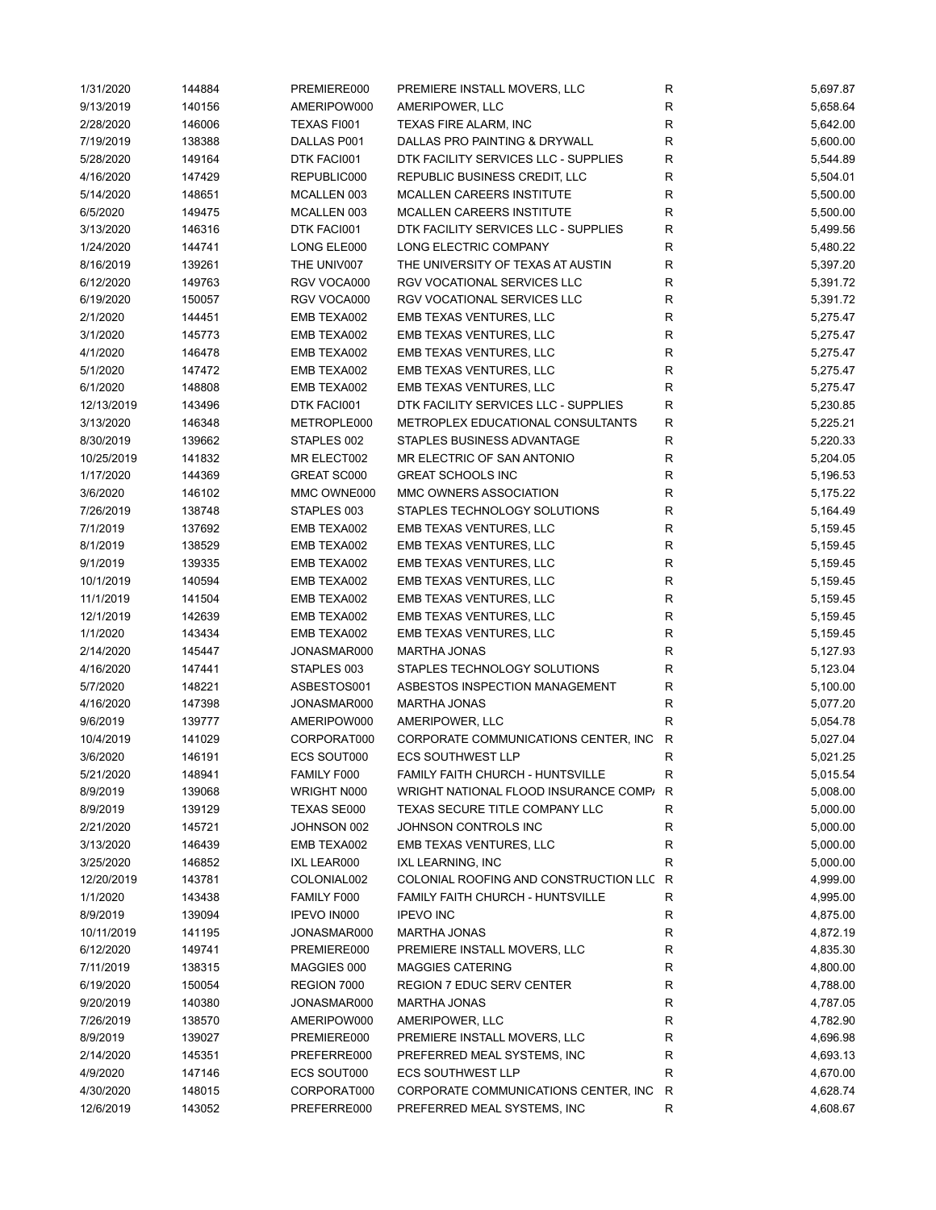| | | | | | |
|---|---|---|---|---|---|
| 1/31/2020 | 144884 | PREMIERE000 | PREMIERE INSTALL MOVERS, LLC | R | 5,697.87 |
| 9/13/2019 | 140156 | AMERIPOW000 | AMERIPOWER, LLC | R | 5,658.64 |
| 2/28/2020 | 146006 | TEXAS FI001 | TEXAS FIRE ALARM, INC | R | 5,642.00 |
| 7/19/2019 | 138388 | DALLAS P001 | DALLAS PRO PAINTING & DRYWALL | R | 5,600.00 |
| 5/28/2020 | 149164 | DTK FACI001 | DTK FACILITY SERVICES LLC - SUPPLIES | R | 5,544.89 |
| 4/16/2020 | 147429 | REPUBLIC000 | REPUBLIC BUSINESS CREDIT, LLC | R | 5,504.01 |
| 5/14/2020 | 148651 | MCALLEN 003 | MCALLEN CAREERS INSTITUTE | R | 5,500.00 |
| 6/5/2020 | 149475 | MCALLEN 003 | MCALLEN CAREERS INSTITUTE | R | 5,500.00 |
| 3/13/2020 | 146316 | DTK FACI001 | DTK FACILITY SERVICES LLC - SUPPLIES | R | 5,499.56 |
| 1/24/2020 | 144741 | LONG ELE000 | LONG ELECTRIC COMPANY | R | 5,480.22 |
| 8/16/2019 | 139261 | THE UNIV007 | THE UNIVERSITY OF TEXAS AT AUSTIN | R | 5,397.20 |
| 6/12/2020 | 149763 | RGV VOCA000 | RGV VOCATIONAL SERVICES LLC | R | 5,391.72 |
| 6/19/2020 | 150057 | RGV VOCA000 | RGV VOCATIONAL SERVICES LLC | R | 5,391.72 |
| 2/1/2020 | 144451 | EMB TEXA002 | EMB TEXAS VENTURES, LLC | R | 5,275.47 |
| 3/1/2020 | 145773 | EMB TEXA002 | EMB TEXAS VENTURES, LLC | R | 5,275.47 |
| 4/1/2020 | 146478 | EMB TEXA002 | EMB TEXAS VENTURES, LLC | R | 5,275.47 |
| 5/1/2020 | 147472 | EMB TEXA002 | EMB TEXAS VENTURES, LLC | R | 5,275.47 |
| 6/1/2020 | 148808 | EMB TEXA002 | EMB TEXAS VENTURES, LLC | R | 5,275.47 |
| 12/13/2019 | 143496 | DTK FACI001 | DTK FACILITY SERVICES LLC - SUPPLIES | R | 5,230.85 |
| 3/13/2020 | 146348 | METROPLE000 | METROPLEX EDUCATIONAL CONSULTANTS | R | 5,225.21 |
| 8/30/2019 | 139662 | STAPLES 002 | STAPLES BUSINESS ADVANTAGE | R | 5,220.33 |
| 10/25/2019 | 141832 | MR ELECT002 | MR ELECTRIC OF SAN ANTONIO | R | 5,204.05 |
| 1/17/2020 | 144369 | GREAT SC000 | GREAT SCHOOLS INC | R | 5,196.53 |
| 3/6/2020 | 146102 | MMC OWNE000 | MMC OWNERS ASSOCIATION | R | 5,175.22 |
| 7/26/2019 | 138748 | STAPLES 003 | STAPLES TECHNOLOGY SOLUTIONS | R | 5,164.49 |
| 7/1/2019 | 137692 | EMB TEXA002 | EMB TEXAS VENTURES, LLC | R | 5,159.45 |
| 8/1/2019 | 138529 | EMB TEXA002 | EMB TEXAS VENTURES, LLC | R | 5,159.45 |
| 9/1/2019 | 139335 | EMB TEXA002 | EMB TEXAS VENTURES, LLC | R | 5,159.45 |
| 10/1/2019 | 140594 | EMB TEXA002 | EMB TEXAS VENTURES, LLC | R | 5,159.45 |
| 11/1/2019 | 141504 | EMB TEXA002 | EMB TEXAS VENTURES, LLC | R | 5,159.45 |
| 12/1/2019 | 142639 | EMB TEXA002 | EMB TEXAS VENTURES, LLC | R | 5,159.45 |
| 1/1/2020 | 143434 | EMB TEXA002 | EMB TEXAS VENTURES, LLC | R | 5,159.45 |
| 2/14/2020 | 145447 | JONASMAR000 | MARTHA JONAS | R | 5,127.93 |
| 4/16/2020 | 147441 | STAPLES 003 | STAPLES TECHNOLOGY SOLUTIONS | R | 5,123.04 |
| 5/7/2020 | 148221 | ASBESTOS001 | ASBESTOS INSPECTION MANAGEMENT | R | 5,100.00 |
| 4/16/2020 | 147398 | JONASMAR000 | MARTHA JONAS | R | 5,077.20 |
| 9/6/2019 | 139777 | AMERIPOW000 | AMERIPOWER, LLC | R | 5,054.78 |
| 10/4/2019 | 141029 | CORPORAT000 | CORPORATE COMMUNICATIONS CENTER, INC | R | 5,027.04 |
| 3/6/2020 | 146191 | ECS SOUT000 | ECS SOUTHWEST LLP | R | 5,021.25 |
| 5/21/2020 | 148941 | FAMILY F000 | FAMILY FAITH CHURCH - HUNTSVILLE | R | 5,015.54 |
| 8/9/2019 | 139068 | WRIGHT N000 | WRIGHT NATIONAL FLOOD INSURANCE COMP/ | R | 5,008.00 |
| 8/9/2019 | 139129 | TEXAS SE000 | TEXAS SECURE TITLE COMPANY LLC | R | 5,000.00 |
| 2/21/2020 | 145721 | JOHNSON 002 | JOHNSON CONTROLS INC | R | 5,000.00 |
| 3/13/2020 | 146439 | EMB TEXA002 | EMB TEXAS VENTURES, LLC | R | 5,000.00 |
| 3/25/2020 | 146852 | IXL LEAR000 | IXL LEARNING, INC | R | 5,000.00 |
| 12/20/2019 | 143781 | COLONIAL002 | COLONIAL ROOFING AND CONSTRUCTION LLC | R | 4,999.00 |
| 1/1/2020 | 143438 | FAMILY F000 | FAMILY FAITH CHURCH - HUNTSVILLE | R | 4,995.00 |
| 8/9/2019 | 139094 | IPEVO IN000 | IPEVO INC | R | 4,875.00 |
| 10/11/2019 | 141195 | JONASMAR000 | MARTHA JONAS | R | 4,872.19 |
| 6/12/2020 | 149741 | PREMIERE000 | PREMIERE INSTALL MOVERS, LLC | R | 4,835.30 |
| 7/11/2019 | 138315 | MAGGIES 000 | MAGGIES CATERING | R | 4,800.00 |
| 6/19/2020 | 150054 | REGION 7000 | REGION 7 EDUC SERV CENTER | R | 4,788.00 |
| 9/20/2019 | 140380 | JONASMAR000 | MARTHA JONAS | R | 4,787.05 |
| 7/26/2019 | 138570 | AMERIPOW000 | AMERIPOWER, LLC | R | 4,782.90 |
| 8/9/2019 | 139027 | PREMIERE000 | PREMIERE INSTALL MOVERS, LLC | R | 4,696.98 |
| 2/14/2020 | 145351 | PREFERRE000 | PREFERRED MEAL SYSTEMS, INC | R | 4,693.13 |
| 4/9/2020 | 147146 | ECS SOUT000 | ECS SOUTHWEST LLP | R | 4,670.00 |
| 4/30/2020 | 148015 | CORPORAT000 | CORPORATE COMMUNICATIONS CENTER, INC | R | 4,628.74 |
| 12/6/2019 | 143052 | PREFERRE000 | PREFERRED MEAL SYSTEMS, INC | R | 4,608.67 |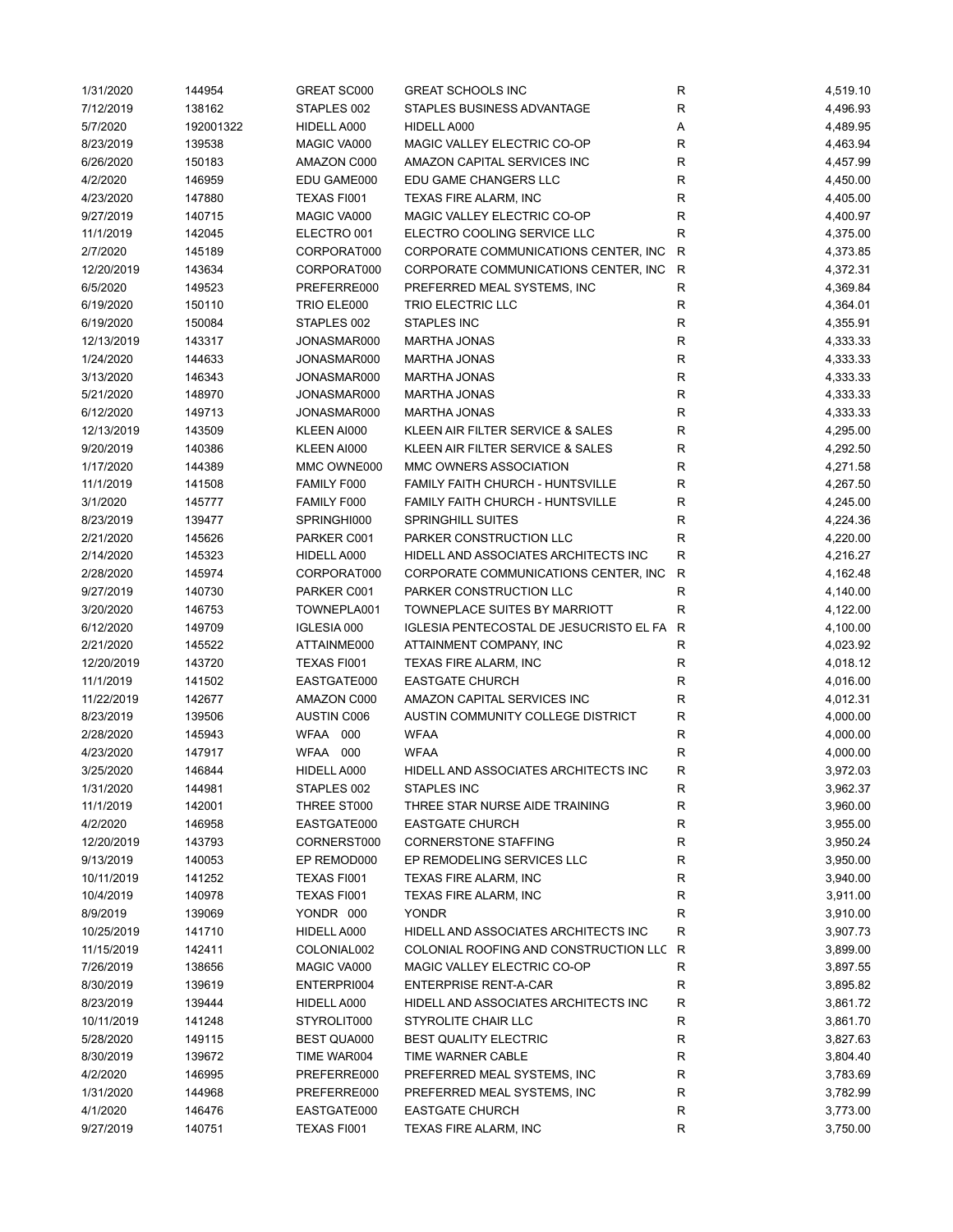| | | | | | |
|---|---|---|---|---|---|
| 1/31/2020 | 144954 | GREAT SC000 | GREAT SCHOOLS INC | R | 4,519.10 |
| 7/12/2019 | 138162 | STAPLES 002 | STAPLES BUSINESS ADVANTAGE | R | 4,496.93 |
| 5/7/2020 | 192001322 | HIDELL A000 | HIDELL A000 | A | 4,489.95 |
| 8/23/2019 | 139538 | MAGIC VA000 | MAGIC VALLEY ELECTRIC CO-OP | R | 4,463.94 |
| 6/26/2020 | 150183 | AMAZON C000 | AMAZON CAPITAL SERVICES INC | R | 4,457.99 |
| 4/2/2020 | 146959 | EDU GAME000 | EDU GAME CHANGERS LLC | R | 4,450.00 |
| 4/23/2020 | 147880 | TEXAS FI001 | TEXAS FIRE ALARM, INC | R | 4,405.00 |
| 9/27/2019 | 140715 | MAGIC VA000 | MAGIC VALLEY ELECTRIC CO-OP | R | 4,400.97 |
| 11/1/2019 | 142045 | ELECTRO 001 | ELECTRO COOLING SERVICE LLC | R | 4,375.00 |
| 2/7/2020 | 145189 | CORPORAT000 | CORPORATE COMMUNICATIONS CENTER, INC | R | 4,373.85 |
| 12/20/2019 | 143634 | CORPORAT000 | CORPORATE COMMUNICATIONS CENTER, INC | R | 4,372.31 |
| 6/5/2020 | 149523 | PREFERRE000 | PREFERRED MEAL SYSTEMS, INC | R | 4,369.84 |
| 6/19/2020 | 150110 | TRIO ELE000 | TRIO ELECTRIC LLC | R | 4,364.01 |
| 6/19/2020 | 150084 | STAPLES 002 | STAPLES INC | R | 4,355.91 |
| 12/13/2019 | 143317 | JONASMAR000 | MARTHA JONAS | R | 4,333.33 |
| 1/24/2020 | 144633 | JONASMAR000 | MARTHA JONAS | R | 4,333.33 |
| 3/13/2020 | 146343 | JONASMAR000 | MARTHA JONAS | R | 4,333.33 |
| 5/21/2020 | 148970 | JONASMAR000 | MARTHA JONAS | R | 4,333.33 |
| 6/12/2020 | 149713 | JONASMAR000 | MARTHA JONAS | R | 4,333.33 |
| 12/13/2019 | 143509 | KLEEN AI000 | KLEEN AIR FILTER SERVICE & SALES | R | 4,295.00 |
| 9/20/2019 | 140386 | KLEEN AI000 | KLEEN AIR FILTER SERVICE & SALES | R | 4,292.50 |
| 1/17/2020 | 144389 | MMC OWNE000 | MMC OWNERS ASSOCIATION | R | 4,271.58 |
| 11/1/2019 | 141508 | FAMILY F000 | FAMILY FAITH CHURCH - HUNTSVILLE | R | 4,267.50 |
| 3/1/2020 | 145777 | FAMILY F000 | FAMILY FAITH CHURCH - HUNTSVILLE | R | 4,245.00 |
| 8/23/2019 | 139477 | SPRINGHI000 | SPRINGHILL SUITES | R | 4,224.36 |
| 2/21/2020 | 145626 | PARKER C001 | PARKER CONSTRUCTION LLC | R | 4,220.00 |
| 2/14/2020 | 145323 | HIDELL A000 | HIDELL AND ASSOCIATES ARCHITECTS INC | R | 4,216.27 |
| 2/28/2020 | 145974 | CORPORAT000 | CORPORATE COMMUNICATIONS CENTER, INC | R | 4,162.48 |
| 9/27/2019 | 140730 | PARKER C001 | PARKER CONSTRUCTION LLC | R | 4,140.00 |
| 3/20/2020 | 146753 | TOWNEPLA001 | TOWNEPLACE SUITES BY MARRIOTT | R | 4,122.00 |
| 6/12/2020 | 149709 | IGLESIA 000 | IGLESIA PENTECOSTAL DE JESUCRISTO EL FA | R | 4,100.00 |
| 2/21/2020 | 145522 | ATTAINME000 | ATTAINMENT COMPANY, INC | R | 4,023.92 |
| 12/20/2019 | 143720 | TEXAS FI001 | TEXAS FIRE ALARM, INC | R | 4,018.12 |
| 11/1/2019 | 141502 | EASTGATE000 | EASTGATE CHURCH | R | 4,016.00 |
| 11/22/2019 | 142677 | AMAZON C000 | AMAZON CAPITAL SERVICES INC | R | 4,012.31 |
| 8/23/2019 | 139506 | AUSTIN C006 | AUSTIN COMMUNITY COLLEGE DISTRICT | R | 4,000.00 |
| 2/28/2020 | 145943 | WFAA 000 | WFAA | R | 4,000.00 |
| 4/23/2020 | 147917 | WFAA 000 | WFAA | R | 4,000.00 |
| 3/25/2020 | 146844 | HIDELL A000 | HIDELL AND ASSOCIATES ARCHITECTS INC | R | 3,972.03 |
| 1/31/2020 | 144981 | STAPLES 002 | STAPLES INC | R | 3,962.37 |
| 11/1/2019 | 142001 | THREE ST000 | THREE STAR NURSE AIDE TRAINING | R | 3,960.00 |
| 4/2/2020 | 146958 | EASTGATE000 | EASTGATE CHURCH | R | 3,955.00 |
| 12/20/2019 | 143793 | CORNERST000 | CORNERSTONE STAFFING | R | 3,950.24 |
| 9/13/2019 | 140053 | EP REMOD000 | EP REMODELING SERVICES LLC | R | 3,950.00 |
| 10/11/2019 | 141252 | TEXAS FI001 | TEXAS FIRE ALARM, INC | R | 3,940.00 |
| 10/4/2019 | 140978 | TEXAS FI001 | TEXAS FIRE ALARM, INC | R | 3,911.00 |
| 8/9/2019 | 139069 | YONDR 000 | YONDR | R | 3,910.00 |
| 10/25/2019 | 141710 | HIDELL A000 | HIDELL AND ASSOCIATES ARCHITECTS INC | R | 3,907.73 |
| 11/15/2019 | 142411 | COLONIAL002 | COLONIAL ROOFING AND CONSTRUCTION LLC | R | 3,899.00 |
| 7/26/2019 | 138656 | MAGIC VA000 | MAGIC VALLEY ELECTRIC CO-OP | R | 3,897.55 |
| 8/30/2019 | 139619 | ENTERPRI004 | ENTERPRISE RENT-A-CAR | R | 3,895.82 |
| 8/23/2019 | 139444 | HIDELL A000 | HIDELL AND ASSOCIATES ARCHITECTS INC | R | 3,861.72 |
| 10/11/2019 | 141248 | STYROLIT000 | STYROLITE CHAIR LLC | R | 3,861.70 |
| 5/28/2020 | 149115 | BEST QUA000 | BEST QUALITY ELECTRIC | R | 3,827.63 |
| 8/30/2019 | 139672 | TIME WAR004 | TIME WARNER CABLE | R | 3,804.40 |
| 4/2/2020 | 146995 | PREFERRE000 | PREFERRED MEAL SYSTEMS, INC | R | 3,783.69 |
| 1/31/2020 | 144968 | PREFERRE000 | PREFERRED MEAL SYSTEMS, INC | R | 3,782.99 |
| 4/1/2020 | 146476 | EASTGATE000 | EASTGATE CHURCH | R | 3,773.00 |
| 9/27/2019 | 140751 | TEXAS FI001 | TEXAS FIRE ALARM, INC | R | 3,750.00 |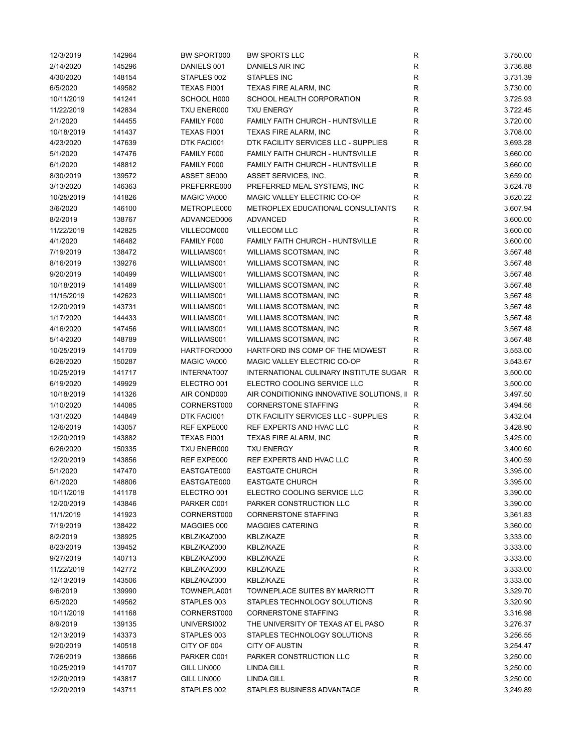| | | | | | |
|---|---|---|---|---|---|
| 12/3/2019 | 142964 | BW SPORT000 | BW SPORTS LLC | R | 3,750.00 |
| 2/14/2020 | 145296 | DANIELS 001 | DANIELS AIR INC | R | 3,736.88 |
| 4/30/2020 | 148154 | STAPLES 002 | STAPLES INC | R | 3,731.39 |
| 6/5/2020 | 149582 | TEXAS FI001 | TEXAS FIRE ALARM, INC | R | 3,730.00 |
| 10/11/2019 | 141241 | SCHOOL H000 | SCHOOL HEALTH CORPORATION | R | 3,725.93 |
| 11/22/2019 | 142834 | TXU ENER000 | TXU ENERGY | R | 3,722.45 |
| 2/1/2020 | 144455 | FAMILY F000 | FAMILY FAITH CHURCH - HUNTSVILLE | R | 3,720.00 |
| 10/18/2019 | 141437 | TEXAS FI001 | TEXAS FIRE ALARM, INC | R | 3,708.00 |
| 4/23/2020 | 147639 | DTK FACI001 | DTK FACILITY SERVICES LLC - SUPPLIES | R | 3,693.28 |
| 5/1/2020 | 147476 | FAMILY F000 | FAMILY FAITH CHURCH - HUNTSVILLE | R | 3,660.00 |
| 6/1/2020 | 148812 | FAMILY F000 | FAMILY FAITH CHURCH - HUNTSVILLE | R | 3,660.00 |
| 8/30/2019 | 139572 | ASSET SE000 | ASSET SERVICES, INC. | R | 3,659.00 |
| 3/13/2020 | 146363 | PREFERRE000 | PREFERRED MEAL SYSTEMS, INC | R | 3,624.78 |
| 10/25/2019 | 141826 | MAGIC VA000 | MAGIC VALLEY ELECTRIC CO-OP | R | 3,620.22 |
| 3/6/2020 | 146100 | METROPLE000 | METROPLEX EDUCATIONAL CONSULTANTS | R | 3,607.94 |
| 8/2/2019 | 138767 | ADVANCED006 | ADVANCED | R | 3,600.00 |
| 11/22/2019 | 142825 | VILLECOM000 | VILLECOM LLC | R | 3,600.00 |
| 4/1/2020 | 146482 | FAMILY F000 | FAMILY FAITH CHURCH - HUNTSVILLE | R | 3,600.00 |
| 7/19/2019 | 138472 | WILLIAMS001 | WILLIAMS SCOTSMAN, INC | R | 3,567.48 |
| 8/16/2019 | 139276 | WILLIAMS001 | WILLIAMS SCOTSMAN, INC | R | 3,567.48 |
| 9/20/2019 | 140499 | WILLIAMS001 | WILLIAMS SCOTSMAN, INC | R | 3,567.48 |
| 10/18/2019 | 141489 | WILLIAMS001 | WILLIAMS SCOTSMAN, INC | R | 3,567.48 |
| 11/15/2019 | 142623 | WILLIAMS001 | WILLIAMS SCOTSMAN, INC | R | 3,567.48 |
| 12/20/2019 | 143731 | WILLIAMS001 | WILLIAMS SCOTSMAN, INC | R | 3,567.48 |
| 1/17/2020 | 144433 | WILLIAMS001 | WILLIAMS SCOTSMAN, INC | R | 3,567.48 |
| 4/16/2020 | 147456 | WILLIAMS001 | WILLIAMS SCOTSMAN, INC | R | 3,567.48 |
| 5/14/2020 | 148789 | WILLIAMS001 | WILLIAMS SCOTSMAN, INC | R | 3,567.48 |
| 10/25/2019 | 141709 | HARTFORD000 | HARTFORD INS COMP OF THE MIDWEST | R | 3,553.00 |
| 6/26/2020 | 150287 | MAGIC VA000 | MAGIC VALLEY ELECTRIC CO-OP | R | 3,543.67 |
| 10/25/2019 | 141717 | INTERNAT007 | INTERNATIONAL CULINARY INSTITUTE SUGAR | R | 3,500.00 |
| 6/19/2020 | 149929 | ELECTRO 001 | ELECTRO COOLING SERVICE LLC | R | 3,500.00 |
| 10/18/2019 | 141326 | AIR COND000 | AIR CONDITIONING INNOVATIVE SOLUTIONS, II | R | 3,497.50 |
| 1/10/2020 | 144085 | CORNERST000 | CORNERSTONE STAFFING | R | 3,494.56 |
| 1/31/2020 | 144849 | DTK FACI001 | DTK FACILITY SERVICES LLC - SUPPLIES | R | 3,432.04 |
| 12/6/2019 | 143057 | REF EXPE000 | REF EXPERTS AND HVAC LLC | R | 3,428.90 |
| 12/20/2019 | 143882 | TEXAS FI001 | TEXAS FIRE ALARM, INC | R | 3,425.00 |
| 6/26/2020 | 150335 | TXU ENER000 | TXU ENERGY | R | 3,400.60 |
| 12/20/2019 | 143856 | REF EXPE000 | REF EXPERTS AND HVAC LLC | R | 3,400.59 |
| 5/1/2020 | 147470 | EASTGATE000 | EASTGATE CHURCH | R | 3,395.00 |
| 6/1/2020 | 148806 | EASTGATE000 | EASTGATE CHURCH | R | 3,395.00 |
| 10/11/2019 | 141178 | ELECTRO 001 | ELECTRO COOLING SERVICE LLC | R | 3,390.00 |
| 12/20/2019 | 143846 | PARKER C001 | PARKER CONSTRUCTION LLC | R | 3,390.00 |
| 11/1/2019 | 141923 | CORNERST000 | CORNERSTONE STAFFING | R | 3,361.83 |
| 7/19/2019 | 138422 | MAGGIES 000 | MAGGIES CATERING | R | 3,360.00 |
| 8/2/2019 | 138925 | KBLZ/KAZ000 | KBLZ/KAZE | R | 3,333.00 |
| 8/23/2019 | 139452 | KBLZ/KAZ000 | KBLZ/KAZE | R | 3,333.00 |
| 9/27/2019 | 140713 | KBLZ/KAZ000 | KBLZ/KAZE | R | 3,333.00 |
| 11/22/2019 | 142772 | KBLZ/KAZ000 | KBLZ/KAZE | R | 3,333.00 |
| 12/13/2019 | 143506 | KBLZ/KAZ000 | KBLZ/KAZE | R | 3,333.00 |
| 9/6/2019 | 139990 | TOWNEPLA001 | TOWNEPLACE SUITES BY MARRIOTT | R | 3,329.70 |
| 6/5/2020 | 149562 | STAPLES 003 | STAPLES TECHNOLOGY SOLUTIONS | R | 3,320.90 |
| 10/11/2019 | 141168 | CORNERST000 | CORNERSTONE STAFFING | R | 3,316.98 |
| 8/9/2019 | 139135 | UNIVERSI002 | THE UNIVERSITY OF TEXAS AT EL PASO | R | 3,276.37 |
| 12/13/2019 | 143373 | STAPLES 003 | STAPLES TECHNOLOGY SOLUTIONS | R | 3,256.55 |
| 9/20/2019 | 140518 | CITY OF 004 | CITY OF AUSTIN | R | 3,254.47 |
| 7/26/2019 | 138666 | PARKER C001 | PARKER CONSTRUCTION LLC | R | 3,250.00 |
| 10/25/2019 | 141707 | GILL LIN000 | LINDA GILL | R | 3,250.00 |
| 12/20/2019 | 143817 | GILL LIN000 | LINDA GILL | R | 3,250.00 |
| 12/20/2019 | 143711 | STAPLES 002 | STAPLES BUSINESS ADVANTAGE | R | 3,249.89 |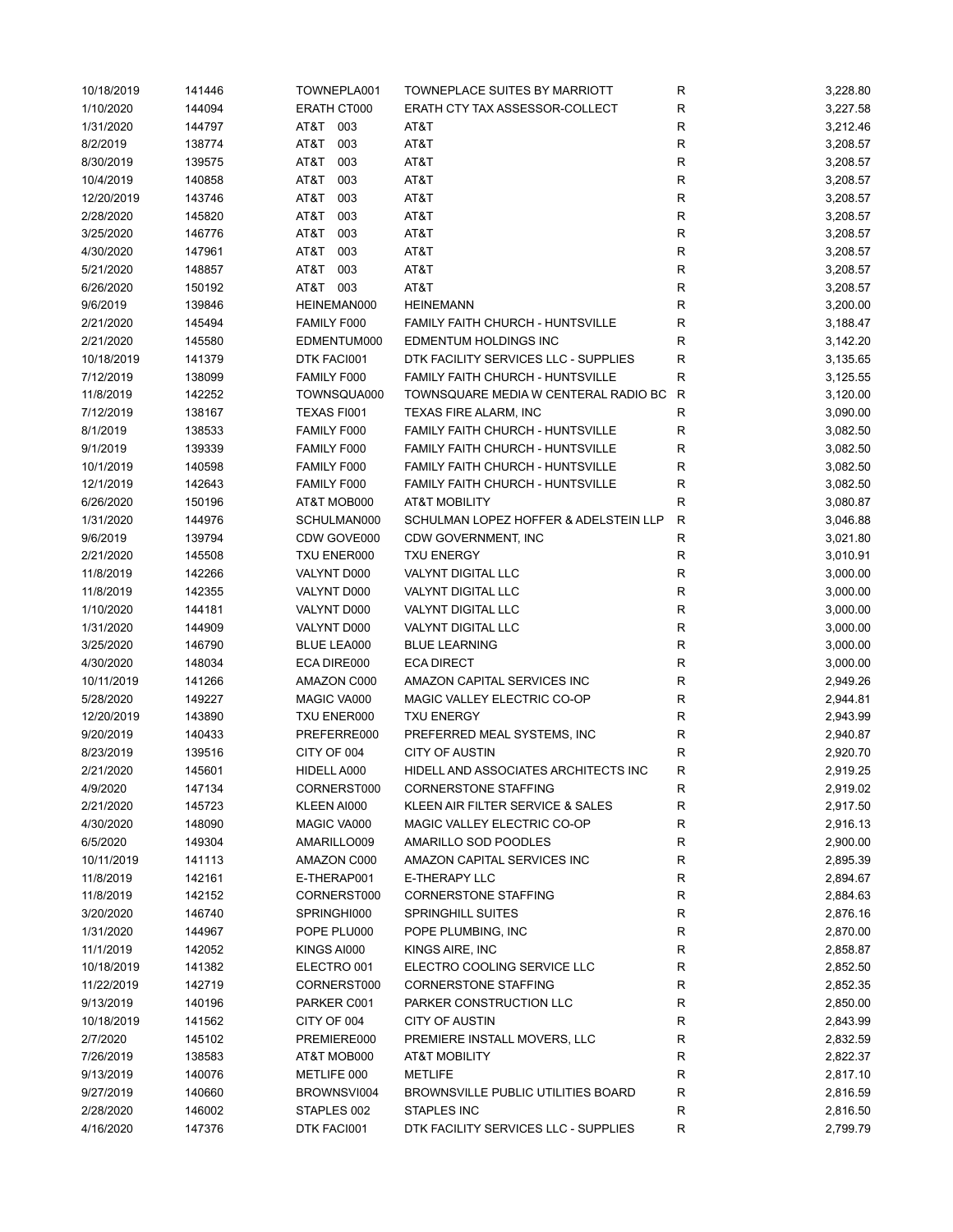| | | | | | |
|---|---|---|---|---|---|
| 10/18/2019 | 141446 | TOWNEPLA001 | TOWNEPLACE SUITES BY MARRIOTT | R | 3,228.80 |
| 1/10/2020 | 144094 | ERATH CT000 | ERATH CTY TAX ASSESSOR-COLLECT | R | 3,227.58 |
| 1/31/2020 | 144797 | AT&T 003 | AT&T | R | 3,212.46 |
| 8/2/2019 | 138774 | AT&T 003 | AT&T | R | 3,208.57 |
| 8/30/2019 | 139575 | AT&T 003 | AT&T | R | 3,208.57 |
| 10/4/2019 | 140858 | AT&T 003 | AT&T | R | 3,208.57 |
| 12/20/2019 | 143746 | AT&T 003 | AT&T | R | 3,208.57 |
| 2/28/2020 | 145820 | AT&T 003 | AT&T | R | 3,208.57 |
| 3/25/2020 | 146776 | AT&T 003 | AT&T | R | 3,208.57 |
| 4/30/2020 | 147961 | AT&T 003 | AT&T | R | 3,208.57 |
| 5/21/2020 | 148857 | AT&T 003 | AT&T | R | 3,208.57 |
| 6/26/2020 | 150192 | AT&T 003 | AT&T | R | 3,208.57 |
| 9/6/2019 | 139846 | HEINEMAN000 | HEINEMANN | R | 3,200.00 |
| 2/21/2020 | 145494 | FAMILY F000 | FAMILY FAITH CHURCH - HUNTSVILLE | R | 3,188.47 |
| 2/21/2020 | 145580 | EDMENTUM000 | EDMENTUM HOLDINGS INC | R | 3,142.20 |
| 10/18/2019 | 141379 | DTK FACI001 | DTK FACILITY SERVICES LLC - SUPPLIES | R | 3,135.65 |
| 7/12/2019 | 138099 | FAMILY F000 | FAMILY FAITH CHURCH - HUNTSVILLE | R | 3,125.55 |
| 11/8/2019 | 142252 | TOWNSQUA000 | TOWNSQUARE MEDIA W CENTERAL RADIO BC | R | 3,120.00 |
| 7/12/2019 | 138167 | TEXAS FI001 | TEXAS FIRE ALARM, INC | R | 3,090.00 |
| 8/1/2019 | 138533 | FAMILY F000 | FAMILY FAITH CHURCH - HUNTSVILLE | R | 3,082.50 |
| 9/1/2019 | 139339 | FAMILY F000 | FAMILY FAITH CHURCH - HUNTSVILLE | R | 3,082.50 |
| 10/1/2019 | 140598 | FAMILY F000 | FAMILY FAITH CHURCH - HUNTSVILLE | R | 3,082.50 |
| 12/1/2019 | 142643 | FAMILY F000 | FAMILY FAITH CHURCH - HUNTSVILLE | R | 3,082.50 |
| 6/26/2020 | 150196 | AT&T MOB000 | AT&T MOBILITY | R | 3,080.87 |
| 1/31/2020 | 144976 | SCHULMAN000 | SCHULMAN LOPEZ HOFFER & ADELSTEIN LLP | R | 3,046.88 |
| 9/6/2019 | 139794 | CDW GOVE000 | CDW GOVERNMENT, INC | R | 3,021.80 |
| 2/21/2020 | 145508 | TXU ENER000 | TXU ENERGY | R | 3,010.91 |
| 11/8/2019 | 142266 | VALYNT D000 | VALYNT DIGITAL LLC | R | 3,000.00 |
| 11/8/2019 | 142355 | VALYNT D000 | VALYNT DIGITAL LLC | R | 3,000.00 |
| 1/10/2020 | 144181 | VALYNT D000 | VALYNT DIGITAL LLC | R | 3,000.00 |
| 1/31/2020 | 144909 | VALYNT D000 | VALYNT DIGITAL LLC | R | 3,000.00 |
| 3/25/2020 | 146790 | BLUE LEA000 | BLUE LEARNING | R | 3,000.00 |
| 4/30/2020 | 148034 | ECA DIRE000 | ECA DIRECT | R | 3,000.00 |
| 10/11/2019 | 141266 | AMAZON C000 | AMAZON CAPITAL SERVICES INC | R | 2,949.26 |
| 5/28/2020 | 149227 | MAGIC VA000 | MAGIC VALLEY ELECTRIC CO-OP | R | 2,944.81 |
| 12/20/2019 | 143890 | TXU ENER000 | TXU ENERGY | R | 2,943.99 |
| 9/20/2019 | 140433 | PREFERRE000 | PREFERRED MEAL SYSTEMS, INC | R | 2,940.87 |
| 8/23/2019 | 139516 | CITY OF 004 | CITY OF AUSTIN | R | 2,920.70 |
| 2/21/2020 | 145601 | HIDELL A000 | HIDELL AND ASSOCIATES ARCHITECTS INC | R | 2,919.25 |
| 4/9/2020 | 147134 | CORNERST000 | CORNERSTONE STAFFING | R | 2,919.02 |
| 2/21/2020 | 145723 | KLEEN AI000 | KLEEN AIR FILTER SERVICE & SALES | R | 2,917.50 |
| 4/30/2020 | 148090 | MAGIC VA000 | MAGIC VALLEY ELECTRIC CO-OP | R | 2,916.13 |
| 6/5/2020 | 149304 | AMARILLO009 | AMARILLO SOD POODLES | R | 2,900.00 |
| 10/11/2019 | 141113 | AMAZON C000 | AMAZON CAPITAL SERVICES INC | R | 2,895.39 |
| 11/8/2019 | 142161 | E-THERAP001 | E-THERAPY LLC | R | 2,894.67 |
| 11/8/2019 | 142152 | CORNERST000 | CORNERSTONE STAFFING | R | 2,884.63 |
| 3/20/2020 | 146740 | SPRINGHI000 | SPRINGHILL SUITES | R | 2,876.16 |
| 1/31/2020 | 144967 | POPE PLU000 | POPE PLUMBING, INC | R | 2,870.00 |
| 11/1/2019 | 142052 | KINGS AI000 | KINGS AIRE, INC | R | 2,858.87 |
| 10/18/2019 | 141382 | ELECTRO 001 | ELECTRO COOLING SERVICE LLC | R | 2,852.50 |
| 11/22/2019 | 142719 | CORNERST000 | CORNERSTONE STAFFING | R | 2,852.35 |
| 9/13/2019 | 140196 | PARKER C001 | PARKER CONSTRUCTION LLC | R | 2,850.00 |
| 10/18/2019 | 141562 | CITY OF 004 | CITY OF AUSTIN | R | 2,843.99 |
| 2/7/2020 | 145102 | PREMIERE000 | PREMIERE INSTALL MOVERS, LLC | R | 2,832.59 |
| 7/26/2019 | 138583 | AT&T MOB000 | AT&T MOBILITY | R | 2,822.37 |
| 9/13/2019 | 140076 | METLIFE 000 | METLIFE | R | 2,817.10 |
| 9/27/2019 | 140660 | BROWNSVI004 | BROWNSVILLE PUBLIC UTILITIES BOARD | R | 2,816.59 |
| 2/28/2020 | 146002 | STAPLES 002 | STAPLES INC | R | 2,816.50 |
| 4/16/2020 | 147376 | DTK FACI001 | DTK FACILITY SERVICES LLC - SUPPLIES | R | 2,799.79 |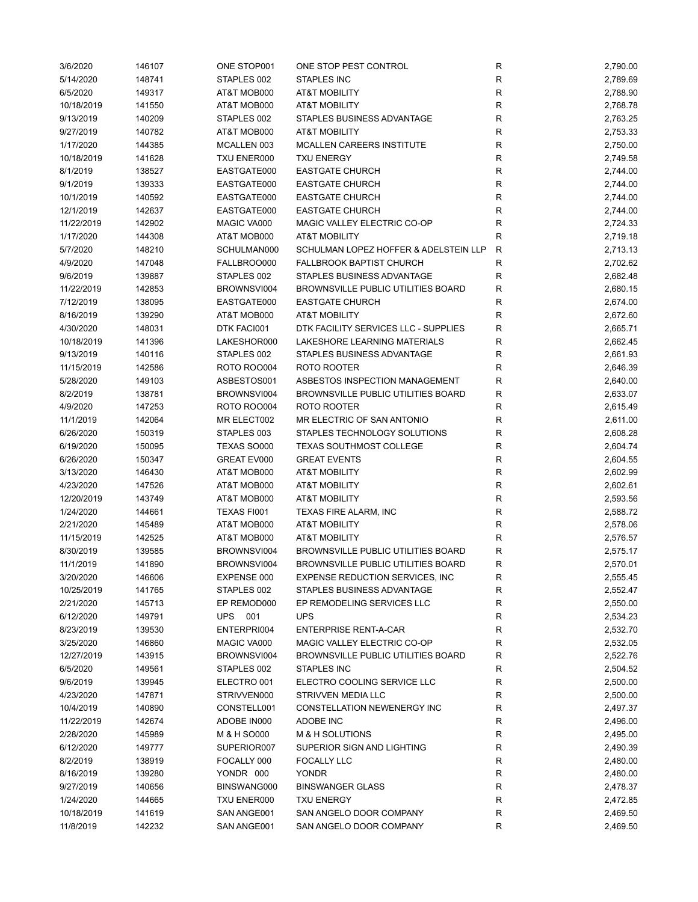| | | | | | |
|---|---|---|---|---|---|
| 3/6/2020 | 146107 | ONE STOP001 | ONE STOP PEST CONTROL | R | 2,790.00 |
| 5/14/2020 | 148741 | STAPLES 002 | STAPLES INC | R | 2,789.69 |
| 6/5/2020 | 149317 | AT&T MOB000 | AT&T MOBILITY | R | 2,788.90 |
| 10/18/2019 | 141550 | AT&T MOB000 | AT&T MOBILITY | R | 2,768.78 |
| 9/13/2019 | 140209 | STAPLES 002 | STAPLES BUSINESS ADVANTAGE | R | 2,763.25 |
| 9/27/2019 | 140782 | AT&T MOB000 | AT&T MOBILITY | R | 2,753.33 |
| 1/17/2020 | 144385 | MCALLEN 003 | MCALLEN CAREERS INSTITUTE | R | 2,750.00 |
| 10/18/2019 | 141628 | TXU ENER000 | TXU ENERGY | R | 2,749.58 |
| 8/1/2019 | 138527 | EASTGATE000 | EASTGATE CHURCH | R | 2,744.00 |
| 9/1/2019 | 139333 | EASTGATE000 | EASTGATE CHURCH | R | 2,744.00 |
| 10/1/2019 | 140592 | EASTGATE000 | EASTGATE CHURCH | R | 2,744.00 |
| 12/1/2019 | 142637 | EASTGATE000 | EASTGATE CHURCH | R | 2,744.00 |
| 11/22/2019 | 142902 | MAGIC VA000 | MAGIC VALLEY ELECTRIC CO-OP | R | 2,724.33 |
| 1/17/2020 | 144308 | AT&T MOB000 | AT&T MOBILITY | R | 2,719.18 |
| 5/7/2020 | 148210 | SCHULMAN000 | SCHULMAN LOPEZ HOFFER & ADELSTEIN LLP | R | 2,713.13 |
| 4/9/2020 | 147048 | FALLBROO000 | FALLBROOK BAPTIST CHURCH | R | 2,702.62 |
| 9/6/2019 | 139887 | STAPLES 002 | STAPLES BUSINESS ADVANTAGE | R | 2,682.48 |
| 11/22/2019 | 142853 | BROWNSVI004 | BROWNSVILLE PUBLIC UTILITIES BOARD | R | 2,680.15 |
| 7/12/2019 | 138095 | EASTGATE000 | EASTGATE CHURCH | R | 2,674.00 |
| 8/16/2019 | 139290 | AT&T MOB000 | AT&T MOBILITY | R | 2,672.60 |
| 4/30/2020 | 148031 | DTK FACI001 | DTK FACILITY SERVICES LLC - SUPPLIES | R | 2,665.71 |
| 10/18/2019 | 141396 | LAKESHOR000 | LAKESHORE LEARNING MATERIALS | R | 2,662.45 |
| 9/13/2019 | 140116 | STAPLES 002 | STAPLES BUSINESS ADVANTAGE | R | 2,661.93 |
| 11/15/2019 | 142586 | ROTO ROO004 | ROTO ROOTER | R | 2,646.39 |
| 5/28/2020 | 149103 | ASBESTOS001 | ASBESTOS INSPECTION MANAGEMENT | R | 2,640.00 |
| 8/2/2019 | 138781 | BROWNSVI004 | BROWNSVILLE PUBLIC UTILITIES BOARD | R | 2,633.07 |
| 4/9/2020 | 147253 | ROTO ROO004 | ROTO ROOTER | R | 2,615.49 |
| 11/1/2019 | 142064 | MR ELECT002 | MR ELECTRIC OF SAN ANTONIO | R | 2,611.00 |
| 6/26/2020 | 150319 | STAPLES 003 | STAPLES TECHNOLOGY SOLUTIONS | R | 2,608.28 |
| 6/19/2020 | 150095 | TEXAS SO000 | TEXAS SOUTHMOST COLLEGE | R | 2,604.74 |
| 6/26/2020 | 150347 | GREAT EV000 | GREAT EVENTS | R | 2,604.55 |
| 3/13/2020 | 146430 | AT&T MOB000 | AT&T MOBILITY | R | 2,602.99 |
| 4/23/2020 | 147526 | AT&T MOB000 | AT&T MOBILITY | R | 2,602.61 |
| 12/20/2019 | 143749 | AT&T MOB000 | AT&T MOBILITY | R | 2,593.56 |
| 1/24/2020 | 144661 | TEXAS FI001 | TEXAS FIRE ALARM, INC | R | 2,588.72 |
| 2/21/2020 | 145489 | AT&T MOB000 | AT&T MOBILITY | R | 2,578.06 |
| 11/15/2019 | 142525 | AT&T MOB000 | AT&T MOBILITY | R | 2,576.57 |
| 8/30/2019 | 139585 | BROWNSVI004 | BROWNSVILLE PUBLIC UTILITIES BOARD | R | 2,575.17 |
| 11/1/2019 | 141890 | BROWNSVI004 | BROWNSVILLE PUBLIC UTILITIES BOARD | R | 2,570.01 |
| 3/20/2020 | 146606 | EXPENSE 000 | EXPENSE REDUCTION SERVICES, INC | R | 2,555.45 |
| 10/25/2019 | 141765 | STAPLES 002 | STAPLES BUSINESS ADVANTAGE | R | 2,552.47 |
| 2/21/2020 | 145713 | EP REMOD000 | EP REMODELING SERVICES LLC | R | 2,550.00 |
| 6/12/2020 | 149791 | UPS 001 | UPS | R | 2,534.23 |
| 8/23/2019 | 139530 | ENTERPRI004 | ENTERPRISE RENT-A-CAR | R | 2,532.70 |
| 3/25/2020 | 146860 | MAGIC VA000 | MAGIC VALLEY ELECTRIC CO-OP | R | 2,532.05 |
| 12/27/2019 | 143915 | BROWNSVI004 | BROWNSVILLE PUBLIC UTILITIES BOARD | R | 2,522.76 |
| 6/5/2020 | 149561 | STAPLES 002 | STAPLES INC | R | 2,504.52 |
| 9/6/2019 | 139945 | ELECTRO 001 | ELECTRO COOLING SERVICE LLC | R | 2,500.00 |
| 4/23/2020 | 147871 | STRIVVEN000 | STRIVVEN MEDIA LLC | R | 2,500.00 |
| 10/4/2019 | 140890 | CONSTELL001 | CONSTELLATION NEWENERGY INC | R | 2,497.37 |
| 11/22/2019 | 142674 | ADOBE IN000 | ADOBE INC | R | 2,496.00 |
| 2/28/2020 | 145989 | M & H SO000 | M & H SOLUTIONS | R | 2,495.00 |
| 6/12/2020 | 149777 | SUPERIOR007 | SUPERIOR SIGN AND LIGHTING | R | 2,490.39 |
| 8/2/2019 | 138919 | FOCALLY 000 | FOCALLY LLC | R | 2,480.00 |
| 8/16/2019 | 139280 | YONDR 000 | YONDR | R | 2,480.00 |
| 9/27/2019 | 140656 | BINSWANG000 | BINSWANGER GLASS | R | 2,478.37 |
| 1/24/2020 | 144665 | TXU ENER000 | TXU ENERGY | R | 2,472.85 |
| 10/18/2019 | 141619 | SAN ANGE001 | SAN ANGELO DOOR COMPANY | R | 2,469.50 |
| 11/8/2019 | 142232 | SAN ANGE001 | SAN ANGELO DOOR COMPANY | R | 2,469.50 |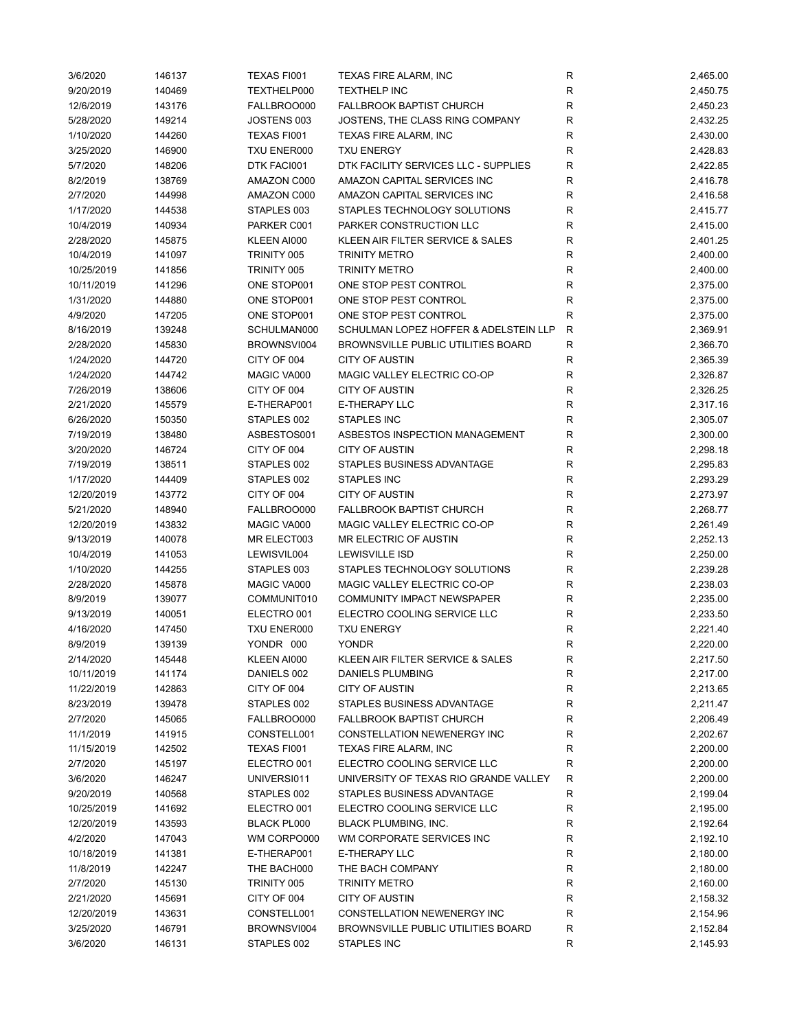| | | | | | |
|---|---|---|---|---|---|
| 3/6/2020 | 146137 | TEXAS FI001 | TEXAS FIRE ALARM, INC | R | 2,465.00 |
| 9/20/2019 | 140469 | TEXTHELP000 | TEXTHELP INC | R | 2,450.75 |
| 12/6/2019 | 143176 | FALLBROO000 | FALLBROOK BAPTIST CHURCH | R | 2,450.23 |
| 5/28/2020 | 149214 | JOSTENS 003 | JOSTENS, THE CLASS RING COMPANY | R | 2,432.25 |
| 1/10/2020 | 144260 | TEXAS FI001 | TEXAS FIRE ALARM, INC | R | 2,430.00 |
| 3/25/2020 | 146900 | TXU ENER000 | TXU ENERGY | R | 2,428.83 |
| 5/7/2020 | 148206 | DTK FACI001 | DTK FACILITY SERVICES LLC - SUPPLIES | R | 2,422.85 |
| 8/2/2019 | 138769 | AMAZON C000 | AMAZON CAPITAL SERVICES INC | R | 2,416.78 |
| 2/7/2020 | 144998 | AMAZON C000 | AMAZON CAPITAL SERVICES INC | R | 2,416.58 |
| 1/17/2020 | 144538 | STAPLES 003 | STAPLES TECHNOLOGY SOLUTIONS | R | 2,415.77 |
| 10/4/2019 | 140934 | PARKER C001 | PARKER CONSTRUCTION LLC | R | 2,415.00 |
| 2/28/2020 | 145875 | KLEEN AI000 | KLEEN AIR FILTER SERVICE & SALES | R | 2,401.25 |
| 10/4/2019 | 141097 | TRINITY 005 | TRINITY METRO | R | 2,400.00 |
| 10/25/2019 | 141856 | TRINITY 005 | TRINITY METRO | R | 2,400.00 |
| 10/11/2019 | 141296 | ONE STOP001 | ONE STOP PEST CONTROL | R | 2,375.00 |
| 1/31/2020 | 144880 | ONE STOP001 | ONE STOP PEST CONTROL | R | 2,375.00 |
| 4/9/2020 | 147205 | ONE STOP001 | ONE STOP PEST CONTROL | R | 2,375.00 |
| 8/16/2019 | 139248 | SCHULMAN000 | SCHULMAN LOPEZ HOFFER & ADELSTEIN LLP | R | 2,369.91 |
| 2/28/2020 | 145830 | BROWNSVI004 | BROWNSVILLE PUBLIC UTILITIES BOARD | R | 2,366.70 |
| 1/24/2020 | 144720 | CITY OF 004 | CITY OF AUSTIN | R | 2,365.39 |
| 1/24/2020 | 144742 | MAGIC VA000 | MAGIC VALLEY ELECTRIC CO-OP | R | 2,326.87 |
| 7/26/2019 | 138606 | CITY OF 004 | CITY OF AUSTIN | R | 2,326.25 |
| 2/21/2020 | 145579 | E-THERAP001 | E-THERAPY LLC | R | 2,317.16 |
| 6/26/2020 | 150350 | STAPLES 002 | STAPLES INC | R | 2,305.07 |
| 7/19/2019 | 138480 | ASBESTOS001 | ASBESTOS INSPECTION MANAGEMENT | R | 2,300.00 |
| 3/20/2020 | 146724 | CITY OF 004 | CITY OF AUSTIN | R | 2,298.18 |
| 7/19/2019 | 138511 | STAPLES 002 | STAPLES BUSINESS ADVANTAGE | R | 2,295.83 |
| 1/17/2020 | 144409 | STAPLES 002 | STAPLES INC | R | 2,293.29 |
| 12/20/2019 | 143772 | CITY OF 004 | CITY OF AUSTIN | R | 2,273.97 |
| 5/21/2020 | 148940 | FALLBROO000 | FALLBROOK BAPTIST CHURCH | R | 2,268.77 |
| 12/20/2019 | 143832 | MAGIC VA000 | MAGIC VALLEY ELECTRIC CO-OP | R | 2,261.49 |
| 9/13/2019 | 140078 | MR ELECT003 | MR ELECTRIC OF AUSTIN | R | 2,252.13 |
| 10/4/2019 | 141053 | LEWISVIL004 | LEWISVILLE ISD | R | 2,250.00 |
| 1/10/2020 | 144255 | STAPLES 003 | STAPLES TECHNOLOGY SOLUTIONS | R | 2,239.28 |
| 2/28/2020 | 145878 | MAGIC VA000 | MAGIC VALLEY ELECTRIC CO-OP | R | 2,238.03 |
| 8/9/2019 | 139077 | COMMUNIT010 | COMMUNITY IMPACT NEWSPAPER | R | 2,235.00 |
| 9/13/2019 | 140051 | ELECTRO 001 | ELECTRO COOLING SERVICE LLC | R | 2,233.50 |
| 4/16/2020 | 147450 | TXU ENER000 | TXU ENERGY | R | 2,221.40 |
| 8/9/2019 | 139139 | YONDR 000 | YONDR | R | 2,220.00 |
| 2/14/2020 | 145448 | KLEEN AI000 | KLEEN AIR FILTER SERVICE & SALES | R | 2,217.50 |
| 10/11/2019 | 141174 | DANIELS 002 | DANIELS PLUMBING | R | 2,217.00 |
| 11/22/2019 | 142863 | CITY OF 004 | CITY OF AUSTIN | R | 2,213.65 |
| 8/23/2019 | 139478 | STAPLES 002 | STAPLES BUSINESS ADVANTAGE | R | 2,211.47 |
| 2/7/2020 | 145065 | FALLBROO000 | FALLBROOK BAPTIST CHURCH | R | 2,206.49 |
| 11/1/2019 | 141915 | CONSTELL001 | CONSTELLATION NEWENERGY INC | R | 2,202.67 |
| 11/15/2019 | 142502 | TEXAS FI001 | TEXAS FIRE ALARM, INC | R | 2,200.00 |
| 2/7/2020 | 145197 | ELECTRO 001 | ELECTRO COOLING SERVICE LLC | R | 2,200.00 |
| 3/6/2020 | 146247 | UNIVERSI011 | UNIVERSITY OF TEXAS RIO GRANDE VALLEY | R | 2,200.00 |
| 9/20/2019 | 140568 | STAPLES 002 | STAPLES BUSINESS ADVANTAGE | R | 2,199.04 |
| 10/25/2019 | 141692 | ELECTRO 001 | ELECTRO COOLING SERVICE LLC | R | 2,195.00 |
| 12/20/2019 | 143593 | BLACK PL000 | BLACK PLUMBING, INC. | R | 2,192.64 |
| 4/2/2020 | 147043 | WM CORPO000 | WM CORPORATE SERVICES INC | R | 2,192.10 |
| 10/18/2019 | 141381 | E-THERAP001 | E-THERAPY LLC | R | 2,180.00 |
| 11/8/2019 | 142247 | THE BACH000 | THE BACH COMPANY | R | 2,180.00 |
| 2/7/2020 | 145130 | TRINITY 005 | TRINITY METRO | R | 2,160.00 |
| 2/21/2020 | 145691 | CITY OF 004 | CITY OF AUSTIN | R | 2,158.32 |
| 12/20/2019 | 143631 | CONSTELL001 | CONSTELLATION NEWENERGY INC | R | 2,154.96 |
| 3/25/2020 | 146791 | BROWNSVI004 | BROWNSVILLE PUBLIC UTILITIES BOARD | R | 2,152.84 |
| 3/6/2020 | 146131 | STAPLES 002 | STAPLES INC | R | 2,145.93 |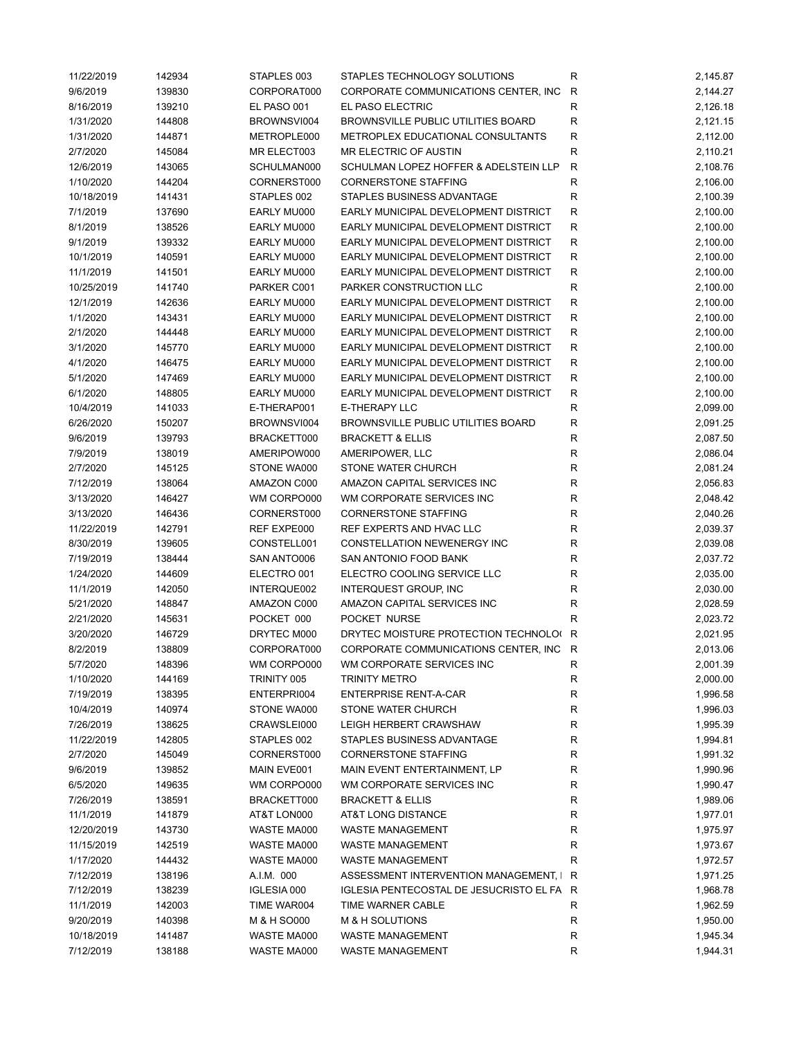| | | | | | |
|---|---|---|---|---|---|
| 11/22/2019 | 142934 | STAPLES 003 | STAPLES TECHNOLOGY SOLUTIONS | R | 2,145.87 |
| 9/6/2019 | 139830 | CORPORAT000 | CORPORATE COMMUNICATIONS CENTER, INC | R | 2,144.27 |
| 8/16/2019 | 139210 | EL PASO 001 | EL PASO ELECTRIC | R | 2,126.18 |
| 1/31/2020 | 144808 | BROWNSVI004 | BROWNSVILLE PUBLIC UTILITIES BOARD | R | 2,121.15 |
| 1/31/2020 | 144871 | METROPLE000 | METROPLEX EDUCATIONAL CONSULTANTS | R | 2,112.00 |
| 2/7/2020 | 145084 | MR ELECT003 | MR ELECTRIC OF AUSTIN | R | 2,110.21 |
| 12/6/2019 | 143065 | SCHULMAN000 | SCHULMAN LOPEZ HOFFER & ADELSTEIN LLP | R | 2,108.76 |
| 1/10/2020 | 144204 | CORNERST000 | CORNERSTONE STAFFING | R | 2,106.00 |
| 10/18/2019 | 141431 | STAPLES 002 | STAPLES BUSINESS ADVANTAGE | R | 2,100.39 |
| 7/1/2019 | 137690 | EARLY MU000 | EARLY MUNICIPAL DEVELOPMENT DISTRICT | R | 2,100.00 |
| 8/1/2019 | 138526 | EARLY MU000 | EARLY MUNICIPAL DEVELOPMENT DISTRICT | R | 2,100.00 |
| 9/1/2019 | 139332 | EARLY MU000 | EARLY MUNICIPAL DEVELOPMENT DISTRICT | R | 2,100.00 |
| 10/1/2019 | 140591 | EARLY MU000 | EARLY MUNICIPAL DEVELOPMENT DISTRICT | R | 2,100.00 |
| 11/1/2019 | 141501 | EARLY MU000 | EARLY MUNICIPAL DEVELOPMENT DISTRICT | R | 2,100.00 |
| 10/25/2019 | 141740 | PARKER C001 | PARKER CONSTRUCTION LLC | R | 2,100.00 |
| 12/1/2019 | 142636 | EARLY MU000 | EARLY MUNICIPAL DEVELOPMENT DISTRICT | R | 2,100.00 |
| 1/1/2020 | 143431 | EARLY MU000 | EARLY MUNICIPAL DEVELOPMENT DISTRICT | R | 2,100.00 |
| 2/1/2020 | 144448 | EARLY MU000 | EARLY MUNICIPAL DEVELOPMENT DISTRICT | R | 2,100.00 |
| 3/1/2020 | 145770 | EARLY MU000 | EARLY MUNICIPAL DEVELOPMENT DISTRICT | R | 2,100.00 |
| 4/1/2020 | 146475 | EARLY MU000 | EARLY MUNICIPAL DEVELOPMENT DISTRICT | R | 2,100.00 |
| 5/1/2020 | 147469 | EARLY MU000 | EARLY MUNICIPAL DEVELOPMENT DISTRICT | R | 2,100.00 |
| 6/1/2020 | 148805 | EARLY MU000 | EARLY MUNICIPAL DEVELOPMENT DISTRICT | R | 2,100.00 |
| 10/4/2019 | 141033 | E-THERAP001 | E-THERAPY LLC | R | 2,099.00 |
| 6/26/2020 | 150207 | BROWNSVI004 | BROWNSVILLE PUBLIC UTILITIES BOARD | R | 2,091.25 |
| 9/6/2019 | 139793 | BRACKETT000 | BRACKETT & ELLIS | R | 2,087.50 |
| 7/9/2019 | 138019 | AMERIPOW000 | AMERIPOWER, LLC | R | 2,086.04 |
| 2/7/2020 | 145125 | STONE WA000 | STONE WATER CHURCH | R | 2,081.24 |
| 7/12/2019 | 138064 | AMAZON C000 | AMAZON CAPITAL SERVICES INC | R | 2,056.83 |
| 3/13/2020 | 146427 | WM CORPO000 | WM CORPORATE SERVICES INC | R | 2,048.42 |
| 3/13/2020 | 146436 | CORNERST000 | CORNERSTONE STAFFING | R | 2,040.26 |
| 11/22/2019 | 142791 | REF EXPE000 | REF EXPERTS AND HVAC LLC | R | 2,039.37 |
| 8/30/2019 | 139605 | CONSTELL001 | CONSTELLATION NEWENERGY INC | R | 2,039.08 |
| 7/19/2019 | 138444 | SAN ANTO006 | SAN ANTONIO FOOD BANK | R | 2,037.72 |
| 1/24/2020 | 144609 | ELECTRO 001 | ELECTRO COOLING SERVICE LLC | R | 2,035.00 |
| 11/1/2019 | 142050 | INTERQUE002 | INTERQUEST GROUP, INC | R | 2,030.00 |
| 5/21/2020 | 148847 | AMAZON C000 | AMAZON CAPITAL SERVICES INC | R | 2,028.59 |
| 2/21/2020 | 145631 | POCKET 000 | POCKET NURSE | R | 2,023.72 |
| 3/20/2020 | 146729 | DRYTEC M000 | DRYTEC MOISTURE PROTECTION TECHNOLO( | R | 2,021.95 |
| 8/2/2019 | 138809 | CORPORAT000 | CORPORATE COMMUNICATIONS CENTER, INC | R | 2,013.06 |
| 5/7/2020 | 148396 | WM CORPO000 | WM CORPORATE SERVICES INC | R | 2,001.39 |
| 1/10/2020 | 144169 | TRINITY 005 | TRINITY METRO | R | 2,000.00 |
| 7/19/2019 | 138395 | ENTERPRI004 | ENTERPRISE RENT-A-CAR | R | 1,996.58 |
| 10/4/2019 | 140974 | STONE WA000 | STONE WATER CHURCH | R | 1,996.03 |
| 7/26/2019 | 138625 | CRAWSLEI000 | LEIGH HERBERT CRAWSHAW | R | 1,995.39 |
| 11/22/2019 | 142805 | STAPLES 002 | STAPLES BUSINESS ADVANTAGE | R | 1,994.81 |
| 2/7/2020 | 145049 | CORNERST000 | CORNERSTONE STAFFING | R | 1,991.32 |
| 9/6/2019 | 139852 | MAIN EVE001 | MAIN EVENT ENTERTAINMENT, LP | R | 1,990.96 |
| 6/5/2020 | 149635 | WM CORPO000 | WM CORPORATE SERVICES INC | R | 1,990.47 |
| 7/26/2019 | 138591 | BRACKETT000 | BRACKETT & ELLIS | R | 1,989.06 |
| 11/1/2019 | 141879 | AT&T LON000 | AT&T LONG DISTANCE | R | 1,977.01 |
| 12/20/2019 | 143730 | WASTE MA000 | WASTE MANAGEMENT | R | 1,975.97 |
| 11/15/2019 | 142519 | WASTE MA000 | WASTE MANAGEMENT | R | 1,973.67 |
| 1/17/2020 | 144432 | WASTE MA000 | WASTE MANAGEMENT | R | 1,972.57 |
| 7/12/2019 | 138196 | A.I.M. 000 | ASSESSMENT INTERVENTION MANAGEMENT, I | R | 1,971.25 |
| 7/12/2019 | 138239 | IGLESIA 000 | IGLESIA PENTECOSTAL DE JESUCRISTO EL FA | R | 1,968.78 |
| 11/1/2019 | 142003 | TIME WAR004 | TIME WARNER CABLE | R | 1,962.59 |
| 9/20/2019 | 140398 | M & H SO000 | M & H SOLUTIONS | R | 1,950.00 |
| 10/18/2019 | 141487 | WASTE MA000 | WASTE MANAGEMENT | R | 1,945.34 |
| 7/12/2019 | 138188 | WASTE MA000 | WASTE MANAGEMENT | R | 1,944.31 |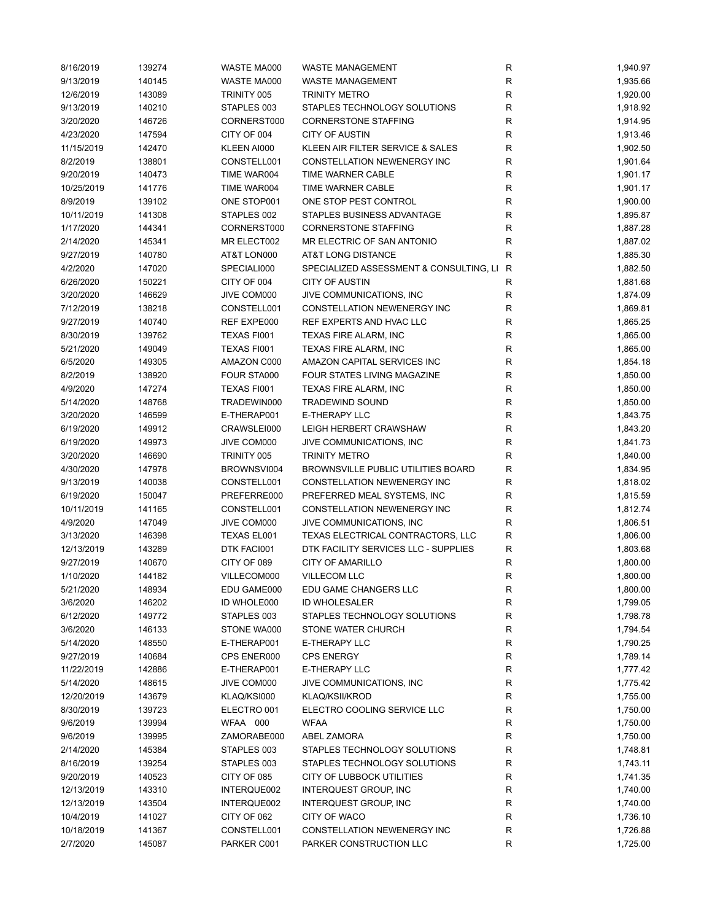| | | | | | |
|---|---|---|---|---|---|
| 8/16/2019 | 139274 | WASTE MA000 | WASTE MANAGEMENT | R | 1,940.97 |
| 9/13/2019 | 140145 | WASTE MA000 | WASTE MANAGEMENT | R | 1,935.66 |
| 12/6/2019 | 143089 | TRINITY 005 | TRINITY METRO | R | 1,920.00 |
| 9/13/2019 | 140210 | STAPLES 003 | STAPLES TECHNOLOGY SOLUTIONS | R | 1,918.92 |
| 3/20/2020 | 146726 | CORNERST000 | CORNERSTONE STAFFING | R | 1,914.95 |
| 4/23/2020 | 147594 | CITY OF 004 | CITY OF AUSTIN | R | 1,913.46 |
| 11/15/2019 | 142470 | KLEEN AI000 | KLEEN AIR FILTER SERVICE & SALES | R | 1,902.50 |
| 8/2/2019 | 138801 | CONSTELL001 | CONSTELLATION NEWENERGY INC | R | 1,901.64 |
| 9/20/2019 | 140473 | TIME WAR004 | TIME WARNER CABLE | R | 1,901.17 |
| 10/25/2019 | 141776 | TIME WAR004 | TIME WARNER CABLE | R | 1,901.17 |
| 8/9/2019 | 139102 | ONE STOP001 | ONE STOP PEST CONTROL | R | 1,900.00 |
| 10/11/2019 | 141308 | STAPLES 002 | STAPLES BUSINESS ADVANTAGE | R | 1,895.87 |
| 1/17/2020 | 144341 | CORNERST000 | CORNERSTONE STAFFING | R | 1,887.28 |
| 2/14/2020 | 145341 | MR ELECT002 | MR ELECTRIC OF SAN ANTONIO | R | 1,887.02 |
| 9/27/2019 | 140780 | AT&T LON000 | AT&T LONG DISTANCE | R | 1,885.30 |
| 4/2/2020 | 147020 | SPECIALI000 | SPECIALIZED ASSESSMENT & CONSULTING, LI | R | 1,882.50 |
| 6/26/2020 | 150221 | CITY OF 004 | CITY OF AUSTIN | R | 1,881.68 |
| 3/20/2020 | 146629 | JIVE COM000 | JIVE COMMUNICATIONS, INC | R | 1,874.09 |
| 7/12/2019 | 138218 | CONSTELL001 | CONSTELLATION NEWENERGY INC | R | 1,869.81 |
| 9/27/2019 | 140740 | REF EXPE000 | REF EXPERTS AND HVAC LLC | R | 1,865.25 |
| 8/30/2019 | 139762 | TEXAS FI001 | TEXAS FIRE ALARM, INC | R | 1,865.00 |
| 5/21/2020 | 149049 | TEXAS FI001 | TEXAS FIRE ALARM, INC | R | 1,865.00 |
| 6/5/2020 | 149305 | AMAZON C000 | AMAZON CAPITAL SERVICES INC | R | 1,854.18 |
| 8/2/2019 | 138920 | FOUR STA000 | FOUR STATES LIVING MAGAZINE | R | 1,850.00 |
| 4/9/2020 | 147274 | TEXAS FI001 | TEXAS FIRE ALARM, INC | R | 1,850.00 |
| 5/14/2020 | 148768 | TRADEWIN000 | TRADEWIND SOUND | R | 1,850.00 |
| 3/20/2020 | 146599 | E-THERAP001 | E-THERAPY LLC | R | 1,843.75 |
| 6/19/2020 | 149912 | CRAWSLEI000 | LEIGH HERBERT CRAWSHAW | R | 1,843.20 |
| 6/19/2020 | 149973 | JIVE COM000 | JIVE COMMUNICATIONS, INC | R | 1,841.73 |
| 3/20/2020 | 146690 | TRINITY 005 | TRINITY METRO | R | 1,840.00 |
| 4/30/2020 | 147978 | BROWNSVI004 | BROWNSVILLE PUBLIC UTILITIES BOARD | R | 1,834.95 |
| 9/13/2019 | 140038 | CONSTELL001 | CONSTELLATION NEWENERGY INC | R | 1,818.02 |
| 6/19/2020 | 150047 | PREFERRE000 | PREFERRED MEAL SYSTEMS, INC | R | 1,815.59 |
| 10/11/2019 | 141165 | CONSTELL001 | CONSTELLATION NEWENERGY INC | R | 1,812.74 |
| 4/9/2020 | 147049 | JIVE COM000 | JIVE COMMUNICATIONS, INC | R | 1,806.51 |
| 3/13/2020 | 146398 | TEXAS EL001 | TEXAS ELECTRICAL CONTRACTORS, LLC | R | 1,806.00 |
| 12/13/2019 | 143289 | DTK FACI001 | DTK FACILITY SERVICES LLC - SUPPLIES | R | 1,803.68 |
| 9/27/2019 | 140670 | CITY OF 089 | CITY OF AMARILLO | R | 1,800.00 |
| 1/10/2020 | 144182 | VILLECOM000 | VILLECOM LLC | R | 1,800.00 |
| 5/21/2020 | 148934 | EDU GAME000 | EDU GAME CHANGERS LLC | R | 1,800.00 |
| 3/6/2020 | 146202 | ID WHOLE000 | ID WHOLESALER | R | 1,799.05 |
| 6/12/2020 | 149772 | STAPLES 003 | STAPLES TECHNOLOGY SOLUTIONS | R | 1,798.78 |
| 3/6/2020 | 146133 | STONE WA000 | STONE WATER CHURCH | R | 1,794.54 |
| 5/14/2020 | 148550 | E-THERAP001 | E-THERAPY LLC | R | 1,790.25 |
| 9/27/2019 | 140684 | CPS ENER000 | CPS ENERGY | R | 1,789.14 |
| 11/22/2019 | 142886 | E-THERAP001 | E-THERAPY LLC | R | 1,777.42 |
| 5/14/2020 | 148615 | JIVE COM000 | JIVE COMMUNICATIONS, INC | R | 1,775.42 |
| 12/20/2019 | 143679 | KLAQ/KSI000 | KLAQ/KSII/KROD | R | 1,755.00 |
| 8/30/2019 | 139723 | ELECTRO 001 | ELECTRO COOLING SERVICE LLC | R | 1,750.00 |
| 9/6/2019 | 139994 | WFAA 000 | WFAA | R | 1,750.00 |
| 9/6/2019 | 139995 | ZAMORABE000 | ABEL ZAMORA | R | 1,750.00 |
| 2/14/2020 | 145384 | STAPLES 003 | STAPLES TECHNOLOGY SOLUTIONS | R | 1,748.81 |
| 8/16/2019 | 139254 | STAPLES 003 | STAPLES TECHNOLOGY SOLUTIONS | R | 1,743.11 |
| 9/20/2019 | 140523 | CITY OF 085 | CITY OF LUBBOCK UTILITIES | R | 1,741.35 |
| 12/13/2019 | 143310 | INTERQUE002 | INTERQUEST GROUP, INC | R | 1,740.00 |
| 12/13/2019 | 143504 | INTERQUE002 | INTERQUEST GROUP, INC | R | 1,740.00 |
| 10/4/2019 | 141027 | CITY OF 062 | CITY OF WACO | R | 1,736.10 |
| 10/18/2019 | 141367 | CONSTELL001 | CONSTELLATION NEWENERGY INC | R | 1,726.88 |
| 2/7/2020 | 145087 | PARKER C001 | PARKER CONSTRUCTION LLC | R | 1,725.00 |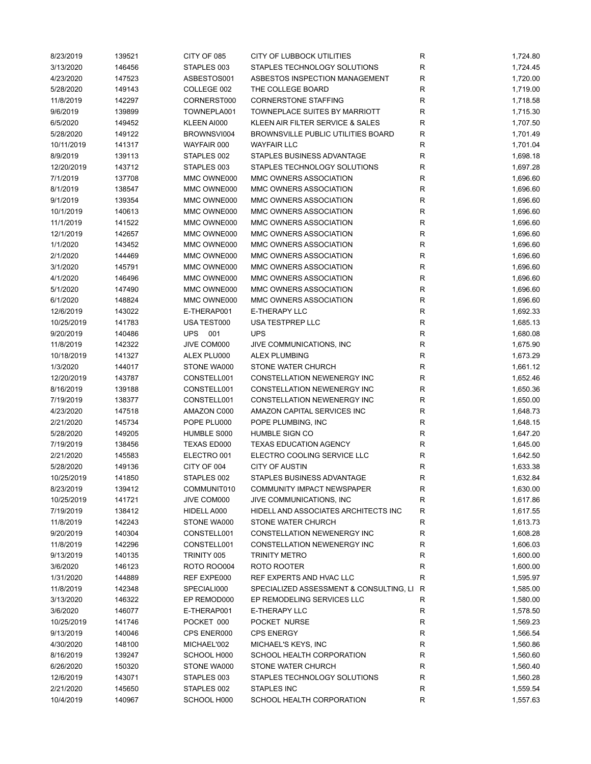| | | | | | |
|---|---|---|---|---|---|
| 8/23/2019 | 139521 | CITY OF 085 | CITY OF LUBBOCK UTILITIES | R | 1,724.80 |
| 3/13/2020 | 146456 | STAPLES 003 | STAPLES TECHNOLOGY SOLUTIONS | R | 1,724.45 |
| 4/23/2020 | 147523 | ASBESTOS001 | ASBESTOS INSPECTION MANAGEMENT | R | 1,720.00 |
| 5/28/2020 | 149143 | COLLEGE 002 | THE COLLEGE BOARD | R | 1,719.00 |
| 11/8/2019 | 142297 | CORNERST000 | CORNERSTONE STAFFING | R | 1,718.58 |
| 9/6/2019 | 139899 | TOWNEPLA001 | TOWNEPLACE SUITES BY MARRIOTT | R | 1,715.30 |
| 6/5/2020 | 149452 | KLEEN AI000 | KLEEN AIR FILTER SERVICE & SALES | R | 1,707.50 |
| 5/28/2020 | 149122 | BROWNSVI004 | BROWNSVILLE PUBLIC UTILITIES BOARD | R | 1,701.49 |
| 10/11/2019 | 141317 | WAYFAIR 000 | WAYFAIR LLC | R | 1,701.04 |
| 8/9/2019 | 139113 | STAPLES 002 | STAPLES BUSINESS ADVANTAGE | R | 1,698.18 |
| 12/20/2019 | 143712 | STAPLES 003 | STAPLES TECHNOLOGY SOLUTIONS | R | 1,697.28 |
| 7/1/2019 | 137708 | MMC OWNE000 | MMC OWNERS ASSOCIATION | R | 1,696.60 |
| 8/1/2019 | 138547 | MMC OWNE000 | MMC OWNERS ASSOCIATION | R | 1,696.60 |
| 9/1/2019 | 139354 | MMC OWNE000 | MMC OWNERS ASSOCIATION | R | 1,696.60 |
| 10/1/2019 | 140613 | MMC OWNE000 | MMC OWNERS ASSOCIATION | R | 1,696.60 |
| 11/1/2019 | 141522 | MMC OWNE000 | MMC OWNERS ASSOCIATION | R | 1,696.60 |
| 12/1/2019 | 142657 | MMC OWNE000 | MMC OWNERS ASSOCIATION | R | 1,696.60 |
| 1/1/2020 | 143452 | MMC OWNE000 | MMC OWNERS ASSOCIATION | R | 1,696.60 |
| 2/1/2020 | 144469 | MMC OWNE000 | MMC OWNERS ASSOCIATION | R | 1,696.60 |
| 3/1/2020 | 145791 | MMC OWNE000 | MMC OWNERS ASSOCIATION | R | 1,696.60 |
| 4/1/2020 | 146496 | MMC OWNE000 | MMC OWNERS ASSOCIATION | R | 1,696.60 |
| 5/1/2020 | 147490 | MMC OWNE000 | MMC OWNERS ASSOCIATION | R | 1,696.60 |
| 6/1/2020 | 148824 | MMC OWNE000 | MMC OWNERS ASSOCIATION | R | 1,696.60 |
| 12/6/2019 | 143022 | E-THERAP001 | E-THERAPY LLC | R | 1,692.33 |
| 10/25/2019 | 141783 | USA TEST000 | USA TESTPREP LLC | R | 1,685.13 |
| 9/20/2019 | 140486 | UPS 001 | UPS | R | 1,680.08 |
| 11/8/2019 | 142322 | JIVE COM000 | JIVE COMMUNICATIONS, INC | R | 1,675.90 |
| 10/18/2019 | 141327 | ALEX PLU000 | ALEX PLUMBING | R | 1,673.29 |
| 1/3/2020 | 144017 | STONE WA000 | STONE WATER CHURCH | R | 1,661.12 |
| 12/20/2019 | 143787 | CONSTELL001 | CONSTELLATION NEWENERGY INC | R | 1,652.46 |
| 8/16/2019 | 139188 | CONSTELL001 | CONSTELLATION NEWENERGY INC | R | 1,650.36 |
| 7/19/2019 | 138377 | CONSTELL001 | CONSTELLATION NEWENERGY INC | R | 1,650.00 |
| 4/23/2020 | 147518 | AMAZON C000 | AMAZON CAPITAL SERVICES INC | R | 1,648.73 |
| 2/21/2020 | 145734 | POPE PLU000 | POPE PLUMBING, INC | R | 1,648.15 |
| 5/28/2020 | 149205 | HUMBLE S000 | HUMBLE SIGN CO | R | 1,647.20 |
| 7/19/2019 | 138456 | TEXAS ED000 | TEXAS EDUCATION AGENCY | R | 1,645.00 |
| 2/21/2020 | 145583 | ELECTRO 001 | ELECTRO COOLING SERVICE LLC | R | 1,642.50 |
| 5/28/2020 | 149136 | CITY OF 004 | CITY OF AUSTIN | R | 1,633.38 |
| 10/25/2019 | 141850 | STAPLES 002 | STAPLES BUSINESS ADVANTAGE | R | 1,632.84 |
| 8/23/2019 | 139412 | COMMUNIT010 | COMMUNITY IMPACT NEWSPAPER | R | 1,630.00 |
| 10/25/2019 | 141721 | JIVE COM000 | JIVE COMMUNICATIONS, INC | R | 1,617.86 |
| 7/19/2019 | 138412 | HIDELL A000 | HIDELL AND ASSOCIATES ARCHITECTS INC | R | 1,617.55 |
| 11/8/2019 | 142243 | STONE WA000 | STONE WATER CHURCH | R | 1,613.73 |
| 9/20/2019 | 140304 | CONSTELL001 | CONSTELLATION NEWENERGY INC | R | 1,608.28 |
| 11/8/2019 | 142296 | CONSTELL001 | CONSTELLATION NEWENERGY INC | R | 1,606.03 |
| 9/13/2019 | 140135 | TRINITY 005 | TRINITY METRO | R | 1,600.00 |
| 3/6/2020 | 146123 | ROTO ROO004 | ROTO ROOTER | R | 1,600.00 |
| 1/31/2020 | 144889 | REF EXPE000 | REF EXPERTS AND HVAC LLC | R | 1,595.97 |
| 11/8/2019 | 142348 | SPECIALI000 | SPECIALIZED ASSESSMENT & CONSULTING, LI | R | 1,585.00 |
| 3/13/2020 | 146322 | EP REMOD000 | EP REMODELING SERVICES LLC | R | 1,580.00 |
| 3/6/2020 | 146077 | E-THERAP001 | E-THERAPY LLC | R | 1,578.50 |
| 10/25/2019 | 141746 | POCKET 000 | POCKET NURSE | R | 1,569.23 |
| 9/13/2019 | 140046 | CPS ENER000 | CPS ENERGY | R | 1,566.54 |
| 4/30/2020 | 148100 | MICHAEL'002 | MICHAEL'S KEYS, INC | R | 1,560.86 |
| 8/16/2019 | 139247 | SCHOOL H000 | SCHOOL HEALTH CORPORATION | R | 1,560.60 |
| 6/26/2020 | 150320 | STONE WA000 | STONE WATER CHURCH | R | 1,560.40 |
| 12/6/2019 | 143071 | STAPLES 003 | STAPLES TECHNOLOGY SOLUTIONS | R | 1,560.28 |
| 2/21/2020 | 145650 | STAPLES 002 | STAPLES INC | R | 1,559.54 |
| 10/4/2019 | 140967 | SCHOOL H000 | SCHOOL HEALTH CORPORATION | R | 1,557.63 |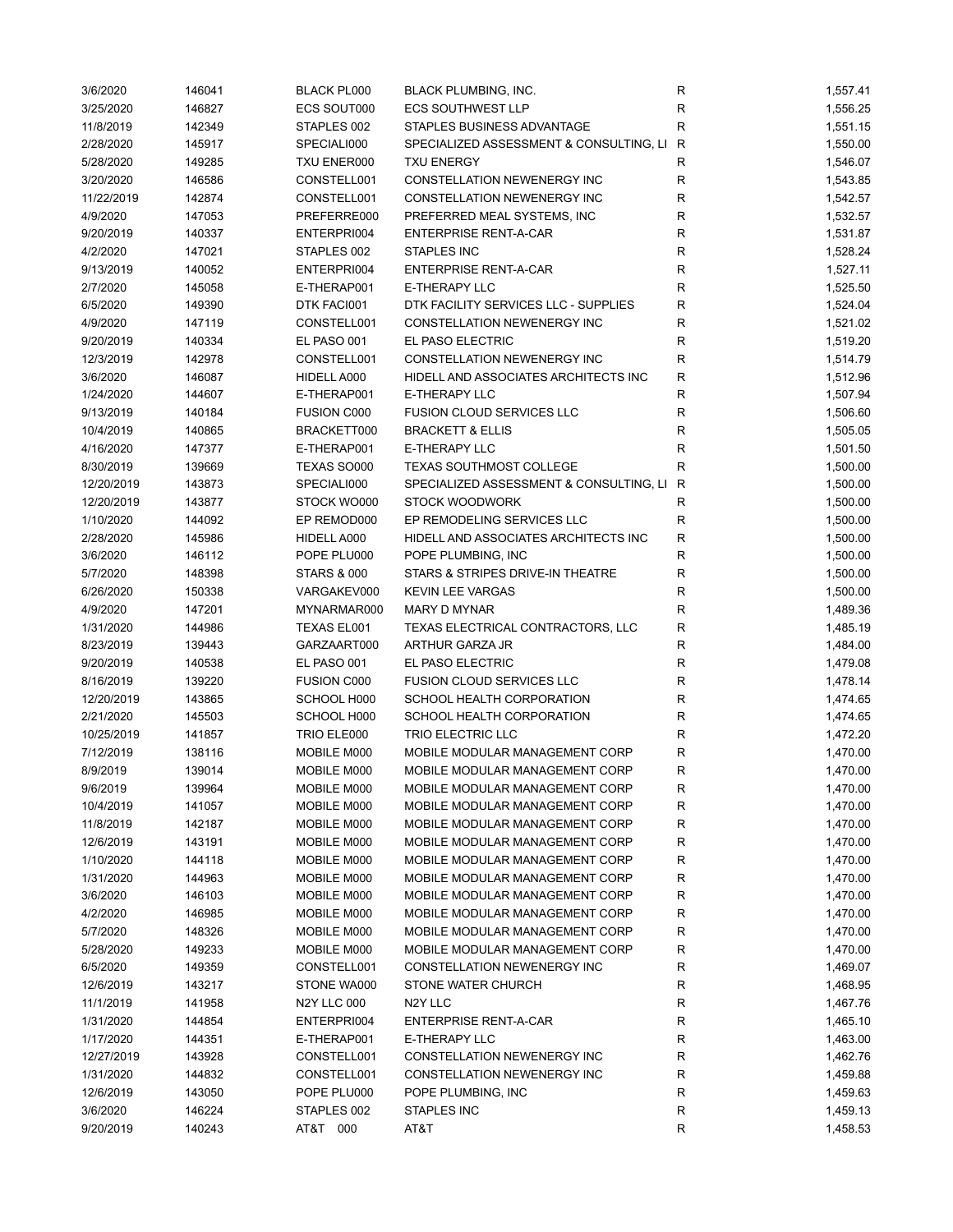| | | | | | |
|---|---|---|---|---|---|
| 3/6/2020 | 146041 | BLACK PL000 | BLACK PLUMBING, INC. | R | 1,557.41 |
| 3/25/2020 | 146827 | ECS SOUT000 | ECS SOUTHWEST LLP | R | 1,556.25 |
| 11/8/2019 | 142349 | STAPLES 002 | STAPLES BUSINESS ADVANTAGE | R | 1,551.15 |
| 2/28/2020 | 145917 | SPECIALI000 | SPECIALIZED ASSESSMENT & CONSULTING, LI | R | 1,550.00 |
| 5/28/2020 | 149285 | TXU ENER000 | TXU ENERGY | R | 1,546.07 |
| 3/20/2020 | 146586 | CONSTELL001 | CONSTELLATION NEWENERGY INC | R | 1,543.85 |
| 11/22/2019 | 142874 | CONSTELL001 | CONSTELLATION NEWENERGY INC | R | 1,542.57 |
| 4/9/2020 | 147053 | PREFERRE000 | PREFERRED MEAL SYSTEMS, INC | R | 1,532.57 |
| 9/20/2019 | 140337 | ENTERPRI004 | ENTERPRISE RENT-A-CAR | R | 1,531.87 |
| 4/2/2020 | 147021 | STAPLES 002 | STAPLES INC | R | 1,528.24 |
| 9/13/2019 | 140052 | ENTERPRI004 | ENTERPRISE RENT-A-CAR | R | 1,527.11 |
| 2/7/2020 | 145058 | E-THERAP001 | E-THERAPY LLC | R | 1,525.50 |
| 6/5/2020 | 149390 | DTK FACI001 | DTK FACILITY SERVICES LLC - SUPPLIES | R | 1,524.04 |
| 4/9/2020 | 147119 | CONSTELL001 | CONSTELLATION NEWENERGY INC | R | 1,521.02 |
| 9/20/2019 | 140334 | EL PASO 001 | EL PASO ELECTRIC | R | 1,519.20 |
| 12/3/2019 | 142978 | CONSTELL001 | CONSTELLATION NEWENERGY INC | R | 1,514.79 |
| 3/6/2020 | 146087 | HIDELL A000 | HIDELL AND ASSOCIATES ARCHITECTS INC | R | 1,512.96 |
| 1/24/2020 | 144607 | E-THERAP001 | E-THERAPY LLC | R | 1,507.94 |
| 9/13/2019 | 140184 | FUSION C000 | FUSION CLOUD SERVICES LLC | R | 1,506.60 |
| 10/4/2019 | 140865 | BRACKETT000 | BRACKETT & ELLIS | R | 1,505.05 |
| 4/16/2020 | 147377 | E-THERAP001 | E-THERAPY LLC | R | 1,501.50 |
| 8/30/2019 | 139669 | TEXAS SO000 | TEXAS SOUTHMOST COLLEGE | R | 1,500.00 |
| 12/20/2019 | 143873 | SPECIALI000 | SPECIALIZED ASSESSMENT & CONSULTING, LI | R | 1,500.00 |
| 12/20/2019 | 143877 | STOCK WO000 | STOCK WOODWORK | R | 1,500.00 |
| 1/10/2020 | 144092 | EP REMOD000 | EP REMODELING SERVICES LLC | R | 1,500.00 |
| 2/28/2020 | 145986 | HIDELL A000 | HIDELL AND ASSOCIATES ARCHITECTS INC | R | 1,500.00 |
| 3/6/2020 | 146112 | POPE PLU000 | POPE PLUMBING, INC | R | 1,500.00 |
| 5/7/2020 | 148398 | STARS & 000 | STARS & STRIPES DRIVE-IN THEATRE | R | 1,500.00 |
| 6/26/2020 | 150338 | VARGAKEV000 | KEVIN LEE VARGAS | R | 1,500.00 |
| 4/9/2020 | 147201 | MYNARMAR000 | MARY D MYNAR | R | 1,489.36 |
| 1/31/2020 | 144986 | TEXAS EL001 | TEXAS ELECTRICAL CONTRACTORS, LLC | R | 1,485.19 |
| 8/23/2019 | 139443 | GARZAART000 | ARTHUR GARZA JR | R | 1,484.00 |
| 9/20/2019 | 140538 | EL PASO 001 | EL PASO ELECTRIC | R | 1,479.08 |
| 8/16/2019 | 139220 | FUSION C000 | FUSION CLOUD SERVICES LLC | R | 1,478.14 |
| 12/20/2019 | 143865 | SCHOOL H000 | SCHOOL HEALTH CORPORATION | R | 1,474.65 |
| 2/21/2020 | 145503 | SCHOOL H000 | SCHOOL HEALTH CORPORATION | R | 1,474.65 |
| 10/25/2019 | 141857 | TRIO ELE000 | TRIO ELECTRIC LLC | R | 1,472.20 |
| 7/12/2019 | 138116 | MOBILE M000 | MOBILE MODULAR MANAGEMENT CORP | R | 1,470.00 |
| 8/9/2019 | 139014 | MOBILE M000 | MOBILE MODULAR MANAGEMENT CORP | R | 1,470.00 |
| 9/6/2019 | 139964 | MOBILE M000 | MOBILE MODULAR MANAGEMENT CORP | R | 1,470.00 |
| 10/4/2019 | 141057 | MOBILE M000 | MOBILE MODULAR MANAGEMENT CORP | R | 1,470.00 |
| 11/8/2019 | 142187 | MOBILE M000 | MOBILE MODULAR MANAGEMENT CORP | R | 1,470.00 |
| 12/6/2019 | 143191 | MOBILE M000 | MOBILE MODULAR MANAGEMENT CORP | R | 1,470.00 |
| 1/10/2020 | 144118 | MOBILE M000 | MOBILE MODULAR MANAGEMENT CORP | R | 1,470.00 |
| 1/31/2020 | 144963 | MOBILE M000 | MOBILE MODULAR MANAGEMENT CORP | R | 1,470.00 |
| 3/6/2020 | 146103 | MOBILE M000 | MOBILE MODULAR MANAGEMENT CORP | R | 1,470.00 |
| 4/2/2020 | 146985 | MOBILE M000 | MOBILE MODULAR MANAGEMENT CORP | R | 1,470.00 |
| 5/7/2020 | 148326 | MOBILE M000 | MOBILE MODULAR MANAGEMENT CORP | R | 1,470.00 |
| 5/28/2020 | 149233 | MOBILE M000 | MOBILE MODULAR MANAGEMENT CORP | R | 1,470.00 |
| 6/5/2020 | 149359 | CONSTELL001 | CONSTELLATION NEWENERGY INC | R | 1,469.07 |
| 12/6/2019 | 143217 | STONE WA000 | STONE WATER CHURCH | R | 1,468.95 |
| 11/1/2019 | 141958 | N2Y LLC 000 | N2Y LLC | R | 1,467.76 |
| 1/31/2020 | 144854 | ENTERPRI004 | ENTERPRISE RENT-A-CAR | R | 1,465.10 |
| 1/17/2020 | 144351 | E-THERAP001 | E-THERAPY LLC | R | 1,463.00 |
| 12/27/2019 | 143928 | CONSTELL001 | CONSTELLATION NEWENERGY INC | R | 1,462.76 |
| 1/31/2020 | 144832 | CONSTELL001 | CONSTELLATION NEWENERGY INC | R | 1,459.88 |
| 12/6/2019 | 143050 | POPE PLU000 | POPE PLUMBING, INC | R | 1,459.63 |
| 3/6/2020 | 146224 | STAPLES 002 | STAPLES INC | R | 1,459.13 |
| 9/20/2019 | 140243 | AT&T 000 | AT&T | R | 1,458.53 |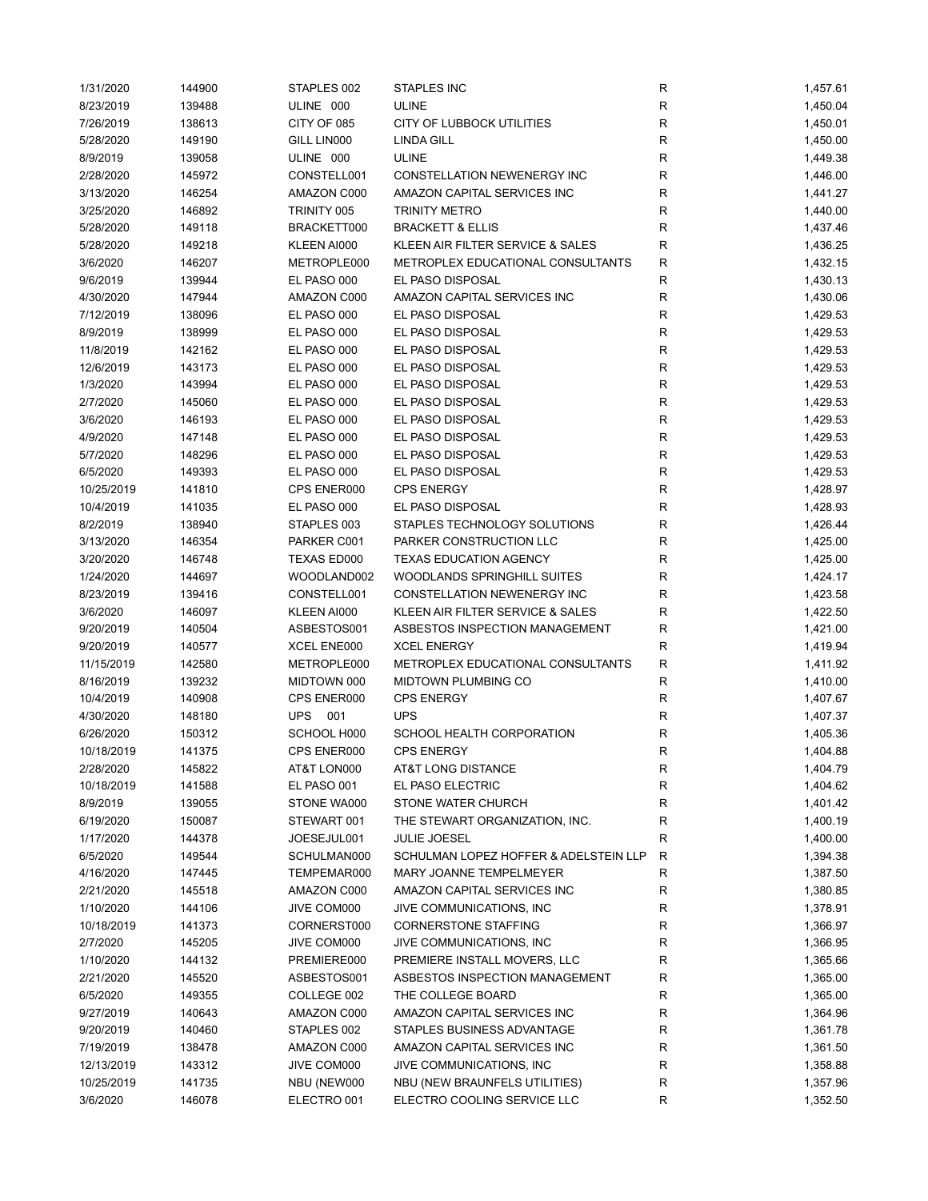| | | | | | |
|---|---|---|---|---|---|
| 1/31/2020 | 144900 | STAPLES 002 | STAPLES INC | R | 1,457.61 |
| 8/23/2019 | 139488 | ULINE 000 | ULINE | R | 1,450.04 |
| 7/26/2019 | 138613 | CITY OF 085 | CITY OF LUBBOCK UTILITIES | R | 1,450.01 |
| 5/28/2020 | 149190 | GILL LIN000 | LINDA GILL | R | 1,450.00 |
| 8/9/2019 | 139058 | ULINE 000 | ULINE | R | 1,449.38 |
| 2/28/2020 | 145972 | CONSTELL001 | CONSTELLATION NEWENERGY INC | R | 1,446.00 |
| 3/13/2020 | 146254 | AMAZON C000 | AMAZON CAPITAL SERVICES INC | R | 1,441.27 |
| 3/25/2020 | 146892 | TRINITY 005 | TRINITY METRO | R | 1,440.00 |
| 5/28/2020 | 149118 | BRACKETT000 | BRACKETT & ELLIS | R | 1,437.46 |
| 5/28/2020 | 149218 | KLEEN AI000 | KLEEN AIR FILTER SERVICE & SALES | R | 1,436.25 |
| 3/6/2020 | 146207 | METROPLE000 | METROPLEX EDUCATIONAL CONSULTANTS | R | 1,432.15 |
| 9/6/2019 | 139944 | EL PASO 000 | EL PASO DISPOSAL | R | 1,430.13 |
| 4/30/2020 | 147944 | AMAZON C000 | AMAZON CAPITAL SERVICES INC | R | 1,430.06 |
| 7/12/2019 | 138096 | EL PASO 000 | EL PASO DISPOSAL | R | 1,429.53 |
| 8/9/2019 | 138999 | EL PASO 000 | EL PASO DISPOSAL | R | 1,429.53 |
| 11/8/2019 | 142162 | EL PASO 000 | EL PASO DISPOSAL | R | 1,429.53 |
| 12/6/2019 | 143173 | EL PASO 000 | EL PASO DISPOSAL | R | 1,429.53 |
| 1/3/2020 | 143994 | EL PASO 000 | EL PASO DISPOSAL | R | 1,429.53 |
| 2/7/2020 | 145060 | EL PASO 000 | EL PASO DISPOSAL | R | 1,429.53 |
| 3/6/2020 | 146193 | EL PASO 000 | EL PASO DISPOSAL | R | 1,429.53 |
| 4/9/2020 | 147148 | EL PASO 000 | EL PASO DISPOSAL | R | 1,429.53 |
| 5/7/2020 | 148296 | EL PASO 000 | EL PASO DISPOSAL | R | 1,429.53 |
| 6/5/2020 | 149393 | EL PASO 000 | EL PASO DISPOSAL | R | 1,429.53 |
| 10/25/2019 | 141810 | CPS ENER000 | CPS ENERGY | R | 1,428.97 |
| 10/4/2019 | 141035 | EL PASO 000 | EL PASO DISPOSAL | R | 1,428.93 |
| 8/2/2019 | 138940 | STAPLES 003 | STAPLES TECHNOLOGY SOLUTIONS | R | 1,426.44 |
| 3/13/2020 | 146354 | PARKER C001 | PARKER CONSTRUCTION LLC | R | 1,425.00 |
| 3/20/2020 | 146748 | TEXAS ED000 | TEXAS EDUCATION AGENCY | R | 1,425.00 |
| 1/24/2020 | 144697 | WOODLAND002 | WOODLANDS SPRINGHILL SUITES | R | 1,424.17 |
| 8/23/2019 | 139416 | CONSTELL001 | CONSTELLATION NEWENERGY INC | R | 1,423.58 |
| 3/6/2020 | 146097 | KLEEN AI000 | KLEEN AIR FILTER SERVICE & SALES | R | 1,422.50 |
| 9/20/2019 | 140504 | ASBESTOS001 | ASBESTOS INSPECTION MANAGEMENT | R | 1,421.00 |
| 9/20/2019 | 140577 | XCEL ENE000 | XCEL ENERGY | R | 1,419.94 |
| 11/15/2019 | 142580 | METROPLE000 | METROPLEX EDUCATIONAL CONSULTANTS | R | 1,411.92 |
| 8/16/2019 | 139232 | MIDTOWN 000 | MIDTOWN PLUMBING CO | R | 1,410.00 |
| 10/4/2019 | 140908 | CPS ENER000 | CPS ENERGY | R | 1,407.67 |
| 4/30/2020 | 148180 | UPS 001 | UPS | R | 1,407.37 |
| 6/26/2020 | 150312 | SCHOOL H000 | SCHOOL HEALTH CORPORATION | R | 1,405.36 |
| 10/18/2019 | 141375 | CPS ENER000 | CPS ENERGY | R | 1,404.88 |
| 2/28/2020 | 145822 | AT&T LON000 | AT&T LONG DISTANCE | R | 1,404.79 |
| 10/18/2019 | 141588 | EL PASO 001 | EL PASO ELECTRIC | R | 1,404.62 |
| 8/9/2019 | 139055 | STONE WA000 | STONE WATER CHURCH | R | 1,401.42 |
| 6/19/2020 | 150087 | STEWART 001 | THE STEWART ORGANIZATION, INC. | R | 1,400.19 |
| 1/17/2020 | 144378 | JOESEJUL001 | JULIE JOESEL | R | 1,400.00 |
| 6/5/2020 | 149544 | SCHULMAN000 | SCHULMAN LOPEZ HOFFER & ADELSTEIN LLP | R | 1,394.38 |
| 4/16/2020 | 147445 | TEMPEMAR000 | MARY JOANNE TEMPELMEYER | R | 1,387.50 |
| 2/21/2020 | 145518 | AMAZON C000 | AMAZON CAPITAL SERVICES INC | R | 1,380.85 |
| 1/10/2020 | 144106 | JIVE COM000 | JIVE COMMUNICATIONS, INC | R | 1,378.91 |
| 10/18/2019 | 141373 | CORNERST000 | CORNERSTONE STAFFING | R | 1,366.97 |
| 2/7/2020 | 145205 | JIVE COM000 | JIVE COMMUNICATIONS, INC | R | 1,366.95 |
| 1/10/2020 | 144132 | PREMIERE000 | PREMIERE INSTALL MOVERS, LLC | R | 1,365.66 |
| 2/21/2020 | 145520 | ASBESTOS001 | ASBESTOS INSPECTION MANAGEMENT | R | 1,365.00 |
| 6/5/2020 | 149355 | COLLEGE 002 | THE COLLEGE BOARD | R | 1,365.00 |
| 9/27/2019 | 140643 | AMAZON C000 | AMAZON CAPITAL SERVICES INC | R | 1,364.96 |
| 9/20/2019 | 140460 | STAPLES 002 | STAPLES BUSINESS ADVANTAGE | R | 1,361.78 |
| 7/19/2019 | 138478 | AMAZON C000 | AMAZON CAPITAL SERVICES INC | R | 1,361.50 |
| 12/13/2019 | 143312 | JIVE COM000 | JIVE COMMUNICATIONS, INC | R | 1,358.88 |
| 10/25/2019 | 141735 | NBU (NEW000 | NBU (NEW BRAUNFELS UTILITIES) | R | 1,357.96 |
| 3/6/2020 | 146078 | ELECTRO 001 | ELECTRO COOLING SERVICE LLC | R | 1,352.50 |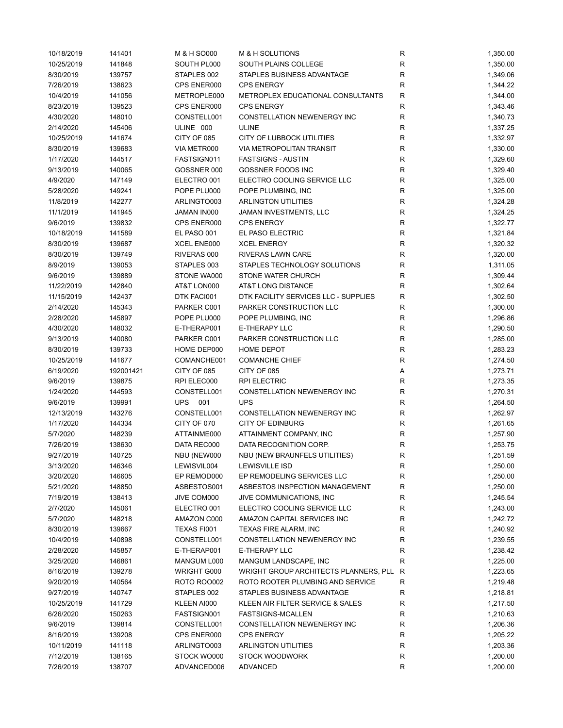| | | | | | |
|---|---|---|---|---|---|
| 10/18/2019 | 141401 | M & H SO000 | M & H SOLUTIONS | R | 1,350.00 |
| 10/25/2019 | 141848 | SOUTH PL000 | SOUTH PLAINS COLLEGE | R | 1,350.00 |
| 8/30/2019 | 139757 | STAPLES 002 | STAPLES BUSINESS ADVANTAGE | R | 1,349.06 |
| 7/26/2019 | 138623 | CPS ENER000 | CPS ENERGY | R | 1,344.22 |
| 10/4/2019 | 141056 | METROPLE000 | METROPLEX EDUCATIONAL CONSULTANTS | R | 1,344.00 |
| 8/23/2019 | 139523 | CPS ENER000 | CPS ENERGY | R | 1,343.46 |
| 4/30/2020 | 148010 | CONSTELL001 | CONSTELLATION NEWENERGY INC | R | 1,340.73 |
| 2/14/2020 | 145406 | ULINE 000 | ULINE | R | 1,337.25 |
| 10/25/2019 | 141674 | CITY OF 085 | CITY OF LUBBOCK UTILITIES | R | 1,332.97 |
| 8/30/2019 | 139683 | VIA METR000 | VIA METROPOLITAN TRANSIT | R | 1,330.00 |
| 1/17/2020 | 144517 | FASTSIGN011 | FASTSIGNS - AUSTIN | R | 1,329.60 |
| 9/13/2019 | 140065 | GOSSNER 000 | GOSSNER FOODS INC | R | 1,329.40 |
| 4/9/2020 | 147149 | ELECTRO 001 | ELECTRO COOLING SERVICE LLC | R | 1,325.00 |
| 5/28/2020 | 149241 | POPE PLU000 | POPE PLUMBING, INC | R | 1,325.00 |
| 11/8/2019 | 142277 | ARLINGTO003 | ARLINGTON UTILITIES | R | 1,324.28 |
| 11/1/2019 | 141945 | JAMAN IN000 | JAMAN INVESTMENTS, LLC | R | 1,324.25 |
| 9/6/2019 | 139832 | CPS ENER000 | CPS ENERGY | R | 1,322.77 |
| 10/18/2019 | 141589 | EL PASO 001 | EL PASO ELECTRIC | R | 1,321.84 |
| 8/30/2019 | 139687 | XCEL ENE000 | XCEL ENERGY | R | 1,320.32 |
| 8/30/2019 | 139749 | RIVERAS 000 | RIVERAS LAWN CARE | R | 1,320.00 |
| 8/9/2019 | 139053 | STAPLES 003 | STAPLES TECHNOLOGY SOLUTIONS | R | 1,311.05 |
| 9/6/2019 | 139889 | STONE WA000 | STONE WATER CHURCH | R | 1,309.44 |
| 11/22/2019 | 142840 | AT&T LON000 | AT&T LONG DISTANCE | R | 1,302.64 |
| 11/15/2019 | 142437 | DTK FACI001 | DTK FACILITY SERVICES LLC - SUPPLIES | R | 1,302.50 |
| 2/14/2020 | 145343 | PARKER C001 | PARKER CONSTRUCTION LLC | R | 1,300.00 |
| 2/28/2020 | 145897 | POPE PLU000 | POPE PLUMBING, INC | R | 1,296.86 |
| 4/30/2020 | 148032 | E-THERAP001 | E-THERAPY LLC | R | 1,290.50 |
| 9/13/2019 | 140080 | PARKER C001 | PARKER CONSTRUCTION LLC | R | 1,285.00 |
| 8/30/2019 | 139733 | HOME DEP000 | HOME DEPOT | R | 1,283.23 |
| 10/25/2019 | 141677 | COMANCHE001 | COMANCHE CHIEF | R | 1,274.50 |
| 6/19/2020 | 192001421 | CITY OF 085 | CITY OF 085 | A | 1,273.71 |
| 9/6/2019 | 139875 | RPI ELEC000 | RPI ELECTRIC | R | 1,273.35 |
| 1/24/2020 | 144593 | CONSTELL001 | CONSTELLATION NEWENERGY INC | R | 1,270.31 |
| 9/6/2019 | 139991 | UPS 001 | UPS | R | 1,264.50 |
| 12/13/2019 | 143276 | CONSTELL001 | CONSTELLATION NEWENERGY INC | R | 1,262.97 |
| 1/17/2020 | 144334 | CITY OF 070 | CITY OF EDINBURG | R | 1,261.65 |
| 5/7/2020 | 148239 | ATTAINME000 | ATTAINMENT COMPANY, INC | R | 1,257.90 |
| 7/26/2019 | 138630 | DATA REC000 | DATA RECOGNITION CORP. | R | 1,253.75 |
| 9/27/2019 | 140725 | NBU (NEW000 | NBU (NEW BRAUNFELS UTILITIES) | R | 1,251.59 |
| 3/13/2020 | 146346 | LEWISVIL004 | LEWISVILLE ISD | R | 1,250.00 |
| 3/20/2020 | 146605 | EP REMOD000 | EP REMODELING SERVICES LLC | R | 1,250.00 |
| 5/21/2020 | 148850 | ASBESTOS001 | ASBESTOS INSPECTION MANAGEMENT | R | 1,250.00 |
| 7/19/2019 | 138413 | JIVE COM000 | JIVE COMMUNICATIONS, INC | R | 1,245.54 |
| 2/7/2020 | 145061 | ELECTRO 001 | ELECTRO COOLING SERVICE LLC | R | 1,243.00 |
| 5/7/2020 | 148218 | AMAZON C000 | AMAZON CAPITAL SERVICES INC | R | 1,242.72 |
| 8/30/2019 | 139667 | TEXAS FI001 | TEXAS FIRE ALARM, INC | R | 1,240.92 |
| 10/4/2019 | 140898 | CONSTELL001 | CONSTELLATION NEWENERGY INC | R | 1,239.55 |
| 2/28/2020 | 145857 | E-THERAP001 | E-THERAPY LLC | R | 1,238.42 |
| 3/25/2020 | 146861 | MANGUM L000 | MANGUM LANDSCAPE, INC | R | 1,225.00 |
| 8/16/2019 | 139278 | WRIGHT G000 | WRIGHT GROUP ARCHITECTS PLANNERS, PLL | R | 1,223.65 |
| 9/20/2019 | 140564 | ROTO ROO002 | ROTO ROOTER PLUMBING AND SERVICE | R | 1,219.48 |
| 9/27/2019 | 140747 | STAPLES 002 | STAPLES BUSINESS ADVANTAGE | R | 1,218.81 |
| 10/25/2019 | 141729 | KLEEN AI000 | KLEEN AIR FILTER SERVICE & SALES | R | 1,217.50 |
| 6/26/2020 | 150263 | FASTSIGN001 | FASTSIGNS-MCALLEN | R | 1,210.63 |
| 9/6/2019 | 139814 | CONSTELL001 | CONSTELLATION NEWENERGY INC | R | 1,206.36 |
| 8/16/2019 | 139208 | CPS ENER000 | CPS ENERGY | R | 1,205.22 |
| 10/11/2019 | 141118 | ARLINGTO003 | ARLINGTON UTILITIES | R | 1,203.36 |
| 7/12/2019 | 138165 | STOCK WO000 | STOCK WOODWORK | R | 1,200.00 |
| 7/26/2019 | 138707 | ADVANCED006 | ADVANCED | R | 1,200.00 |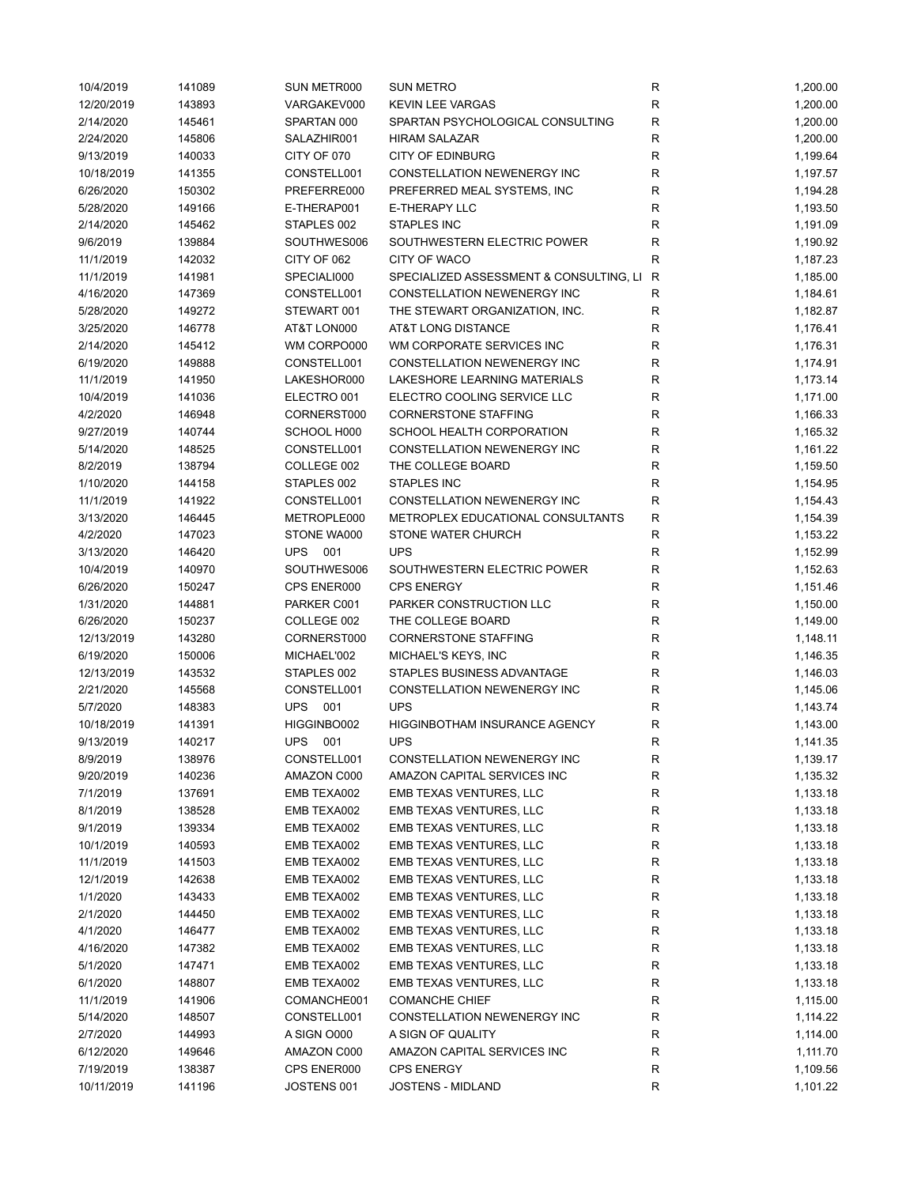| | | | | | |
|---|---|---|---|---|---|
| 10/4/2019 | 141089 | SUN METR000 | SUN METRO | R | 1,200.00 |
| 12/20/2019 | 143893 | VARGAKEV000 | KEVIN LEE VARGAS | R | 1,200.00 |
| 2/14/2020 | 145461 | SPARTAN 000 | SPARTAN PSYCHOLOGICAL CONSULTING | R | 1,200.00 |
| 2/24/2020 | 145806 | SALAZHIR001 | HIRAM SALAZAR | R | 1,200.00 |
| 9/13/2019 | 140033 | CITY OF 070 | CITY OF EDINBURG | R | 1,199.64 |
| 10/18/2019 | 141355 | CONSTELL001 | CONSTELLATION NEWENERGY INC | R | 1,197.57 |
| 6/26/2020 | 150302 | PREFERRE000 | PREFERRED MEAL SYSTEMS, INC | R | 1,194.28 |
| 5/28/2020 | 149166 | E-THERAP001 | E-THERAPY LLC | R | 1,193.50 |
| 2/14/2020 | 145462 | STAPLES 002 | STAPLES INC | R | 1,191.09 |
| 9/6/2019 | 139884 | SOUTHWES006 | SOUTHWESTERN ELECTRIC POWER | R | 1,190.92 |
| 11/1/2019 | 142032 | CITY OF 062 | CITY OF WACO | R | 1,187.23 |
| 11/1/2019 | 141981 | SPECIALI000 | SPECIALIZED ASSESSMENT & CONSULTING, LI | R | 1,185.00 |
| 4/16/2020 | 147369 | CONSTELL001 | CONSTELLATION NEWENERGY INC | R | 1,184.61 |
| 5/28/2020 | 149272 | STEWART 001 | THE STEWART ORGANIZATION, INC. | R | 1,182.87 |
| 3/25/2020 | 146778 | AT&T LON000 | AT&T LONG DISTANCE | R | 1,176.41 |
| 2/14/2020 | 145412 | WM CORPO000 | WM CORPORATE SERVICES INC | R | 1,176.31 |
| 6/19/2020 | 149888 | CONSTELL001 | CONSTELLATION NEWENERGY INC | R | 1,174.91 |
| 11/1/2019 | 141950 | LAKESHOR000 | LAKESHORE LEARNING MATERIALS | R | 1,173.14 |
| 10/4/2019 | 141036 | ELECTRO 001 | ELECTRO COOLING SERVICE LLC | R | 1,171.00 |
| 4/2/2020 | 146948 | CORNERST000 | CORNERSTONE STAFFING | R | 1,166.33 |
| 9/27/2019 | 140744 | SCHOOL H000 | SCHOOL HEALTH CORPORATION | R | 1,165.32 |
| 5/14/2020 | 148525 | CONSTELL001 | CONSTELLATION NEWENERGY INC | R | 1,161.22 |
| 8/2/2019 | 138794 | COLLEGE 002 | THE COLLEGE BOARD | R | 1,159.50 |
| 1/10/2020 | 144158 | STAPLES 002 | STAPLES INC | R | 1,154.95 |
| 11/1/2019 | 141922 | CONSTELL001 | CONSTELLATION NEWENERGY INC | R | 1,154.43 |
| 3/13/2020 | 146445 | METROPLE000 | METROPLEX EDUCATIONAL CONSULTANTS | R | 1,154.39 |
| 4/2/2020 | 147023 | STONE WA000 | STONE WATER CHURCH | R | 1,153.22 |
| 3/13/2020 | 146420 | UPS 001 | UPS | R | 1,152.99 |
| 10/4/2019 | 140970 | SOUTHWES006 | SOUTHWESTERN ELECTRIC POWER | R | 1,152.63 |
| 6/26/2020 | 150247 | CPS ENER000 | CPS ENERGY | R | 1,151.46 |
| 1/31/2020 | 144881 | PARKER C001 | PARKER CONSTRUCTION LLC | R | 1,150.00 |
| 6/26/2020 | 150237 | COLLEGE 002 | THE COLLEGE BOARD | R | 1,149.00 |
| 12/13/2019 | 143280 | CORNERST000 | CORNERSTONE STAFFING | R | 1,148.11 |
| 6/19/2020 | 150006 | MICHAEL'002 | MICHAEL'S KEYS, INC | R | 1,146.35 |
| 12/13/2019 | 143532 | STAPLES 002 | STAPLES BUSINESS ADVANTAGE | R | 1,146.03 |
| 2/21/2020 | 145568 | CONSTELL001 | CONSTELLATION NEWENERGY INC | R | 1,145.06 |
| 5/7/2020 | 148383 | UPS 001 | UPS | R | 1,143.74 |
| 10/18/2019 | 141391 | HIGGINBO002 | HIGGINBOTHAM INSURANCE AGENCY | R | 1,143.00 |
| 9/13/2019 | 140217 | UPS 001 | UPS | R | 1,141.35 |
| 8/9/2019 | 138976 | CONSTELL001 | CONSTELLATION NEWENERGY INC | R | 1,139.17 |
| 9/20/2019 | 140236 | AMAZON C000 | AMAZON CAPITAL SERVICES INC | R | 1,135.32 |
| 7/1/2019 | 137691 | EMB TEXA002 | EMB TEXAS VENTURES, LLC | R | 1,133.18 |
| 8/1/2019 | 138528 | EMB TEXA002 | EMB TEXAS VENTURES, LLC | R | 1,133.18 |
| 9/1/2019 | 139334 | EMB TEXA002 | EMB TEXAS VENTURES, LLC | R | 1,133.18 |
| 10/1/2019 | 140593 | EMB TEXA002 | EMB TEXAS VENTURES, LLC | R | 1,133.18 |
| 11/1/2019 | 141503 | EMB TEXA002 | EMB TEXAS VENTURES, LLC | R | 1,133.18 |
| 12/1/2019 | 142638 | EMB TEXA002 | EMB TEXAS VENTURES, LLC | R | 1,133.18 |
| 1/1/2020 | 143433 | EMB TEXA002 | EMB TEXAS VENTURES, LLC | R | 1,133.18 |
| 2/1/2020 | 144450 | EMB TEXA002 | EMB TEXAS VENTURES, LLC | R | 1,133.18 |
| 4/1/2020 | 146477 | EMB TEXA002 | EMB TEXAS VENTURES, LLC | R | 1,133.18 |
| 4/16/2020 | 147382 | EMB TEXA002 | EMB TEXAS VENTURES, LLC | R | 1,133.18 |
| 5/1/2020 | 147471 | EMB TEXA002 | EMB TEXAS VENTURES, LLC | R | 1,133.18 |
| 6/1/2020 | 148807 | EMB TEXA002 | EMB TEXAS VENTURES, LLC | R | 1,133.18 |
| 11/1/2019 | 141906 | COMANCHE001 | COMANCHE CHIEF | R | 1,115.00 |
| 5/14/2020 | 148507 | CONSTELL001 | CONSTELLATION NEWENERGY INC | R | 1,114.22 |
| 2/7/2020 | 144993 | A SIGN O000 | A SIGN OF QUALITY | R | 1,114.00 |
| 6/12/2020 | 149646 | AMAZON C000 | AMAZON CAPITAL SERVICES INC | R | 1,111.70 |
| 7/19/2019 | 138387 | CPS ENER000 | CPS ENERGY | R | 1,109.56 |
| 10/11/2019 | 141196 | JOSTENS 001 | JOSTENS - MIDLAND | R | 1,101.22 |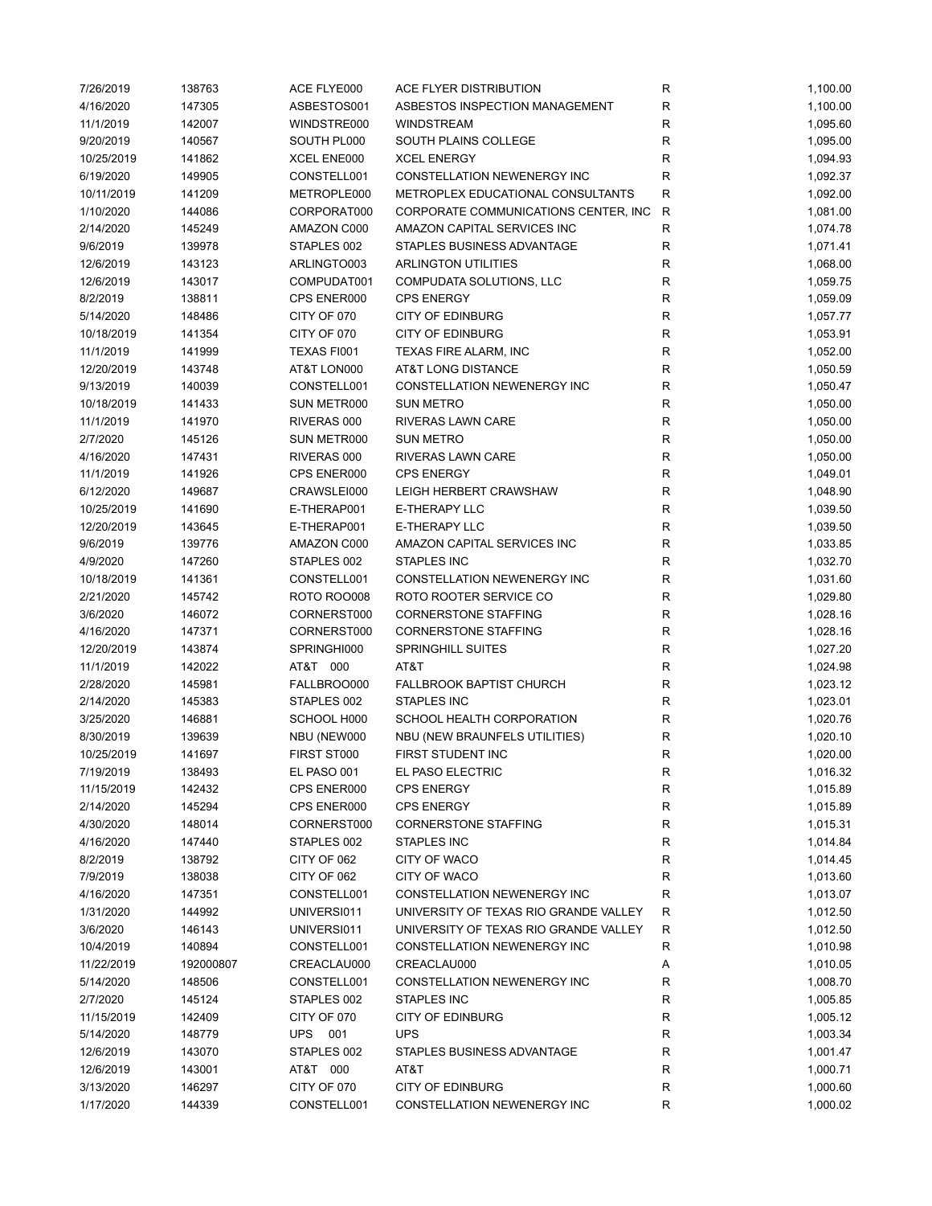| | | | | | |
|---|---|---|---|---|---|
| 7/26/2019 | 138763 | ACE FLYE000 | ACE FLYER DISTRIBUTION | R | 1,100.00 |
| 4/16/2020 | 147305 | ASBESTOS001 | ASBESTOS INSPECTION MANAGEMENT | R | 1,100.00 |
| 11/1/2019 | 142007 | WINDSTRE000 | WINDSTREAM | R | 1,095.60 |
| 9/20/2019 | 140567 | SOUTH PL000 | SOUTH PLAINS COLLEGE | R | 1,095.00 |
| 10/25/2019 | 141862 | XCEL ENE000 | XCEL ENERGY | R | 1,094.93 |
| 6/19/2020 | 149905 | CONSTELL001 | CONSTELLATION NEWENERGY INC | R | 1,092.37 |
| 10/11/2019 | 141209 | METROPLE000 | METROPLEX EDUCATIONAL CONSULTANTS | R | 1,092.00 |
| 1/10/2020 | 144086 | CORPORAT000 | CORPORATE COMMUNICATIONS CENTER, INC | R | 1,081.00 |
| 2/14/2020 | 145249 | AMAZON C000 | AMAZON CAPITAL SERVICES INC | R | 1,074.78 |
| 9/6/2019 | 139978 | STAPLES 002 | STAPLES BUSINESS ADVANTAGE | R | 1,071.41 |
| 12/6/2019 | 143123 | ARLINGTO003 | ARLINGTON UTILITIES | R | 1,068.00 |
| 12/6/2019 | 143017 | COMPUDAT001 | COMPUDATA SOLUTIONS, LLC | R | 1,059.75 |
| 8/2/2019 | 138811 | CPS ENER000 | CPS ENERGY | R | 1,059.09 |
| 5/14/2020 | 148486 | CITY OF 070 | CITY OF EDINBURG | R | 1,057.77 |
| 10/18/2019 | 141354 | CITY OF 070 | CITY OF EDINBURG | R | 1,053.91 |
| 11/1/2019 | 141999 | TEXAS FI001 | TEXAS FIRE ALARM, INC | R | 1,052.00 |
| 12/20/2019 | 143748 | AT&T LON000 | AT&T LONG DISTANCE | R | 1,050.59 |
| 9/13/2019 | 140039 | CONSTELL001 | CONSTELLATION NEWENERGY INC | R | 1,050.47 |
| 10/18/2019 | 141433 | SUN METR000 | SUN METRO | R | 1,050.00 |
| 11/1/2019 | 141970 | RIVERAS 000 | RIVERAS LAWN CARE | R | 1,050.00 |
| 2/7/2020 | 145126 | SUN METR000 | SUN METRO | R | 1,050.00 |
| 4/16/2020 | 147431 | RIVERAS 000 | RIVERAS LAWN CARE | R | 1,050.00 |
| 11/1/2019 | 141926 | CPS ENER000 | CPS ENERGY | R | 1,049.01 |
| 6/12/2020 | 149687 | CRAWSLEI000 | LEIGH HERBERT CRAWSHAW | R | 1,048.90 |
| 10/25/2019 | 141690 | E-THERAP001 | E-THERAPY LLC | R | 1,039.50 |
| 12/20/2019 | 143645 | E-THERAP001 | E-THERAPY LLC | R | 1,039.50 |
| 9/6/2019 | 139776 | AMAZON C000 | AMAZON CAPITAL SERVICES INC | R | 1,033.85 |
| 4/9/2020 | 147260 | STAPLES 002 | STAPLES INC | R | 1,032.70 |
| 10/18/2019 | 141361 | CONSTELL001 | CONSTELLATION NEWENERGY INC | R | 1,031.60 |
| 2/21/2020 | 145742 | ROTO ROO008 | ROTO ROOTER SERVICE CO | R | 1,029.80 |
| 3/6/2020 | 146072 | CORNERST000 | CORNERSTONE STAFFING | R | 1,028.16 |
| 4/16/2020 | 147371 | CORNERST000 | CORNERSTONE STAFFING | R | 1,028.16 |
| 12/20/2019 | 143874 | SPRINGHI000 | SPRINGHILL SUITES | R | 1,027.20 |
| 11/1/2019 | 142022 | AT&T 000 | AT&T | R | 1,024.98 |
| 2/28/2020 | 145981 | FALLBROO000 | FALLBROOK BAPTIST CHURCH | R | 1,023.12 |
| 2/14/2020 | 145383 | STAPLES 002 | STAPLES INC | R | 1,023.01 |
| 3/25/2020 | 146881 | SCHOOL H000 | SCHOOL HEALTH CORPORATION | R | 1,020.76 |
| 8/30/2019 | 139639 | NBU (NEW000 | NBU (NEW BRAUNFELS UTILITIES) | R | 1,020.10 |
| 10/25/2019 | 141697 | FIRST ST000 | FIRST STUDENT INC | R | 1,020.00 |
| 7/19/2019 | 138493 | EL PASO 001 | EL PASO ELECTRIC | R | 1,016.32 |
| 11/15/2019 | 142432 | CPS ENER000 | CPS ENERGY | R | 1,015.89 |
| 2/14/2020 | 145294 | CPS ENER000 | CPS ENERGY | R | 1,015.89 |
| 4/30/2020 | 148014 | CORNERST000 | CORNERSTONE STAFFING | R | 1,015.31 |
| 4/16/2020 | 147440 | STAPLES 002 | STAPLES INC | R | 1,014.84 |
| 8/2/2019 | 138792 | CITY OF 062 | CITY OF WACO | R | 1,014.45 |
| 7/9/2019 | 138038 | CITY OF 062 | CITY OF WACO | R | 1,013.60 |
| 4/16/2020 | 147351 | CONSTELL001 | CONSTELLATION NEWENERGY INC | R | 1,013.07 |
| 1/31/2020 | 144992 | UNIVERSI011 | UNIVERSITY OF TEXAS RIO GRANDE VALLEY | R | 1,012.50 |
| 3/6/2020 | 146143 | UNIVERSI011 | UNIVERSITY OF TEXAS RIO GRANDE VALLEY | R | 1,012.50 |
| 10/4/2019 | 140894 | CONSTELL001 | CONSTELLATION NEWENERGY INC | R | 1,010.98 |
| 11/22/2019 | 192000807 | CREACLAU000 | CREACLAU000 | A | 1,010.05 |
| 5/14/2020 | 148506 | CONSTELL001 | CONSTELLATION NEWENERGY INC | R | 1,008.70 |
| 2/7/2020 | 145124 | STAPLES 002 | STAPLES INC | R | 1,005.85 |
| 11/15/2019 | 142409 | CITY OF 070 | CITY OF EDINBURG | R | 1,005.12 |
| 5/14/2020 | 148779 | UPS 001 | UPS | R | 1,003.34 |
| 12/6/2019 | 143070 | STAPLES 002 | STAPLES BUSINESS ADVANTAGE | R | 1,001.47 |
| 12/6/2019 | 143001 | AT&T 000 | AT&T | R | 1,000.71 |
| 3/13/2020 | 146297 | CITY OF 070 | CITY OF EDINBURG | R | 1,000.60 |
| 1/17/2020 | 144339 | CONSTELL001 | CONSTELLATION NEWENERGY INC | R | 1,000.02 |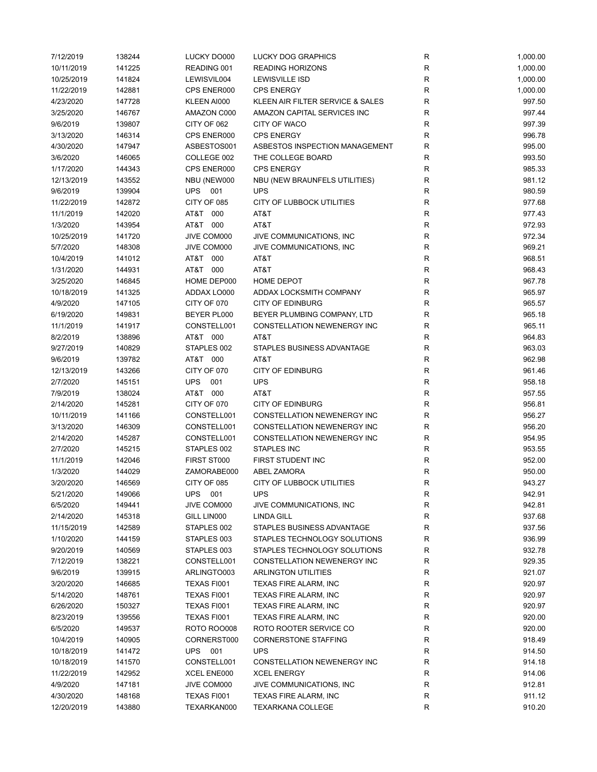| | | | | | |
|---|---|---|---|---|---|
| 7/12/2019 | 138244 | LUCKY DO000 | LUCKY DOG GRAPHICS | R | 1,000.00 |
| 10/11/2019 | 141225 | READING 001 | READING HORIZONS | R | 1,000.00 |
| 10/25/2019 | 141824 | LEWISVIL004 | LEWISVILLE ISD | R | 1,000.00 |
| 11/22/2019 | 142881 | CPS ENER000 | CPS ENERGY | R | 1,000.00 |
| 4/23/2020 | 147728 | KLEEN AI000 | KLEEN AIR FILTER SERVICE & SALES | R | 997.50 |
| 3/25/2020 | 146767 | AMAZON C000 | AMAZON CAPITAL SERVICES INC | R | 997.44 |
| 9/6/2019 | 139807 | CITY OF 062 | CITY OF WACO | R | 997.39 |
| 3/13/2020 | 146314 | CPS ENER000 | CPS ENERGY | R | 996.78 |
| 4/30/2020 | 147947 | ASBESTOS001 | ASBESTOS INSPECTION MANAGEMENT | R | 995.00 |
| 3/6/2020 | 146065 | COLLEGE 002 | THE COLLEGE BOARD | R | 993.50 |
| 1/17/2020 | 144343 | CPS ENER000 | CPS ENERGY | R | 985.33 |
| 12/13/2019 | 143552 | NBU (NEW000 | NBU (NEW BRAUNFELS UTILITIES) | R | 981.12 |
| 9/6/2019 | 139904 | UPS 001 | UPS | R | 980.59 |
| 11/22/2019 | 142872 | CITY OF 085 | CITY OF LUBBOCK UTILITIES | R | 977.68 |
| 11/1/2019 | 142020 | AT&T 000 | AT&T | R | 977.43 |
| 1/3/2020 | 143954 | AT&T 000 | AT&T | R | 972.93 |
| 10/25/2019 | 141720 | JIVE COM000 | JIVE COMMUNICATIONS, INC | R | 972.34 |
| 5/7/2020 | 148308 | JIVE COM000 | JIVE COMMUNICATIONS, INC | R | 969.21 |
| 10/4/2019 | 141012 | AT&T 000 | AT&T | R | 968.51 |
| 1/31/2020 | 144931 | AT&T 000 | AT&T | R | 968.43 |
| 3/25/2020 | 146845 | HOME DEP000 | HOME DEPOT | R | 967.78 |
| 10/18/2019 | 141325 | ADDAX LO000 | ADDAX LOCKSMITH COMPANY | R | 965.97 |
| 4/9/2020 | 147105 | CITY OF 070 | CITY OF EDINBURG | R | 965.57 |
| 6/19/2020 | 149831 | BEYER PL000 | BEYER PLUMBING COMPANY, LTD | R | 965.18 |
| 11/1/2019 | 141917 | CONSTELL001 | CONSTELLATION NEWENERGY INC | R | 965.11 |
| 8/2/2019 | 138896 | AT&T 000 | AT&T | R | 964.83 |
| 9/27/2019 | 140829 | STAPLES 002 | STAPLES BUSINESS ADVANTAGE | R | 963.03 |
| 9/6/2019 | 139782 | AT&T 000 | AT&T | R | 962.98 |
| 12/13/2019 | 143266 | CITY OF 070 | CITY OF EDINBURG | R | 961.46 |
| 2/7/2020 | 145151 | UPS 001 | UPS | R | 958.18 |
| 7/9/2019 | 138024 | AT&T 000 | AT&T | R | 957.55 |
| 2/14/2020 | 145281 | CITY OF 070 | CITY OF EDINBURG | R | 956.81 |
| 10/11/2019 | 141166 | CONSTELL001 | CONSTELLATION NEWENERGY INC | R | 956.27 |
| 3/13/2020 | 146309 | CONSTELL001 | CONSTELLATION NEWENERGY INC | R | 956.20 |
| 2/14/2020 | 145287 | CONSTELL001 | CONSTELLATION NEWENERGY INC | R | 954.95 |
| 2/7/2020 | 145215 | STAPLES 002 | STAPLES INC | R | 953.55 |
| 11/1/2019 | 142046 | FIRST ST000 | FIRST STUDENT INC | R | 952.00 |
| 1/3/2020 | 144029 | ZAMORABE000 | ABEL ZAMORA | R | 950.00 |
| 3/20/2020 | 146569 | CITY OF 085 | CITY OF LUBBOCK UTILITIES | R | 943.27 |
| 5/21/2020 | 149066 | UPS 001 | UPS | R | 942.91 |
| 6/5/2020 | 149441 | JIVE COM000 | JIVE COMMUNICATIONS, INC | R | 942.81 |
| 2/14/2020 | 145318 | GILL LIN000 | LINDA GILL | R | 937.68 |
| 11/15/2019 | 142589 | STAPLES 002 | STAPLES BUSINESS ADVANTAGE | R | 937.56 |
| 1/10/2020 | 144159 | STAPLES 003 | STAPLES TECHNOLOGY SOLUTIONS | R | 936.99 |
| 9/20/2019 | 140569 | STAPLES 003 | STAPLES TECHNOLOGY SOLUTIONS | R | 932.78 |
| 7/12/2019 | 138221 | CONSTELL001 | CONSTELLATION NEWENERGY INC | R | 929.35 |
| 9/6/2019 | 139915 | ARLINGTO003 | ARLINGTON UTILITIES | R | 921.07 |
| 3/20/2020 | 146685 | TEXAS FI001 | TEXAS FIRE ALARM, INC | R | 920.97 |
| 5/14/2020 | 148761 | TEXAS FI001 | TEXAS FIRE ALARM, INC | R | 920.97 |
| 6/26/2020 | 150327 | TEXAS FI001 | TEXAS FIRE ALARM, INC | R | 920.97 |
| 8/23/2019 | 139556 | TEXAS FI001 | TEXAS FIRE ALARM, INC | R | 920.00 |
| 6/5/2020 | 149537 | ROTO ROO008 | ROTO ROOTER SERVICE CO | R | 920.00 |
| 10/4/2019 | 140905 | CORNERST000 | CORNERSTONE STAFFING | R | 918.49 |
| 10/18/2019 | 141472 | UPS 001 | UPS | R | 914.50 |
| 10/18/2019 | 141570 | CONSTELL001 | CONSTELLATION NEWENERGY INC | R | 914.18 |
| 11/22/2019 | 142952 | XCEL ENE000 | XCEL ENERGY | R | 914.06 |
| 4/9/2020 | 147181 | JIVE COM000 | JIVE COMMUNICATIONS, INC | R | 912.81 |
| 4/30/2020 | 148168 | TEXAS FI001 | TEXAS FIRE ALARM, INC | R | 911.12 |
| 12/20/2019 | 143880 | TEXARKAN000 | TEXARKANA COLLEGE | R | 910.20 |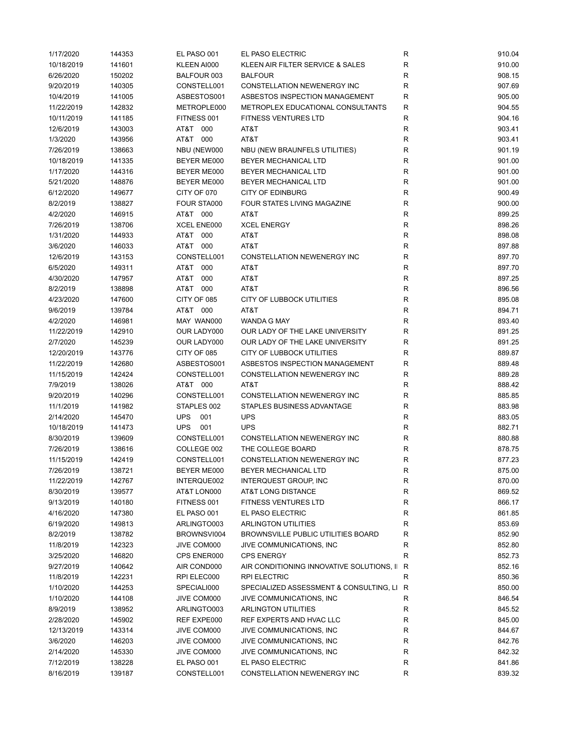| | | | | | |
|---|---|---|---|---|---|
| 1/17/2020 | 144353 | EL PASO 001 | EL PASO ELECTRIC | R | 910.04 |
| 10/18/2019 | 141601 | KLEEN AI000 | KLEEN AIR FILTER SERVICE & SALES | R | 910.00 |
| 6/26/2020 | 150202 | BALFOUR 003 | BALFOUR | R | 908.15 |
| 9/20/2019 | 140305 | CONSTELL001 | CONSTELLATION NEWENERGY INC | R | 907.69 |
| 10/4/2019 | 141005 | ASBESTOS001 | ASBESTOS INSPECTION MANAGEMENT | R | 905.00 |
| 11/22/2019 | 142832 | METROPLE000 | METROPLEX EDUCATIONAL CONSULTANTS | R | 904.55 |
| 10/11/2019 | 141185 | FITNESS 001 | FITNESS VENTURES LTD | R | 904.16 |
| 12/6/2019 | 143003 | AT&T 000 | AT&T | R | 903.41 |
| 1/3/2020 | 143956 | AT&T 000 | AT&T | R | 903.41 |
| 7/26/2019 | 138663 | NBU (NEW000 | NBU (NEW BRAUNFELS UTILITIES) | R | 901.19 |
| 10/18/2019 | 141335 | BEYER ME000 | BEYER MECHANICAL LTD | R | 901.00 |
| 1/17/2020 | 144316 | BEYER ME000 | BEYER MECHANICAL LTD | R | 901.00 |
| 5/21/2020 | 148876 | BEYER ME000 | BEYER MECHANICAL LTD | R | 901.00 |
| 6/12/2020 | 149677 | CITY OF 070 | CITY OF EDINBURG | R | 900.49 |
| 8/2/2019 | 138827 | FOUR STA000 | FOUR STATES LIVING MAGAZINE | R | 900.00 |
| 4/2/2020 | 146915 | AT&T 000 | AT&T | R | 899.25 |
| 7/26/2019 | 138706 | XCEL ENE000 | XCEL ENERGY | R | 898.26 |
| 1/31/2020 | 144933 | AT&T 000 | AT&T | R | 898.08 |
| 3/6/2020 | 146033 | AT&T 000 | AT&T | R | 897.88 |
| 12/6/2019 | 143153 | CONSTELL001 | CONSTELLATION NEWENERGY INC | R | 897.70 |
| 6/5/2020 | 149311 | AT&T 000 | AT&T | R | 897.70 |
| 4/30/2020 | 147957 | AT&T 000 | AT&T | R | 897.25 |
| 8/2/2019 | 138898 | AT&T 000 | AT&T | R | 896.56 |
| 4/23/2020 | 147600 | CITY OF 085 | CITY OF LUBBOCK UTILITIES | R | 895.08 |
| 9/6/2019 | 139784 | AT&T 000 | AT&T | R | 894.71 |
| 4/2/2020 | 146981 | MAY WAN000 | WANDA G MAY | R | 893.40 |
| 11/22/2019 | 142910 | OUR LADY000 | OUR LADY OF THE LAKE UNIVERSITY | R | 891.25 |
| 2/7/2020 | 145239 | OUR LADY000 | OUR LADY OF THE LAKE UNIVERSITY | R | 891.25 |
| 12/20/2019 | 143776 | CITY OF 085 | CITY OF LUBBOCK UTILITIES | R | 889.87 |
| 11/22/2019 | 142680 | ASBESTOS001 | ASBESTOS INSPECTION MANAGEMENT | R | 889.48 |
| 11/15/2019 | 142424 | CONSTELL001 | CONSTELLATION NEWENERGY INC | R | 889.28 |
| 7/9/2019 | 138026 | AT&T 000 | AT&T | R | 888.42 |
| 9/20/2019 | 140296 | CONSTELL001 | CONSTELLATION NEWENERGY INC | R | 885.85 |
| 11/1/2019 | 141982 | STAPLES 002 | STAPLES BUSINESS ADVANTAGE | R | 883.98 |
| 2/14/2020 | 145470 | UPS 001 | UPS | R | 883.05 |
| 10/18/2019 | 141473 | UPS 001 | UPS | R | 882.71 |
| 8/30/2019 | 139609 | CONSTELL001 | CONSTELLATION NEWENERGY INC | R | 880.88 |
| 7/26/2019 | 138616 | COLLEGE 002 | THE COLLEGE BOARD | R | 878.75 |
| 11/15/2019 | 142419 | CONSTELL001 | CONSTELLATION NEWENERGY INC | R | 877.23 |
| 7/26/2019 | 138721 | BEYER ME000 | BEYER MECHANICAL LTD | R | 875.00 |
| 11/22/2019 | 142767 | INTERQUE002 | INTERQUEST GROUP, INC | R | 870.00 |
| 8/30/2019 | 139577 | AT&T LON000 | AT&T LONG DISTANCE | R | 869.52 |
| 9/13/2019 | 140180 | FITNESS 001 | FITNESS VENTURES LTD | R | 866.17 |
| 4/16/2020 | 147380 | EL PASO 001 | EL PASO ELECTRIC | R | 861.85 |
| 6/19/2020 | 149813 | ARLINGTO003 | ARLINGTON UTILITIES | R | 853.69 |
| 8/2/2019 | 138782 | BROWNSVI004 | BROWNSVILLE PUBLIC UTILITIES BOARD | R | 852.90 |
| 11/8/2019 | 142323 | JIVE COM000 | JIVE COMMUNICATIONS, INC | R | 852.80 |
| 3/25/2020 | 146820 | CPS ENER000 | CPS ENERGY | R | 852.73 |
| 9/27/2019 | 140642 | AIR COND000 | AIR CONDITIONING INNOVATIVE SOLUTIONS, I | R | 852.16 |
| 11/8/2019 | 142231 | RPI ELEC000 | RPI ELECTRIC | R | 850.36 |
| 1/10/2020 | 144253 | SPECIALI000 | SPECIALIZED ASSESSMENT & CONSULTING, LI | R | 850.00 |
| 1/10/2020 | 144108 | JIVE COM000 | JIVE COMMUNICATIONS, INC | R | 846.54 |
| 8/9/2019 | 138952 | ARLINGTO003 | ARLINGTON UTILITIES | R | 845.52 |
| 2/28/2020 | 145902 | REF EXPE000 | REF EXPERTS AND HVAC LLC | R | 845.00 |
| 12/13/2019 | 143314 | JIVE COM000 | JIVE COMMUNICATIONS, INC | R | 844.67 |
| 3/6/2020 | 146203 | JIVE COM000 | JIVE COMMUNICATIONS, INC | R | 842.76 |
| 2/14/2020 | 145330 | JIVE COM000 | JIVE COMMUNICATIONS, INC | R | 842.32 |
| 7/12/2019 | 138228 | EL PASO 001 | EL PASO ELECTRIC | R | 841.86 |
| 8/16/2019 | 139187 | CONSTELL001 | CONSTELLATION NEWENERGY INC | R | 839.32 |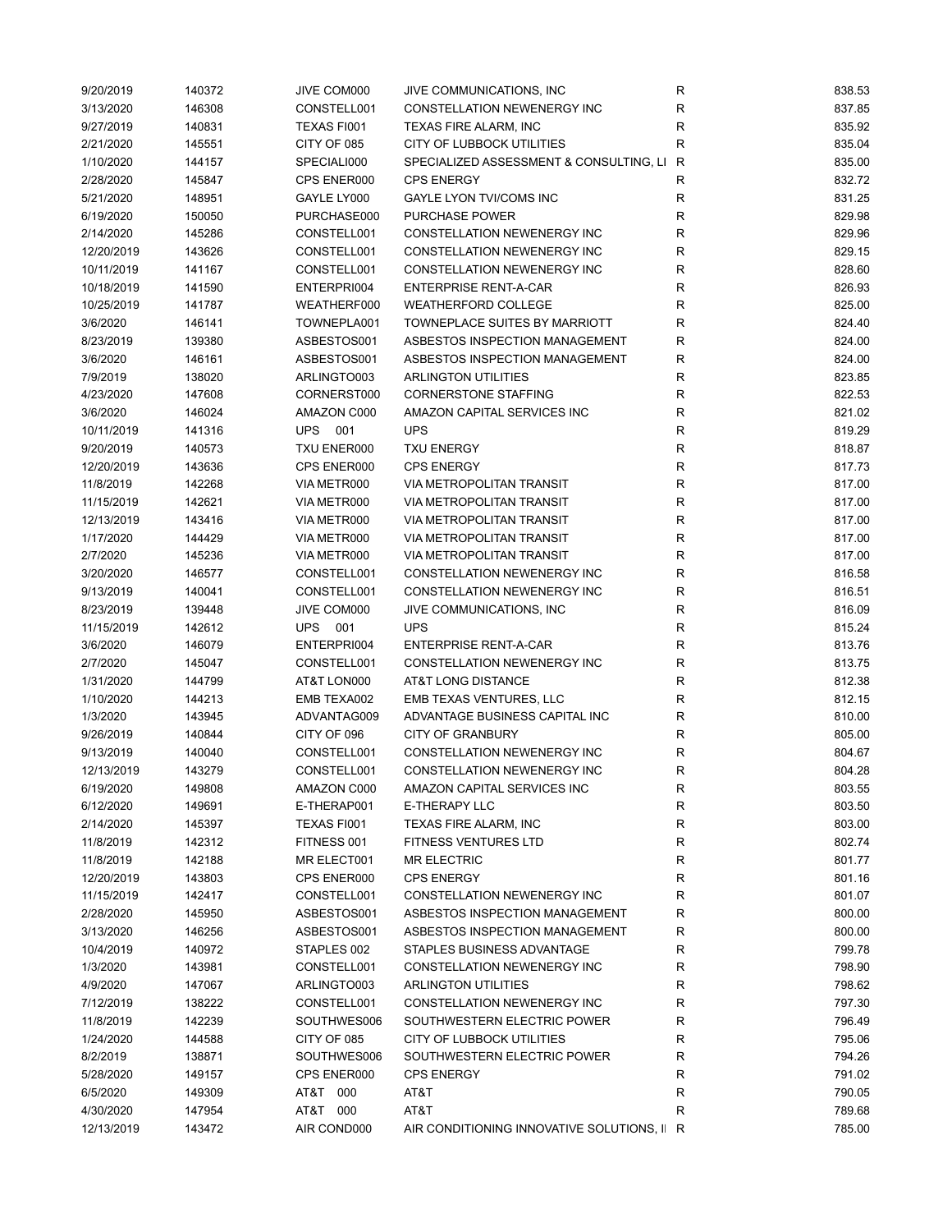| | | | | | |
|---|---|---|---|---|---|
| 9/20/2019 | 140372 | JIVE COM000 | JIVE COMMUNICATIONS, INC | R | 838.53 |
| 3/13/2020 | 146308 | CONSTELL001 | CONSTELLATION NEWENERGY INC | R | 837.85 |
| 9/27/2019 | 140831 | TEXAS FI001 | TEXAS FIRE ALARM, INC | R | 835.92 |
| 2/21/2020 | 145551 | CITY OF 085 | CITY OF LUBBOCK UTILITIES | R | 835.04 |
| 1/10/2020 | 144157 | SPECIALI000 | SPECIALIZED ASSESSMENT & CONSULTING, LI | R | 835.00 |
| 2/28/2020 | 145847 | CPS ENER000 | CPS ENERGY | R | 832.72 |
| 5/21/2020 | 148951 | GAYLE LY000 | GAYLE LYON TVI/COMS INC | R | 831.25 |
| 6/19/2020 | 150050 | PURCHASE000 | PURCHASE POWER | R | 829.98 |
| 2/14/2020 | 145286 | CONSTELL001 | CONSTELLATION NEWENERGY INC | R | 829.96 |
| 12/20/2019 | 143626 | CONSTELL001 | CONSTELLATION NEWENERGY INC | R | 829.15 |
| 10/11/2019 | 141167 | CONSTELL001 | CONSTELLATION NEWENERGY INC | R | 828.60 |
| 10/18/2019 | 141590 | ENTERPRI004 | ENTERPRISE RENT-A-CAR | R | 826.93 |
| 10/25/2019 | 141787 | WEATHERF000 | WEATHERFORD COLLEGE | R | 825.00 |
| 3/6/2020 | 146141 | TOWNEPLA001 | TOWNEPLACE SUITES BY MARRIOTT | R | 824.40 |
| 8/23/2019 | 139380 | ASBESTOS001 | ASBESTOS INSPECTION MANAGEMENT | R | 824.00 |
| 3/6/2020 | 146161 | ASBESTOS001 | ASBESTOS INSPECTION MANAGEMENT | R | 824.00 |
| 7/9/2019 | 138020 | ARLINGTO003 | ARLINGTON UTILITIES | R | 823.85 |
| 4/23/2020 | 147608 | CORNERST000 | CORNERSTONE STAFFING | R | 822.53 |
| 3/6/2020 | 146024 | AMAZON C000 | AMAZON CAPITAL SERVICES INC | R | 821.02 |
| 10/11/2019 | 141316 | UPS 001 | UPS | R | 819.29 |
| 9/20/2019 | 140573 | TXU ENER000 | TXU ENERGY | R | 818.87 |
| 12/20/2019 | 143636 | CPS ENER000 | CPS ENERGY | R | 817.73 |
| 11/8/2019 | 142268 | VIA METR000 | VIA METROPOLITAN TRANSIT | R | 817.00 |
| 11/15/2019 | 142621 | VIA METR000 | VIA METROPOLITAN TRANSIT | R | 817.00 |
| 12/13/2019 | 143416 | VIA METR000 | VIA METROPOLITAN TRANSIT | R | 817.00 |
| 1/17/2020 | 144429 | VIA METR000 | VIA METROPOLITAN TRANSIT | R | 817.00 |
| 2/7/2020 | 145236 | VIA METR000 | VIA METROPOLITAN TRANSIT | R | 817.00 |
| 3/20/2020 | 146577 | CONSTELL001 | CONSTELLATION NEWENERGY INC | R | 816.58 |
| 9/13/2019 | 140041 | CONSTELL001 | CONSTELLATION NEWENERGY INC | R | 816.51 |
| 8/23/2019 | 139448 | JIVE COM000 | JIVE COMMUNICATIONS, INC | R | 816.09 |
| 11/15/2019 | 142612 | UPS 001 | UPS | R | 815.24 |
| 3/6/2020 | 146079 | ENTERPRI004 | ENTERPRISE RENT-A-CAR | R | 813.76 |
| 2/7/2020 | 145047 | CONSTELL001 | CONSTELLATION NEWENERGY INC | R | 813.75 |
| 1/31/2020 | 144799 | AT&T LON000 | AT&T LONG DISTANCE | R | 812.38 |
| 1/10/2020 | 144213 | EMB TEXA002 | EMB TEXAS VENTURES, LLC | R | 812.15 |
| 1/3/2020 | 143945 | ADVANTAG009 | ADVANTAGE BUSINESS CAPITAL INC | R | 810.00 |
| 9/26/2019 | 140844 | CITY OF 096 | CITY OF GRANBURY | R | 805.00 |
| 9/13/2019 | 140040 | CONSTELL001 | CONSTELLATION NEWENERGY INC | R | 804.67 |
| 12/13/2019 | 143279 | CONSTELL001 | CONSTELLATION NEWENERGY INC | R | 804.28 |
| 6/19/2020 | 149808 | AMAZON C000 | AMAZON CAPITAL SERVICES INC | R | 803.55 |
| 6/12/2020 | 149691 | E-THERAP001 | E-THERAPY LLC | R | 803.50 |
| 2/14/2020 | 145397 | TEXAS FI001 | TEXAS FIRE ALARM, INC | R | 803.00 |
| 11/8/2019 | 142312 | FITNESS 001 | FITNESS VENTURES LTD | R | 802.74 |
| 11/8/2019 | 142188 | MR ELECT001 | MR ELECTRIC | R | 801.77 |
| 12/20/2019 | 143803 | CPS ENER000 | CPS ENERGY | R | 801.16 |
| 11/15/2019 | 142417 | CONSTELL001 | CONSTELLATION NEWENERGY INC | R | 801.07 |
| 2/28/2020 | 145950 | ASBESTOS001 | ASBESTOS INSPECTION MANAGEMENT | R | 800.00 |
| 3/13/2020 | 146256 | ASBESTOS001 | ASBESTOS INSPECTION MANAGEMENT | R | 800.00 |
| 10/4/2019 | 140972 | STAPLES 002 | STAPLES BUSINESS ADVANTAGE | R | 799.78 |
| 1/3/2020 | 143981 | CONSTELL001 | CONSTELLATION NEWENERGY INC | R | 798.90 |
| 4/9/2020 | 147067 | ARLINGTO003 | ARLINGTON UTILITIES | R | 798.62 |
| 7/12/2019 | 138222 | CONSTELL001 | CONSTELLATION NEWENERGY INC | R | 797.30 |
| 11/8/2019 | 142239 | SOUTHWES006 | SOUTHWESTERN ELECTRIC POWER | R | 796.49 |
| 1/24/2020 | 144588 | CITY OF 085 | CITY OF LUBBOCK UTILITIES | R | 795.06 |
| 8/2/2019 | 138871 | SOUTHWES006 | SOUTHWESTERN ELECTRIC POWER | R | 794.26 |
| 5/28/2020 | 149157 | CPS ENER000 | CPS ENERGY | R | 791.02 |
| 6/5/2020 | 149309 | AT&T 000 | AT&T | R | 790.05 |
| 4/30/2020 | 147954 | AT&T 000 | AT&T | R | 789.68 |
| 12/13/2019 | 143472 | AIR COND000 | AIR CONDITIONING INNOVATIVE SOLUTIONS, I | R | 785.00 |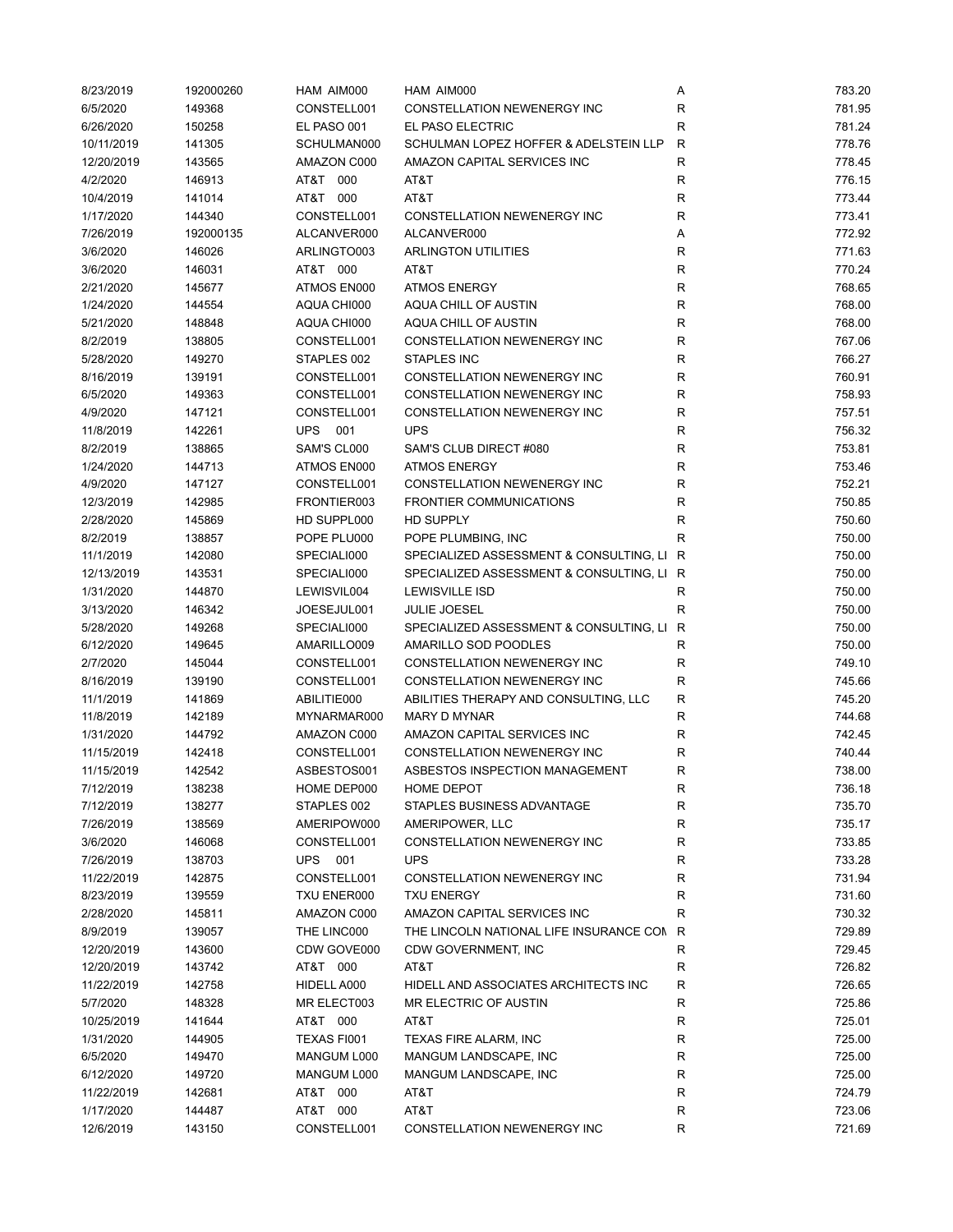| | | | | | |
|---|---|---|---|---|---|
| 8/23/2019 | 192000260 | HAM AIM000 | HAM AIM000 | A | 783.20 |
| 6/5/2020 | 149368 | CONSTELL001 | CONSTELLATION NEWENERGY INC | R | 781.95 |
| 6/26/2020 | 150258 | EL PASO 001 | EL PASO ELECTRIC | R | 781.24 |
| 10/11/2019 | 141305 | SCHULMAN000 | SCHULMAN LOPEZ HOFFER & ADELSTEIN LLP | R | 778.76 |
| 12/20/2019 | 143565 | AMAZON C000 | AMAZON CAPITAL SERVICES INC | R | 778.45 |
| 4/2/2020 | 146913 | AT&T 000 | AT&T | R | 776.15 |
| 10/4/2019 | 141014 | AT&T 000 | AT&T | R | 773.44 |
| 1/17/2020 | 144340 | CONSTELL001 | CONSTELLATION NEWENERGY INC | R | 773.41 |
| 7/26/2019 | 192000135 | ALCANVER000 | ALCANVER000 | A | 772.92 |
| 3/6/2020 | 146026 | ARLINGTO003 | ARLINGTON UTILITIES | R | 771.63 |
| 3/6/2020 | 146031 | AT&T 000 | AT&T | R | 770.24 |
| 2/21/2020 | 145677 | ATMOS EN000 | ATMOS ENERGY | R | 768.65 |
| 1/24/2020 | 144554 | AQUA CHI000 | AQUA CHILL OF AUSTIN | R | 768.00 |
| 5/21/2020 | 148848 | AQUA CHI000 | AQUA CHILL OF AUSTIN | R | 768.00 |
| 8/2/2019 | 138805 | CONSTELL001 | CONSTELLATION NEWENERGY INC | R | 767.06 |
| 5/28/2020 | 149270 | STAPLES 002 | STAPLES INC | R | 766.27 |
| 8/16/2019 | 139191 | CONSTELL001 | CONSTELLATION NEWENERGY INC | R | 760.91 |
| 6/5/2020 | 149363 | CONSTELL001 | CONSTELLATION NEWENERGY INC | R | 758.93 |
| 4/9/2020 | 147121 | CONSTELL001 | CONSTELLATION NEWENERGY INC | R | 757.51 |
| 11/8/2019 | 142261 | UPS 001 | UPS | R | 756.32 |
| 8/2/2019 | 138865 | SAM'S CL000 | SAM'S CLUB DIRECT #080 | R | 753.81 |
| 1/24/2020 | 144713 | ATMOS EN000 | ATMOS ENERGY | R | 753.46 |
| 4/9/2020 | 147127 | CONSTELL001 | CONSTELLATION NEWENERGY INC | R | 752.21 |
| 12/3/2019 | 142985 | FRONTIER003 | FRONTIER COMMUNICATIONS | R | 750.85 |
| 2/28/2020 | 145869 | HD SUPPL000 | HD SUPPLY | R | 750.60 |
| 8/2/2019 | 138857 | POPE PLU000 | POPE PLUMBING, INC | R | 750.00 |
| 11/1/2019 | 142080 | SPECIALI000 | SPECIALIZED ASSESSMENT & CONSULTING, LI | R | 750.00 |
| 12/13/2019 | 143531 | SPECIALI000 | SPECIALIZED ASSESSMENT & CONSULTING, LI | R | 750.00 |
| 1/31/2020 | 144870 | LEWISVIL004 | LEWISVILLE ISD | R | 750.00 |
| 3/13/2020 | 146342 | JOESEJUL001 | JULIE JOESEL | R | 750.00 |
| 5/28/2020 | 149268 | SPECIALI000 | SPECIALIZED ASSESSMENT & CONSULTING, LI | R | 750.00 |
| 6/12/2020 | 149645 | AMARILLO009 | AMARILLO SOD POODLES | R | 750.00 |
| 2/7/2020 | 145044 | CONSTELL001 | CONSTELLATION NEWENERGY INC | R | 749.10 |
| 8/16/2019 | 139190 | CONSTELL001 | CONSTELLATION NEWENERGY INC | R | 745.66 |
| 11/1/2019 | 141869 | ABILITIE000 | ABILITIES THERAPY AND CONSULTING, LLC | R | 745.20 |
| 11/8/2019 | 142189 | MYNARMAR000 | MARY D MYNAR | R | 744.68 |
| 1/31/2020 | 144792 | AMAZON C000 | AMAZON CAPITAL SERVICES INC | R | 742.45 |
| 11/15/2019 | 142418 | CONSTELL001 | CONSTELLATION NEWENERGY INC | R | 740.44 |
| 11/15/2019 | 142542 | ASBESTOS001 | ASBESTOS INSPECTION MANAGEMENT | R | 738.00 |
| 7/12/2019 | 138238 | HOME DEP000 | HOME DEPOT | R | 736.18 |
| 7/12/2019 | 138277 | STAPLES 002 | STAPLES BUSINESS ADVANTAGE | R | 735.70 |
| 7/26/2019 | 138569 | AMERIPOW000 | AMERIPOWER, LLC | R | 735.17 |
| 3/6/2020 | 146068 | CONSTELL001 | CONSTELLATION NEWENERGY INC | R | 733.85 |
| 7/26/2019 | 138703 | UPS 001 | UPS | R | 733.28 |
| 11/22/2019 | 142875 | CONSTELL001 | CONSTELLATION NEWENERGY INC | R | 731.94 |
| 8/23/2019 | 139559 | TXU ENER000 | TXU ENERGY | R | 731.60 |
| 2/28/2020 | 145811 | AMAZON C000 | AMAZON CAPITAL SERVICES INC | R | 730.32 |
| 8/9/2019 | 139057 | THE LINC000 | THE LINCOLN NATIONAL LIFE INSURANCE COM | R | 729.89 |
| 12/20/2019 | 143600 | CDW GOVE000 | CDW GOVERNMENT, INC | R | 729.45 |
| 12/20/2019 | 143742 | AT&T 000 | AT&T | R | 726.82 |
| 11/22/2019 | 142758 | HIDELL A000 | HIDELL AND ASSOCIATES ARCHITECTS INC | R | 726.65 |
| 5/7/2020 | 148328 | MR ELECT003 | MR ELECTRIC OF AUSTIN | R | 725.86 |
| 10/25/2019 | 141644 | AT&T 000 | AT&T | R | 725.01 |
| 1/31/2020 | 144905 | TEXAS FI001 | TEXAS FIRE ALARM, INC | R | 725.00 |
| 6/5/2020 | 149470 | MANGUM L000 | MANGUM LANDSCAPE, INC | R | 725.00 |
| 6/12/2020 | 149720 | MANGUM L000 | MANGUM LANDSCAPE, INC | R | 725.00 |
| 11/22/2019 | 142681 | AT&T 000 | AT&T | R | 724.79 |
| 1/17/2020 | 144487 | AT&T 000 | AT&T | R | 723.06 |
| 12/6/2019 | 143150 | CONSTELL001 | CONSTELLATION NEWENERGY INC | R | 721.69 |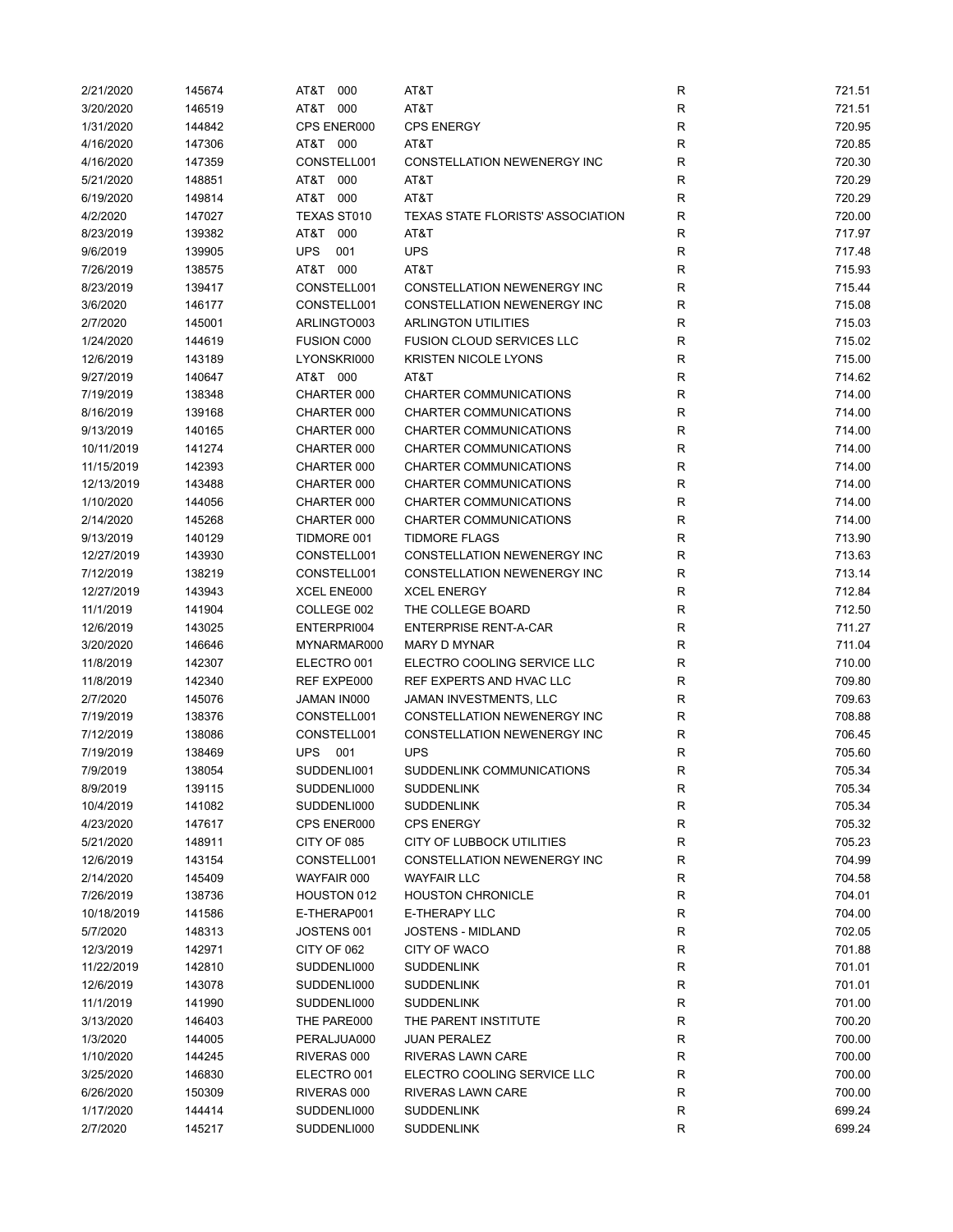| | | | | | |
|---|---|---|---|---|---|
| 2/21/2020 | 145674 | AT&T 000 | AT&T | R | 721.51 |
| 3/20/2020 | 146519 | AT&T 000 | AT&T | R | 721.51 |
| 1/31/2020 | 144842 | CPS ENER000 | CPS ENERGY | R | 720.95 |
| 4/16/2020 | 147306 | AT&T 000 | AT&T | R | 720.85 |
| 4/16/2020 | 147359 | CONSTELL001 | CONSTELLATION NEWENERGY INC | R | 720.30 |
| 5/21/2020 | 148851 | AT&T 000 | AT&T | R | 720.29 |
| 6/19/2020 | 149814 | AT&T 000 | AT&T | R | 720.29 |
| 4/2/2020 | 147027 | TEXAS ST010 | TEXAS STATE FLORISTS' ASSOCIATION | R | 720.00 |
| 8/23/2019 | 139382 | AT&T 000 | AT&T | R | 717.97 |
| 9/6/2019 | 139905 | UPS 001 | UPS | R | 717.48 |
| 7/26/2019 | 138575 | AT&T 000 | AT&T | R | 715.93 |
| 8/23/2019 | 139417 | CONSTELL001 | CONSTELLATION NEWENERGY INC | R | 715.44 |
| 3/6/2020 | 146177 | CONSTELL001 | CONSTELLATION NEWENERGY INC | R | 715.08 |
| 2/7/2020 | 145001 | ARLINGTO003 | ARLINGTON UTILITIES | R | 715.03 |
| 1/24/2020 | 144619 | FUSION C000 | FUSION CLOUD SERVICES LLC | R | 715.02 |
| 12/6/2019 | 143189 | LYONSKRI000 | KRISTEN NICOLE LYONS | R | 715.00 |
| 9/27/2019 | 140647 | AT&T 000 | AT&T | R | 714.62 |
| 7/19/2019 | 138348 | CHARTER 000 | CHARTER COMMUNICATIONS | R | 714.00 |
| 8/16/2019 | 139168 | CHARTER 000 | CHARTER COMMUNICATIONS | R | 714.00 |
| 9/13/2019 | 140165 | CHARTER 000 | CHARTER COMMUNICATIONS | R | 714.00 |
| 10/11/2019 | 141274 | CHARTER 000 | CHARTER COMMUNICATIONS | R | 714.00 |
| 11/15/2019 | 142393 | CHARTER 000 | CHARTER COMMUNICATIONS | R | 714.00 |
| 12/13/2019 | 143488 | CHARTER 000 | CHARTER COMMUNICATIONS | R | 714.00 |
| 1/10/2020 | 144056 | CHARTER 000 | CHARTER COMMUNICATIONS | R | 714.00 |
| 2/14/2020 | 145268 | CHARTER 000 | CHARTER COMMUNICATIONS | R | 714.00 |
| 9/13/2019 | 140129 | TIDMORE 001 | TIDMORE FLAGS | R | 713.90 |
| 12/27/2019 | 143930 | CONSTELL001 | CONSTELLATION NEWENERGY INC | R | 713.63 |
| 7/12/2019 | 138219 | CONSTELL001 | CONSTELLATION NEWENERGY INC | R | 713.14 |
| 12/27/2019 | 143943 | XCEL ENE000 | XCEL ENERGY | R | 712.84 |
| 11/1/2019 | 141904 | COLLEGE 002 | THE COLLEGE BOARD | R | 712.50 |
| 12/6/2019 | 143025 | ENTERPRI004 | ENTERPRISE RENT-A-CAR | R | 711.27 |
| 3/20/2020 | 146646 | MYNARMAR000 | MARY D MYNAR | R | 711.04 |
| 11/8/2019 | 142307 | ELECTRO 001 | ELECTRO COOLING SERVICE LLC | R | 710.00 |
| 11/8/2019 | 142340 | REF EXPE000 | REF EXPERTS AND HVAC LLC | R | 709.80 |
| 2/7/2020 | 145076 | JAMAN IN000 | JAMAN INVESTMENTS, LLC | R | 709.63 |
| 7/19/2019 | 138376 | CONSTELL001 | CONSTELLATION NEWENERGY INC | R | 708.88 |
| 7/12/2019 | 138086 | CONSTELL001 | CONSTELLATION NEWENERGY INC | R | 706.45 |
| 7/19/2019 | 138469 | UPS 001 | UPS | R | 705.60 |
| 7/9/2019 | 138054 | SUDDENLI001 | SUDDENLINK COMMUNICATIONS | R | 705.34 |
| 8/9/2019 | 139115 | SUDDENLI000 | SUDDENLINK | R | 705.34 |
| 10/4/2019 | 141082 | SUDDENLI000 | SUDDENLINK | R | 705.34 |
| 4/23/2020 | 147617 | CPS ENER000 | CPS ENERGY | R | 705.32 |
| 5/21/2020 | 148911 | CITY OF 085 | CITY OF LUBBOCK UTILITIES | R | 705.23 |
| 12/6/2019 | 143154 | CONSTELL001 | CONSTELLATION NEWENERGY INC | R | 704.99 |
| 2/14/2020 | 145409 | WAYFAIR 000 | WAYFAIR LLC | R | 704.58 |
| 7/26/2019 | 138736 | HOUSTON 012 | HOUSTON CHRONICLE | R | 704.01 |
| 10/18/2019 | 141586 | E-THERAP001 | E-THERAPY LLC | R | 704.00 |
| 5/7/2020 | 148313 | JOSTENS 001 | JOSTENS - MIDLAND | R | 702.05 |
| 12/3/2019 | 142971 | CITY OF 062 | CITY OF WACO | R | 701.88 |
| 11/22/2019 | 142810 | SUDDENLI000 | SUDDENLINK | R | 701.01 |
| 12/6/2019 | 143078 | SUDDENLI000 | SUDDENLINK | R | 701.01 |
| 11/1/2019 | 141990 | SUDDENLI000 | SUDDENLINK | R | 701.00 |
| 3/13/2020 | 146403 | THE PARE000 | THE PARENT INSTITUTE | R | 700.20 |
| 1/3/2020 | 144005 | PERALJUA000 | JUAN PERALEZ | R | 700.00 |
| 1/10/2020 | 144245 | RIVERAS 000 | RIVERAS LAWN CARE | R | 700.00 |
| 3/25/2020 | 146830 | ELECTRO 001 | ELECTRO COOLING SERVICE LLC | R | 700.00 |
| 6/26/2020 | 150309 | RIVERAS 000 | RIVERAS LAWN CARE | R | 700.00 |
| 1/17/2020 | 144414 | SUDDENLI000 | SUDDENLINK | R | 699.24 |
| 2/7/2020 | 145217 | SUDDENLI000 | SUDDENLINK | R | 699.24 |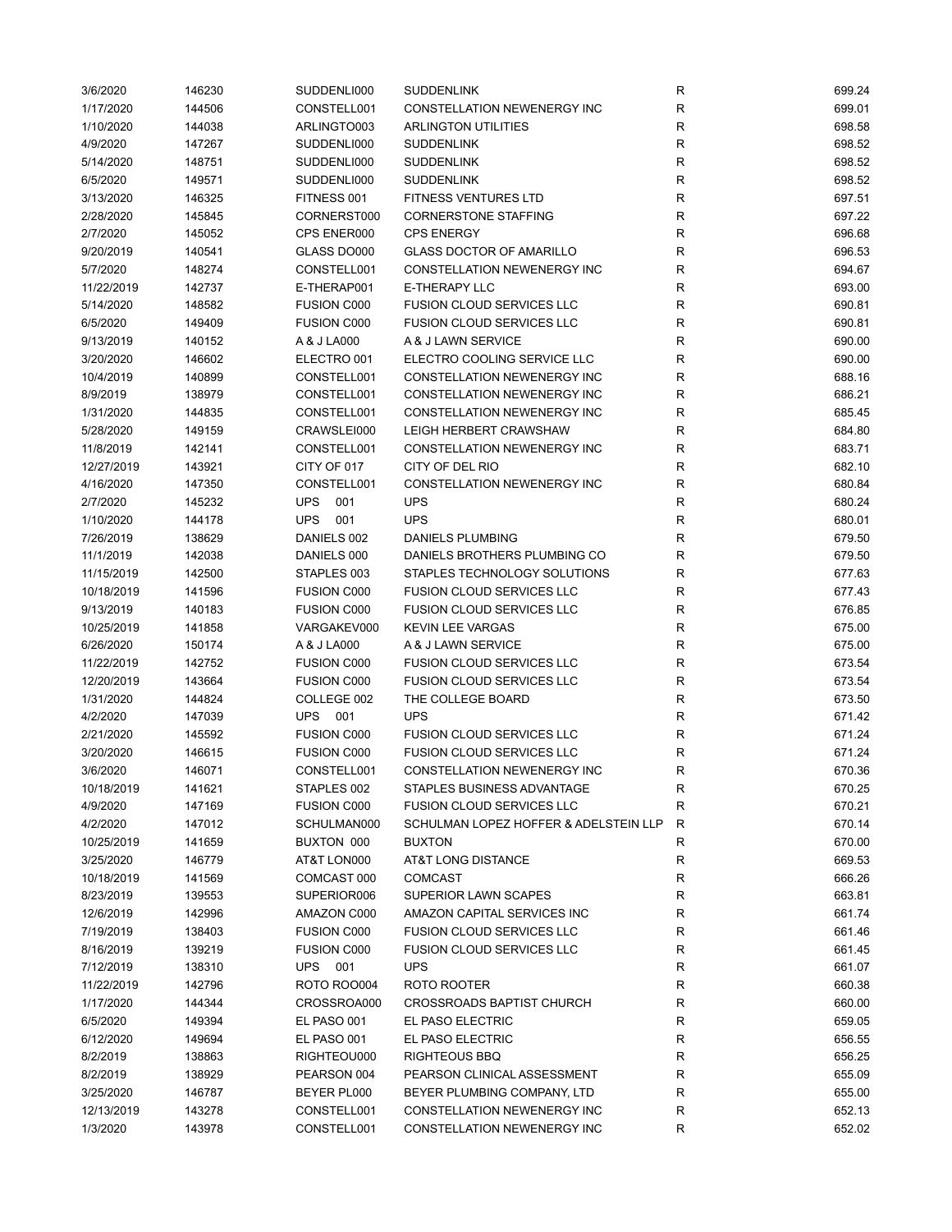| | | | | | |
|---|---|---|---|---|---|
| 3/6/2020 | 146230 | SUDDENLI000 | SUDDENLINK | R | 699.24 |
| 1/17/2020 | 144506 | CONSTELL001 | CONSTELLATION NEWENERGY INC | R | 699.01 |
| 1/10/2020 | 144038 | ARLINGTO003 | ARLINGTON UTILITIES | R | 698.58 |
| 4/9/2020 | 147267 | SUDDENLI000 | SUDDENLINK | R | 698.52 |
| 5/14/2020 | 148751 | SUDDENLI000 | SUDDENLINK | R | 698.52 |
| 6/5/2020 | 149571 | SUDDENLI000 | SUDDENLINK | R | 698.52 |
| 3/13/2020 | 146325 | FITNESS 001 | FITNESS VENTURES LTD | R | 697.51 |
| 2/28/2020 | 145845 | CORNERST000 | CORNERSTONE STAFFING | R | 697.22 |
| 2/7/2020 | 145052 | CPS ENER000 | CPS ENERGY | R | 696.68 |
| 9/20/2019 | 140541 | GLASS DO000 | GLASS DOCTOR OF AMARILLO | R | 696.53 |
| 5/7/2020 | 148274 | CONSTELL001 | CONSTELLATION NEWENERGY INC | R | 694.67 |
| 11/22/2019 | 142737 | E-THERAP001 | E-THERAPY LLC | R | 693.00 |
| 5/14/2020 | 148582 | FUSION C000 | FUSION CLOUD SERVICES LLC | R | 690.81 |
| 6/5/2020 | 149409 | FUSION C000 | FUSION CLOUD SERVICES LLC | R | 690.81 |
| 9/13/2019 | 140152 | A & J LA000 | A & J LAWN SERVICE | R | 690.00 |
| 3/20/2020 | 146602 | ELECTRO 001 | ELECTRO COOLING SERVICE LLC | R | 690.00 |
| 10/4/2019 | 140899 | CONSTELL001 | CONSTELLATION NEWENERGY INC | R | 688.16 |
| 8/9/2019 | 138979 | CONSTELL001 | CONSTELLATION NEWENERGY INC | R | 686.21 |
| 1/31/2020 | 144835 | CONSTELL001 | CONSTELLATION NEWENERGY INC | R | 685.45 |
| 5/28/2020 | 149159 | CRAWSLEI000 | LEIGH HERBERT CRAWSHAW | R | 684.80 |
| 11/8/2019 | 142141 | CONSTELL001 | CONSTELLATION NEWENERGY INC | R | 683.71 |
| 12/27/2019 | 143921 | CITY OF 017 | CITY OF DEL RIO | R | 682.10 |
| 4/16/2020 | 147350 | CONSTELL001 | CONSTELLATION NEWENERGY INC | R | 680.84 |
| 2/7/2020 | 145232 | UPS 001 | UPS | R | 680.24 |
| 1/10/2020 | 144178 | UPS 001 | UPS | R | 680.01 |
| 7/26/2019 | 138629 | DANIELS 002 | DANIELS PLUMBING | R | 679.50 |
| 11/1/2019 | 142038 | DANIELS 000 | DANIELS BROTHERS PLUMBING CO | R | 679.50 |
| 11/15/2019 | 142500 | STAPLES 003 | STAPLES TECHNOLOGY SOLUTIONS | R | 677.63 |
| 10/18/2019 | 141596 | FUSION C000 | FUSION CLOUD SERVICES LLC | R | 677.43 |
| 9/13/2019 | 140183 | FUSION C000 | FUSION CLOUD SERVICES LLC | R | 676.85 |
| 10/25/2019 | 141858 | VARGAKEV000 | KEVIN LEE VARGAS | R | 675.00 |
| 6/26/2020 | 150174 | A & J LA000 | A & J LAWN SERVICE | R | 675.00 |
| 11/22/2019 | 142752 | FUSION C000 | FUSION CLOUD SERVICES LLC | R | 673.54 |
| 12/20/2019 | 143664 | FUSION C000 | FUSION CLOUD SERVICES LLC | R | 673.54 |
| 1/31/2020 | 144824 | COLLEGE 002 | THE COLLEGE BOARD | R | 673.50 |
| 4/2/2020 | 147039 | UPS 001 | UPS | R | 671.42 |
| 2/21/2020 | 145592 | FUSION C000 | FUSION CLOUD SERVICES LLC | R | 671.24 |
| 3/20/2020 | 146615 | FUSION C000 | FUSION CLOUD SERVICES LLC | R | 671.24 |
| 3/6/2020 | 146071 | CONSTELL001 | CONSTELLATION NEWENERGY INC | R | 670.36 |
| 10/18/2019 | 141621 | STAPLES 002 | STAPLES BUSINESS ADVANTAGE | R | 670.25 |
| 4/9/2020 | 147169 | FUSION C000 | FUSION CLOUD SERVICES LLC | R | 670.21 |
| 4/2/2020 | 147012 | SCHULMAN000 | SCHULMAN LOPEZ HOFFER & ADELSTEIN LLP | R | 670.14 |
| 10/25/2019 | 141659 | BUXTON 000 | BUXTON | R | 670.00 |
| 3/25/2020 | 146779 | AT&T LON000 | AT&T LONG DISTANCE | R | 669.53 |
| 10/18/2019 | 141569 | COMCAST 000 | COMCAST | R | 666.26 |
| 8/23/2019 | 139553 | SUPERIOR006 | SUPERIOR LAWN SCAPES | R | 663.81 |
| 12/6/2019 | 142996 | AMAZON C000 | AMAZON CAPITAL SERVICES INC | R | 661.74 |
| 7/19/2019 | 138403 | FUSION C000 | FUSION CLOUD SERVICES LLC | R | 661.46 |
| 8/16/2019 | 139219 | FUSION C000 | FUSION CLOUD SERVICES LLC | R | 661.45 |
| 7/12/2019 | 138310 | UPS 001 | UPS | R | 661.07 |
| 11/22/2019 | 142796 | ROTO ROO004 | ROTO ROOTER | R | 660.38 |
| 1/17/2020 | 144344 | CROSSROA000 | CROSSROADS BAPTIST CHURCH | R | 660.00 |
| 6/5/2020 | 149394 | EL PASO 001 | EL PASO ELECTRIC | R | 659.05 |
| 6/12/2020 | 149694 | EL PASO 001 | EL PASO ELECTRIC | R | 656.55 |
| 8/2/2019 | 138863 | RIGHTEOU000 | RIGHTEOUS BBQ | R | 656.25 |
| 8/2/2019 | 138929 | PEARSON 004 | PEARSON CLINICAL ASSESSMENT | R | 655.09 |
| 3/25/2020 | 146787 | BEYER PL000 | BEYER PLUMBING COMPANY, LTD | R | 655.00 |
| 12/13/2019 | 143278 | CONSTELL001 | CONSTELLATION NEWENERGY INC | R | 652.13 |
| 1/3/2020 | 143978 | CONSTELL001 | CONSTELLATION NEWENERGY INC | R | 652.02 |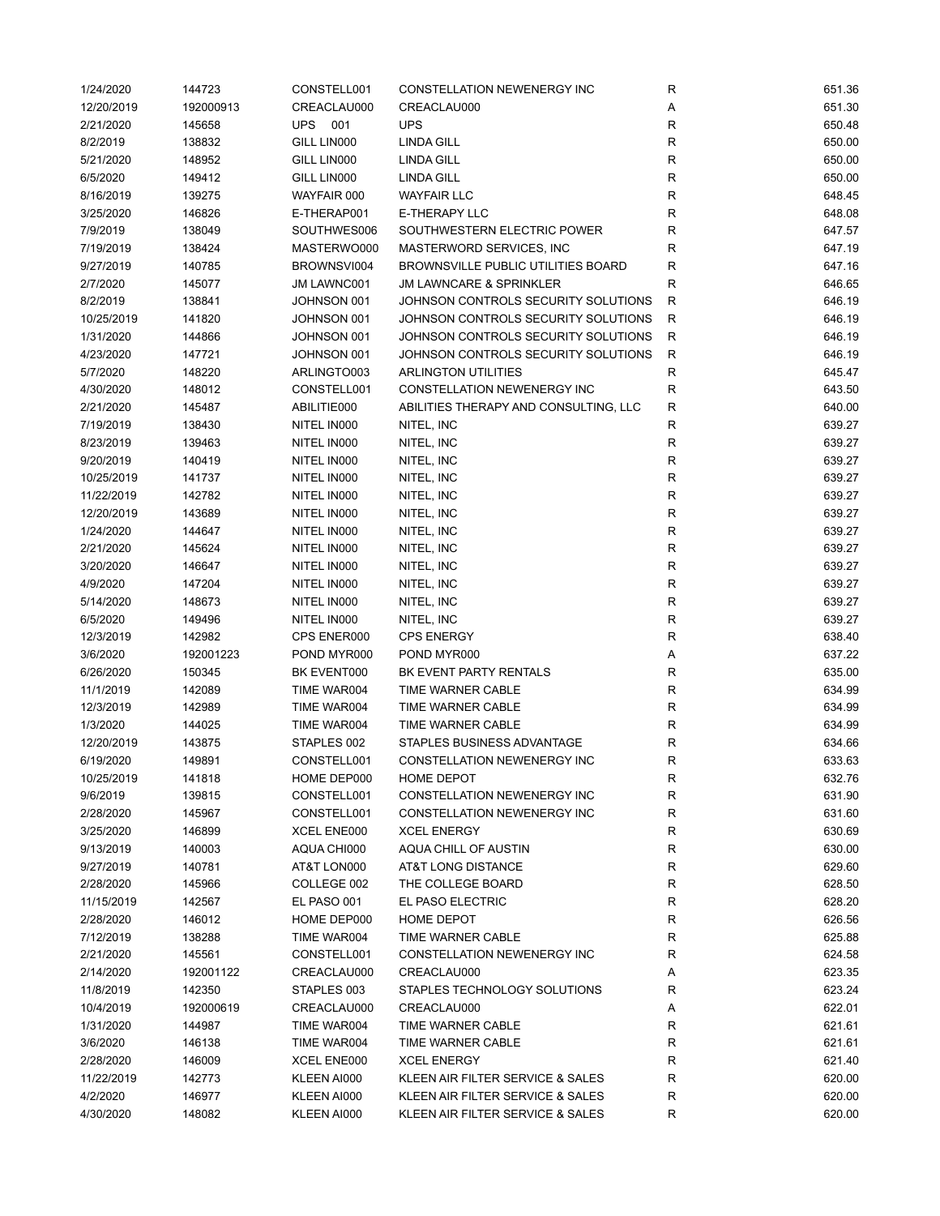| | | | | | |
|---|---|---|---|---|---|
| 1/24/2020 | 144723 | CONSTELL001 | CONSTELLATION NEWENERGY INC | R | 651.36 |
| 12/20/2019 | 192000913 | CREACLAU000 | CREACLAU000 | A | 651.30 |
| 2/21/2020 | 145658 | UPS 001 | UPS | R | 650.48 |
| 8/2/2019 | 138832 | GILL LIN000 | LINDA GILL | R | 650.00 |
| 5/21/2020 | 148952 | GILL LIN000 | LINDA GILL | R | 650.00 |
| 6/5/2020 | 149412 | GILL LIN000 | LINDA GILL | R | 650.00 |
| 8/16/2019 | 139275 | WAYFAIR 000 | WAYFAIR LLC | R | 648.45 |
| 3/25/2020 | 146826 | E-THERAP001 | E-THERAPY LLC | R | 648.08 |
| 7/9/2019 | 138049 | SOUTHWES006 | SOUTHWESTERN ELECTRIC POWER | R | 647.57 |
| 7/19/2019 | 138424 | MASTERWO000 | MASTERWORD SERVICES, INC | R | 647.19 |
| 9/27/2019 | 140785 | BROWNSVI004 | BROWNSVILLE PUBLIC UTILITIES BOARD | R | 647.16 |
| 2/7/2020 | 145077 | JM LAWNC001 | JM LAWNCARE & SPRINKLER | R | 646.65 |
| 8/2/2019 | 138841 | JOHNSON 001 | JOHNSON CONTROLS SECURITY SOLUTIONS | R | 646.19 |
| 10/25/2019 | 141820 | JOHNSON 001 | JOHNSON CONTROLS SECURITY SOLUTIONS | R | 646.19 |
| 1/31/2020 | 144866 | JOHNSON 001 | JOHNSON CONTROLS SECURITY SOLUTIONS | R | 646.19 |
| 4/23/2020 | 147721 | JOHNSON 001 | JOHNSON CONTROLS SECURITY SOLUTIONS | R | 646.19 |
| 5/7/2020 | 148220 | ARLINGTO003 | ARLINGTON UTILITIES | R | 645.47 |
| 4/30/2020 | 148012 | CONSTELL001 | CONSTELLATION NEWENERGY INC | R | 643.50 |
| 2/21/2020 | 145487 | ABILITIE000 | ABILITIES THERAPY AND CONSULTING, LLC | R | 640.00 |
| 7/19/2019 | 138430 | NITEL IN000 | NITEL, INC | R | 639.27 |
| 8/23/2019 | 139463 | NITEL IN000 | NITEL, INC | R | 639.27 |
| 9/20/2019 | 140419 | NITEL IN000 | NITEL, INC | R | 639.27 |
| 10/25/2019 | 141737 | NITEL IN000 | NITEL, INC | R | 639.27 |
| 11/22/2019 | 142782 | NITEL IN000 | NITEL, INC | R | 639.27 |
| 12/20/2019 | 143689 | NITEL IN000 | NITEL, INC | R | 639.27 |
| 1/24/2020 | 144647 | NITEL IN000 | NITEL, INC | R | 639.27 |
| 2/21/2020 | 145624 | NITEL IN000 | NITEL, INC | R | 639.27 |
| 3/20/2020 | 146647 | NITEL IN000 | NITEL, INC | R | 639.27 |
| 4/9/2020 | 147204 | NITEL IN000 | NITEL, INC | R | 639.27 |
| 5/14/2020 | 148673 | NITEL IN000 | NITEL, INC | R | 639.27 |
| 6/5/2020 | 149496 | NITEL IN000 | NITEL, INC | R | 639.27 |
| 12/3/2019 | 142982 | CPS ENER000 | CPS ENERGY | R | 638.40 |
| 3/6/2020 | 192001223 | POND MYR000 | POND MYR000 | A | 637.22 |
| 6/26/2020 | 150345 | BK EVENT000 | BK EVENT PARTY RENTALS | R | 635.00 |
| 11/1/2019 | 142089 | TIME WAR004 | TIME WARNER CABLE | R | 634.99 |
| 12/3/2019 | 142989 | TIME WAR004 | TIME WARNER CABLE | R | 634.99 |
| 1/3/2020 | 144025 | TIME WAR004 | TIME WARNER CABLE | R | 634.99 |
| 12/20/2019 | 143875 | STAPLES 002 | STAPLES BUSINESS ADVANTAGE | R | 634.66 |
| 6/19/2020 | 149891 | CONSTELL001 | CONSTELLATION NEWENERGY INC | R | 633.63 |
| 10/25/2019 | 141818 | HOME DEP000 | HOME DEPOT | R | 632.76 |
| 9/6/2019 | 139815 | CONSTELL001 | CONSTELLATION NEWENERGY INC | R | 631.90 |
| 2/28/2020 | 145967 | CONSTELL001 | CONSTELLATION NEWENERGY INC | R | 631.60 |
| 3/25/2020 | 146899 | XCEL ENE000 | XCEL ENERGY | R | 630.69 |
| 9/13/2019 | 140003 | AQUA CHI000 | AQUA CHILL OF AUSTIN | R | 630.00 |
| 9/27/2019 | 140781 | AT&T LON000 | AT&T LONG DISTANCE | R | 629.60 |
| 2/28/2020 | 145966 | COLLEGE 002 | THE COLLEGE BOARD | R | 628.50 |
| 11/15/2019 | 142567 | EL PASO 001 | EL PASO ELECTRIC | R | 628.20 |
| 2/28/2020 | 146012 | HOME DEP000 | HOME DEPOT | R | 626.56 |
| 7/12/2019 | 138288 | TIME WAR004 | TIME WARNER CABLE | R | 625.88 |
| 2/21/2020 | 145561 | CONSTELL001 | CONSTELLATION NEWENERGY INC | R | 624.58 |
| 2/14/2020 | 192001122 | CREACLAU000 | CREACLAU000 | A | 623.35 |
| 11/8/2019 | 142350 | STAPLES 003 | STAPLES TECHNOLOGY SOLUTIONS | R | 623.24 |
| 10/4/2019 | 192000619 | CREACLAU000 | CREACLAU000 | A | 622.01 |
| 1/31/2020 | 144987 | TIME WAR004 | TIME WARNER CABLE | R | 621.61 |
| 3/6/2020 | 146138 | TIME WAR004 | TIME WARNER CABLE | R | 621.61 |
| 2/28/2020 | 146009 | XCEL ENE000 | XCEL ENERGY | R | 621.40 |
| 11/22/2019 | 142773 | KLEEN AI000 | KLEEN AIR FILTER SERVICE & SALES | R | 620.00 |
| 4/2/2020 | 146977 | KLEEN AI000 | KLEEN AIR FILTER SERVICE & SALES | R | 620.00 |
| 4/30/2020 | 148082 | KLEEN AI000 | KLEEN AIR FILTER SERVICE & SALES | R | 620.00 |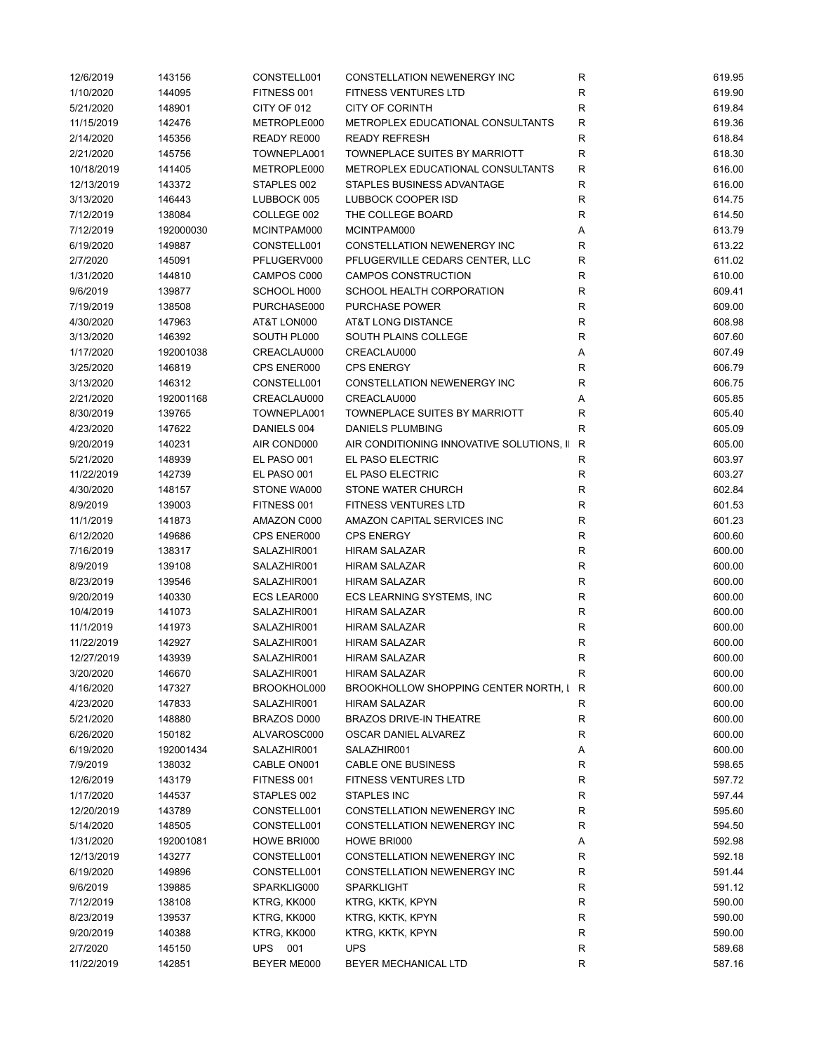| | | | | | |
|---|---|---|---|---|---|
| 12/6/2019 | 143156 | CONSTELL001 | CONSTELLATION NEWENERGY INC | R | 619.95 |
| 1/10/2020 | 144095 | FITNESS 001 | FITNESS VENTURES LTD | R | 619.90 |
| 5/21/2020 | 148901 | CITY OF 012 | CITY OF CORINTH | R | 619.84 |
| 11/15/2019 | 142476 | METROPLE000 | METROPLEX EDUCATIONAL CONSULTANTS | R | 619.36 |
| 2/14/2020 | 145356 | READY RE000 | READY REFRESH | R | 618.84 |
| 2/21/2020 | 145756 | TOWNEPLA001 | TOWNEPLACE SUITES BY MARRIOTT | R | 618.30 |
| 10/18/2019 | 141405 | METROPLE000 | METROPLEX EDUCATIONAL CONSULTANTS | R | 616.00 |
| 12/13/2019 | 143372 | STAPLES 002 | STAPLES BUSINESS ADVANTAGE | R | 616.00 |
| 3/13/2020 | 146443 | LUBBOCK 005 | LUBBOCK COOPER ISD | R | 614.75 |
| 7/12/2019 | 138084 | COLLEGE 002 | THE COLLEGE BOARD | R | 614.50 |
| 7/12/2019 | 192000030 | MCINTPAM000 | MCINTPAM000 | A | 613.79 |
| 6/19/2020 | 149887 | CONSTELL001 | CONSTELLATION NEWENERGY INC | R | 613.22 |
| 2/7/2020 | 145091 | PFLUGERV000 | PFLUGERVILLE CEDARS CENTER, LLC | R | 611.02 |
| 1/31/2020 | 144810 | CAMPOS C000 | CAMPOS CONSTRUCTION | R | 610.00 |
| 9/6/2019 | 139877 | SCHOOL H000 | SCHOOL HEALTH CORPORATION | R | 609.41 |
| 7/19/2019 | 138508 | PURCHASE000 | PURCHASE POWER | R | 609.00 |
| 4/30/2020 | 147963 | AT&T LON000 | AT&T LONG DISTANCE | R | 608.98 |
| 3/13/2020 | 146392 | SOUTH PL000 | SOUTH PLAINS COLLEGE | R | 607.60 |
| 1/17/2020 | 192001038 | CREACLAU000 | CREACLAU000 | A | 607.49 |
| 3/25/2020 | 146819 | CPS ENER000 | CPS ENERGY | R | 606.79 |
| 3/13/2020 | 146312 | CONSTELL001 | CONSTELLATION NEWENERGY INC | R | 606.75 |
| 2/21/2020 | 192001168 | CREACLAU000 | CREACLAU000 | A | 605.85 |
| 8/30/2019 | 139765 | TOWNEPLA001 | TOWNEPLACE SUITES BY MARRIOTT | R | 605.40 |
| 4/23/2020 | 147622 | DANIELS 004 | DANIELS PLUMBING | R | 605.09 |
| 9/20/2019 | 140231 | AIR COND000 | AIR CONDITIONING INNOVATIVE SOLUTIONS, I | R | 605.00 |
| 5/21/2020 | 148939 | EL PASO 001 | EL PASO ELECTRIC | R | 603.97 |
| 11/22/2019 | 142739 | EL PASO 001 | EL PASO ELECTRIC | R | 603.27 |
| 4/30/2020 | 148157 | STONE WA000 | STONE WATER CHURCH | R | 602.84 |
| 8/9/2019 | 139003 | FITNESS 001 | FITNESS VENTURES LTD | R | 601.53 |
| 11/1/2019 | 141873 | AMAZON C000 | AMAZON CAPITAL SERVICES INC | R | 601.23 |
| 6/12/2020 | 149686 | CPS ENER000 | CPS ENERGY | R | 600.60 |
| 7/16/2019 | 138317 | SALAZHIR001 | HIRAM SALAZAR | R | 600.00 |
| 8/9/2019 | 139108 | SALAZHIR001 | HIRAM SALAZAR | R | 600.00 |
| 8/23/2019 | 139546 | SALAZHIR001 | HIRAM SALAZAR | R | 600.00 |
| 9/20/2019 | 140330 | ECS LEAR000 | ECS LEARNING SYSTEMS, INC | R | 600.00 |
| 10/4/2019 | 141073 | SALAZHIR001 | HIRAM SALAZAR | R | 600.00 |
| 11/1/2019 | 141973 | SALAZHIR001 | HIRAM SALAZAR | R | 600.00 |
| 11/22/2019 | 142927 | SALAZHIR001 | HIRAM SALAZAR | R | 600.00 |
| 12/27/2019 | 143939 | SALAZHIR001 | HIRAM SALAZAR | R | 600.00 |
| 3/20/2020 | 146670 | SALAZHIR001 | HIRAM SALAZAR | R | 600.00 |
| 4/16/2020 | 147327 | BROOKHOL000 | BROOKHOLLOW SHOPPING CENTER NORTH, L | R | 600.00 |
| 4/23/2020 | 147833 | SALAZHIR001 | HIRAM SALAZAR | R | 600.00 |
| 5/21/2020 | 148880 | BRAZOS D000 | BRAZOS DRIVE-IN THEATRE | R | 600.00 |
| 6/26/2020 | 150182 | ALVAROSC000 | OSCAR DANIEL ALVAREZ | R | 600.00 |
| 6/19/2020 | 192001434 | SALAZHIR001 | SALAZHIR001 | A | 600.00 |
| 7/9/2019 | 138032 | CABLE ON001 | CABLE ONE BUSINESS | R | 598.65 |
| 12/6/2019 | 143179 | FITNESS 001 | FITNESS VENTURES LTD | R | 597.72 |
| 1/17/2020 | 144537 | STAPLES 002 | STAPLES INC | R | 597.44 |
| 12/20/2019 | 143789 | CONSTELL001 | CONSTELLATION NEWENERGY INC | R | 595.60 |
| 5/14/2020 | 148505 | CONSTELL001 | CONSTELLATION NEWENERGY INC | R | 594.50 |
| 1/31/2020 | 192001081 | HOWE BRI000 | HOWE BRI000 | A | 592.98 |
| 12/13/2019 | 143277 | CONSTELL001 | CONSTELLATION NEWENERGY INC | R | 592.18 |
| 6/19/2020 | 149896 | CONSTELL001 | CONSTELLATION NEWENERGY INC | R | 591.44 |
| 9/6/2019 | 139885 | SPARKLIG000 | SPARKLIGHT | R | 591.12 |
| 7/12/2019 | 138108 | KTRG, KK000 | KTRG, KKTK, KPYN | R | 590.00 |
| 8/23/2019 | 139537 | KTRG, KK000 | KTRG, KKTK, KPYN | R | 590.00 |
| 9/20/2019 | 140388 | KTRG, KK000 | KTRG, KKTK, KPYN | R | 590.00 |
| 2/7/2020 | 145150 | UPS 001 | UPS | R | 589.68 |
| 11/22/2019 | 142851 | BEYER ME000 | BEYER MECHANICAL LTD | R | 587.16 |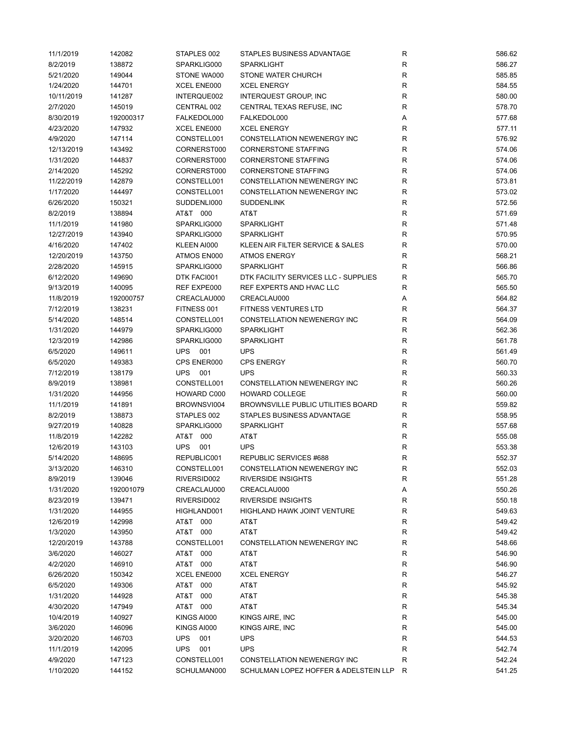| | | | | | |
|---|---|---|---|---|---|
| 11/1/2019 | 142082 | STAPLES 002 | STAPLES BUSINESS ADVANTAGE | R | 586.62 |
| 8/2/2019 | 138872 | SPARKLIG000 | SPARKLIGHT | R | 586.27 |
| 5/21/2020 | 149044 | STONE WA000 | STONE WATER CHURCH | R | 585.85 |
| 1/24/2020 | 144701 | XCEL ENE000 | XCEL ENERGY | R | 584.55 |
| 10/11/2019 | 141287 | INTERQUE002 | INTERQUEST GROUP, INC | R | 580.00 |
| 2/7/2020 | 145019 | CENTRAL 002 | CENTRAL TEXAS REFUSE, INC | R | 578.70 |
| 8/30/2019 | 192000317 | FALKEDOL000 | FALKEDOL000 | A | 577.68 |
| 4/23/2020 | 147932 | XCEL ENE000 | XCEL ENERGY | R | 577.11 |
| 4/9/2020 | 147114 | CONSTELL001 | CONSTELLATION NEWENERGY INC | R | 576.92 |
| 12/13/2019 | 143492 | CORNERST000 | CORNERSTONE STAFFING | R | 574.06 |
| 1/31/2020 | 144837 | CORNERST000 | CORNERSTONE STAFFING | R | 574.06 |
| 2/14/2020 | 145292 | CORNERST000 | CORNERSTONE STAFFING | R | 574.06 |
| 11/22/2019 | 142879 | CONSTELL001 | CONSTELLATION NEWENERGY INC | R | 573.81 |
| 1/17/2020 | 144497 | CONSTELL001 | CONSTELLATION NEWENERGY INC | R | 573.02 |
| 6/26/2020 | 150321 | SUDDENLI000 | SUDDENLINK | R | 572.56 |
| 8/2/2019 | 138894 | AT&T 000 | AT&T | R | 571.69 |
| 11/1/2019 | 141980 | SPARKLIG000 | SPARKLIGHT | R | 571.48 |
| 12/27/2019 | 143940 | SPARKLIG000 | SPARKLIGHT | R | 570.95 |
| 4/16/2020 | 147402 | KLEEN AI000 | KLEEN AIR FILTER SERVICE & SALES | R | 570.00 |
| 12/20/2019 | 143750 | ATMOS EN000 | ATMOS ENERGY | R | 568.21 |
| 2/28/2020 | 145915 | SPARKLIG000 | SPARKLIGHT | R | 566.86 |
| 6/12/2020 | 149690 | DTK FACI001 | DTK FACILITY SERVICES LLC - SUPPLIES | R | 565.70 |
| 9/13/2019 | 140095 | REF EXPE000 | REF EXPERTS AND HVAC LLC | R | 565.50 |
| 11/8/2019 | 192000757 | CREACLAU000 | CREACLAU000 | A | 564.82 |
| 7/12/2019 | 138231 | FITNESS 001 | FITNESS VENTURES LTD | R | 564.37 |
| 5/14/2020 | 148514 | CONSTELL001 | CONSTELLATION NEWENERGY INC | R | 564.09 |
| 1/31/2020 | 144979 | SPARKLIG000 | SPARKLIGHT | R | 562.36 |
| 12/3/2019 | 142986 | SPARKLIG000 | SPARKLIGHT | R | 561.78 |
| 6/5/2020 | 149611 | UPS 001 | UPS | R | 561.49 |
| 6/5/2020 | 149383 | CPS ENER000 | CPS ENERGY | R | 560.70 |
| 7/12/2019 | 138179 | UPS 001 | UPS | R | 560.33 |
| 8/9/2019 | 138981 | CONSTELL001 | CONSTELLATION NEWENERGY INC | R | 560.26 |
| 1/31/2020 | 144956 | HOWARD C000 | HOWARD COLLEGE | R | 560.00 |
| 11/1/2019 | 141891 | BROWNSVI004 | BROWNSVILLE PUBLIC UTILITIES BOARD | R | 559.82 |
| 8/2/2019 | 138873 | STAPLES 002 | STAPLES BUSINESS ADVANTAGE | R | 558.95 |
| 9/27/2019 | 140828 | SPARKLIG000 | SPARKLIGHT | R | 557.68 |
| 11/8/2019 | 142282 | AT&T 000 | AT&T | R | 555.08 |
| 12/6/2019 | 143103 | UPS 001 | UPS | R | 553.38 |
| 5/14/2020 | 148695 | REPUBLIC001 | REPUBLIC SERVICES #688 | R | 552.37 |
| 3/13/2020 | 146310 | CONSTELL001 | CONSTELLATION NEWENERGY INC | R | 552.03 |
| 8/9/2019 | 139046 | RIVERSID002 | RIVERSIDE INSIGHTS | R | 551.28 |
| 1/31/2020 | 192001079 | CREACLAU000 | CREACLAU000 | A | 550.26 |
| 8/23/2019 | 139471 | RIVERSID002 | RIVERSIDE INSIGHTS | R | 550.18 |
| 1/31/2020 | 144955 | HIGHLAND001 | HIGHLAND HAWK JOINT VENTURE | R | 549.63 |
| 12/6/2019 | 142998 | AT&T 000 | AT&T | R | 549.42 |
| 1/3/2020 | 143950 | AT&T 000 | AT&T | R | 549.42 |
| 12/20/2019 | 143788 | CONSTELL001 | CONSTELLATION NEWENERGY INC | R | 548.66 |
| 3/6/2020 | 146027 | AT&T 000 | AT&T | R | 546.90 |
| 4/2/2020 | 146910 | AT&T 000 | AT&T | R | 546.90 |
| 6/26/2020 | 150342 | XCEL ENE000 | XCEL ENERGY | R | 546.27 |
| 6/5/2020 | 149306 | AT&T 000 | AT&T | R | 545.92 |
| 1/31/2020 | 144928 | AT&T 000 | AT&T | R | 545.38 |
| 4/30/2020 | 147949 | AT&T 000 | AT&T | R | 545.34 |
| 10/4/2019 | 140927 | KINGS AI000 | KINGS AIRE, INC | R | 545.00 |
| 3/6/2020 | 146096 | KINGS AI000 | KINGS AIRE, INC | R | 545.00 |
| 3/20/2020 | 146703 | UPS 001 | UPS | R | 544.53 |
| 11/1/2019 | 142095 | UPS 001 | UPS | R | 542.74 |
| 4/9/2020 | 147123 | CONSTELL001 | CONSTELLATION NEWENERGY INC | R | 542.24 |
| 1/10/2020 | 144152 | SCHULMAN000 | SCHULMAN LOPEZ HOFFER & ADELSTEIN LLP | R | 541.25 |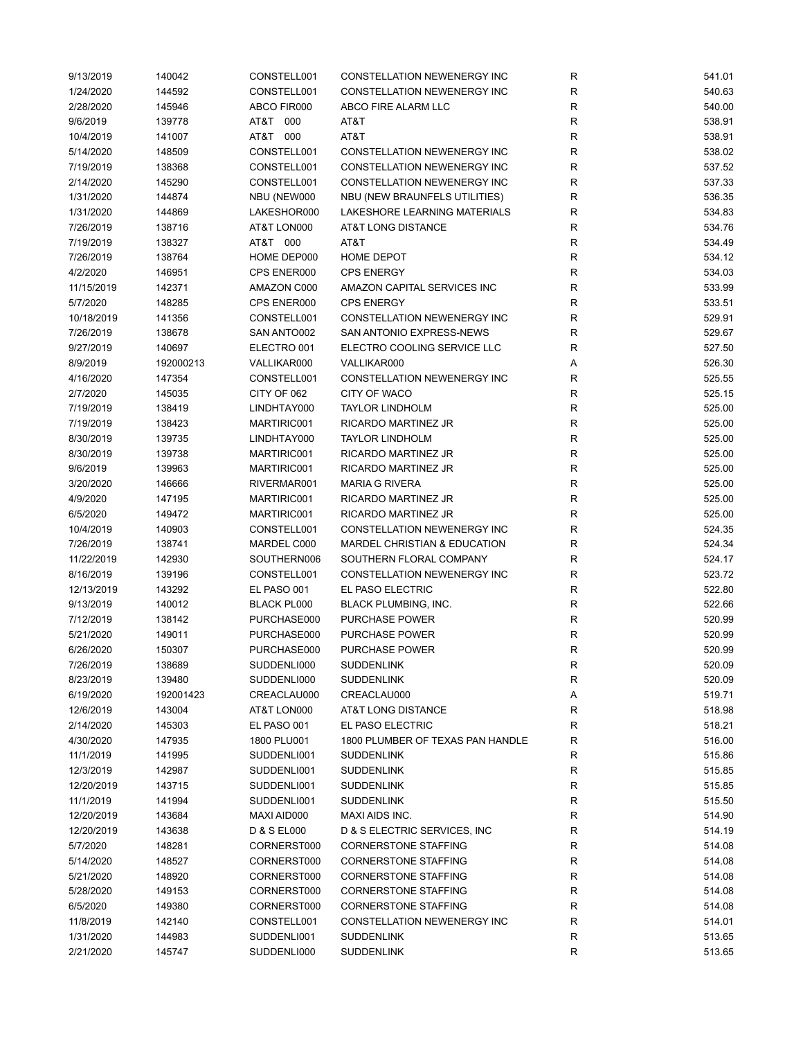| | | | | | |
|---|---|---|---|---|---|
| 9/13/2019 | 140042 | CONSTELL001 | CONSTELLATION NEWENERGY INC | R | 541.01 |
| 1/24/2020 | 144592 | CONSTELL001 | CONSTELLATION NEWENERGY INC | R | 540.63 |
| 2/28/2020 | 145946 | ABCO FIR000 | ABCO FIRE ALARM LLC | R | 540.00 |
| 9/6/2019 | 139778 | AT&T 000 | AT&T | R | 538.91 |
| 10/4/2019 | 141007 | AT&T 000 | AT&T | R | 538.91 |
| 5/14/2020 | 148509 | CONSTELL001 | CONSTELLATION NEWENERGY INC | R | 538.02 |
| 7/19/2019 | 138368 | CONSTELL001 | CONSTELLATION NEWENERGY INC | R | 537.52 |
| 2/14/2020 | 145290 | CONSTELL001 | CONSTELLATION NEWENERGY INC | R | 537.33 |
| 1/31/2020 | 144874 | NBU (NEW000 | NBU (NEW BRAUNFELS UTILITIES) | R | 536.35 |
| 1/31/2020 | 144869 | LAKESHOR000 | LAKESHORE LEARNING MATERIALS | R | 534.83 |
| 7/26/2019 | 138716 | AT&T LON000 | AT&T LONG DISTANCE | R | 534.76 |
| 7/19/2019 | 138327 | AT&T 000 | AT&T | R | 534.49 |
| 7/26/2019 | 138764 | HOME DEP000 | HOME DEPOT | R | 534.12 |
| 4/2/2020 | 146951 | CPS ENER000 | CPS ENERGY | R | 534.03 |
| 11/15/2019 | 142371 | AMAZON C000 | AMAZON CAPITAL SERVICES INC | R | 533.99 |
| 5/7/2020 | 148285 | CPS ENER000 | CPS ENERGY | R | 533.51 |
| 10/18/2019 | 141356 | CONSTELL001 | CONSTELLATION NEWENERGY INC | R | 529.91 |
| 7/26/2019 | 138678 | SAN ANTO002 | SAN ANTONIO EXPRESS-NEWS | R | 529.67 |
| 9/27/2019 | 140697 | ELECTRO 001 | ELECTRO COOLING SERVICE LLC | R | 527.50 |
| 8/9/2019 | 192000213 | VALLIKAR000 | VALLIKAR000 | A | 526.30 |
| 4/16/2020 | 147354 | CONSTELL001 | CONSTELLATION NEWENERGY INC | R | 525.55 |
| 2/7/2020 | 145035 | CITY OF 062 | CITY OF WACO | R | 525.15 |
| 7/19/2019 | 138419 | LINDHTAY000 | TAYLOR LINDHOLM | R | 525.00 |
| 7/19/2019 | 138423 | MARTIRIC001 | RICARDO MARTINEZ JR | R | 525.00 |
| 8/30/2019 | 139735 | LINDHTAY000 | TAYLOR LINDHOLM | R | 525.00 |
| 8/30/2019 | 139738 | MARTIRIC001 | RICARDO MARTINEZ JR | R | 525.00 |
| 9/6/2019 | 139963 | MARTIRIC001 | RICARDO MARTINEZ JR | R | 525.00 |
| 3/20/2020 | 146666 | RIVERMAR001 | MARIA G RIVERA | R | 525.00 |
| 4/9/2020 | 147195 | MARTIRIC001 | RICARDO MARTINEZ JR | R | 525.00 |
| 6/5/2020 | 149472 | MARTIRIC001 | RICARDO MARTINEZ JR | R | 525.00 |
| 10/4/2019 | 140903 | CONSTELL001 | CONSTELLATION NEWENERGY INC | R | 524.35 |
| 7/26/2019 | 138741 | MARDEL C000 | MARDEL CHRISTIAN & EDUCATION | R | 524.34 |
| 11/22/2019 | 142930 | SOUTHERN006 | SOUTHERN FLORAL COMPANY | R | 524.17 |
| 8/16/2019 | 139196 | CONSTELL001 | CONSTELLATION NEWENERGY INC | R | 523.72 |
| 12/13/2019 | 143292 | EL PASO 001 | EL PASO ELECTRIC | R | 522.80 |
| 9/13/2019 | 140012 | BLACK PL000 | BLACK PLUMBING, INC. | R | 522.66 |
| 7/12/2019 | 138142 | PURCHASE000 | PURCHASE POWER | R | 520.99 |
| 5/21/2020 | 149011 | PURCHASE000 | PURCHASE POWER | R | 520.99 |
| 6/26/2020 | 150307 | PURCHASE000 | PURCHASE POWER | R | 520.99 |
| 7/26/2019 | 138689 | SUDDENLI000 | SUDDENLINK | R | 520.09 |
| 8/23/2019 | 139480 | SUDDENLI000 | SUDDENLINK | R | 520.09 |
| 6/19/2020 | 192001423 | CREACLAU000 | CREACLAU000 | A | 519.71 |
| 12/6/2019 | 143004 | AT&T LON000 | AT&T LONG DISTANCE | R | 518.98 |
| 2/14/2020 | 145303 | EL PASO 001 | EL PASO ELECTRIC | R | 518.21 |
| 4/30/2020 | 147935 | 1800 PLU001 | 1800 PLUMBER OF TEXAS PAN HANDLE | R | 516.00 |
| 11/1/2019 | 141995 | SUDDENLI001 | SUDDENLINK | R | 515.86 |
| 12/3/2019 | 142987 | SUDDENLI001 | SUDDENLINK | R | 515.85 |
| 12/20/2019 | 143715 | SUDDENLI001 | SUDDENLINK | R | 515.85 |
| 11/1/2019 | 141994 | SUDDENLI001 | SUDDENLINK | R | 515.50 |
| 12/20/2019 | 143684 | MAXI AID000 | MAXI AIDS INC. | R | 514.90 |
| 12/20/2019 | 143638 | D & S EL000 | D & S ELECTRIC SERVICES, INC | R | 514.19 |
| 5/7/2020 | 148281 | CORNERST000 | CORNERSTONE STAFFING | R | 514.08 |
| 5/14/2020 | 148527 | CORNERST000 | CORNERSTONE STAFFING | R | 514.08 |
| 5/21/2020 | 148920 | CORNERST000 | CORNERSTONE STAFFING | R | 514.08 |
| 5/28/2020 | 149153 | CORNERST000 | CORNERSTONE STAFFING | R | 514.08 |
| 6/5/2020 | 149380 | CORNERST000 | CORNERSTONE STAFFING | R | 514.08 |
| 11/8/2019 | 142140 | CONSTELL001 | CONSTELLATION NEWENERGY INC | R | 514.01 |
| 1/31/2020 | 144983 | SUDDENLI001 | SUDDENLINK | R | 513.65 |
| 2/21/2020 | 145747 | SUDDENLI000 | SUDDENLINK | R | 513.65 |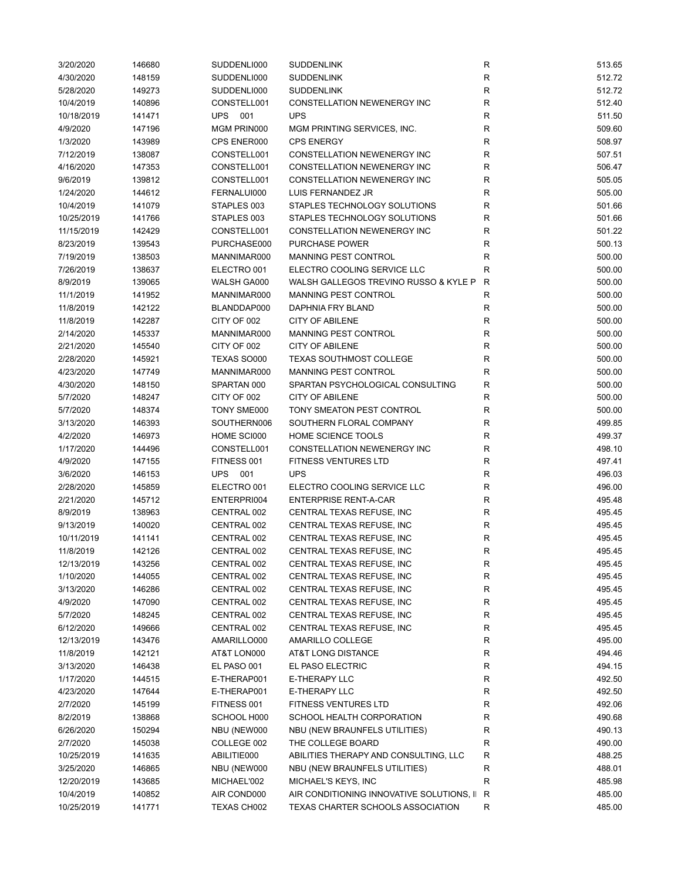| | | | | | |
|---|---|---|---|---|---|
| 3/20/2020 | 146680 | SUDDENLI000 | SUDDENLINK | R | 513.65 |
| 4/30/2020 | 148159 | SUDDENLI000 | SUDDENLINK | R | 512.72 |
| 5/28/2020 | 149273 | SUDDENLI000 | SUDDENLINK | R | 512.72 |
| 10/4/2019 | 140896 | CONSTELL001 | CONSTELLATION NEWENERGY INC | R | 512.40 |
| 10/18/2019 | 141471 | UPS 001 | UPS | R | 511.50 |
| 4/9/2020 | 147196 | MGM PRIN000 | MGM PRINTING SERVICES, INC. | R | 509.60 |
| 1/3/2020 | 143989 | CPS ENER000 | CPS ENERGY | R | 508.97 |
| 7/12/2019 | 138087 | CONSTELL001 | CONSTELLATION NEWENERGY INC | R | 507.51 |
| 4/16/2020 | 147353 | CONSTELL001 | CONSTELLATION NEWENERGY INC | R | 506.47 |
| 9/6/2019 | 139812 | CONSTELL001 | CONSTELLATION NEWENERGY INC | R | 505.05 |
| 1/24/2020 | 144612 | FERNALUI000 | LUIS FERNANDEZ JR | R | 505.00 |
| 10/4/2019 | 141079 | STAPLES 003 | STAPLES TECHNOLOGY SOLUTIONS | R | 501.66 |
| 10/25/2019 | 141766 | STAPLES 003 | STAPLES TECHNOLOGY SOLUTIONS | R | 501.66 |
| 11/15/2019 | 142429 | CONSTELL001 | CONSTELLATION NEWENERGY INC | R | 501.22 |
| 8/23/2019 | 139543 | PURCHASE000 | PURCHASE POWER | R | 500.13 |
| 7/19/2019 | 138503 | MANNIMAR000 | MANNING PEST CONTROL | R | 500.00 |
| 7/26/2019 | 138637 | ELECTRO 001 | ELECTRO COOLING SERVICE LLC | R | 500.00 |
| 8/9/2019 | 139065 | WALSH GA000 | WALSH GALLEGOS TREVINO RUSSO & KYLE P | R | 500.00 |
| 11/1/2019 | 141952 | MANNIMAR000 | MANNING PEST CONTROL | R | 500.00 |
| 11/8/2019 | 142122 | BLANDDAP000 | DAPHNIA FRY BLAND | R | 500.00 |
| 11/8/2019 | 142287 | CITY OF 002 | CITY OF ABILENE | R | 500.00 |
| 2/14/2020 | 145337 | MANNIMAR000 | MANNING PEST CONTROL | R | 500.00 |
| 2/21/2020 | 145540 | CITY OF 002 | CITY OF ABILENE | R | 500.00 |
| 2/28/2020 | 145921 | TEXAS SO000 | TEXAS SOUTHMOST COLLEGE | R | 500.00 |
| 4/23/2020 | 147749 | MANNIMAR000 | MANNING PEST CONTROL | R | 500.00 |
| 4/30/2020 | 148150 | SPARTAN 000 | SPARTAN PSYCHOLOGICAL CONSULTING | R | 500.00 |
| 5/7/2020 | 148247 | CITY OF 002 | CITY OF ABILENE | R | 500.00 |
| 5/7/2020 | 148374 | TONY SME000 | TONY SMEATON PEST CONTROL | R | 500.00 |
| 3/13/2020 | 146393 | SOUTHERN006 | SOUTHERN FLORAL COMPANY | R | 499.85 |
| 4/2/2020 | 146973 | HOME SCI000 | HOME SCIENCE TOOLS | R | 499.37 |
| 1/17/2020 | 144496 | CONSTELL001 | CONSTELLATION NEWENERGY INC | R | 498.10 |
| 4/9/2020 | 147155 | FITNESS 001 | FITNESS VENTURES LTD | R | 497.41 |
| 3/6/2020 | 146153 | UPS 001 | UPS | R | 496.03 |
| 2/28/2020 | 145859 | ELECTRO 001 | ELECTRO COOLING SERVICE LLC | R | 496.00 |
| 2/21/2020 | 145712 | ENTERPRI004 | ENTERPRISE RENT-A-CAR | R | 495.48 |
| 8/9/2019 | 138963 | CENTRAL 002 | CENTRAL TEXAS REFUSE, INC | R | 495.45 |
| 9/13/2019 | 140020 | CENTRAL 002 | CENTRAL TEXAS REFUSE, INC | R | 495.45 |
| 10/11/2019 | 141141 | CENTRAL 002 | CENTRAL TEXAS REFUSE, INC | R | 495.45 |
| 11/8/2019 | 142126 | CENTRAL 002 | CENTRAL TEXAS REFUSE, INC | R | 495.45 |
| 12/13/2019 | 143256 | CENTRAL 002 | CENTRAL TEXAS REFUSE, INC | R | 495.45 |
| 1/10/2020 | 144055 | CENTRAL 002 | CENTRAL TEXAS REFUSE, INC | R | 495.45 |
| 3/13/2020 | 146286 | CENTRAL 002 | CENTRAL TEXAS REFUSE, INC | R | 495.45 |
| 4/9/2020 | 147090 | CENTRAL 002 | CENTRAL TEXAS REFUSE, INC | R | 495.45 |
| 5/7/2020 | 148245 | CENTRAL 002 | CENTRAL TEXAS REFUSE, INC | R | 495.45 |
| 6/12/2020 | 149666 | CENTRAL 002 | CENTRAL TEXAS REFUSE, INC | R | 495.45 |
| 12/13/2019 | 143476 | AMARILLO000 | AMARILLO COLLEGE | R | 495.00 |
| 11/8/2019 | 142121 | AT&T LON000 | AT&T LONG DISTANCE | R | 494.46 |
| 3/13/2020 | 146438 | EL PASO 001 | EL PASO ELECTRIC | R | 494.15 |
| 1/17/2020 | 144515 | E-THERAP001 | E-THERAPY LLC | R | 492.50 |
| 4/23/2020 | 147644 | E-THERAP001 | E-THERAPY LLC | R | 492.50 |
| 2/7/2020 | 145199 | FITNESS 001 | FITNESS VENTURES LTD | R | 492.06 |
| 8/2/2019 | 138868 | SCHOOL H000 | SCHOOL HEALTH CORPORATION | R | 490.68 |
| 6/26/2020 | 150294 | NBU (NEW000 | NBU (NEW BRAUNFELS UTILITIES) | R | 490.13 |
| 2/7/2020 | 145038 | COLLEGE 002 | THE COLLEGE BOARD | R | 490.00 |
| 10/25/2019 | 141635 | ABILITIE000 | ABILITIES THERAPY AND CONSULTING, LLC | R | 488.25 |
| 3/25/2020 | 146865 | NBU (NEW000 | NBU (NEW BRAUNFELS UTILITIES) | R | 488.01 |
| 12/20/2019 | 143685 | MICHAEL'002 | MICHAEL'S KEYS, INC | R | 485.98 |
| 10/4/2019 | 140852 | AIR COND000 | AIR CONDITIONING INNOVATIVE SOLUTIONS, I | R | 485.00 |
| 10/25/2019 | 141771 | TEXAS CH002 | TEXAS CHARTER SCHOOLS ASSOCIATION | R | 485.00 |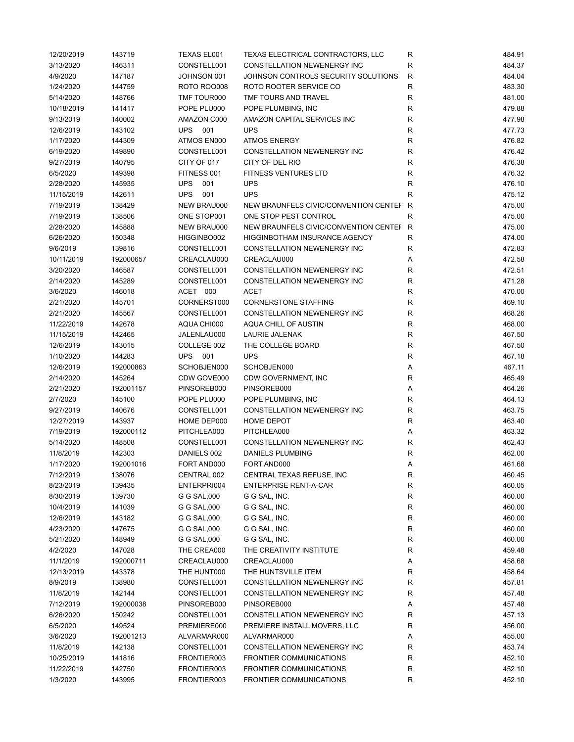| | | | | | |
|---|---|---|---|---|---|
| 12/20/2019 | 143719 | TEXAS EL001 | TEXAS ELECTRICAL CONTRACTORS, LLC | R | 484.91 |
| 3/13/2020 | 146311 | CONSTELL001 | CONSTELLATION NEWENERGY INC | R | 484.37 |
| 4/9/2020 | 147187 | JOHNSON 001 | JOHNSON CONTROLS SECURITY SOLUTIONS | R | 484.04 |
| 1/24/2020 | 144759 | ROTO ROO008 | ROTO ROOTER SERVICE CO | R | 483.30 |
| 5/14/2020 | 148766 | TMF TOUR000 | TMF TOURS AND TRAVEL | R | 481.00 |
| 10/18/2019 | 141417 | POPE PLU000 | POPE PLUMBING, INC | R | 479.88 |
| 9/13/2019 | 140002 | AMAZON C000 | AMAZON CAPITAL SERVICES INC | R | 477.98 |
| 12/6/2019 | 143102 | UPS 001 | UPS | R | 477.73 |
| 1/17/2020 | 144309 | ATMOS EN000 | ATMOS ENERGY | R | 476.82 |
| 6/19/2020 | 149890 | CONSTELL001 | CONSTELLATION NEWENERGY INC | R | 476.42 |
| 9/27/2019 | 140795 | CITY OF 017 | CITY OF DEL RIO | R | 476.38 |
| 6/5/2020 | 149398 | FITNESS 001 | FITNESS VENTURES LTD | R | 476.32 |
| 2/28/2020 | 145935 | UPS 001 | UPS | R | 476.10 |
| 11/15/2019 | 142611 | UPS 001 | UPS | R | 475.12 |
| 7/19/2019 | 138429 | NEW BRAU000 | NEW BRAUNFELS CIVIC/CONVENTION CENTEF | R | 475.00 |
| 7/19/2019 | 138506 | ONE STOP001 | ONE STOP PEST CONTROL | R | 475.00 |
| 2/28/2020 | 145888 | NEW BRAU000 | NEW BRAUNFELS CIVIC/CONVENTION CENTEF | R | 475.00 |
| 6/26/2020 | 150348 | HIGGINBO002 | HIGGINBOTHAM INSURANCE AGENCY | R | 474.00 |
| 9/6/2019 | 139816 | CONSTELL001 | CONSTELLATION NEWENERGY INC | R | 472.83 |
| 10/11/2019 | 192000657 | CREACLAU000 | CREACLAU000 | A | 472.58 |
| 3/20/2020 | 146587 | CONSTELL001 | CONSTELLATION NEWENERGY INC | R | 472.51 |
| 2/14/2020 | 145289 | CONSTELL001 | CONSTELLATION NEWENERGY INC | R | 471.28 |
| 3/6/2020 | 146018 | ACET 000 | ACET | R | 470.00 |
| 2/21/2020 | 145701 | CORNERST000 | CORNERSTONE STAFFING | R | 469.10 |
| 2/21/2020 | 145567 | CONSTELL001 | CONSTELLATION NEWENERGY INC | R | 468.26 |
| 11/22/2019 | 142678 | AQUA CHI000 | AQUA CHILL OF AUSTIN | R | 468.00 |
| 11/15/2019 | 142465 | JALENLAU000 | LAURIE JALENAK | R | 467.50 |
| 12/6/2019 | 143015 | COLLEGE 002 | THE COLLEGE BOARD | R | 467.50 |
| 1/10/2020 | 144283 | UPS 001 | UPS | R | 467.18 |
| 12/6/2019 | 192000863 | SCHOBJEN000 | SCHOBJEN000 | A | 467.11 |
| 2/14/2020 | 145264 | CDW GOVE000 | CDW GOVERNMENT, INC | R | 465.49 |
| 2/21/2020 | 192001157 | PINSOREB000 | PINSOREB000 | A | 464.26 |
| 2/7/2020 | 145100 | POPE PLU000 | POPE PLUMBING, INC | R | 464.13 |
| 9/27/2019 | 140676 | CONSTELL001 | CONSTELLATION NEWENERGY INC | R | 463.75 |
| 12/27/2019 | 143937 | HOME DEP000 | HOME DEPOT | R | 463.40 |
| 7/19/2019 | 192000112 | PITCHLEA000 | PITCHLEA000 | A | 463.32 |
| 5/14/2020 | 148508 | CONSTELL001 | CONSTELLATION NEWENERGY INC | R | 462.43 |
| 11/8/2019 | 142303 | DANIELS 002 | DANIELS PLUMBING | R | 462.00 |
| 1/17/2020 | 192001016 | FORT AND000 | FORT AND000 | A | 461.68 |
| 7/12/2019 | 138076 | CENTRAL 002 | CENTRAL TEXAS REFUSE, INC | R | 460.45 |
| 8/23/2019 | 139435 | ENTERPRI004 | ENTERPRISE RENT-A-CAR | R | 460.05 |
| 8/30/2019 | 139730 | G G SAL,000 | G G SAL, INC. | R | 460.00 |
| 10/4/2019 | 141039 | G G SAL,000 | G G SAL, INC. | R | 460.00 |
| 12/6/2019 | 143182 | G G SAL,000 | G G SAL, INC. | R | 460.00 |
| 4/23/2020 | 147675 | G G SAL,000 | G G SAL, INC. | R | 460.00 |
| 5/21/2020 | 148949 | G G SAL,000 | G G SAL, INC. | R | 460.00 |
| 4/2/2020 | 147028 | THE CREA000 | THE CREATIVITY INSTITUTE | R | 459.48 |
| 11/1/2019 | 192000711 | CREACLAU000 | CREACLAU000 | A | 458.68 |
| 12/13/2019 | 143378 | THE HUNT000 | THE HUNTSVILLE ITEM | R | 458.64 |
| 8/9/2019 | 138980 | CONSTELL001 | CONSTELLATION NEWENERGY INC | R | 457.81 |
| 11/8/2019 | 142144 | CONSTELL001 | CONSTELLATION NEWENERGY INC | R | 457.48 |
| 7/12/2019 | 192000038 | PINSOREB000 | PINSOREB000 | A | 457.48 |
| 6/26/2020 | 150242 | CONSTELL001 | CONSTELLATION NEWENERGY INC | R | 457.13 |
| 6/5/2020 | 149524 | PREMIERE000 | PREMIERE INSTALL MOVERS, LLC | R | 456.00 |
| 3/6/2020 | 192001213 | ALVARMAR000 | ALVARMAR000 | A | 455.00 |
| 11/8/2019 | 142138 | CONSTELL001 | CONSTELLATION NEWENERGY INC | R | 453.74 |
| 10/25/2019 | 141816 | FRONTIER003 | FRONTIER COMMUNICATIONS | R | 452.10 |
| 11/22/2019 | 142750 | FRONTIER003 | FRONTIER COMMUNICATIONS | R | 452.10 |
| 1/3/2020 | 143995 | FRONTIER003 | FRONTIER COMMUNICATIONS | R | 452.10 |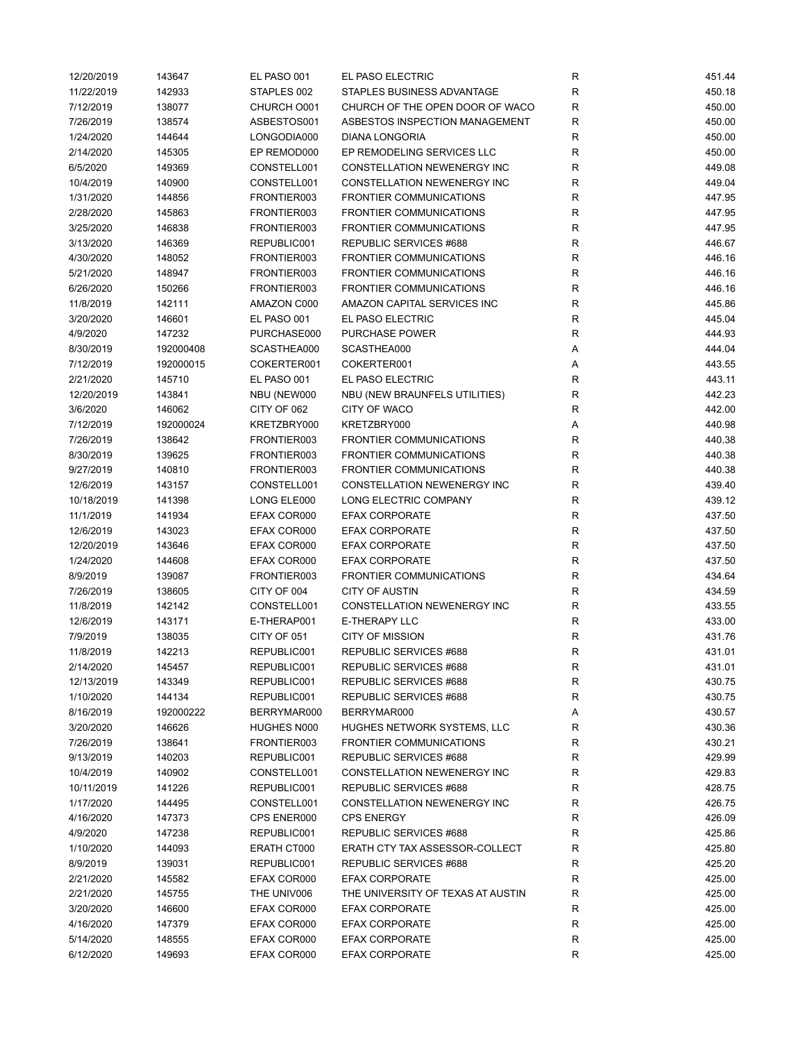| | | | | | |
|---|---|---|---|---|---|
| 12/20/2019 | 143647 | EL PASO 001 | EL PASO ELECTRIC | R | 451.44 |
| 11/22/2019 | 142933 | STAPLES 002 | STAPLES BUSINESS ADVANTAGE | R | 450.18 |
| 7/12/2019 | 138077 | CHURCH O001 | CHURCH OF THE OPEN DOOR OF WACO | R | 450.00 |
| 7/26/2019 | 138574 | ASBESTOS001 | ASBESTOS INSPECTION MANAGEMENT | R | 450.00 |
| 1/24/2020 | 144644 | LONGODIA000 | DIANA LONGORIA | R | 450.00 |
| 2/14/2020 | 145305 | EP REMOD000 | EP REMODELING SERVICES LLC | R | 450.00 |
| 6/5/2020 | 149369 | CONSTELL001 | CONSTELLATION NEWENERGY INC | R | 449.08 |
| 10/4/2019 | 140900 | CONSTELL001 | CONSTELLATION NEWENERGY INC | R | 449.04 |
| 1/31/2020 | 144856 | FRONTIER003 | FRONTIER COMMUNICATIONS | R | 447.95 |
| 2/28/2020 | 145863 | FRONTIER003 | FRONTIER COMMUNICATIONS | R | 447.95 |
| 3/25/2020 | 146838 | FRONTIER003 | FRONTIER COMMUNICATIONS | R | 447.95 |
| 3/13/2020 | 146369 | REPUBLIC001 | REPUBLIC SERVICES #688 | R | 446.67 |
| 4/30/2020 | 148052 | FRONTIER003 | FRONTIER COMMUNICATIONS | R | 446.16 |
| 5/21/2020 | 148947 | FRONTIER003 | FRONTIER COMMUNICATIONS | R | 446.16 |
| 6/26/2020 | 150266 | FRONTIER003 | FRONTIER COMMUNICATIONS | R | 446.16 |
| 11/8/2019 | 142111 | AMAZON C000 | AMAZON CAPITAL SERVICES INC | R | 445.86 |
| 3/20/2020 | 146601 | EL PASO 001 | EL PASO ELECTRIC | R | 445.04 |
| 4/9/2020 | 147232 | PURCHASE000 | PURCHASE POWER | R | 444.93 |
| 8/30/2019 | 192000408 | SCASTHEA000 | SCASTHEA000 | A | 444.04 |
| 7/12/2019 | 192000015 | COKERTER001 | COKERTER001 | A | 443.55 |
| 2/21/2020 | 145710 | EL PASO 001 | EL PASO ELECTRIC | R | 443.11 |
| 12/20/2019 | 143841 | NBU (NEW000 | NBU (NEW BRAUNFELS UTILITIES) | R | 442.23 |
| 3/6/2020 | 146062 | CITY OF 062 | CITY OF WACO | R | 442.00 |
| 7/12/2019 | 192000024 | KRETZBRY000 | KRETZBRY000 | A | 440.98 |
| 7/26/2019 | 138642 | FRONTIER003 | FRONTIER COMMUNICATIONS | R | 440.38 |
| 8/30/2019 | 139625 | FRONTIER003 | FRONTIER COMMUNICATIONS | R | 440.38 |
| 9/27/2019 | 140810 | FRONTIER003 | FRONTIER COMMUNICATIONS | R | 440.38 |
| 12/6/2019 | 143157 | CONSTELL001 | CONSTELLATION NEWENERGY INC | R | 439.40 |
| 10/18/2019 | 141398 | LONG ELE000 | LONG ELECTRIC COMPANY | R | 439.12 |
| 11/1/2019 | 141934 | EFAX COR000 | EFAX CORPORATE | R | 437.50 |
| 12/6/2019 | 143023 | EFAX COR000 | EFAX CORPORATE | R | 437.50 |
| 12/20/2019 | 143646 | EFAX COR000 | EFAX CORPORATE | R | 437.50 |
| 1/24/2020 | 144608 | EFAX COR000 | EFAX CORPORATE | R | 437.50 |
| 8/9/2019 | 139087 | FRONTIER003 | FRONTIER COMMUNICATIONS | R | 434.64 |
| 7/26/2019 | 138605 | CITY OF 004 | CITY OF AUSTIN | R | 434.59 |
| 11/8/2019 | 142142 | CONSTELL001 | CONSTELLATION NEWENERGY INC | R | 433.55 |
| 12/6/2019 | 143171 | E-THERAP001 | E-THERAPY LLC | R | 433.00 |
| 7/9/2019 | 138035 | CITY OF 051 | CITY OF MISSION | R | 431.76 |
| 11/8/2019 | 142213 | REPUBLIC001 | REPUBLIC SERVICES #688 | R | 431.01 |
| 2/14/2020 | 145457 | REPUBLIC001 | REPUBLIC SERVICES #688 | R | 431.01 |
| 12/13/2019 | 143349 | REPUBLIC001 | REPUBLIC SERVICES #688 | R | 430.75 |
| 1/10/2020 | 144134 | REPUBLIC001 | REPUBLIC SERVICES #688 | R | 430.75 |
| 8/16/2019 | 192000222 | BERRYMAR000 | BERRYMAR000 | A | 430.57 |
| 3/20/2020 | 146626 | HUGHES N000 | HUGHES NETWORK SYSTEMS, LLC | R | 430.36 |
| 7/26/2019 | 138641 | FRONTIER003 | FRONTIER COMMUNICATIONS | R | 430.21 |
| 9/13/2019 | 140203 | REPUBLIC001 | REPUBLIC SERVICES #688 | R | 429.99 |
| 10/4/2019 | 140902 | CONSTELL001 | CONSTELLATION NEWENERGY INC | R | 429.83 |
| 10/11/2019 | 141226 | REPUBLIC001 | REPUBLIC SERVICES #688 | R | 428.75 |
| 1/17/2020 | 144495 | CONSTELL001 | CONSTELLATION NEWENERGY INC | R | 426.75 |
| 4/16/2020 | 147373 | CPS ENER000 | CPS ENERGY | R | 426.09 |
| 4/9/2020 | 147238 | REPUBLIC001 | REPUBLIC SERVICES #688 | R | 425.86 |
| 1/10/2020 | 144093 | ERATH CT000 | ERATH CTY TAX ASSESSOR-COLLECT | R | 425.80 |
| 8/9/2019 | 139031 | REPUBLIC001 | REPUBLIC SERVICES #688 | R | 425.20 |
| 2/21/2020 | 145582 | EFAX COR000 | EFAX CORPORATE | R | 425.00 |
| 2/21/2020 | 145755 | THE UNIV006 | THE UNIVERSITY OF TEXAS AT AUSTIN | R | 425.00 |
| 3/20/2020 | 146600 | EFAX COR000 | EFAX CORPORATE | R | 425.00 |
| 4/16/2020 | 147379 | EFAX COR000 | EFAX CORPORATE | R | 425.00 |
| 5/14/2020 | 148555 | EFAX COR000 | EFAX CORPORATE | R | 425.00 |
| 6/12/2020 | 149693 | EFAX COR000 | EFAX CORPORATE | R | 425.00 |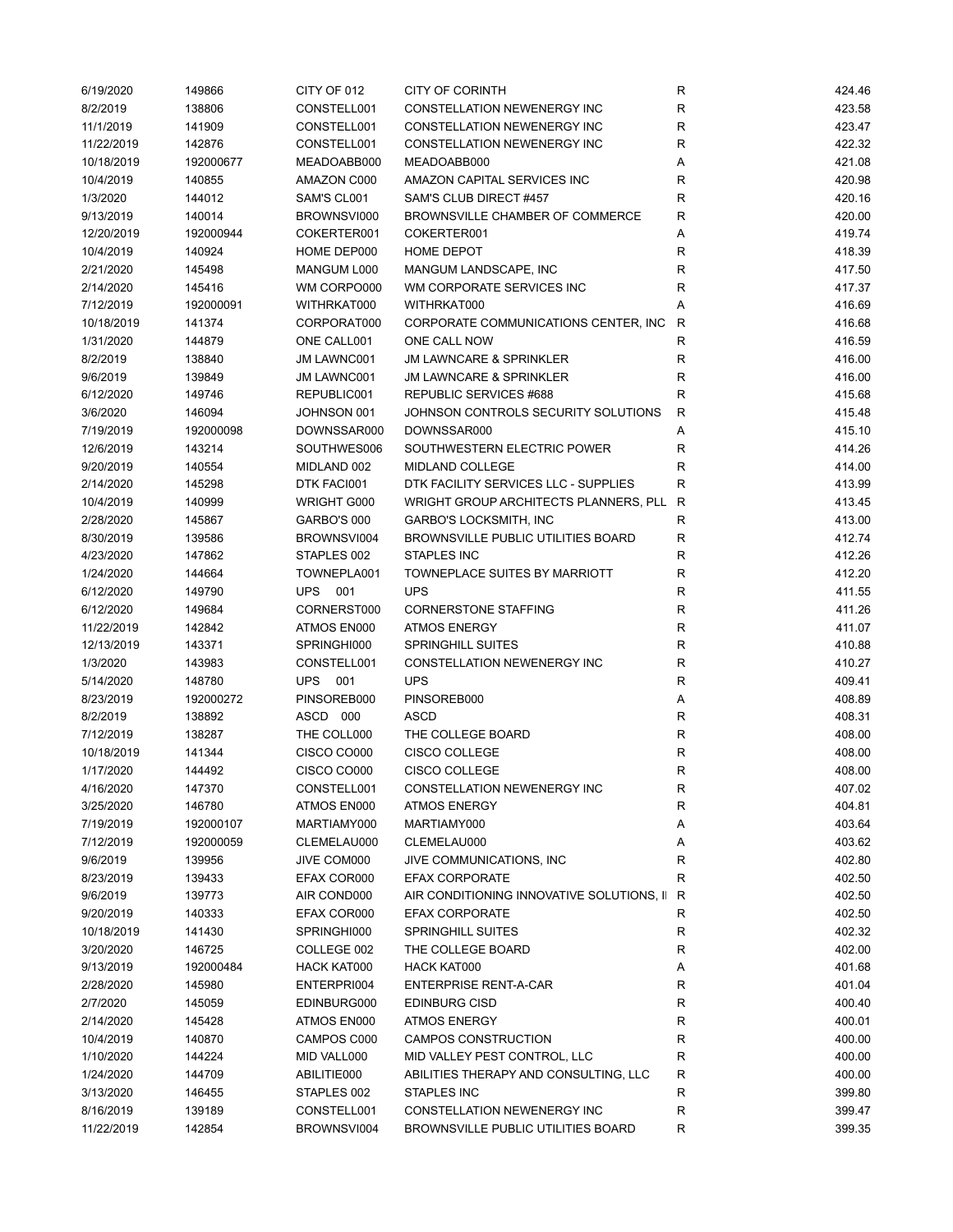| | | | | | |
|---|---|---|---|---|---|
| 6/19/2020 | 149866 | CITY OF 012 | CITY OF CORINTH | R | 424.46 |
| 8/2/2019 | 138806 | CONSTELL001 | CONSTELLATION NEWENERGY INC | R | 423.58 |
| 11/1/2019 | 141909 | CONSTELL001 | CONSTELLATION NEWENERGY INC | R | 423.47 |
| 11/22/2019 | 142876 | CONSTELL001 | CONSTELLATION NEWENERGY INC | R | 422.32 |
| 10/18/2019 | 192000677 | MEADOABB000 | MEADOABB000 | A | 421.08 |
| 10/4/2019 | 140855 | AMAZON C000 | AMAZON CAPITAL SERVICES INC | R | 420.98 |
| 1/3/2020 | 144012 | SAM'S CL001 | SAM'S CLUB DIRECT #457 | R | 420.16 |
| 9/13/2019 | 140014 | BROWNSVI000 | BROWNSVILLE CHAMBER OF COMMERCE | R | 420.00 |
| 12/20/2019 | 192000944 | COKERTER001 | COKERTER001 | A | 419.74 |
| 10/4/2019 | 140924 | HOME DEP000 | HOME DEPOT | R | 418.39 |
| 2/21/2020 | 145498 | MANGUM L000 | MANGUM LANDSCAPE, INC | R | 417.50 |
| 2/14/2020 | 145416 | WM CORPO000 | WM CORPORATE SERVICES INC | R | 417.37 |
| 7/12/2019 | 192000091 | WITHRKAT000 | WITHRKAT000 | A | 416.69 |
| 10/18/2019 | 141374 | CORPORAT000 | CORPORATE COMMUNICATIONS CENTER, INC | R | 416.68 |
| 1/31/2020 | 144879 | ONE CALL001 | ONE CALL NOW | R | 416.59 |
| 8/2/2019 | 138840 | JM LAWNC001 | JM LAWNCARE & SPRINKLER | R | 416.00 |
| 9/6/2019 | 139849 | JM LAWNC001 | JM LAWNCARE & SPRINKLER | R | 416.00 |
| 6/12/2020 | 149746 | REPUBLIC001 | REPUBLIC SERVICES #688 | R | 415.68 |
| 3/6/2020 | 146094 | JOHNSON 001 | JOHNSON CONTROLS SECURITY SOLUTIONS | R | 415.48 |
| 7/19/2019 | 192000098 | DOWNSSAR000 | DOWNSSAR000 | A | 415.10 |
| 12/6/2019 | 143214 | SOUTHWES006 | SOUTHWESTERN ELECTRIC POWER | R | 414.26 |
| 9/20/2019 | 140554 | MIDLAND 002 | MIDLAND COLLEGE | R | 414.00 |
| 2/14/2020 | 145298 | DTK FACI001 | DTK FACILITY SERVICES LLC - SUPPLIES | R | 413.99 |
| 10/4/2019 | 140999 | WRIGHT G000 | WRIGHT GROUP ARCHITECTS PLANNERS, PLL | R | 413.45 |
| 2/28/2020 | 145867 | GARBO'S 000 | GARBO'S LOCKSMITH, INC | R | 413.00 |
| 8/30/2019 | 139586 | BROWNSVI004 | BROWNSVILLE PUBLIC UTILITIES BOARD | R | 412.74 |
| 4/23/2020 | 147862 | STAPLES 002 | STAPLES INC | R | 412.26 |
| 1/24/2020 | 144664 | TOWNEPLA001 | TOWNEPLACE SUITES BY MARRIOTT | R | 412.20 |
| 6/12/2020 | 149790 | UPS 001 | UPS | R | 411.55 |
| 6/12/2020 | 149684 | CORNERST000 | CORNERSTONE STAFFING | R | 411.26 |
| 11/22/2019 | 142842 | ATMOS EN000 | ATMOS ENERGY | R | 411.07 |
| 12/13/2019 | 143371 | SPRINGHI000 | SPRINGHILL SUITES | R | 410.88 |
| 1/3/2020 | 143983 | CONSTELL001 | CONSTELLATION NEWENERGY INC | R | 410.27 |
| 5/14/2020 | 148780 | UPS 001 | UPS | R | 409.41 |
| 8/23/2019 | 192000272 | PINSOREB000 | PINSOREB000 | A | 408.89 |
| 8/2/2019 | 138892 | ASCD 000 | ASCD | R | 408.31 |
| 7/12/2019 | 138287 | THE COLL000 | THE COLLEGE BOARD | R | 408.00 |
| 10/18/2019 | 141344 | CISCO CO000 | CISCO COLLEGE | R | 408.00 |
| 1/17/2020 | 144492 | CISCO CO000 | CISCO COLLEGE | R | 408.00 |
| 4/16/2020 | 147370 | CONSTELL001 | CONSTELLATION NEWENERGY INC | R | 407.02 |
| 3/25/2020 | 146780 | ATMOS EN000 | ATMOS ENERGY | R | 404.81 |
| 7/19/2019 | 192000107 | MARTIAMY000 | MARTIAMY000 | A | 403.64 |
| 7/12/2019 | 192000059 | CLEMELAU000 | CLEMELAU000 | A | 403.62 |
| 9/6/2019 | 139956 | JIVE COM000 | JIVE COMMUNICATIONS, INC | R | 402.80 |
| 8/23/2019 | 139433 | EFAX COR000 | EFAX CORPORATE | R | 402.50 |
| 9/6/2019 | 139773 | AIR COND000 | AIR CONDITIONING INNOVATIVE SOLUTIONS, I | R | 402.50 |
| 9/20/2019 | 140333 | EFAX COR000 | EFAX CORPORATE | R | 402.50 |
| 10/18/2019 | 141430 | SPRINGHI000 | SPRINGHILL SUITES | R | 402.32 |
| 3/20/2020 | 146725 | COLLEGE 002 | THE COLLEGE BOARD | R | 402.00 |
| 9/13/2019 | 192000484 | HACK KAT000 | HACK KAT000 | A | 401.68 |
| 2/28/2020 | 145980 | ENTERPRI004 | ENTERPRISE RENT-A-CAR | R | 401.04 |
| 2/7/2020 | 145059 | EDINBURG000 | EDINBURG CISD | R | 400.40 |
| 2/14/2020 | 145428 | ATMOS EN000 | ATMOS ENERGY | R | 400.01 |
| 10/4/2019 | 140870 | CAMPOS C000 | CAMPOS CONSTRUCTION | R | 400.00 |
| 1/10/2020 | 144224 | MID VALL000 | MID VALLEY PEST CONTROL, LLC | R | 400.00 |
| 1/24/2020 | 144709 | ABILITIE000 | ABILITIES THERAPY AND CONSULTING, LLC | R | 400.00 |
| 3/13/2020 | 146455 | STAPLES 002 | STAPLES INC | R | 399.80 |
| 8/16/2019 | 139189 | CONSTELL001 | CONSTELLATION NEWENERGY INC | R | 399.47 |
| 11/22/2019 | 142854 | BROWNSVI004 | BROWNSVILLE PUBLIC UTILITIES BOARD | R | 399.35 |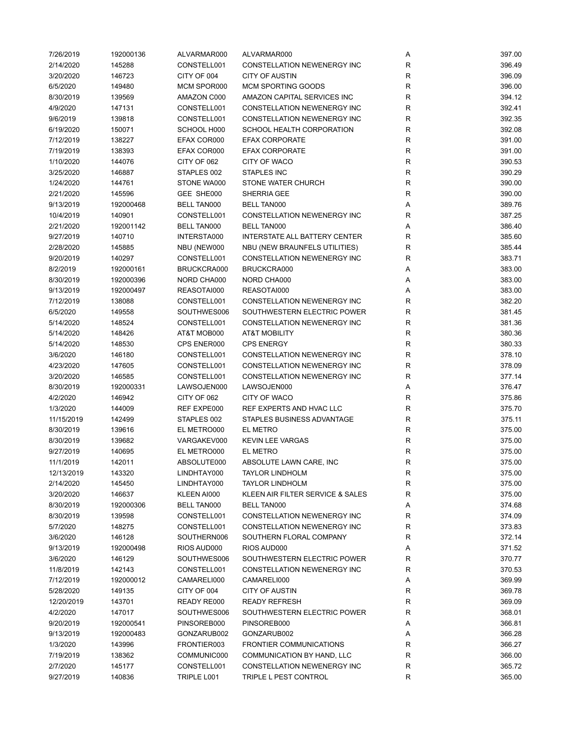| | | | | | |
|---|---|---|---|---|---|
| 7/26/2019 | 192000136 | ALVARMAR000 | ALVARMAR000 | A | 397.00 |
| 2/14/2020 | 145288 | CONSTELL001 | CONSTELLATION NEWENERGY INC | R | 396.49 |
| 3/20/2020 | 146723 | CITY OF 004 | CITY OF AUSTIN | R | 396.09 |
| 6/5/2020 | 149480 | MCM SPOR000 | MCM SPORTING GOODS | R | 396.00 |
| 8/30/2019 | 139569 | AMAZON C000 | AMAZON CAPITAL SERVICES INC | R | 394.12 |
| 4/9/2020 | 147131 | CONSTELL001 | CONSTELLATION NEWENERGY INC | R | 392.41 |
| 9/6/2019 | 139818 | CONSTELL001 | CONSTELLATION NEWENERGY INC | R | 392.35 |
| 6/19/2020 | 150071 | SCHOOL H000 | SCHOOL HEALTH CORPORATION | R | 392.08 |
| 7/12/2019 | 138227 | EFAX COR000 | EFAX CORPORATE | R | 391.00 |
| 7/19/2019 | 138393 | EFAX COR000 | EFAX CORPORATE | R | 391.00 |
| 1/10/2020 | 144076 | CITY OF 062 | CITY OF WACO | R | 390.53 |
| 3/25/2020 | 146887 | STAPLES 002 | STAPLES INC | R | 390.29 |
| 1/24/2020 | 144761 | STONE WA000 | STONE WATER CHURCH | R | 390.00 |
| 2/21/2020 | 145596 | GEE SHE000 | SHERRIA GEE | R | 390.00 |
| 9/13/2019 | 192000468 | BELL TAN000 | BELL TAN000 | A | 389.76 |
| 10/4/2019 | 140901 | CONSTELL001 | CONSTELLATION NEWENERGY INC | R | 387.25 |
| 2/21/2020 | 192001142 | BELL TAN000 | BELL TAN000 | A | 386.40 |
| 9/27/2019 | 140710 | INTERSTA000 | INTERSTATE ALL BATTERY CENTER | R | 385.60 |
| 2/28/2020 | 145885 | NBU (NEW000 | NBU (NEW BRAUNFELS UTILITIES) | R | 385.44 |
| 9/20/2019 | 140297 | CONSTELL001 | CONSTELLATION NEWENERGY INC | R | 383.71 |
| 8/2/2019 | 192000161 | BRUCKCRA000 | BRUCKCRA000 | A | 383.00 |
| 8/30/2019 | 192000396 | NORD CHA000 | NORD CHA000 | A | 383.00 |
| 9/13/2019 | 192000497 | REASOTAI000 | REASOTAI000 | A | 383.00 |
| 7/12/2019 | 138088 | CONSTELL001 | CONSTELLATION NEWENERGY INC | R | 382.20 |
| 6/5/2020 | 149558 | SOUTHWES006 | SOUTHWESTERN ELECTRIC POWER | R | 381.45 |
| 5/14/2020 | 148524 | CONSTELL001 | CONSTELLATION NEWENERGY INC | R | 381.36 |
| 5/14/2020 | 148426 | AT&T MOB000 | AT&T MOBILITY | R | 380.36 |
| 5/14/2020 | 148530 | CPS ENER000 | CPS ENERGY | R | 380.33 |
| 3/6/2020 | 146180 | CONSTELL001 | CONSTELLATION NEWENERGY INC | R | 378.10 |
| 4/23/2020 | 147605 | CONSTELL001 | CONSTELLATION NEWENERGY INC | R | 378.09 |
| 3/20/2020 | 146585 | CONSTELL001 | CONSTELLATION NEWENERGY INC | R | 377.14 |
| 8/30/2019 | 192000331 | LAWSOJEN000 | LAWSOJEN000 | A | 376.47 |
| 4/2/2020 | 146942 | CITY OF 062 | CITY OF WACO | R | 375.86 |
| 1/3/2020 | 144009 | REF EXPE000 | REF EXPERTS AND HVAC LLC | R | 375.70 |
| 11/15/2019 | 142499 | STAPLES 002 | STAPLES BUSINESS ADVANTAGE | R | 375.11 |
| 8/30/2019 | 139616 | EL METRO000 | EL METRO | R | 375.00 |
| 8/30/2019 | 139682 | VARGAKEV000 | KEVIN LEE VARGAS | R | 375.00 |
| 9/27/2019 | 140695 | EL METRO000 | EL METRO | R | 375.00 |
| 11/1/2019 | 142011 | ABSOLUTE000 | ABSOLUTE LAWN CARE, INC | R | 375.00 |
| 12/13/2019 | 143320 | LINDHTAY000 | TAYLOR LINDHOLM | R | 375.00 |
| 2/14/2020 | 145450 | LINDHTAY000 | TAYLOR LINDHOLM | R | 375.00 |
| 3/20/2020 | 146637 | KLEEN AI000 | KLEEN AIR FILTER SERVICE & SALES | R | 375.00 |
| 8/30/2019 | 192000306 | BELL TAN000 | BELL TAN000 | A | 374.68 |
| 8/30/2019 | 139598 | CONSTELL001 | CONSTELLATION NEWENERGY INC | R | 374.09 |
| 5/7/2020 | 148275 | CONSTELL001 | CONSTELLATION NEWENERGY INC | R | 373.83 |
| 3/6/2020 | 146128 | SOUTHERN006 | SOUTHERN FLORAL COMPANY | R | 372.14 |
| 9/13/2019 | 192000498 | RIOS AUD000 | RIOS AUD000 | A | 371.52 |
| 3/6/2020 | 146129 | SOUTHWES006 | SOUTHWESTERN ELECTRIC POWER | R | 370.77 |
| 11/8/2019 | 142143 | CONSTELL001 | CONSTELLATION NEWENERGY INC | R | 370.53 |
| 7/12/2019 | 192000012 | CAMARELI000 | CAMARELI000 | A | 369.99 |
| 5/28/2020 | 149135 | CITY OF 004 | CITY OF AUSTIN | R | 369.78 |
| 12/20/2019 | 143701 | READY RE000 | READY REFRESH | R | 369.09 |
| 4/2/2020 | 147017 | SOUTHWES006 | SOUTHWESTERN ELECTRIC POWER | R | 368.01 |
| 9/20/2019 | 192000541 | PINSOREB000 | PINSOREB000 | A | 366.81 |
| 9/13/2019 | 192000483 | GONZARUB002 | GONZARUB002 | A | 366.28 |
| 1/3/2020 | 143996 | FRONTIER003 | FRONTIER COMMUNICATIONS | R | 366.27 |
| 7/19/2019 | 138362 | COMMUNIC000 | COMMUNICATION BY HAND, LLC | R | 366.00 |
| 2/7/2020 | 145177 | CONSTELL001 | CONSTELLATION NEWENERGY INC | R | 365.72 |
| 9/27/2019 | 140836 | TRIPLE L001 | TRIPLE L PEST CONTROL | R | 365.00 |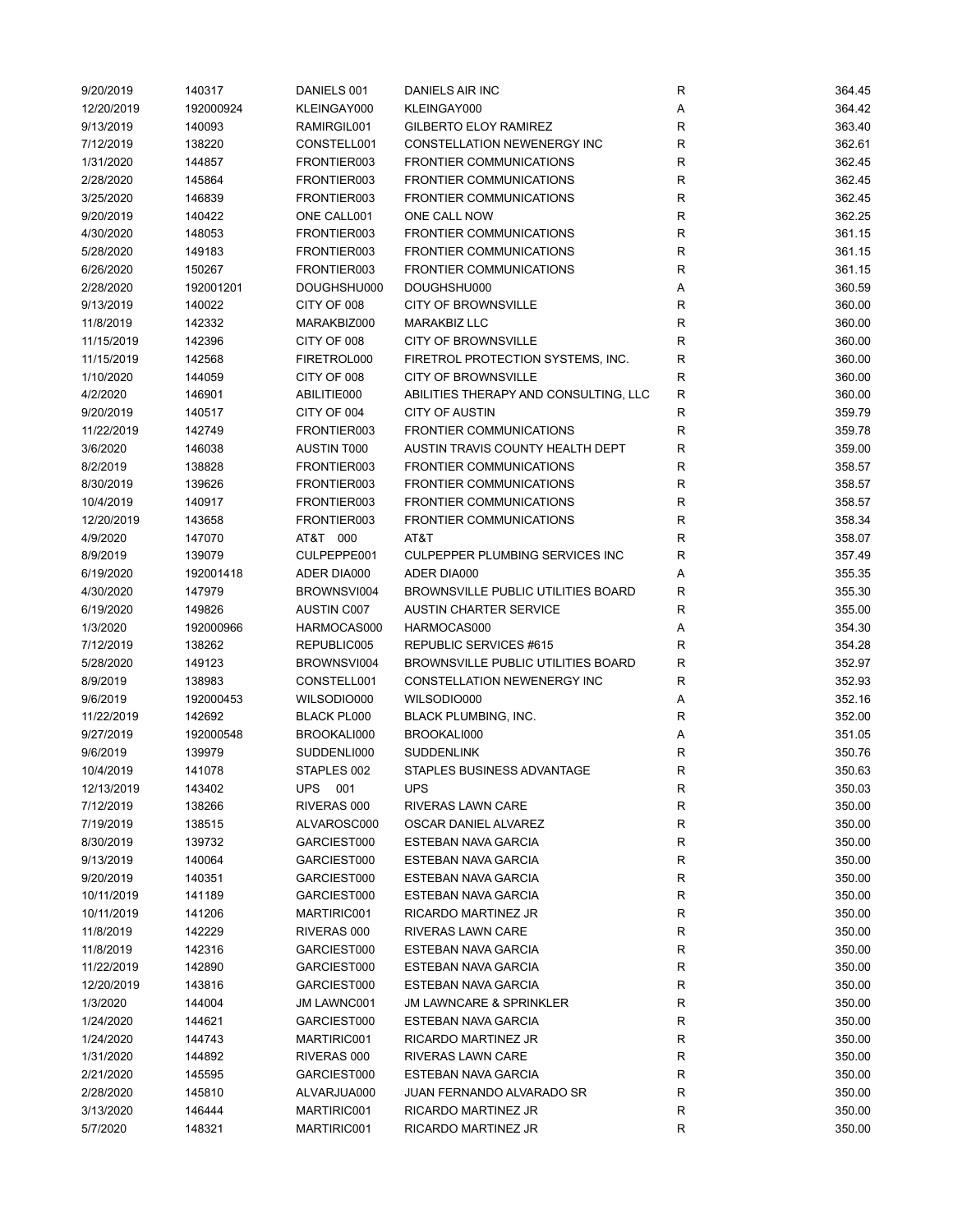| | | | | | |
|---|---|---|---|---|---|
| 9/20/2019 | 140317 | DANIELS 001 | DANIELS AIR INC | R | 364.45 |
| 12/20/2019 | 192000924 | KLEINGAY000 | KLEINGAY000 | A | 364.42 |
| 9/13/2019 | 140093 | RAMIRGIL001 | GILBERTO ELOY RAMIREZ | R | 363.40 |
| 7/12/2019 | 138220 | CONSTELL001 | CONSTELLATION NEWENERGY INC | R | 362.61 |
| 1/31/2020 | 144857 | FRONTIER003 | FRONTIER COMMUNICATIONS | R | 362.45 |
| 2/28/2020 | 145864 | FRONTIER003 | FRONTIER COMMUNICATIONS | R | 362.45 |
| 3/25/2020 | 146839 | FRONTIER003 | FRONTIER COMMUNICATIONS | R | 362.45 |
| 9/20/2019 | 140422 | ONE CALL001 | ONE CALL NOW | R | 362.25 |
| 4/30/2020 | 148053 | FRONTIER003 | FRONTIER COMMUNICATIONS | R | 361.15 |
| 5/28/2020 | 149183 | FRONTIER003 | FRONTIER COMMUNICATIONS | R | 361.15 |
| 6/26/2020 | 150267 | FRONTIER003 | FRONTIER COMMUNICATIONS | R | 361.15 |
| 2/28/2020 | 192001201 | DOUGHSHU000 | DOUGHSHU000 | A | 360.59 |
| 9/13/2019 | 140022 | CITY OF 008 | CITY OF BROWNSVILLE | R | 360.00 |
| 11/8/2019 | 142332 | MARAKBIZ000 | MARAKBIZ LLC | R | 360.00 |
| 11/15/2019 | 142396 | CITY OF 008 | CITY OF BROWNSVILLE | R | 360.00 |
| 11/15/2019 | 142568 | FIRETROL000 | FIRETROL PROTECTION SYSTEMS, INC. | R | 360.00 |
| 1/10/2020 | 144059 | CITY OF 008 | CITY OF BROWNSVILLE | R | 360.00 |
| 4/2/2020 | 146901 | ABILITIE000 | ABILITIES THERAPY AND CONSULTING, LLC | R | 360.00 |
| 9/20/2019 | 140517 | CITY OF 004 | CITY OF AUSTIN | R | 359.79 |
| 11/22/2019 | 142749 | FRONTIER003 | FRONTIER COMMUNICATIONS | R | 359.78 |
| 3/6/2020 | 146038 | AUSTIN T000 | AUSTIN TRAVIS COUNTY HEALTH DEPT | R | 359.00 |
| 8/2/2019 | 138828 | FRONTIER003 | FRONTIER COMMUNICATIONS | R | 358.57 |
| 8/30/2019 | 139626 | FRONTIER003 | FRONTIER COMMUNICATIONS | R | 358.57 |
| 10/4/2019 | 140917 | FRONTIER003 | FRONTIER COMMUNICATIONS | R | 358.57 |
| 12/20/2019 | 143658 | FRONTIER003 | FRONTIER COMMUNICATIONS | R | 358.34 |
| 4/9/2020 | 147070 | AT&T 000 | AT&T | R | 358.07 |
| 8/9/2019 | 139079 | CULPEPPE001 | CULPEPPER PLUMBING SERVICES INC | R | 357.49 |
| 6/19/2020 | 192001418 | ADER DIA000 | ADER DIA000 | A | 355.35 |
| 4/30/2020 | 147979 | BROWNSVI004 | BROWNSVILLE PUBLIC UTILITIES BOARD | R | 355.30 |
| 6/19/2020 | 149826 | AUSTIN C007 | AUSTIN CHARTER SERVICE | R | 355.00 |
| 1/3/2020 | 192000966 | HARMOCAS000 | HARMOCAS000 | A | 354.30 |
| 7/12/2019 | 138262 | REPUBLIC005 | REPUBLIC SERVICES #615 | R | 354.28 |
| 5/28/2020 | 149123 | BROWNSVI004 | BROWNSVILLE PUBLIC UTILITIES BOARD | R | 352.97 |
| 8/9/2019 | 138983 | CONSTELL001 | CONSTELLATION NEWENERGY INC | R | 352.93 |
| 9/6/2019 | 192000453 | WILSODIO000 | WILSODIO000 | A | 352.16 |
| 11/22/2019 | 142692 | BLACK PL000 | BLACK PLUMBING, INC. | R | 352.00 |
| 9/27/2019 | 192000548 | BROOKALI000 | BROOKALI000 | A | 351.05 |
| 9/6/2019 | 139979 | SUDDENLI000 | SUDDENLINK | R | 350.76 |
| 10/4/2019 | 141078 | STAPLES 002 | STAPLES BUSINESS ADVANTAGE | R | 350.63 |
| 12/13/2019 | 143402 | UPS 001 | UPS | R | 350.03 |
| 7/12/2019 | 138266 | RIVERAS 000 | RIVERAS LAWN CARE | R | 350.00 |
| 7/19/2019 | 138515 | ALVAROSC000 | OSCAR DANIEL ALVAREZ | R | 350.00 |
| 8/30/2019 | 139732 | GARCIEST000 | ESTEBAN NAVA GARCIA | R | 350.00 |
| 9/13/2019 | 140064 | GARCIEST000 | ESTEBAN NAVA GARCIA | R | 350.00 |
| 9/20/2019 | 140351 | GARCIEST000 | ESTEBAN NAVA GARCIA | R | 350.00 |
| 10/11/2019 | 141189 | GARCIEST000 | ESTEBAN NAVA GARCIA | R | 350.00 |
| 10/11/2019 | 141206 | MARTIRIC001 | RICARDO MARTINEZ JR | R | 350.00 |
| 11/8/2019 | 142229 | RIVERAS 000 | RIVERAS LAWN CARE | R | 350.00 |
| 11/8/2019 | 142316 | GARCIEST000 | ESTEBAN NAVA GARCIA | R | 350.00 |
| 11/22/2019 | 142890 | GARCIEST000 | ESTEBAN NAVA GARCIA | R | 350.00 |
| 12/20/2019 | 143816 | GARCIEST000 | ESTEBAN NAVA GARCIA | R | 350.00 |
| 1/3/2020 | 144004 | JM LAWNC001 | JM LAWNCARE & SPRINKLER | R | 350.00 |
| 1/24/2020 | 144621 | GARCIEST000 | ESTEBAN NAVA GARCIA | R | 350.00 |
| 1/24/2020 | 144743 | MARTIRIC001 | RICARDO MARTINEZ JR | R | 350.00 |
| 1/31/2020 | 144892 | RIVERAS 000 | RIVERAS LAWN CARE | R | 350.00 |
| 2/21/2020 | 145595 | GARCIEST000 | ESTEBAN NAVA GARCIA | R | 350.00 |
| 2/28/2020 | 145810 | ALVARJUA000 | JUAN FERNANDO ALVARADO SR | R | 350.00 |
| 3/13/2020 | 146444 | MARTIRIC001 | RICARDO MARTINEZ JR | R | 350.00 |
| 5/7/2020 | 148321 | MARTIRIC001 | RICARDO MARTINEZ JR | R | 350.00 |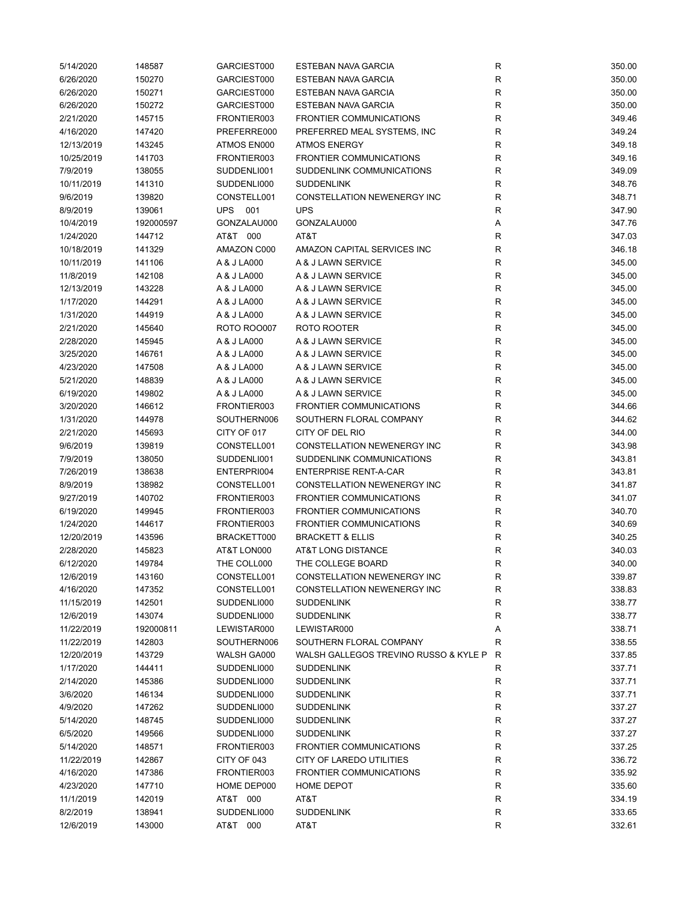| | | | | | |
|---|---|---|---|---|---|
| 5/14/2020 | 148587 | GARCIEST000 | ESTEBAN NAVA GARCIA | R | 350.00 |
| 6/26/2020 | 150270 | GARCIEST000 | ESTEBAN NAVA GARCIA | R | 350.00 |
| 6/26/2020 | 150271 | GARCIEST000 | ESTEBAN NAVA GARCIA | R | 350.00 |
| 6/26/2020 | 150272 | GARCIEST000 | ESTEBAN NAVA GARCIA | R | 350.00 |
| 2/21/2020 | 145715 | FRONTIER003 | FRONTIER COMMUNICATIONS | R | 349.46 |
| 4/16/2020 | 147420 | PREFERRE000 | PREFERRED MEAL SYSTEMS, INC | R | 349.24 |
| 12/13/2019 | 143245 | ATMOS EN000 | ATMOS ENERGY | R | 349.18 |
| 10/25/2019 | 141703 | FRONTIER003 | FRONTIER COMMUNICATIONS | R | 349.16 |
| 7/9/2019 | 138055 | SUDDENLI001 | SUDDENLINK COMMUNICATIONS | R | 349.09 |
| 10/11/2019 | 141310 | SUDDENLI000 | SUDDENLINK | R | 348.76 |
| 9/6/2019 | 139820 | CONSTELL001 | CONSTELLATION NEWENERGY INC | R | 348.71 |
| 8/9/2019 | 139061 | UPS 001 | UPS | R | 347.90 |
| 10/4/2019 | 192000597 | GONZALAU000 | GONZALAU000 | A | 347.76 |
| 1/24/2020 | 144712 | AT&T 000 | AT&T | R | 347.03 |
| 10/18/2019 | 141329 | AMAZON C000 | AMAZON CAPITAL SERVICES INC | R | 346.18 |
| 10/11/2019 | 141106 | A & J LA000 | A & J LAWN SERVICE | R | 345.00 |
| 11/8/2019 | 142108 | A & J LA000 | A & J LAWN SERVICE | R | 345.00 |
| 12/13/2019 | 143228 | A & J LA000 | A & J LAWN SERVICE | R | 345.00 |
| 1/17/2020 | 144291 | A & J LA000 | A & J LAWN SERVICE | R | 345.00 |
| 1/31/2020 | 144919 | A & J LA000 | A & J LAWN SERVICE | R | 345.00 |
| 2/21/2020 | 145640 | ROTO ROO007 | ROTO ROOTER | R | 345.00 |
| 2/28/2020 | 145945 | A & J LA000 | A & J LAWN SERVICE | R | 345.00 |
| 3/25/2020 | 146761 | A & J LA000 | A & J LAWN SERVICE | R | 345.00 |
| 4/23/2020 | 147508 | A & J LA000 | A & J LAWN SERVICE | R | 345.00 |
| 5/21/2020 | 148839 | A & J LA000 | A & J LAWN SERVICE | R | 345.00 |
| 6/19/2020 | 149802 | A & J LA000 | A & J LAWN SERVICE | R | 345.00 |
| 3/20/2020 | 146612 | FRONTIER003 | FRONTIER COMMUNICATIONS | R | 344.66 |
| 1/31/2020 | 144978 | SOUTHERN006 | SOUTHERN FLORAL COMPANY | R | 344.62 |
| 2/21/2020 | 145693 | CITY OF 017 | CITY OF DEL RIO | R | 344.00 |
| 9/6/2019 | 139819 | CONSTELL001 | CONSTELLATION NEWENERGY INC | R | 343.98 |
| 7/9/2019 | 138050 | SUDDENLI001 | SUDDENLINK COMMUNICATIONS | R | 343.81 |
| 7/26/2019 | 138638 | ENTERPRI004 | ENTERPRISE RENT-A-CAR | R | 343.81 |
| 8/9/2019 | 138982 | CONSTELL001 | CONSTELLATION NEWENERGY INC | R | 341.87 |
| 9/27/2019 | 140702 | FRONTIER003 | FRONTIER COMMUNICATIONS | R | 341.07 |
| 6/19/2020 | 149945 | FRONTIER003 | FRONTIER COMMUNICATIONS | R | 340.70 |
| 1/24/2020 | 144617 | FRONTIER003 | FRONTIER COMMUNICATIONS | R | 340.69 |
| 12/20/2019 | 143596 | BRACKETT000 | BRACKETT & ELLIS | R | 340.25 |
| 2/28/2020 | 145823 | AT&T LON000 | AT&T LONG DISTANCE | R | 340.03 |
| 6/12/2020 | 149784 | THE COLL000 | THE COLLEGE BOARD | R | 340.00 |
| 12/6/2019 | 143160 | CONSTELL001 | CONSTELLATION NEWENERGY INC | R | 339.87 |
| 4/16/2020 | 147352 | CONSTELL001 | CONSTELLATION NEWENERGY INC | R | 338.83 |
| 11/15/2019 | 142501 | SUDDENLI000 | SUDDENLINK | R | 338.77 |
| 12/6/2019 | 143074 | SUDDENLI000 | SUDDENLINK | R | 338.77 |
| 11/22/2019 | 192000811 | LEWISTAR000 | LEWISTAR000 | A | 338.71 |
| 11/22/2019 | 142803 | SOUTHERN006 | SOUTHERN FLORAL COMPANY | R | 338.55 |
| 12/20/2019 | 143729 | WALSH GA000 | WALSH GALLEGOS TREVINO RUSSO & KYLE P | R | 337.85 |
| 1/17/2020 | 144411 | SUDDENLI000 | SUDDENLINK | R | 337.71 |
| 2/14/2020 | 145386 | SUDDENLI000 | SUDDENLINK | R | 337.71 |
| 3/6/2020 | 146134 | SUDDENLI000 | SUDDENLINK | R | 337.71 |
| 4/9/2020 | 147262 | SUDDENLI000 | SUDDENLINK | R | 337.27 |
| 5/14/2020 | 148745 | SUDDENLI000 | SUDDENLINK | R | 337.27 |
| 6/5/2020 | 149566 | SUDDENLI000 | SUDDENLINK | R | 337.27 |
| 5/14/2020 | 148571 | FRONTIER003 | FRONTIER COMMUNICATIONS | R | 337.25 |
| 11/22/2019 | 142867 | CITY OF 043 | CITY OF LAREDO UTILITIES | R | 336.72 |
| 4/16/2020 | 147386 | FRONTIER003 | FRONTIER COMMUNICATIONS | R | 335.92 |
| 4/23/2020 | 147710 | HOME DEP000 | HOME DEPOT | R | 335.60 |
| 11/1/2019 | 142019 | AT&T 000 | AT&T | R | 334.19 |
| 8/2/2019 | 138941 | SUDDENLI000 | SUDDENLINK | R | 333.65 |
| 12/6/2019 | 143000 | AT&T 000 | AT&T | R | 332.61 |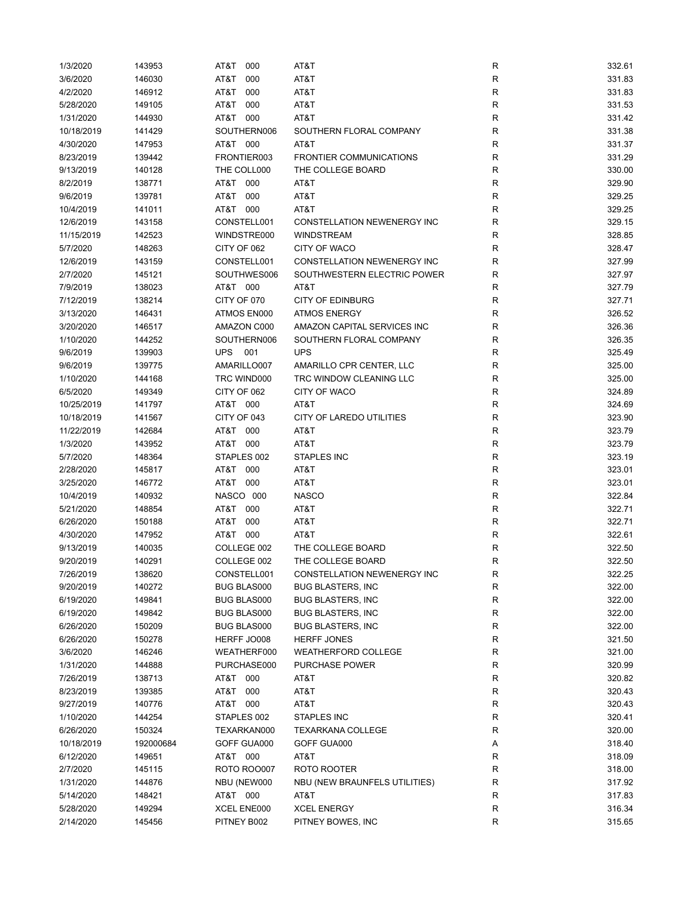| | | | | | |
|---|---|---|---|---|---|
| 1/3/2020 | 143953 | AT&T 000 | AT&T | R | 332.61 |
| 3/6/2020 | 146030 | AT&T 000 | AT&T | R | 331.83 |
| 4/2/2020 | 146912 | AT&T 000 | AT&T | R | 331.83 |
| 5/28/2020 | 149105 | AT&T 000 | AT&T | R | 331.53 |
| 1/31/2020 | 144930 | AT&T 000 | AT&T | R | 331.42 |
| 10/18/2019 | 141429 | SOUTHERN006 | SOUTHERN FLORAL COMPANY | R | 331.38 |
| 4/30/2020 | 147953 | AT&T 000 | AT&T | R | 331.37 |
| 8/23/2019 | 139442 | FRONTIER003 | FRONTIER COMMUNICATIONS | R | 331.29 |
| 9/13/2019 | 140128 | THE COLL000 | THE COLLEGE BOARD | R | 330.00 |
| 8/2/2019 | 138771 | AT&T 000 | AT&T | R | 329.90 |
| 9/6/2019 | 139781 | AT&T 000 | AT&T | R | 329.25 |
| 10/4/2019 | 141011 | AT&T 000 | AT&T | R | 329.25 |
| 12/6/2019 | 143158 | CONSTELL001 | CONSTELLATION NEWENERGY INC | R | 329.15 |
| 11/15/2019 | 142523 | WINDSTRE000 | WINDSTREAM | R | 328.85 |
| 5/7/2020 | 148263 | CITY OF 062 | CITY OF WACO | R | 328.47 |
| 12/6/2019 | 143159 | CONSTELL001 | CONSTELLATION NEWENERGY INC | R | 327.99 |
| 2/7/2020 | 145121 | SOUTHWES006 | SOUTHWESTERN ELECTRIC POWER | R | 327.97 |
| 7/9/2019 | 138023 | AT&T 000 | AT&T | R | 327.79 |
| 7/12/2019 | 138214 | CITY OF 070 | CITY OF EDINBURG | R | 327.71 |
| 3/13/2020 | 146431 | ATMOS EN000 | ATMOS ENERGY | R | 326.52 |
| 3/20/2020 | 146517 | AMAZON C000 | AMAZON CAPITAL SERVICES INC | R | 326.36 |
| 1/10/2020 | 144252 | SOUTHERN006 | SOUTHERN FLORAL COMPANY | R | 326.35 |
| 9/6/2019 | 139903 | UPS 001 | UPS | R | 325.49 |
| 9/6/2019 | 139775 | AMARILLO007 | AMARILLO CPR CENTER, LLC | R | 325.00 |
| 1/10/2020 | 144168 | TRC WIND000 | TRC WINDOW CLEANING LLC | R | 325.00 |
| 6/5/2020 | 149349 | CITY OF 062 | CITY OF WACO | R | 324.89 |
| 10/25/2019 | 141797 | AT&T 000 | AT&T | R | 324.69 |
| 10/18/2019 | 141567 | CITY OF 043 | CITY OF LAREDO UTILITIES | R | 323.90 |
| 11/22/2019 | 142684 | AT&T 000 | AT&T | R | 323.79 |
| 1/3/2020 | 143952 | AT&T 000 | AT&T | R | 323.79 |
| 5/7/2020 | 148364 | STAPLES 002 | STAPLES INC | R | 323.19 |
| 2/28/2020 | 145817 | AT&T 000 | AT&T | R | 323.01 |
| 3/25/2020 | 146772 | AT&T 000 | AT&T | R | 323.01 |
| 10/4/2019 | 140932 | NASCO 000 | NASCO | R | 322.84 |
| 5/21/2020 | 148854 | AT&T 000 | AT&T | R | 322.71 |
| 6/26/2020 | 150188 | AT&T 000 | AT&T | R | 322.71 |
| 4/30/2020 | 147952 | AT&T 000 | AT&T | R | 322.61 |
| 9/13/2019 | 140035 | COLLEGE 002 | THE COLLEGE BOARD | R | 322.50 |
| 9/20/2019 | 140291 | COLLEGE 002 | THE COLLEGE BOARD | R | 322.50 |
| 7/26/2019 | 138620 | CONSTELL001 | CONSTELLATION NEWENERGY INC | R | 322.25 |
| 9/20/2019 | 140272 | BUG BLAS000 | BUG BLASTERS, INC | R | 322.00 |
| 6/19/2020 | 149841 | BUG BLAS000 | BUG BLASTERS, INC | R | 322.00 |
| 6/19/2020 | 149842 | BUG BLAS000 | BUG BLASTERS, INC | R | 322.00 |
| 6/26/2020 | 150209 | BUG BLAS000 | BUG BLASTERS, INC | R | 322.00 |
| 6/26/2020 | 150278 | HERFF JO008 | HERFF JONES | R | 321.50 |
| 3/6/2020 | 146246 | WEATHERF000 | WEATHERFORD COLLEGE | R | 321.00 |
| 1/31/2020 | 144888 | PURCHASE000 | PURCHASE POWER | R | 320.99 |
| 7/26/2019 | 138713 | AT&T 000 | AT&T | R | 320.82 |
| 8/23/2019 | 139385 | AT&T 000 | AT&T | R | 320.43 |
| 9/27/2019 | 140776 | AT&T 000 | AT&T | R | 320.43 |
| 1/10/2020 | 144254 | STAPLES 002 | STAPLES INC | R | 320.41 |
| 6/26/2020 | 150324 | TEXARKAN000 | TEXARKANA COLLEGE | R | 320.00 |
| 10/18/2019 | 192000684 | GOFF GUA000 | GOFF GUA000 | A | 318.40 |
| 6/12/2020 | 149651 | AT&T 000 | AT&T | R | 318.09 |
| 2/7/2020 | 145115 | ROTO ROO007 | ROTO ROOTER | R | 318.00 |
| 1/31/2020 | 144876 | NBU (NEW000 | NBU (NEW BRAUNFELS UTILITIES) | R | 317.92 |
| 5/14/2020 | 148421 | AT&T 000 | AT&T | R | 317.83 |
| 5/28/2020 | 149294 | XCEL ENE000 | XCEL ENERGY | R | 316.34 |
| 2/14/2020 | 145456 | PITNEY B002 | PITNEY BOWES, INC | R | 315.65 |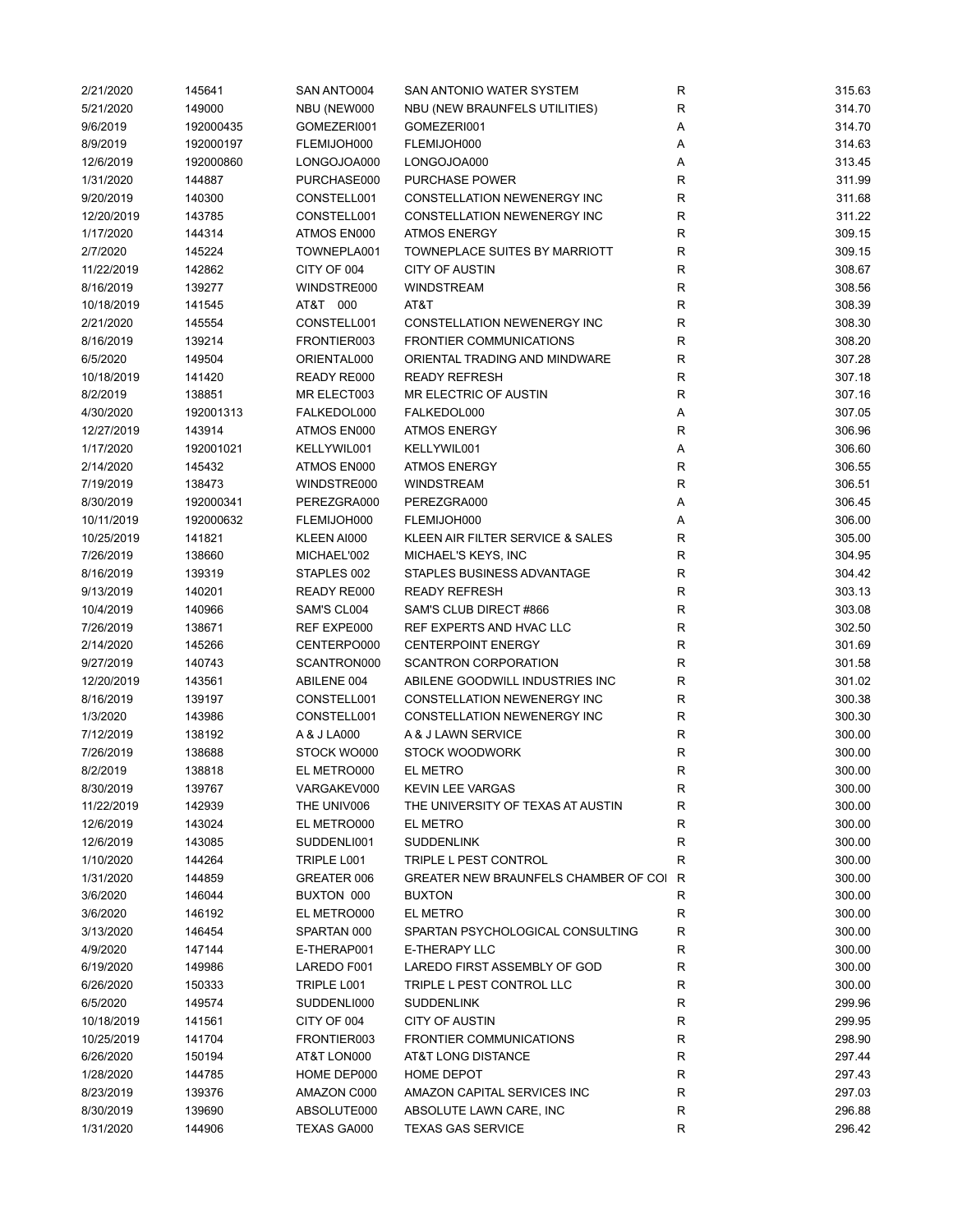| | | | | | |
|---|---|---|---|---|---|
| 2/21/2020 | 145641 | SAN ANTO004 | SAN ANTONIO WATER SYSTEM | R | 315.63 |
| 5/21/2020 | 149000 | NBU (NEW000 | NBU (NEW BRAUNFELS UTILITIES) | R | 314.70 |
| 9/6/2019 | 192000435 | GOMEZERI001 | GOMEZERI001 | A | 314.70 |
| 8/9/2019 | 192000197 | FLEMIJOH000 | FLEMIJOH000 | A | 314.63 |
| 12/6/2019 | 192000860 | LONGOJOA000 | LONGOJOA000 | A | 313.45 |
| 1/31/2020 | 144887 | PURCHASE000 | PURCHASE POWER | R | 311.99 |
| 9/20/2019 | 140300 | CONSTELL001 | CONSTELLATION NEWENERGY INC | R | 311.68 |
| 12/20/2019 | 143785 | CONSTELL001 | CONSTELLATION NEWENERGY INC | R | 311.22 |
| 1/17/2020 | 144314 | ATMOS EN000 | ATMOS ENERGY | R | 309.15 |
| 2/7/2020 | 145224 | TOWNEPLA001 | TOWNEPLACE SUITES BY MARRIOTT | R | 309.15 |
| 11/22/2019 | 142862 | CITY OF 004 | CITY OF AUSTIN | R | 308.67 |
| 8/16/2019 | 139277 | WINDSTRE000 | WINDSTREAM | R | 308.56 |
| 10/18/2019 | 141545 | AT&T 000 | AT&T | R | 308.39 |
| 2/21/2020 | 145554 | CONSTELL001 | CONSTELLATION NEWENERGY INC | R | 308.30 |
| 8/16/2019 | 139214 | FRONTIER003 | FRONTIER COMMUNICATIONS | R | 308.20 |
| 6/5/2020 | 149504 | ORIENTAL000 | ORIENTAL TRADING AND MINDWARE | R | 307.28 |
| 10/18/2019 | 141420 | READY RE000 | READY REFRESH | R | 307.18 |
| 8/2/2019 | 138851 | MR ELECT003 | MR ELECTRIC OF AUSTIN | R | 307.16 |
| 4/30/2020 | 192001313 | FALKEDOL000 | FALKEDOL000 | A | 307.05 |
| 12/27/2019 | 143914 | ATMOS EN000 | ATMOS ENERGY | R | 306.96 |
| 1/17/2020 | 192001021 | KELLYWIL001 | KELLYWIL001 | A | 306.60 |
| 2/14/2020 | 145432 | ATMOS EN000 | ATMOS ENERGY | R | 306.55 |
| 7/19/2019 | 138473 | WINDSTRE000 | WINDSTREAM | R | 306.51 |
| 8/30/2019 | 192000341 | PEREZGRA000 | PEREZGRA000 | A | 306.45 |
| 10/11/2019 | 192000632 | FLEMIJOH000 | FLEMIJOH000 | A | 306.00 |
| 10/25/2019 | 141821 | KLEEN AI000 | KLEEN AIR FILTER SERVICE & SALES | R | 305.00 |
| 7/26/2019 | 138660 | MICHAEL'002 | MICHAEL'S KEYS, INC | R | 304.95 |
| 8/16/2019 | 139319 | STAPLES 002 | STAPLES BUSINESS ADVANTAGE | R | 304.42 |
| 9/13/2019 | 140201 | READY RE000 | READY REFRESH | R | 303.13 |
| 10/4/2019 | 140966 | SAM'S CL004 | SAM'S CLUB DIRECT #866 | R | 303.08 |
| 7/26/2019 | 138671 | REF EXPE000 | REF EXPERTS AND HVAC LLC | R | 302.50 |
| 2/14/2020 | 145266 | CENTERPO000 | CENTERPOINT ENERGY | R | 301.69 |
| 9/27/2019 | 140743 | SCANTRON000 | SCANTRON CORPORATION | R | 301.58 |
| 12/20/2019 | 143561 | ABILENE 004 | ABILENE GOODWILL INDUSTRIES INC | R | 301.02 |
| 8/16/2019 | 139197 | CONSTELL001 | CONSTELLATION NEWENERGY INC | R | 300.38 |
| 1/3/2020 | 143986 | CONSTELL001 | CONSTELLATION NEWENERGY INC | R | 300.30 |
| 7/12/2019 | 138192 | A & J LA000 | A & J LAWN SERVICE | R | 300.00 |
| 7/26/2019 | 138688 | STOCK WO000 | STOCK WOODWORK | R | 300.00 |
| 8/2/2019 | 138818 | EL METRO000 | EL METRO | R | 300.00 |
| 8/30/2019 | 139767 | VARGAKEV000 | KEVIN LEE VARGAS | R | 300.00 |
| 11/22/2019 | 142939 | THE UNIV006 | THE UNIVERSITY OF TEXAS AT AUSTIN | R | 300.00 |
| 12/6/2019 | 143024 | EL METRO000 | EL METRO | R | 300.00 |
| 12/6/2019 | 143085 | SUDDENLI001 | SUDDENLINK | R | 300.00 |
| 1/10/2020 | 144264 | TRIPLE L001 | TRIPLE L PEST CONTROL | R | 300.00 |
| 1/31/2020 | 144859 | GREATER 006 | GREATER NEW BRAUNFELS CHAMBER OF COI | R | 300.00 |
| 3/6/2020 | 146044 | BUXTON 000 | BUXTON | R | 300.00 |
| 3/6/2020 | 146192 | EL METRO000 | EL METRO | R | 300.00 |
| 3/13/2020 | 146454 | SPARTAN 000 | SPARTAN PSYCHOLOGICAL CONSULTING | R | 300.00 |
| 4/9/2020 | 147144 | E-THERAP001 | E-THERAPY LLC | R | 300.00 |
| 6/19/2020 | 149986 | LAREDO F001 | LAREDO FIRST ASSEMBLY OF GOD | R | 300.00 |
| 6/26/2020 | 150333 | TRIPLE L001 | TRIPLE L PEST CONTROL LLC | R | 300.00 |
| 6/5/2020 | 149574 | SUDDENLI000 | SUDDENLINK | R | 299.96 |
| 10/18/2019 | 141561 | CITY OF 004 | CITY OF AUSTIN | R | 299.95 |
| 10/25/2019 | 141704 | FRONTIER003 | FRONTIER COMMUNICATIONS | R | 298.90 |
| 6/26/2020 | 150194 | AT&T LON000 | AT&T LONG DISTANCE | R | 297.44 |
| 1/28/2020 | 144785 | HOME DEP000 | HOME DEPOT | R | 297.43 |
| 8/23/2019 | 139376 | AMAZON C000 | AMAZON CAPITAL SERVICES INC | R | 297.03 |
| 8/30/2019 | 139690 | ABSOLUTE000 | ABSOLUTE LAWN CARE, INC | R | 296.88 |
| 1/31/2020 | 144906 | TEXAS GA000 | TEXAS GAS SERVICE | R | 296.42 |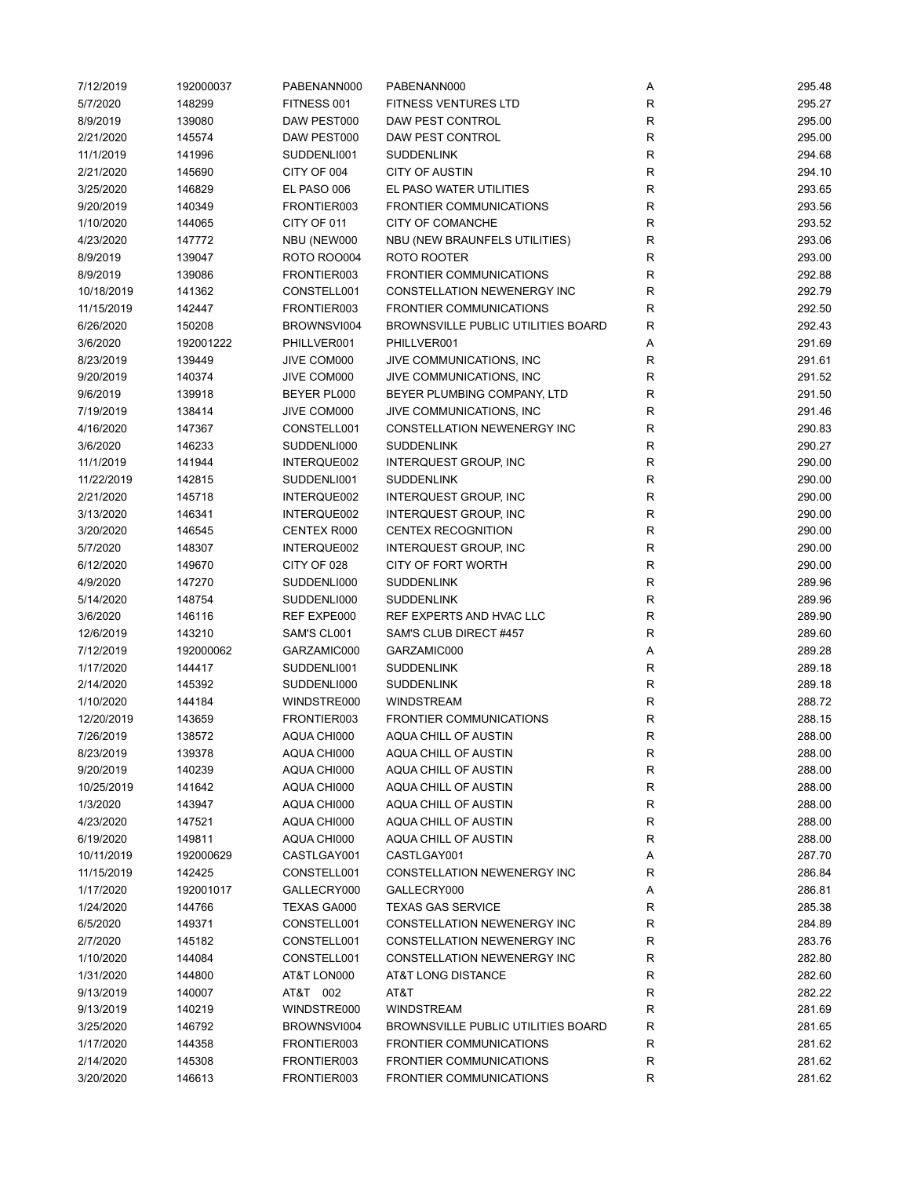| | | | | | |
|---|---|---|---|---|---|
| 7/12/2019 | 192000037 | PABENANN000 | PABENANN000 | A | 295.48 |
| 5/7/2020 | 148299 | FITNESS 001 | FITNESS VENTURES LTD | R | 295.27 |
| 8/9/2019 | 139080 | DAW PEST000 | DAW PEST CONTROL | R | 295.00 |
| 2/21/2020 | 145574 | DAW PEST000 | DAW PEST CONTROL | R | 295.00 |
| 11/1/2019 | 141996 | SUDDENLI001 | SUDDENLINK | R | 294.68 |
| 2/21/2020 | 145690 | CITY OF 004 | CITY OF AUSTIN | R | 294.10 |
| 3/25/2020 | 146829 | EL PASO 006 | EL PASO WATER UTILITIES | R | 293.65 |
| 9/20/2019 | 140349 | FRONTIER003 | FRONTIER COMMUNICATIONS | R | 293.56 |
| 1/10/2020 | 144065 | CITY OF 011 | CITY OF COMANCHE | R | 293.52 |
| 4/23/2020 | 147772 | NBU (NEW000 | NBU (NEW BRAUNFELS UTILITIES) | R | 293.06 |
| 8/9/2019 | 139047 | ROTO ROO004 | ROTO ROOTER | R | 293.00 |
| 8/9/2019 | 139086 | FRONTIER003 | FRONTIER COMMUNICATIONS | R | 292.88 |
| 10/18/2019 | 141362 | CONSTELL001 | CONSTELLATION NEWENERGY INC | R | 292.79 |
| 11/15/2019 | 142447 | FRONTIER003 | FRONTIER COMMUNICATIONS | R | 292.50 |
| 6/26/2020 | 150208 | BROWNSVI004 | BROWNSVILLE PUBLIC UTILITIES BOARD | R | 292.43 |
| 3/6/2020 | 192001222 | PHILLVER001 | PHILLVER001 | A | 291.69 |
| 8/23/2019 | 139449 | JIVE COM000 | JIVE COMMUNICATIONS, INC | R | 291.61 |
| 9/20/2019 | 140374 | JIVE COM000 | JIVE COMMUNICATIONS, INC | R | 291.52 |
| 9/6/2019 | 139918 | BEYER PL000 | BEYER PLUMBING COMPANY, LTD | R | 291.50 |
| 7/19/2019 | 138414 | JIVE COM000 | JIVE COMMUNICATIONS, INC | R | 291.46 |
| 4/16/2020 | 147367 | CONSTELL001 | CONSTELLATION NEWENERGY INC | R | 290.83 |
| 3/6/2020 | 146233 | SUDDENLI000 | SUDDENLINK | R | 290.27 |
| 11/1/2019 | 141944 | INTERQUE002 | INTERQUEST GROUP, INC | R | 290.00 |
| 11/22/2019 | 142815 | SUDDENLI001 | SUDDENLINK | R | 290.00 |
| 2/21/2020 | 145718 | INTERQUE002 | INTERQUEST GROUP, INC | R | 290.00 |
| 3/13/2020 | 146341 | INTERQUE002 | INTERQUEST GROUP, INC | R | 290.00 |
| 3/20/2020 | 146545 | CENTEX R000 | CENTEX RECOGNITION | R | 290.00 |
| 5/7/2020 | 148307 | INTERQUE002 | INTERQUEST GROUP, INC | R | 290.00 |
| 6/12/2020 | 149670 | CITY OF 028 | CITY OF FORT WORTH | R | 290.00 |
| 4/9/2020 | 147270 | SUDDENLI000 | SUDDENLINK | R | 289.96 |
| 5/14/2020 | 148754 | SUDDENLI000 | SUDDENLINK | R | 289.96 |
| 3/6/2020 | 146116 | REF EXPE000 | REF EXPERTS AND HVAC LLC | R | 289.90 |
| 12/6/2019 | 143210 | SAM'S CL001 | SAM'S CLUB DIRECT #457 | R | 289.60 |
| 7/12/2019 | 192000062 | GARZAMIC000 | GARZAMIC000 | A | 289.28 |
| 1/17/2020 | 144417 | SUDDENLI001 | SUDDENLINK | R | 289.18 |
| 2/14/2020 | 145392 | SUDDENLI000 | SUDDENLINK | R | 289.18 |
| 1/10/2020 | 144184 | WINDSTRE000 | WINDSTREAM | R | 288.72 |
| 12/20/2019 | 143659 | FRONTIER003 | FRONTIER COMMUNICATIONS | R | 288.15 |
| 7/26/2019 | 138572 | AQUA CHI000 | AQUA CHILL OF AUSTIN | R | 288.00 |
| 8/23/2019 | 139378 | AQUA CHI000 | AQUA CHILL OF AUSTIN | R | 288.00 |
| 9/20/2019 | 140239 | AQUA CHI000 | AQUA CHILL OF AUSTIN | R | 288.00 |
| 10/25/2019 | 141642 | AQUA CHI000 | AQUA CHILL OF AUSTIN | R | 288.00 |
| 1/3/2020 | 143947 | AQUA CHI000 | AQUA CHILL OF AUSTIN | R | 288.00 |
| 4/23/2020 | 147521 | AQUA CHI000 | AQUA CHILL OF AUSTIN | R | 288.00 |
| 6/19/2020 | 149811 | AQUA CHI000 | AQUA CHILL OF AUSTIN | R | 288.00 |
| 10/11/2019 | 192000629 | CASTLGAY001 | CASTLGAY001 | A | 287.70 |
| 11/15/2019 | 142425 | CONSTELL001 | CONSTELLATION NEWENERGY INC | R | 286.84 |
| 1/17/2020 | 192001017 | GALLECRY000 | GALLECRY000 | A | 286.81 |
| 1/24/2020 | 144766 | TEXAS GA000 | TEXAS GAS SERVICE | R | 285.38 |
| 6/5/2020 | 149371 | CONSTELL001 | CONSTELLATION NEWENERGY INC | R | 284.89 |
| 2/7/2020 | 145182 | CONSTELL001 | CONSTELLATION NEWENERGY INC | R | 283.76 |
| 1/10/2020 | 144084 | CONSTELL001 | CONSTELLATION NEWENERGY INC | R | 282.80 |
| 1/31/2020 | 144800 | AT&T LON000 | AT&T LONG DISTANCE | R | 282.60 |
| 9/13/2019 | 140007 | AT&T 002 | AT&T | R | 282.22 |
| 9/13/2019 | 140219 | WINDSTRE000 | WINDSTREAM | R | 281.69 |
| 3/25/2020 | 146792 | BROWNSVI004 | BROWNSVILLE PUBLIC UTILITIES BOARD | R | 281.65 |
| 1/17/2020 | 144358 | FRONTIER003 | FRONTIER COMMUNICATIONS | R | 281.62 |
| 2/14/2020 | 145308 | FRONTIER003 | FRONTIER COMMUNICATIONS | R | 281.62 |
| 3/20/2020 | 146613 | FRONTIER003 | FRONTIER COMMUNICATIONS | R | 281.62 |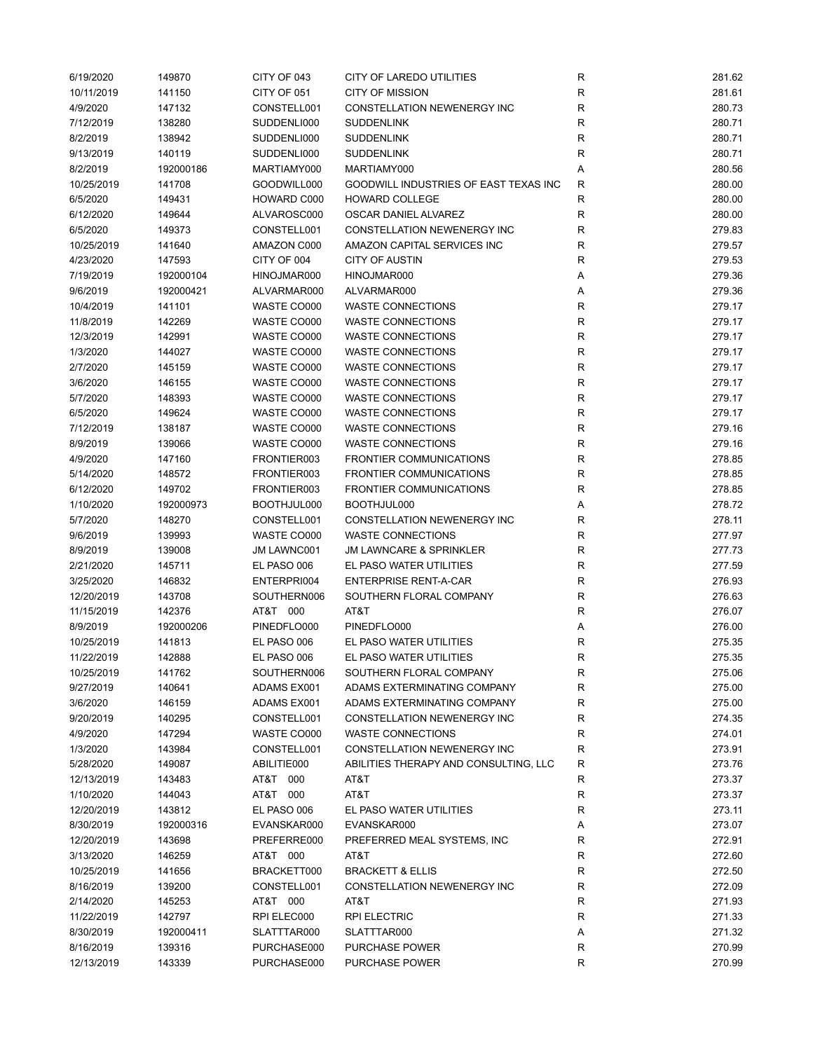| | | | | | |
|---|---|---|---|---|---|
| 6/19/2020 | 149870 | CITY OF 043 | CITY OF LAREDO UTILITIES | R | 281.62 |
| 10/11/2019 | 141150 | CITY OF 051 | CITY OF MISSION | R | 281.61 |
| 4/9/2020 | 147132 | CONSTELL001 | CONSTELLATION NEWENERGY INC | R | 280.73 |
| 7/12/2019 | 138280 | SUDDENLI000 | SUDDENLINK | R | 280.71 |
| 8/2/2019 | 138942 | SUDDENLI000 | SUDDENLINK | R | 280.71 |
| 9/13/2019 | 140119 | SUDDENLI000 | SUDDENLINK | R | 280.71 |
| 8/2/2019 | 192000186 | MARTIAMY000 | MARTIAMY000 | A | 280.56 |
| 10/25/2019 | 141708 | GOODWILL000 | GOODWILL INDUSTRIES OF EAST TEXAS INC | R | 280.00 |
| 6/5/2020 | 149431 | HOWARD C000 | HOWARD COLLEGE | R | 280.00 |
| 6/12/2020 | 149644 | ALVAROSC000 | OSCAR DANIEL ALVAREZ | R | 280.00 |
| 6/5/2020 | 149373 | CONSTELL001 | CONSTELLATION NEWENERGY INC | R | 279.83 |
| 10/25/2019 | 141640 | AMAZON C000 | AMAZON CAPITAL SERVICES INC | R | 279.57 |
| 4/23/2020 | 147593 | CITY OF 004 | CITY OF AUSTIN | R | 279.53 |
| 7/19/2019 | 192000104 | HINOJMAR000 | HINOJMAR000 | A | 279.36 |
| 9/6/2019 | 192000421 | ALVARMAR000 | ALVARMAR000 | A | 279.36 |
| 10/4/2019 | 141101 | WASTE CO000 | WASTE CONNECTIONS | R | 279.17 |
| 11/8/2019 | 142269 | WASTE CO000 | WASTE CONNECTIONS | R | 279.17 |
| 12/3/2019 | 142991 | WASTE CO000 | WASTE CONNECTIONS | R | 279.17 |
| 1/3/2020 | 144027 | WASTE CO000 | WASTE CONNECTIONS | R | 279.17 |
| 2/7/2020 | 145159 | WASTE CO000 | WASTE CONNECTIONS | R | 279.17 |
| 3/6/2020 | 146155 | WASTE CO000 | WASTE CONNECTIONS | R | 279.17 |
| 5/7/2020 | 148393 | WASTE CO000 | WASTE CONNECTIONS | R | 279.17 |
| 6/5/2020 | 149624 | WASTE CO000 | WASTE CONNECTIONS | R | 279.17 |
| 7/12/2019 | 138187 | WASTE CO000 | WASTE CONNECTIONS | R | 279.16 |
| 8/9/2019 | 139066 | WASTE CO000 | WASTE CONNECTIONS | R | 279.16 |
| 4/9/2020 | 147160 | FRONTIER003 | FRONTIER COMMUNICATIONS | R | 278.85 |
| 5/14/2020 | 148572 | FRONTIER003 | FRONTIER COMMUNICATIONS | R | 278.85 |
| 6/12/2020 | 149702 | FRONTIER003 | FRONTIER COMMUNICATIONS | R | 278.85 |
| 1/10/2020 | 192000973 | BOOTHJUL000 | BOOTHJUL000 | A | 278.72 |
| 5/7/2020 | 148270 | CONSTELL001 | CONSTELLATION NEWENERGY INC | R | 278.11 |
| 9/6/2019 | 139993 | WASTE CO000 | WASTE CONNECTIONS | R | 277.97 |
| 8/9/2019 | 139008 | JM LAWNC001 | JM LAWNCARE & SPRINKLER | R | 277.73 |
| 2/21/2020 | 145711 | EL PASO 006 | EL PASO WATER UTILITIES | R | 277.59 |
| 3/25/2020 | 146832 | ENTERPRI004 | ENTERPRISE RENT-A-CAR | R | 276.93 |
| 12/20/2019 | 143708 | SOUTHERN006 | SOUTHERN FLORAL COMPANY | R | 276.63 |
| 11/15/2019 | 142376 | AT&T 000 | AT&T | R | 276.07 |
| 8/9/2019 | 192000206 | PINEDFLO000 | PINEDFLO000 | A | 276.00 |
| 10/25/2019 | 141813 | EL PASO 006 | EL PASO WATER UTILITIES | R | 275.35 |
| 11/22/2019 | 142888 | EL PASO 006 | EL PASO WATER UTILITIES | R | 275.35 |
| 10/25/2019 | 141762 | SOUTHERN006 | SOUTHERN FLORAL COMPANY | R | 275.06 |
| 9/27/2019 | 140641 | ADAMS EX001 | ADAMS EXTERMINATING COMPANY | R | 275.00 |
| 3/6/2020 | 146159 | ADAMS EX001 | ADAMS EXTERMINATING COMPANY | R | 275.00 |
| 9/20/2019 | 140295 | CONSTELL001 | CONSTELLATION NEWENERGY INC | R | 274.35 |
| 4/9/2020 | 147294 | WASTE CO000 | WASTE CONNECTIONS | R | 274.01 |
| 1/3/2020 | 143984 | CONSTELL001 | CONSTELLATION NEWENERGY INC | R | 273.91 |
| 5/28/2020 | 149087 | ABILITIE000 | ABILITIES THERAPY AND CONSULTING, LLC | R | 273.76 |
| 12/13/2019 | 143483 | AT&T 000 | AT&T | R | 273.37 |
| 1/10/2020 | 144043 | AT&T 000 | AT&T | R | 273.37 |
| 12/20/2019 | 143812 | EL PASO 006 | EL PASO WATER UTILITIES | R | 273.11 |
| 8/30/2019 | 192000316 | EVANSKAR000 | EVANSKAR000 | A | 273.07 |
| 12/20/2019 | 143698 | PREFERRE000 | PREFERRED MEAL SYSTEMS, INC | R | 272.91 |
| 3/13/2020 | 146259 | AT&T 000 | AT&T | R | 272.60 |
| 10/25/2019 | 141656 | BRACKETT000 | BRACKETT & ELLIS | R | 272.50 |
| 8/16/2019 | 139200 | CONSTELL001 | CONSTELLATION NEWENERGY INC | R | 272.09 |
| 2/14/2020 | 145253 | AT&T 000 | AT&T | R | 271.93 |
| 11/22/2019 | 142797 | RPI ELEC000 | RPI ELECTRIC | R | 271.33 |
| 8/30/2019 | 192000411 | SLATTTAR000 | SLATTTAR000 | A | 271.32 |
| 8/16/2019 | 139316 | PURCHASE000 | PURCHASE POWER | R | 270.99 |
| 12/13/2019 | 143339 | PURCHASE000 | PURCHASE POWER | R | 270.99 |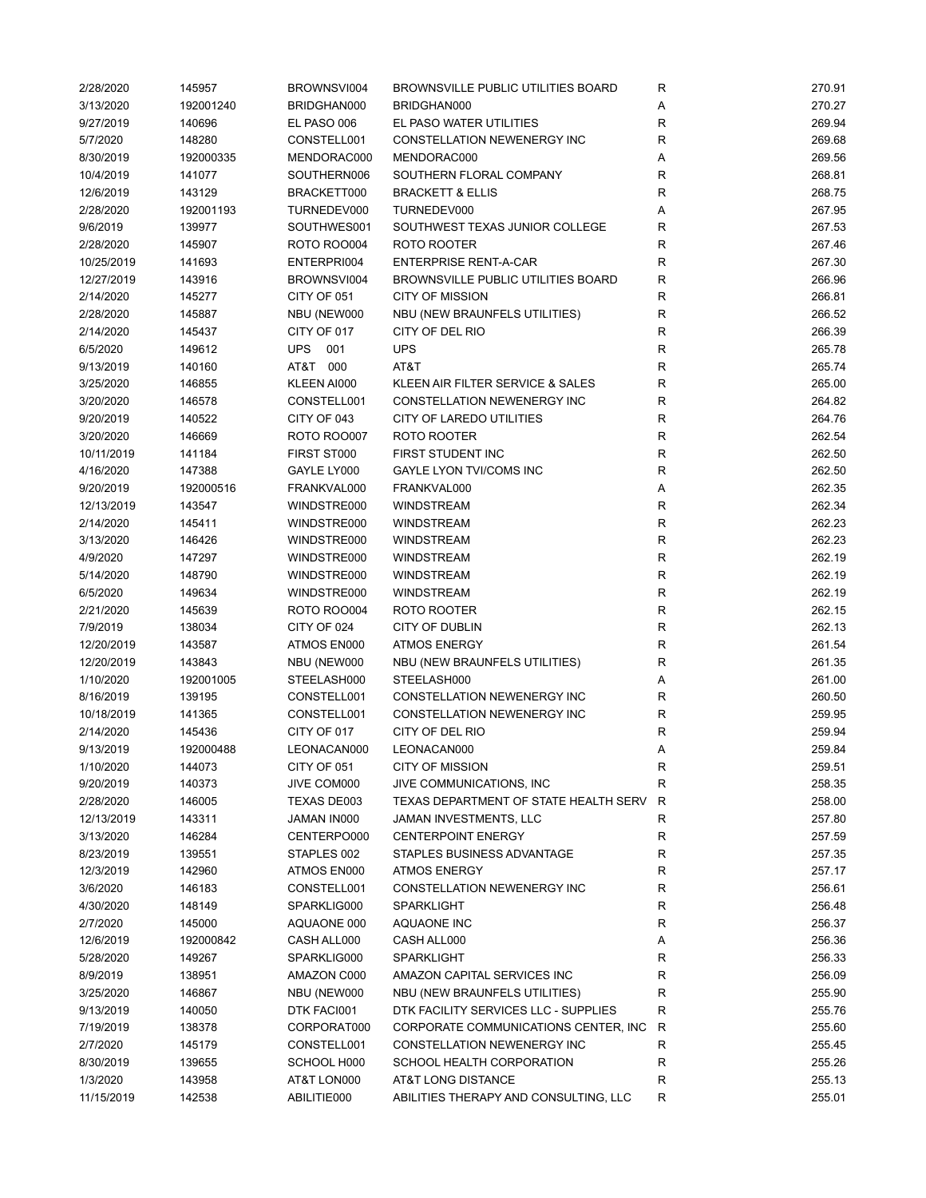| | | | | | |
|---|---|---|---|---|---|
| 2/28/2020 | 145957 | BROWNSVI004 | BROWNSVILLE PUBLIC UTILITIES BOARD | R | 270.91 |
| 3/13/2020 | 192001240 | BRIDGHAN000 | BRIDGHAN000 | A | 270.27 |
| 9/27/2019 | 140696 | EL PASO 006 | EL PASO WATER UTILITIES | R | 269.94 |
| 5/7/2020 | 148280 | CONSTELL001 | CONSTELLATION NEWENERGY INC | R | 269.68 |
| 8/30/2019 | 192000335 | MENDORAC000 | MENDORAC000 | A | 269.56 |
| 10/4/2019 | 141077 | SOUTHERN006 | SOUTHERN FLORAL COMPANY | R | 268.81 |
| 12/6/2019 | 143129 | BRACKETT000 | BRACKETT & ELLIS | R | 268.75 |
| 2/28/2020 | 192001193 | TURNEDEV000 | TURNEDEV000 | A | 267.95 |
| 9/6/2019 | 139977 | SOUTHWES001 | SOUTHWEST TEXAS JUNIOR COLLEGE | R | 267.53 |
| 2/28/2020 | 145907 | ROTO ROO004 | ROTO ROOTER | R | 267.46 |
| 10/25/2019 | 141693 | ENTERPRI004 | ENTERPRISE RENT-A-CAR | R | 267.30 |
| 12/27/2019 | 143916 | BROWNSVI004 | BROWNSVILLE PUBLIC UTILITIES BOARD | R | 266.96 |
| 2/14/2020 | 145277 | CITY OF 051 | CITY OF MISSION | R | 266.81 |
| 2/28/2020 | 145887 | NBU (NEW000 | NBU (NEW BRAUNFELS UTILITIES) | R | 266.52 |
| 2/14/2020 | 145437 | CITY OF 017 | CITY OF DEL RIO | R | 266.39 |
| 6/5/2020 | 149612 | UPS 001 | UPS | R | 265.78 |
| 9/13/2019 | 140160 | AT&T 000 | AT&T | R | 265.74 |
| 3/25/2020 | 146855 | KLEEN AI000 | KLEEN AIR FILTER SERVICE & SALES | R | 265.00 |
| 3/20/2020 | 146578 | CONSTELL001 | CONSTELLATION NEWENERGY INC | R | 264.82 |
| 9/20/2019 | 140522 | CITY OF 043 | CITY OF LAREDO UTILITIES | R | 264.76 |
| 3/20/2020 | 146669 | ROTO ROO007 | ROTO ROOTER | R | 262.54 |
| 10/11/2019 | 141184 | FIRST ST000 | FIRST STUDENT INC | R | 262.50 |
| 4/16/2020 | 147388 | GAYLE LY000 | GAYLE LYON TVI/COMS INC | R | 262.50 |
| 9/20/2019 | 192000516 | FRANKVAL000 | FRANKVAL000 | A | 262.35 |
| 12/13/2019 | 143547 | WINDSTRE000 | WINDSTREAM | R | 262.34 |
| 2/14/2020 | 145411 | WINDSTRE000 | WINDSTREAM | R | 262.23 |
| 3/13/2020 | 146426 | WINDSTRE000 | WINDSTREAM | R | 262.23 |
| 4/9/2020 | 147297 | WINDSTRE000 | WINDSTREAM | R | 262.19 |
| 5/14/2020 | 148790 | WINDSTRE000 | WINDSTREAM | R | 262.19 |
| 6/5/2020 | 149634 | WINDSTRE000 | WINDSTREAM | R | 262.19 |
| 2/21/2020 | 145639 | ROTO ROO004 | ROTO ROOTER | R | 262.15 |
| 7/9/2019 | 138034 | CITY OF 024 | CITY OF DUBLIN | R | 262.13 |
| 12/20/2019 | 143587 | ATMOS EN000 | ATMOS ENERGY | R | 261.54 |
| 12/20/2019 | 143843 | NBU (NEW000 | NBU (NEW BRAUNFELS UTILITIES) | R | 261.35 |
| 1/10/2020 | 192001005 | STEELASH000 | STEELASH000 | A | 261.00 |
| 8/16/2019 | 139195 | CONSTELL001 | CONSTELLATION NEWENERGY INC | R | 260.50 |
| 10/18/2019 | 141365 | CONSTELL001 | CONSTELLATION NEWENERGY INC | R | 259.95 |
| 2/14/2020 | 145436 | CITY OF 017 | CITY OF DEL RIO | R | 259.94 |
| 9/13/2019 | 192000488 | LEONACAN000 | LEONACAN000 | A | 259.84 |
| 1/10/2020 | 144073 | CITY OF 051 | CITY OF MISSION | R | 259.51 |
| 9/20/2019 | 140373 | JIVE COM000 | JIVE COMMUNICATIONS, INC | R | 258.35 |
| 2/28/2020 | 146005 | TEXAS DE003 | TEXAS DEPARTMENT OF STATE HEALTH SERV | R | 258.00 |
| 12/13/2019 | 143311 | JAMAN IN000 | JAMAN INVESTMENTS, LLC | R | 257.80 |
| 3/13/2020 | 146284 | CENTERPO000 | CENTERPOINT ENERGY | R | 257.59 |
| 8/23/2019 | 139551 | STAPLES 002 | STAPLES BUSINESS ADVANTAGE | R | 257.35 |
| 12/3/2019 | 142960 | ATMOS EN000 | ATMOS ENERGY | R | 257.17 |
| 3/6/2020 | 146183 | CONSTELL001 | CONSTELLATION NEWENERGY INC | R | 256.61 |
| 4/30/2020 | 148149 | SPARKLIG000 | SPARKLIGHT | R | 256.48 |
| 2/7/2020 | 145000 | AQUAONE 000 | AQUAONE INC | R | 256.37 |
| 12/6/2019 | 192000842 | CASH ALL000 | CASH ALL000 | A | 256.36 |
| 5/28/2020 | 149267 | SPARKLIG000 | SPARKLIGHT | R | 256.33 |
| 8/9/2019 | 138951 | AMAZON C000 | AMAZON CAPITAL SERVICES INC | R | 256.09 |
| 3/25/2020 | 146867 | NBU (NEW000 | NBU (NEW BRAUNFELS UTILITIES) | R | 255.90 |
| 9/13/2019 | 140050 | DTK FACI001 | DTK FACILITY SERVICES LLC - SUPPLIES | R | 255.76 |
| 7/19/2019 | 138378 | CORPORAT000 | CORPORATE COMMUNICATIONS CENTER, INC | R | 255.60 |
| 2/7/2020 | 145179 | CONSTELL001 | CONSTELLATION NEWENERGY INC | R | 255.45 |
| 8/30/2019 | 139655 | SCHOOL H000 | SCHOOL HEALTH CORPORATION | R | 255.26 |
| 1/3/2020 | 143958 | AT&T LON000 | AT&T LONG DISTANCE | R | 255.13 |
| 11/15/2019 | 142538 | ABILITIE000 | ABILITIES THERAPY AND CONSULTING, LLC | R | 255.01 |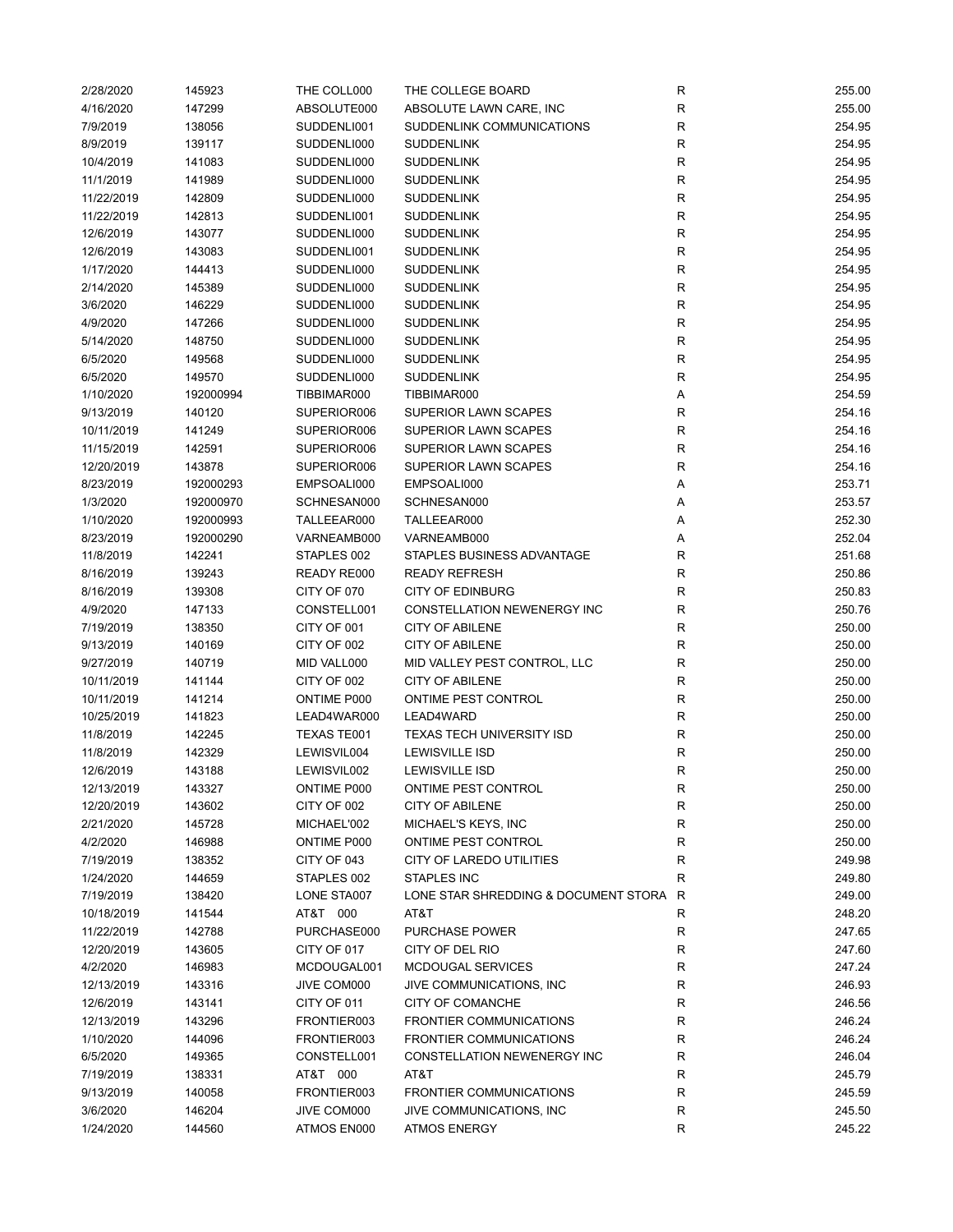| | | | | | |
|---|---|---|---|---|---|
| 2/28/2020 | 145923 | THE COLL000 | THE COLLEGE BOARD | R | 255.00 |
| 4/16/2020 | 147299 | ABSOLUTE000 | ABSOLUTE LAWN CARE, INC | R | 255.00 |
| 7/9/2019 | 138056 | SUDDENLI001 | SUDDENLINK COMMUNICATIONS | R | 254.95 |
| 8/9/2019 | 139117 | SUDDENLI000 | SUDDENLINK | R | 254.95 |
| 10/4/2019 | 141083 | SUDDENLI000 | SUDDENLINK | R | 254.95 |
| 11/1/2019 | 141989 | SUDDENLI000 | SUDDENLINK | R | 254.95 |
| 11/22/2019 | 142809 | SUDDENLI000 | SUDDENLINK | R | 254.95 |
| 11/22/2019 | 142813 | SUDDENLI001 | SUDDENLINK | R | 254.95 |
| 12/6/2019 | 143077 | SUDDENLI000 | SUDDENLINK | R | 254.95 |
| 12/6/2019 | 143083 | SUDDENLI001 | SUDDENLINK | R | 254.95 |
| 1/17/2020 | 144413 | SUDDENLI000 | SUDDENLINK | R | 254.95 |
| 2/14/2020 | 145389 | SUDDENLI000 | SUDDENLINK | R | 254.95 |
| 3/6/2020 | 146229 | SUDDENLI000 | SUDDENLINK | R | 254.95 |
| 4/9/2020 | 147266 | SUDDENLI000 | SUDDENLINK | R | 254.95 |
| 5/14/2020 | 148750 | SUDDENLI000 | SUDDENLINK | R | 254.95 |
| 6/5/2020 | 149568 | SUDDENLI000 | SUDDENLINK | R | 254.95 |
| 6/5/2020 | 149570 | SUDDENLI000 | SUDDENLINK | R | 254.95 |
| 1/10/2020 | 192000994 | TIBBIMAR000 | TIBBIMAR000 | A | 254.59 |
| 9/13/2019 | 140120 | SUPERIOR006 | SUPERIOR LAWN SCAPES | R | 254.16 |
| 10/11/2019 | 141249 | SUPERIOR006 | SUPERIOR LAWN SCAPES | R | 254.16 |
| 11/15/2019 | 142591 | SUPERIOR006 | SUPERIOR LAWN SCAPES | R | 254.16 |
| 12/20/2019 | 143878 | SUPERIOR006 | SUPERIOR LAWN SCAPES | R | 254.16 |
| 8/23/2019 | 192000293 | EMPSOALI000 | EMPSOALI000 | A | 253.71 |
| 1/3/2020 | 192000970 | SCHNESAN000 | SCHNESAN000 | A | 253.57 |
| 1/10/2020 | 192000993 | TALLEEAR000 | TALLEEAR000 | A | 252.30 |
| 8/23/2019 | 192000290 | VARNEAMB000 | VARNEAMB000 | A | 252.04 |
| 11/8/2019 | 142241 | STAPLES 002 | STAPLES BUSINESS ADVANTAGE | R | 251.68 |
| 8/16/2019 | 139243 | READY RE000 | READY REFRESH | R | 250.86 |
| 8/16/2019 | 139308 | CITY OF 070 | CITY OF EDINBURG | R | 250.83 |
| 4/9/2020 | 147133 | CONSTELL001 | CONSTELLATION NEWENERGY INC | R | 250.76 |
| 7/19/2019 | 138350 | CITY OF 001 | CITY OF ABILENE | R | 250.00 |
| 9/13/2019 | 140169 | CITY OF 002 | CITY OF ABILENE | R | 250.00 |
| 9/27/2019 | 140719 | MID VALL000 | MID VALLEY PEST CONTROL, LLC | R | 250.00 |
| 10/11/2019 | 141144 | CITY OF 002 | CITY OF ABILENE | R | 250.00 |
| 10/11/2019 | 141214 | ONTIME P000 | ONTIME PEST CONTROL | R | 250.00 |
| 10/25/2019 | 141823 | LEAD4WAR000 | LEAD4WARD | R | 250.00 |
| 11/8/2019 | 142245 | TEXAS TE001 | TEXAS TECH UNIVERSITY ISD | R | 250.00 |
| 11/8/2019 | 142329 | LEWISVIL004 | LEWISVILLE ISD | R | 250.00 |
| 12/6/2019 | 143188 | LEWISVIL002 | LEWISVILLE ISD | R | 250.00 |
| 12/13/2019 | 143327 | ONTIME P000 | ONTIME PEST CONTROL | R | 250.00 |
| 12/20/2019 | 143602 | CITY OF 002 | CITY OF ABILENE | R | 250.00 |
| 2/21/2020 | 145728 | MICHAEL'002 | MICHAEL'S KEYS, INC | R | 250.00 |
| 4/2/2020 | 146988 | ONTIME P000 | ONTIME PEST CONTROL | R | 250.00 |
| 7/19/2019 | 138352 | CITY OF 043 | CITY OF LAREDO UTILITIES | R | 249.98 |
| 1/24/2020 | 144659 | STAPLES 002 | STAPLES INC | R | 249.80 |
| 7/19/2019 | 138420 | LONE STA007 | LONE STAR SHREDDING & DOCUMENT STORA | R | 249.00 |
| 10/18/2019 | 141544 | AT&T 000 | AT&T | R | 248.20 |
| 11/22/2019 | 142788 | PURCHASE000 | PURCHASE POWER | R | 247.65 |
| 12/20/2019 | 143605 | CITY OF 017 | CITY OF DEL RIO | R | 247.60 |
| 4/2/2020 | 146983 | MCDOUGAL001 | MCDOUGAL SERVICES | R | 247.24 |
| 12/13/2019 | 143316 | JIVE COM000 | JIVE COMMUNICATIONS, INC | R | 246.93 |
| 12/6/2019 | 143141 | CITY OF 011 | CITY OF COMANCHE | R | 246.56 |
| 12/13/2019 | 143296 | FRONTIER003 | FRONTIER COMMUNICATIONS | R | 246.24 |
| 1/10/2020 | 144096 | FRONTIER003 | FRONTIER COMMUNICATIONS | R | 246.24 |
| 6/5/2020 | 149365 | CONSTELL001 | CONSTELLATION NEWENERGY INC | R | 246.04 |
| 7/19/2019 | 138331 | AT&T 000 | AT&T | R | 245.79 |
| 9/13/2019 | 140058 | FRONTIER003 | FRONTIER COMMUNICATIONS | R | 245.59 |
| 3/6/2020 | 146204 | JIVE COM000 | JIVE COMMUNICATIONS, INC | R | 245.50 |
| 1/24/2020 | 144560 | ATMOS EN000 | ATMOS ENERGY | R | 245.22 |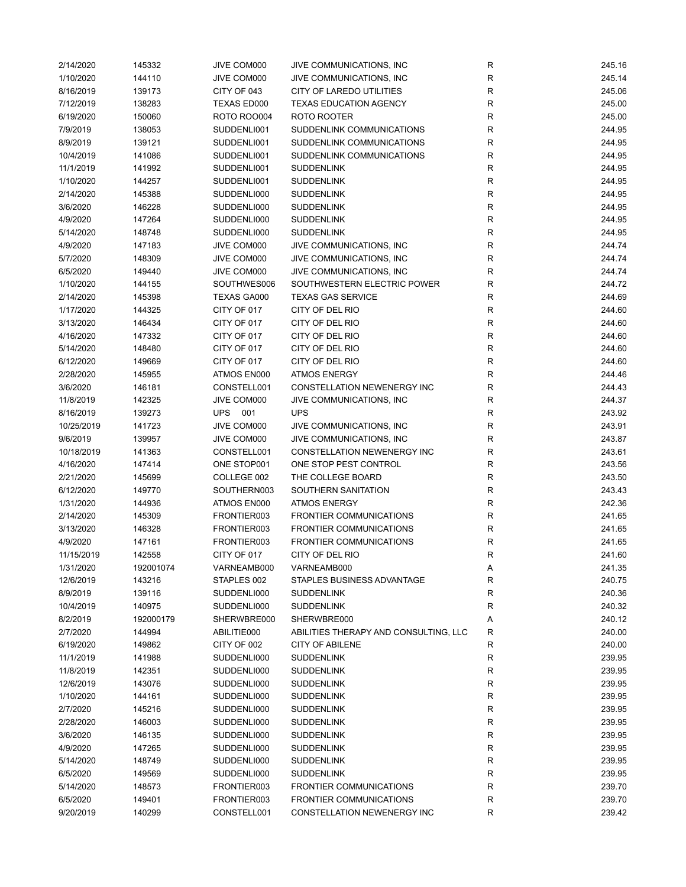| | | | | | |
|---|---|---|---|---|---|
| 2/14/2020 | 145332 | JIVE COM000 | JIVE COMMUNICATIONS, INC | R | 245.16 |
| 1/10/2020 | 144110 | JIVE COM000 | JIVE COMMUNICATIONS, INC | R | 245.14 |
| 8/16/2019 | 139173 | CITY OF 043 | CITY OF LAREDO UTILITIES | R | 245.06 |
| 7/12/2019 | 138283 | TEXAS ED000 | TEXAS EDUCATION AGENCY | R | 245.00 |
| 6/19/2020 | 150060 | ROTO ROO004 | ROTO ROOTER | R | 245.00 |
| 7/9/2019 | 138053 | SUDDENLI001 | SUDDENLINK COMMUNICATIONS | R | 244.95 |
| 8/9/2019 | 139121 | SUDDENLI001 | SUDDENLINK COMMUNICATIONS | R | 244.95 |
| 10/4/2019 | 141086 | SUDDENLI001 | SUDDENLINK COMMUNICATIONS | R | 244.95 |
| 11/1/2019 | 141992 | SUDDENLI001 | SUDDENLINK | R | 244.95 |
| 1/10/2020 | 144257 | SUDDENLI001 | SUDDENLINK | R | 244.95 |
| 2/14/2020 | 145388 | SUDDENLI000 | SUDDENLINK | R | 244.95 |
| 3/6/2020 | 146228 | SUDDENLI000 | SUDDENLINK | R | 244.95 |
| 4/9/2020 | 147264 | SUDDENLI000 | SUDDENLINK | R | 244.95 |
| 5/14/2020 | 148748 | SUDDENLI000 | SUDDENLINK | R | 244.95 |
| 4/9/2020 | 147183 | JIVE COM000 | JIVE COMMUNICATIONS, INC | R | 244.74 |
| 5/7/2020 | 148309 | JIVE COM000 | JIVE COMMUNICATIONS, INC | R | 244.74 |
| 6/5/2020 | 149440 | JIVE COM000 | JIVE COMMUNICATIONS, INC | R | 244.74 |
| 1/10/2020 | 144155 | SOUTHWES006 | SOUTHWESTERN ELECTRIC POWER | R | 244.72 |
| 2/14/2020 | 145398 | TEXAS GA000 | TEXAS GAS SERVICE | R | 244.69 |
| 1/17/2020 | 144325 | CITY OF 017 | CITY OF DEL RIO | R | 244.60 |
| 3/13/2020 | 146434 | CITY OF 017 | CITY OF DEL RIO | R | 244.60 |
| 4/16/2020 | 147332 | CITY OF 017 | CITY OF DEL RIO | R | 244.60 |
| 5/14/2020 | 148480 | CITY OF 017 | CITY OF DEL RIO | R | 244.60 |
| 6/12/2020 | 149669 | CITY OF 017 | CITY OF DEL RIO | R | 244.60 |
| 2/28/2020 | 145955 | ATMOS EN000 | ATMOS ENERGY | R | 244.46 |
| 3/6/2020 | 146181 | CONSTELL001 | CONSTELLATION NEWENERGY INC | R | 244.43 |
| 11/8/2019 | 142325 | JIVE COM000 | JIVE COMMUNICATIONS, INC | R | 244.37 |
| 8/16/2019 | 139273 | UPS 001 | UPS | R | 243.92 |
| 10/25/2019 | 141723 | JIVE COM000 | JIVE COMMUNICATIONS, INC | R | 243.91 |
| 9/6/2019 | 139957 | JIVE COM000 | JIVE COMMUNICATIONS, INC | R | 243.87 |
| 10/18/2019 | 141363 | CONSTELL001 | CONSTELLATION NEWENERGY INC | R | 243.61 |
| 4/16/2020 | 147414 | ONE STOP001 | ONE STOP PEST CONTROL | R | 243.56 |
| 2/21/2020 | 145699 | COLLEGE 002 | THE COLLEGE BOARD | R | 243.50 |
| 6/12/2020 | 149770 | SOUTHERN003 | SOUTHERN SANITATION | R | 243.43 |
| 1/31/2020 | 144936 | ATMOS EN000 | ATMOS ENERGY | R | 242.36 |
| 2/14/2020 | 145309 | FRONTIER003 | FRONTIER COMMUNICATIONS | R | 241.65 |
| 3/13/2020 | 146328 | FRONTIER003 | FRONTIER COMMUNICATIONS | R | 241.65 |
| 4/9/2020 | 147161 | FRONTIER003 | FRONTIER COMMUNICATIONS | R | 241.65 |
| 11/15/2019 | 142558 | CITY OF 017 | CITY OF DEL RIO | R | 241.60 |
| 1/31/2020 | 192001074 | VARNEAMB000 | VARNEAMB000 | A | 241.35 |
| 12/6/2019 | 143216 | STAPLES 002 | STAPLES BUSINESS ADVANTAGE | R | 240.75 |
| 8/9/2019 | 139116 | SUDDENLI000 | SUDDENLINK | R | 240.36 |
| 10/4/2019 | 140975 | SUDDENLI000 | SUDDENLINK | R | 240.32 |
| 8/2/2019 | 192000179 | SHERWBRE000 | SHERWBRE000 | A | 240.12 |
| 2/7/2020 | 144994 | ABILITIE000 | ABILITIES THERAPY AND CONSULTING, LLC | R | 240.00 |
| 6/19/2020 | 149862 | CITY OF 002 | CITY OF ABILENE | R | 240.00 |
| 11/1/2019 | 141988 | SUDDENLI000 | SUDDENLINK | R | 239.95 |
| 11/8/2019 | 142351 | SUDDENLI000 | SUDDENLINK | R | 239.95 |
| 12/6/2019 | 143076 | SUDDENLI000 | SUDDENLINK | R | 239.95 |
| 1/10/2020 | 144161 | SUDDENLI000 | SUDDENLINK | R | 239.95 |
| 2/7/2020 | 145216 | SUDDENLI000 | SUDDENLINK | R | 239.95 |
| 2/28/2020 | 146003 | SUDDENLI000 | SUDDENLINK | R | 239.95 |
| 3/6/2020 | 146135 | SUDDENLI000 | SUDDENLINK | R | 239.95 |
| 4/9/2020 | 147265 | SUDDENLI000 | SUDDENLINK | R | 239.95 |
| 5/14/2020 | 148749 | SUDDENLI000 | SUDDENLINK | R | 239.95 |
| 6/5/2020 | 149569 | SUDDENLI000 | SUDDENLINK | R | 239.95 |
| 5/14/2020 | 148573 | FRONTIER003 | FRONTIER COMMUNICATIONS | R | 239.70 |
| 6/5/2020 | 149401 | FRONTIER003 | FRONTIER COMMUNICATIONS | R | 239.70 |
| 9/20/2019 | 140299 | CONSTELL001 | CONSTELLATION NEWENERGY INC | R | 239.42 |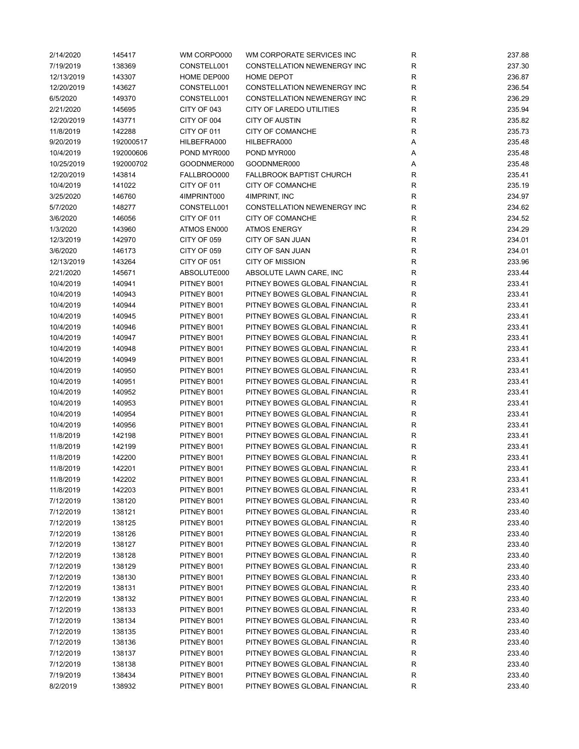| | | | | | |
|---|---|---|---|---|---|
| 2/14/2020 | 145417 | WM CORPO000 | WM CORPORATE SERVICES INC | R | 237.88 |
| 7/19/2019 | 138369 | CONSTELL001 | CONSTELLATION NEWENERGY INC | R | 237.30 |
| 12/13/2019 | 143307 | HOME DEP000 | HOME DEPOT | R | 236.87 |
| 12/20/2019 | 143627 | CONSTELL001 | CONSTELLATION NEWENERGY INC | R | 236.54 |
| 6/5/2020 | 149370 | CONSTELL001 | CONSTELLATION NEWENERGY INC | R | 236.29 |
| 2/21/2020 | 145695 | CITY OF 043 | CITY OF LAREDO UTILITIES | R | 235.94 |
| 12/20/2019 | 143771 | CITY OF 004 | CITY OF AUSTIN | R | 235.82 |
| 11/8/2019 | 142288 | CITY OF 011 | CITY OF COMANCHE | R | 235.73 |
| 9/20/2019 | 192000517 | HILBEFRA000 | HILBEFRA000 | A | 235.48 |
| 10/4/2019 | 192000606 | POND MYR000 | POND MYR000 | A | 235.48 |
| 10/25/2019 | 192000702 | GOODNMER000 | GOODNMER000 | A | 235.48 |
| 12/20/2019 | 143814 | FALLBROO000 | FALLBROOK BAPTIST CHURCH | R | 235.41 |
| 10/4/2019 | 141022 | CITY OF 011 | CITY OF COMANCHE | R | 235.19 |
| 3/25/2020 | 146760 | 4IMPRINT000 | 4IMPRINT, INC | R | 234.97 |
| 5/7/2020 | 148277 | CONSTELL001 | CONSTELLATION NEWENERGY INC | R | 234.62 |
| 3/6/2020 | 146056 | CITY OF 011 | CITY OF COMANCHE | R | 234.52 |
| 1/3/2020 | 143960 | ATMOS EN000 | ATMOS ENERGY | R | 234.29 |
| 12/3/2019 | 142970 | CITY OF 059 | CITY OF SAN JUAN | R | 234.01 |
| 3/6/2020 | 146173 | CITY OF 059 | CITY OF SAN JUAN | R | 234.01 |
| 12/13/2019 | 143264 | CITY OF 051 | CITY OF MISSION | R | 233.96 |
| 2/21/2020 | 145671 | ABSOLUTE000 | ABSOLUTE LAWN CARE, INC | R | 233.44 |
| 10/4/2019 | 140941 | PITNEY B001 | PITNEY BOWES GLOBAL FINANCIAL | R | 233.41 |
| 10/4/2019 | 140943 | PITNEY B001 | PITNEY BOWES GLOBAL FINANCIAL | R | 233.41 |
| 10/4/2019 | 140944 | PITNEY B001 | PITNEY BOWES GLOBAL FINANCIAL | R | 233.41 |
| 10/4/2019 | 140945 | PITNEY B001 | PITNEY BOWES GLOBAL FINANCIAL | R | 233.41 |
| 10/4/2019 | 140946 | PITNEY B001 | PITNEY BOWES GLOBAL FINANCIAL | R | 233.41 |
| 10/4/2019 | 140947 | PITNEY B001 | PITNEY BOWES GLOBAL FINANCIAL | R | 233.41 |
| 10/4/2019 | 140948 | PITNEY B001 | PITNEY BOWES GLOBAL FINANCIAL | R | 233.41 |
| 10/4/2019 | 140949 | PITNEY B001 | PITNEY BOWES GLOBAL FINANCIAL | R | 233.41 |
| 10/4/2019 | 140950 | PITNEY B001 | PITNEY BOWES GLOBAL FINANCIAL | R | 233.41 |
| 10/4/2019 | 140951 | PITNEY B001 | PITNEY BOWES GLOBAL FINANCIAL | R | 233.41 |
| 10/4/2019 | 140952 | PITNEY B001 | PITNEY BOWES GLOBAL FINANCIAL | R | 233.41 |
| 10/4/2019 | 140953 | PITNEY B001 | PITNEY BOWES GLOBAL FINANCIAL | R | 233.41 |
| 10/4/2019 | 140954 | PITNEY B001 | PITNEY BOWES GLOBAL FINANCIAL | R | 233.41 |
| 10/4/2019 | 140956 | PITNEY B001 | PITNEY BOWES GLOBAL FINANCIAL | R | 233.41 |
| 11/8/2019 | 142198 | PITNEY B001 | PITNEY BOWES GLOBAL FINANCIAL | R | 233.41 |
| 11/8/2019 | 142199 | PITNEY B001 | PITNEY BOWES GLOBAL FINANCIAL | R | 233.41 |
| 11/8/2019 | 142200 | PITNEY B001 | PITNEY BOWES GLOBAL FINANCIAL | R | 233.41 |
| 11/8/2019 | 142201 | PITNEY B001 | PITNEY BOWES GLOBAL FINANCIAL | R | 233.41 |
| 11/8/2019 | 142202 | PITNEY B001 | PITNEY BOWES GLOBAL FINANCIAL | R | 233.41 |
| 11/8/2019 | 142203 | PITNEY B001 | PITNEY BOWES GLOBAL FINANCIAL | R | 233.41 |
| 7/12/2019 | 138120 | PITNEY B001 | PITNEY BOWES GLOBAL FINANCIAL | R | 233.40 |
| 7/12/2019 | 138121 | PITNEY B001 | PITNEY BOWES GLOBAL FINANCIAL | R | 233.40 |
| 7/12/2019 | 138125 | PITNEY B001 | PITNEY BOWES GLOBAL FINANCIAL | R | 233.40 |
| 7/12/2019 | 138126 | PITNEY B001 | PITNEY BOWES GLOBAL FINANCIAL | R | 233.40 |
| 7/12/2019 | 138127 | PITNEY B001 | PITNEY BOWES GLOBAL FINANCIAL | R | 233.40 |
| 7/12/2019 | 138128 | PITNEY B001 | PITNEY BOWES GLOBAL FINANCIAL | R | 233.40 |
| 7/12/2019 | 138129 | PITNEY B001 | PITNEY BOWES GLOBAL FINANCIAL | R | 233.40 |
| 7/12/2019 | 138130 | PITNEY B001 | PITNEY BOWES GLOBAL FINANCIAL | R | 233.40 |
| 7/12/2019 | 138131 | PITNEY B001 | PITNEY BOWES GLOBAL FINANCIAL | R | 233.40 |
| 7/12/2019 | 138132 | PITNEY B001 | PITNEY BOWES GLOBAL FINANCIAL | R | 233.40 |
| 7/12/2019 | 138133 | PITNEY B001 | PITNEY BOWES GLOBAL FINANCIAL | R | 233.40 |
| 7/12/2019 | 138134 | PITNEY B001 | PITNEY BOWES GLOBAL FINANCIAL | R | 233.40 |
| 7/12/2019 | 138135 | PITNEY B001 | PITNEY BOWES GLOBAL FINANCIAL | R | 233.40 |
| 7/12/2019 | 138136 | PITNEY B001 | PITNEY BOWES GLOBAL FINANCIAL | R | 233.40 |
| 7/12/2019 | 138137 | PITNEY B001 | PITNEY BOWES GLOBAL FINANCIAL | R | 233.40 |
| 7/12/2019 | 138138 | PITNEY B001 | PITNEY BOWES GLOBAL FINANCIAL | R | 233.40 |
| 7/19/2019 | 138434 | PITNEY B001 | PITNEY BOWES GLOBAL FINANCIAL | R | 233.40 |
| 8/2/2019 | 138932 | PITNEY B001 | PITNEY BOWES GLOBAL FINANCIAL | R | 233.40 |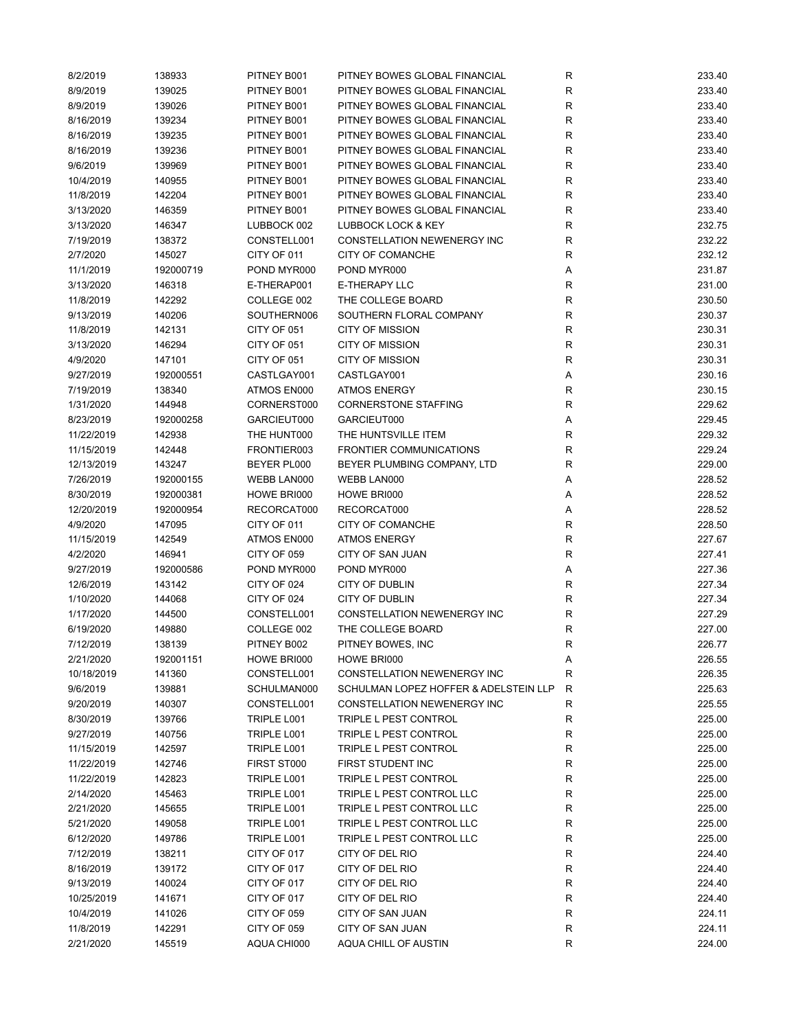| | | | | | |
|---|---|---|---|---|---|
| 8/2/2019 | 138933 | PITNEY B001 | PITNEY BOWES GLOBAL FINANCIAL | R | 233.40 |
| 8/9/2019 | 139025 | PITNEY B001 | PITNEY BOWES GLOBAL FINANCIAL | R | 233.40 |
| 8/9/2019 | 139026 | PITNEY B001 | PITNEY BOWES GLOBAL FINANCIAL | R | 233.40 |
| 8/16/2019 | 139234 | PITNEY B001 | PITNEY BOWES GLOBAL FINANCIAL | R | 233.40 |
| 8/16/2019 | 139235 | PITNEY B001 | PITNEY BOWES GLOBAL FINANCIAL | R | 233.40 |
| 8/16/2019 | 139236 | PITNEY B001 | PITNEY BOWES GLOBAL FINANCIAL | R | 233.40 |
| 9/6/2019 | 139969 | PITNEY B001 | PITNEY BOWES GLOBAL FINANCIAL | R | 233.40 |
| 10/4/2019 | 140955 | PITNEY B001 | PITNEY BOWES GLOBAL FINANCIAL | R | 233.40 |
| 11/8/2019 | 142204 | PITNEY B001 | PITNEY BOWES GLOBAL FINANCIAL | R | 233.40 |
| 3/13/2020 | 146359 | PITNEY B001 | PITNEY BOWES GLOBAL FINANCIAL | R | 233.40 |
| 3/13/2020 | 146347 | LUBBOCK 002 | LUBBOCK LOCK & KEY | R | 232.75 |
| 7/19/2019 | 138372 | CONSTELL001 | CONSTELLATION NEWENERGY INC | R | 232.22 |
| 2/7/2020 | 145027 | CITY OF 011 | CITY OF COMANCHE | R | 232.12 |
| 11/1/2019 | 192000719 | POND MYR000 | POND MYR000 | A | 231.87 |
| 3/13/2020 | 146318 | E-THERAP001 | E-THERAPY LLC | R | 231.00 |
| 11/8/2019 | 142292 | COLLEGE 002 | THE COLLEGE BOARD | R | 230.50 |
| 9/13/2019 | 140206 | SOUTHERN006 | SOUTHERN FLORAL COMPANY | R | 230.37 |
| 11/8/2019 | 142131 | CITY OF 051 | CITY OF MISSION | R | 230.31 |
| 3/13/2020 | 146294 | CITY OF 051 | CITY OF MISSION | R | 230.31 |
| 4/9/2020 | 147101 | CITY OF 051 | CITY OF MISSION | R | 230.31 |
| 9/27/2019 | 192000551 | CASTLGAY001 | CASTLGAY001 | A | 230.16 |
| 7/19/2019 | 138340 | ATMOS EN000 | ATMOS ENERGY | R | 230.15 |
| 1/31/2020 | 144948 | CORNERST000 | CORNERSTONE STAFFING | R | 229.62 |
| 8/23/2019 | 192000258 | GARCIEUT000 | GARCIEUT000 | A | 229.45 |
| 11/22/2019 | 142938 | THE HUNT000 | THE HUNTSVILLE ITEM | R | 229.32 |
| 11/15/2019 | 142448 | FRONTIER003 | FRONTIER COMMUNICATIONS | R | 229.24 |
| 12/13/2019 | 143247 | BEYER PL000 | BEYER PLUMBING COMPANY, LTD | R | 229.00 |
| 7/26/2019 | 192000155 | WEBB LAN000 | WEBB LAN000 | A | 228.52 |
| 8/30/2019 | 192000381 | HOWE BRI000 | HOWE BRI000 | A | 228.52 |
| 12/20/2019 | 192000954 | RECORCAT000 | RECORCAT000 | A | 228.52 |
| 4/9/2020 | 147095 | CITY OF 011 | CITY OF COMANCHE | R | 228.50 |
| 11/15/2019 | 142549 | ATMOS EN000 | ATMOS ENERGY | R | 227.67 |
| 4/2/2020 | 146941 | CITY OF 059 | CITY OF SAN JUAN | R | 227.41 |
| 9/27/2019 | 192000586 | POND MYR000 | POND MYR000 | A | 227.36 |
| 12/6/2019 | 143142 | CITY OF 024 | CITY OF DUBLIN | R | 227.34 |
| 1/10/2020 | 144068 | CITY OF 024 | CITY OF DUBLIN | R | 227.34 |
| 1/17/2020 | 144500 | CONSTELL001 | CONSTELLATION NEWENERGY INC | R | 227.29 |
| 6/19/2020 | 149880 | COLLEGE 002 | THE COLLEGE BOARD | R | 227.00 |
| 7/12/2019 | 138139 | PITNEY B002 | PITNEY BOWES, INC | R | 226.77 |
| 2/21/2020 | 192001151 | HOWE BRI000 | HOWE BRI000 | A | 226.55 |
| 10/18/2019 | 141360 | CONSTELL001 | CONSTELLATION NEWENERGY INC | R | 226.35 |
| 9/6/2019 | 139881 | SCHULMAN000 | SCHULMAN LOPEZ HOFFER & ADELSTEIN LLP | R | 225.63 |
| 9/20/2019 | 140307 | CONSTELL001 | CONSTELLATION NEWENERGY INC | R | 225.55 |
| 8/30/2019 | 139766 | TRIPLE L001 | TRIPLE L PEST CONTROL | R | 225.00 |
| 9/27/2019 | 140756 | TRIPLE L001 | TRIPLE L PEST CONTROL | R | 225.00 |
| 11/15/2019 | 142597 | TRIPLE L001 | TRIPLE L PEST CONTROL | R | 225.00 |
| 11/22/2019 | 142746 | FIRST ST000 | FIRST STUDENT INC | R | 225.00 |
| 11/22/2019 | 142823 | TRIPLE L001 | TRIPLE L PEST CONTROL | R | 225.00 |
| 2/14/2020 | 145463 | TRIPLE L001 | TRIPLE L PEST CONTROL LLC | R | 225.00 |
| 2/21/2020 | 145655 | TRIPLE L001 | TRIPLE L PEST CONTROL LLC | R | 225.00 |
| 5/21/2020 | 149058 | TRIPLE L001 | TRIPLE L PEST CONTROL LLC | R | 225.00 |
| 6/12/2020 | 149786 | TRIPLE L001 | TRIPLE L PEST CONTROL LLC | R | 225.00 |
| 7/12/2019 | 138211 | CITY OF 017 | CITY OF DEL RIO | R | 224.40 |
| 8/16/2019 | 139172 | CITY OF 017 | CITY OF DEL RIO | R | 224.40 |
| 9/13/2019 | 140024 | CITY OF 017 | CITY OF DEL RIO | R | 224.40 |
| 10/25/2019 | 141671 | CITY OF 017 | CITY OF DEL RIO | R | 224.40 |
| 10/4/2019 | 141026 | CITY OF 059 | CITY OF SAN JUAN | R | 224.11 |
| 11/8/2019 | 142291 | CITY OF 059 | CITY OF SAN JUAN | R | 224.11 |
| 2/21/2020 | 145519 | AQUA CHI000 | AQUA CHILL OF AUSTIN | R | 224.00 |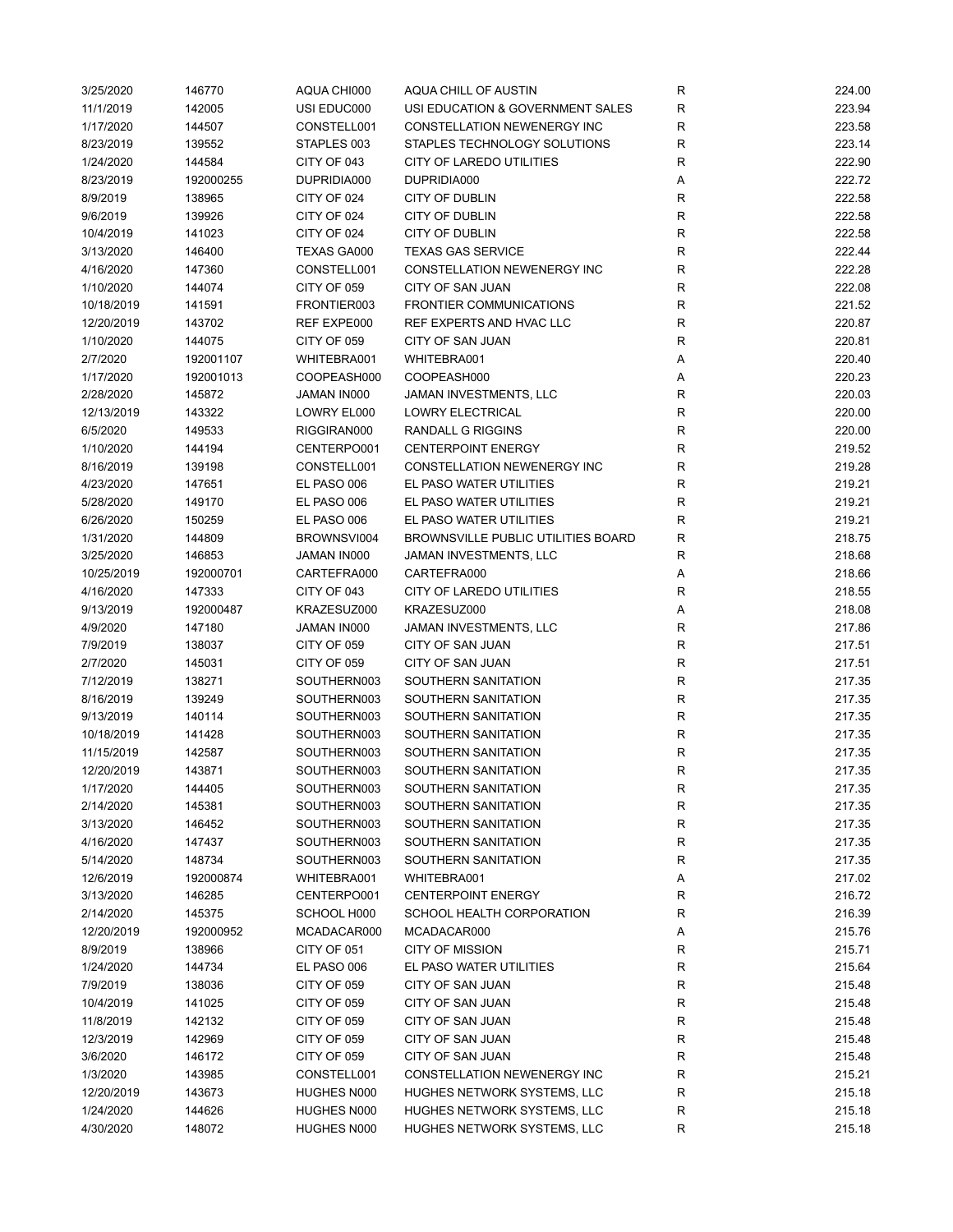| | | | | | |
|---|---|---|---|---|---|
| 3/25/2020 | 146770 | AQUA CHI000 | AQUA CHILL OF AUSTIN | R | 224.00 |
| 11/1/2019 | 142005 | USI EDUC000 | USI EDUCATION & GOVERNMENT SALES | R | 223.94 |
| 1/17/2020 | 144507 | CONSTELL001 | CONSTELLATION NEWENERGY INC | R | 223.58 |
| 8/23/2019 | 139552 | STAPLES 003 | STAPLES TECHNOLOGY SOLUTIONS | R | 223.14 |
| 1/24/2020 | 144584 | CITY OF 043 | CITY OF LAREDO UTILITIES | R | 222.90 |
| 8/23/2019 | 192000255 | DUPRIDIA000 | DUPRIDIA000 | A | 222.72 |
| 8/9/2019 | 138965 | CITY OF 024 | CITY OF DUBLIN | R | 222.58 |
| 9/6/2019 | 139926 | CITY OF 024 | CITY OF DUBLIN | R | 222.58 |
| 10/4/2019 | 141023 | CITY OF 024 | CITY OF DUBLIN | R | 222.58 |
| 3/13/2020 | 146400 | TEXAS GA000 | TEXAS GAS SERVICE | R | 222.44 |
| 4/16/2020 | 147360 | CONSTELL001 | CONSTELLATION NEWENERGY INC | R | 222.28 |
| 1/10/2020 | 144074 | CITY OF 059 | CITY OF SAN JUAN | R | 222.08 |
| 10/18/2019 | 141591 | FRONTIER003 | FRONTIER COMMUNICATIONS | R | 221.52 |
| 12/20/2019 | 143702 | REF EXPE000 | REF EXPERTS AND HVAC LLC | R | 220.87 |
| 1/10/2020 | 144075 | CITY OF 059 | CITY OF SAN JUAN | R | 220.81 |
| 2/7/2020 | 192001107 | WHITEBRA001 | WHITEBRA001 | A | 220.40 |
| 1/17/2020 | 192001013 | COOPEASH000 | COOPEASH000 | A | 220.23 |
| 2/28/2020 | 145872 | JAMAN IN000 | JAMAN INVESTMENTS, LLC | R | 220.03 |
| 12/13/2019 | 143322 | LOWRY EL000 | LOWRY ELECTRICAL | R | 220.00 |
| 6/5/2020 | 149533 | RIGGIRAN000 | RANDALL G RIGGINS | R | 220.00 |
| 1/10/2020 | 144194 | CENTERPO001 | CENTERPOINT ENERGY | R | 219.52 |
| 8/16/2019 | 139198 | CONSTELL001 | CONSTELLATION NEWENERGY INC | R | 219.28 |
| 4/23/2020 | 147651 | EL PASO 006 | EL PASO WATER UTILITIES | R | 219.21 |
| 5/28/2020 | 149170 | EL PASO 006 | EL PASO WATER UTILITIES | R | 219.21 |
| 6/26/2020 | 150259 | EL PASO 006 | EL PASO WATER UTILITIES | R | 219.21 |
| 1/31/2020 | 144809 | BROWNSVI004 | BROWNSVILLE PUBLIC UTILITIES BOARD | R | 218.75 |
| 3/25/2020 | 146853 | JAMAN IN000 | JAMAN INVESTMENTS, LLC | R | 218.68 |
| 10/25/2019 | 192000701 | CARTEFRA000 | CARTEFRA000 | A | 218.66 |
| 4/16/2020 | 147333 | CITY OF 043 | CITY OF LAREDO UTILITIES | R | 218.55 |
| 9/13/2019 | 192000487 | KRAZESUZ000 | KRAZESUZ000 | A | 218.08 |
| 4/9/2020 | 147180 | JAMAN IN000 | JAMAN INVESTMENTS, LLC | R | 217.86 |
| 7/9/2019 | 138037 | CITY OF 059 | CITY OF SAN JUAN | R | 217.51 |
| 2/7/2020 | 145031 | CITY OF 059 | CITY OF SAN JUAN | R | 217.51 |
| 7/12/2019 | 138271 | SOUTHERN003 | SOUTHERN SANITATION | R | 217.35 |
| 8/16/2019 | 139249 | SOUTHERN003 | SOUTHERN SANITATION | R | 217.35 |
| 9/13/2019 | 140114 | SOUTHERN003 | SOUTHERN SANITATION | R | 217.35 |
| 10/18/2019 | 141428 | SOUTHERN003 | SOUTHERN SANITATION | R | 217.35 |
| 11/15/2019 | 142587 | SOUTHERN003 | SOUTHERN SANITATION | R | 217.35 |
| 12/20/2019 | 143871 | SOUTHERN003 | SOUTHERN SANITATION | R | 217.35 |
| 1/17/2020 | 144405 | SOUTHERN003 | SOUTHERN SANITATION | R | 217.35 |
| 2/14/2020 | 145381 | SOUTHERN003 | SOUTHERN SANITATION | R | 217.35 |
| 3/13/2020 | 146452 | SOUTHERN003 | SOUTHERN SANITATION | R | 217.35 |
| 4/16/2020 | 147437 | SOUTHERN003 | SOUTHERN SANITATION | R | 217.35 |
| 5/14/2020 | 148734 | SOUTHERN003 | SOUTHERN SANITATION | R | 217.35 |
| 12/6/2019 | 192000874 | WHITEBRA001 | WHITEBRA001 | A | 217.02 |
| 3/13/2020 | 146285 | CENTERPO001 | CENTERPOINT ENERGY | R | 216.72 |
| 2/14/2020 | 145375 | SCHOOL H000 | SCHOOL HEALTH CORPORATION | R | 216.39 |
| 12/20/2019 | 192000952 | MCADACAR000 | MCADACAR000 | A | 215.76 |
| 8/9/2019 | 138966 | CITY OF 051 | CITY OF MISSION | R | 215.71 |
| 1/24/2020 | 144734 | EL PASO 006 | EL PASO WATER UTILITIES | R | 215.64 |
| 7/9/2019 | 138036 | CITY OF 059 | CITY OF SAN JUAN | R | 215.48 |
| 10/4/2019 | 141025 | CITY OF 059 | CITY OF SAN JUAN | R | 215.48 |
| 11/8/2019 | 142132 | CITY OF 059 | CITY OF SAN JUAN | R | 215.48 |
| 12/3/2019 | 142969 | CITY OF 059 | CITY OF SAN JUAN | R | 215.48 |
| 3/6/2020 | 146172 | CITY OF 059 | CITY OF SAN JUAN | R | 215.48 |
| 1/3/2020 | 143985 | CONSTELL001 | CONSTELLATION NEWENERGY INC | R | 215.21 |
| 12/20/2019 | 143673 | HUGHES N000 | HUGHES NETWORK SYSTEMS, LLC | R | 215.18 |
| 1/24/2020 | 144626 | HUGHES N000 | HUGHES NETWORK SYSTEMS, LLC | R | 215.18 |
| 4/30/2020 | 148072 | HUGHES N000 | HUGHES NETWORK SYSTEMS, LLC | R | 215.18 |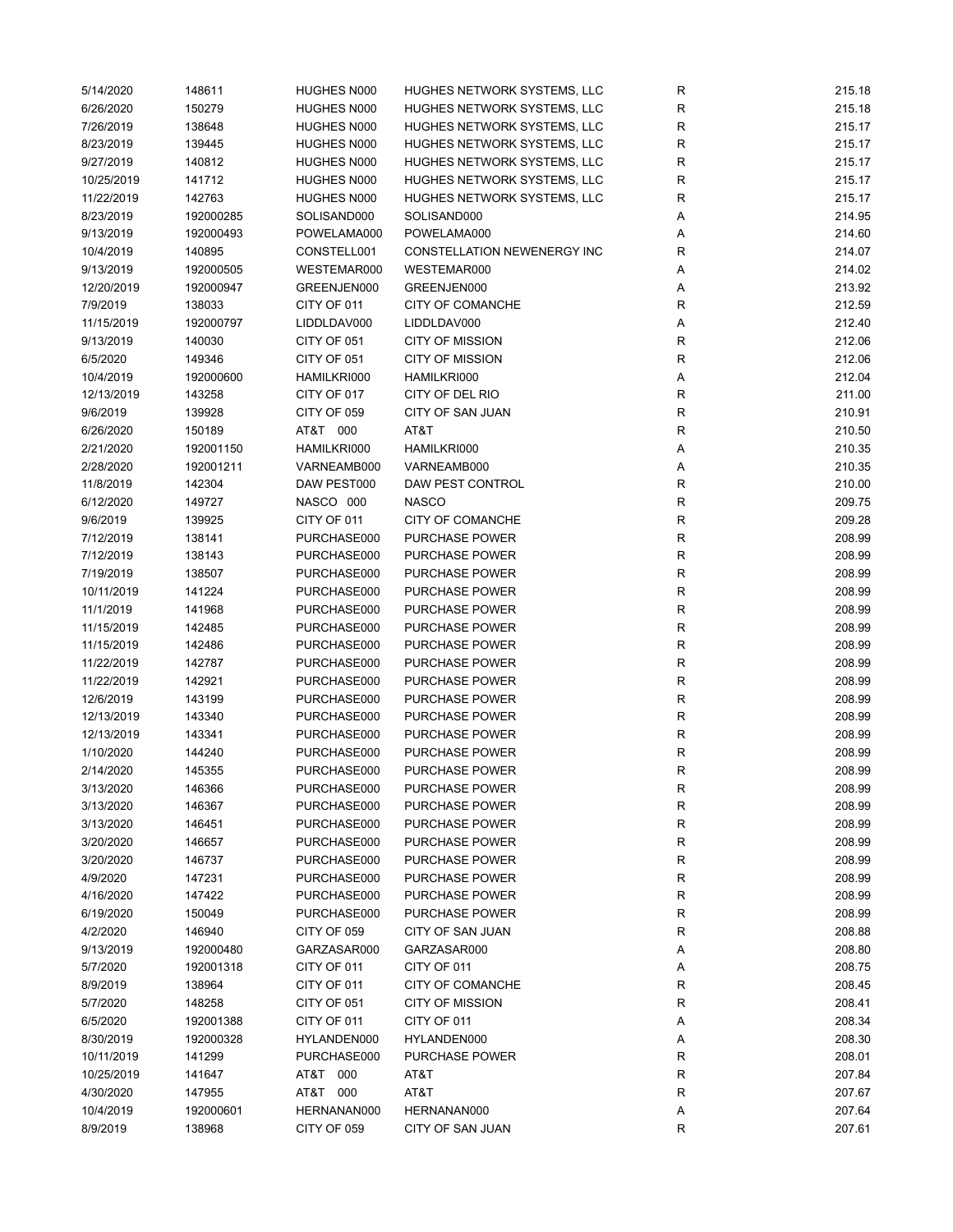| | | | | | |
|---|---|---|---|---|---|
| 5/14/2020 | 148611 | HUGHES N000 | HUGHES NETWORK SYSTEMS, LLC | R | 215.18 |
| 6/26/2020 | 150279 | HUGHES N000 | HUGHES NETWORK SYSTEMS, LLC | R | 215.18 |
| 7/26/2019 | 138648 | HUGHES N000 | HUGHES NETWORK SYSTEMS, LLC | R | 215.17 |
| 8/23/2019 | 139445 | HUGHES N000 | HUGHES NETWORK SYSTEMS, LLC | R | 215.17 |
| 9/27/2019 | 140812 | HUGHES N000 | HUGHES NETWORK SYSTEMS, LLC | R | 215.17 |
| 10/25/2019 | 141712 | HUGHES N000 | HUGHES NETWORK SYSTEMS, LLC | R | 215.17 |
| 11/22/2019 | 142763 | HUGHES N000 | HUGHES NETWORK SYSTEMS, LLC | R | 215.17 |
| 8/23/2019 | 192000285 | SOLISAND000 | SOLISAND000 | A | 214.95 |
| 9/13/2019 | 192000493 | POWELAMA000 | POWELAMA000 | A | 214.60 |
| 10/4/2019 | 140895 | CONSTELL001 | CONSTELLATION NEWENERGY INC | R | 214.07 |
| 9/13/2019 | 192000505 | WESTEMAR000 | WESTEMAR000 | A | 214.02 |
| 12/20/2019 | 192000947 | GREENJEN000 | GREENJEN000 | A | 213.92 |
| 7/9/2019 | 138033 | CITY OF 011 | CITY OF COMANCHE | R | 212.59 |
| 11/15/2019 | 192000797 | LIDDLDAV000 | LIDDLDAV000 | A | 212.40 |
| 9/13/2019 | 140030 | CITY OF 051 | CITY OF MISSION | R | 212.06 |
| 6/5/2020 | 149346 | CITY OF 051 | CITY OF MISSION | R | 212.06 |
| 10/4/2019 | 192000600 | HAMILKRI000 | HAMILKRI000 | A | 212.04 |
| 12/13/2019 | 143258 | CITY OF 017 | CITY OF DEL RIO | R | 211.00 |
| 9/6/2019 | 139928 | CITY OF 059 | CITY OF SAN JUAN | R | 210.91 |
| 6/26/2020 | 150189 | AT&T 000 | AT&T | R | 210.50 |
| 2/21/2020 | 192001150 | HAMILKRI000 | HAMILKRI000 | A | 210.35 |
| 2/28/2020 | 192001211 | VARNEAMB000 | VARNEAMB000 | A | 210.35 |
| 11/8/2019 | 142304 | DAW PEST000 | DAW PEST CONTROL | R | 210.00 |
| 6/12/2020 | 149727 | NASCO 000 | NASCO | R | 209.75 |
| 9/6/2019 | 139925 | CITY OF 011 | CITY OF COMANCHE | R | 209.28 |
| 7/12/2019 | 138141 | PURCHASE000 | PURCHASE POWER | R | 208.99 |
| 7/12/2019 | 138143 | PURCHASE000 | PURCHASE POWER | R | 208.99 |
| 7/19/2019 | 138507 | PURCHASE000 | PURCHASE POWER | R | 208.99 |
| 10/11/2019 | 141224 | PURCHASE000 | PURCHASE POWER | R | 208.99 |
| 11/1/2019 | 141968 | PURCHASE000 | PURCHASE POWER | R | 208.99 |
| 11/15/2019 | 142485 | PURCHASE000 | PURCHASE POWER | R | 208.99 |
| 11/15/2019 | 142486 | PURCHASE000 | PURCHASE POWER | R | 208.99 |
| 11/22/2019 | 142787 | PURCHASE000 | PURCHASE POWER | R | 208.99 |
| 11/22/2019 | 142921 | PURCHASE000 | PURCHASE POWER | R | 208.99 |
| 12/6/2019 | 143199 | PURCHASE000 | PURCHASE POWER | R | 208.99 |
| 12/13/2019 | 143340 | PURCHASE000 | PURCHASE POWER | R | 208.99 |
| 12/13/2019 | 143341 | PURCHASE000 | PURCHASE POWER | R | 208.99 |
| 1/10/2020 | 144240 | PURCHASE000 | PURCHASE POWER | R | 208.99 |
| 2/14/2020 | 145355 | PURCHASE000 | PURCHASE POWER | R | 208.99 |
| 3/13/2020 | 146366 | PURCHASE000 | PURCHASE POWER | R | 208.99 |
| 3/13/2020 | 146367 | PURCHASE000 | PURCHASE POWER | R | 208.99 |
| 3/13/2020 | 146451 | PURCHASE000 | PURCHASE POWER | R | 208.99 |
| 3/20/2020 | 146657 | PURCHASE000 | PURCHASE POWER | R | 208.99 |
| 3/20/2020 | 146737 | PURCHASE000 | PURCHASE POWER | R | 208.99 |
| 4/9/2020 | 147231 | PURCHASE000 | PURCHASE POWER | R | 208.99 |
| 4/16/2020 | 147422 | PURCHASE000 | PURCHASE POWER | R | 208.99 |
| 6/19/2020 | 150049 | PURCHASE000 | PURCHASE POWER | R | 208.99 |
| 4/2/2020 | 146940 | CITY OF 059 | CITY OF SAN JUAN | R | 208.88 |
| 9/13/2019 | 192000480 | GARZASAR000 | GARZASAR000 | A | 208.80 |
| 5/7/2020 | 192001318 | CITY OF 011 | CITY OF 011 | A | 208.75 |
| 8/9/2019 | 138964 | CITY OF 011 | CITY OF COMANCHE | R | 208.45 |
| 5/7/2020 | 148258 | CITY OF 051 | CITY OF MISSION | R | 208.41 |
| 6/5/2020 | 192001388 | CITY OF 011 | CITY OF 011 | A | 208.34 |
| 8/30/2019 | 192000328 | HYLANDEN000 | HYLANDEN000 | A | 208.30 |
| 10/11/2019 | 141299 | PURCHASE000 | PURCHASE POWER | R | 208.01 |
| 10/25/2019 | 141647 | AT&T 000 | AT&T | R | 207.84 |
| 4/30/2020 | 147955 | AT&T 000 | AT&T | R | 207.67 |
| 10/4/2019 | 192000601 | HERNANAN000 | HERNANAN000 | A | 207.64 |
| 8/9/2019 | 138968 | CITY OF 059 | CITY OF SAN JUAN | R | 207.61 |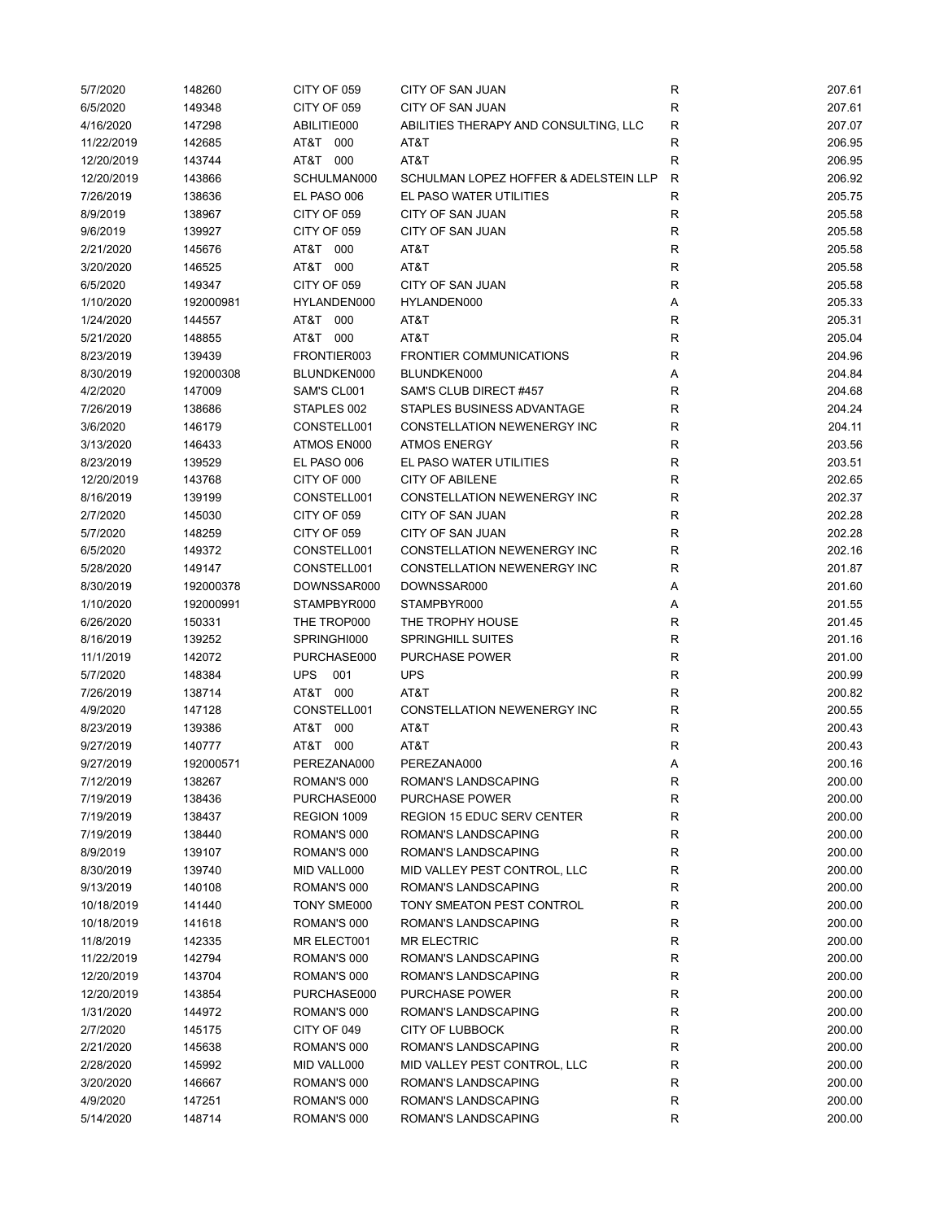| | | | | | |
|---|---|---|---|---|---|
| 5/7/2020 | 148260 | CITY OF 059 | CITY OF SAN JUAN | R | 207.61 |
| 6/5/2020 | 149348 | CITY OF 059 | CITY OF SAN JUAN | R | 207.61 |
| 4/16/2020 | 147298 | ABILITIE000 | ABILITIES THERAPY AND CONSULTING, LLC | R | 207.07 |
| 11/22/2019 | 142685 | AT&T 000 | AT&T | R | 206.95 |
| 12/20/2019 | 143744 | AT&T 000 | AT&T | R | 206.95 |
| 12/20/2019 | 143866 | SCHULMAN000 | SCHULMAN LOPEZ HOFFER & ADELSTEIN LLP | R | 206.92 |
| 7/26/2019 | 138636 | EL PASO 006 | EL PASO WATER UTILITIES | R | 205.75 |
| 8/9/2019 | 138967 | CITY OF 059 | CITY OF SAN JUAN | R | 205.58 |
| 9/6/2019 | 139927 | CITY OF 059 | CITY OF SAN JUAN | R | 205.58 |
| 2/21/2020 | 145676 | AT&T 000 | AT&T | R | 205.58 |
| 3/20/2020 | 146525 | AT&T 000 | AT&T | R | 205.58 |
| 6/5/2020 | 149347 | CITY OF 059 | CITY OF SAN JUAN | R | 205.58 |
| 1/10/2020 | 192000981 | HYLANDEN000 | HYLANDEN000 | A | 205.33 |
| 1/24/2020 | 144557 | AT&T 000 | AT&T | R | 205.31 |
| 5/21/2020 | 148855 | AT&T 000 | AT&T | R | 205.04 |
| 8/23/2019 | 139439 | FRONTIER003 | FRONTIER COMMUNICATIONS | R | 204.96 |
| 8/30/2019 | 192000308 | BLUNDKEN000 | BLUNDKEN000 | A | 204.84 |
| 4/2/2020 | 147009 | SAM'S CL001 | SAM'S CLUB DIRECT #457 | R | 204.68 |
| 7/26/2019 | 138686 | STAPLES 002 | STAPLES BUSINESS ADVANTAGE | R | 204.24 |
| 3/6/2020 | 146179 | CONSTELL001 | CONSTELLATION NEWENERGY INC | R | 204.11 |
| 3/13/2020 | 146433 | ATMOS EN000 | ATMOS ENERGY | R | 203.56 |
| 8/23/2019 | 139529 | EL PASO 006 | EL PASO WATER UTILITIES | R | 203.51 |
| 12/20/2019 | 143768 | CITY OF 000 | CITY OF ABILENE | R | 202.65 |
| 8/16/2019 | 139199 | CONSTELL001 | CONSTELLATION NEWENERGY INC | R | 202.37 |
| 2/7/2020 | 145030 | CITY OF 059 | CITY OF SAN JUAN | R | 202.28 |
| 5/7/2020 | 148259 | CITY OF 059 | CITY OF SAN JUAN | R | 202.28 |
| 6/5/2020 | 149372 | CONSTELL001 | CONSTELLATION NEWENERGY INC | R | 202.16 |
| 5/28/2020 | 149147 | CONSTELL001 | CONSTELLATION NEWENERGY INC | R | 201.87 |
| 8/30/2019 | 192000378 | DOWNSSAR000 | DOWNSSAR000 | A | 201.60 |
| 1/10/2020 | 192000991 | STAMPBYR000 | STAMPBYR000 | A | 201.55 |
| 6/26/2020 | 150331 | THE TROP000 | THE TROPHY HOUSE | R | 201.45 |
| 8/16/2019 | 139252 | SPRINGHI000 | SPRINGHILL SUITES | R | 201.16 |
| 11/1/2019 | 142072 | PURCHASE000 | PURCHASE POWER | R | 201.00 |
| 5/7/2020 | 148384 | UPS 001 | UPS | R | 200.99 |
| 7/26/2019 | 138714 | AT&T 000 | AT&T | R | 200.82 |
| 4/9/2020 | 147128 | CONSTELL001 | CONSTELLATION NEWENERGY INC | R | 200.55 |
| 8/23/2019 | 139386 | AT&T 000 | AT&T | R | 200.43 |
| 9/27/2019 | 140777 | AT&T 000 | AT&T | R | 200.43 |
| 9/27/2019 | 192000571 | PEREZANA000 | PEREZANA000 | A | 200.16 |
| 7/12/2019 | 138267 | ROMAN'S 000 | ROMAN'S LANDSCAPING | R | 200.00 |
| 7/19/2019 | 138436 | PURCHASE000 | PURCHASE POWER | R | 200.00 |
| 7/19/2019 | 138437 | REGION 1009 | REGION 15 EDUC SERV CENTER | R | 200.00 |
| 7/19/2019 | 138440 | ROMAN'S 000 | ROMAN'S LANDSCAPING | R | 200.00 |
| 8/9/2019 | 139107 | ROMAN'S 000 | ROMAN'S LANDSCAPING | R | 200.00 |
| 8/30/2019 | 139740 | MID VALL000 | MID VALLEY PEST CONTROL, LLC | R | 200.00 |
| 9/13/2019 | 140108 | ROMAN'S 000 | ROMAN'S LANDSCAPING | R | 200.00 |
| 10/18/2019 | 141440 | TONY SME000 | TONY SMEATON PEST CONTROL | R | 200.00 |
| 10/18/2019 | 141618 | ROMAN'S 000 | ROMAN'S LANDSCAPING | R | 200.00 |
| 11/8/2019 | 142335 | MR ELECT001 | MR ELECTRIC | R | 200.00 |
| 11/22/2019 | 142794 | ROMAN'S 000 | ROMAN'S LANDSCAPING | R | 200.00 |
| 12/20/2019 | 143704 | ROMAN'S 000 | ROMAN'S LANDSCAPING | R | 200.00 |
| 12/20/2019 | 143854 | PURCHASE000 | PURCHASE POWER | R | 200.00 |
| 1/31/2020 | 144972 | ROMAN'S 000 | ROMAN'S LANDSCAPING | R | 200.00 |
| 2/7/2020 | 145175 | CITY OF 049 | CITY OF LUBBOCK | R | 200.00 |
| 2/21/2020 | 145638 | ROMAN'S 000 | ROMAN'S LANDSCAPING | R | 200.00 |
| 2/28/2020 | 145992 | MID VALL000 | MID VALLEY PEST CONTROL, LLC | R | 200.00 |
| 3/20/2020 | 146667 | ROMAN'S 000 | ROMAN'S LANDSCAPING | R | 200.00 |
| 4/9/2020 | 147251 | ROMAN'S 000 | ROMAN'S LANDSCAPING | R | 200.00 |
| 5/14/2020 | 148714 | ROMAN'S 000 | ROMAN'S LANDSCAPING | R | 200.00 |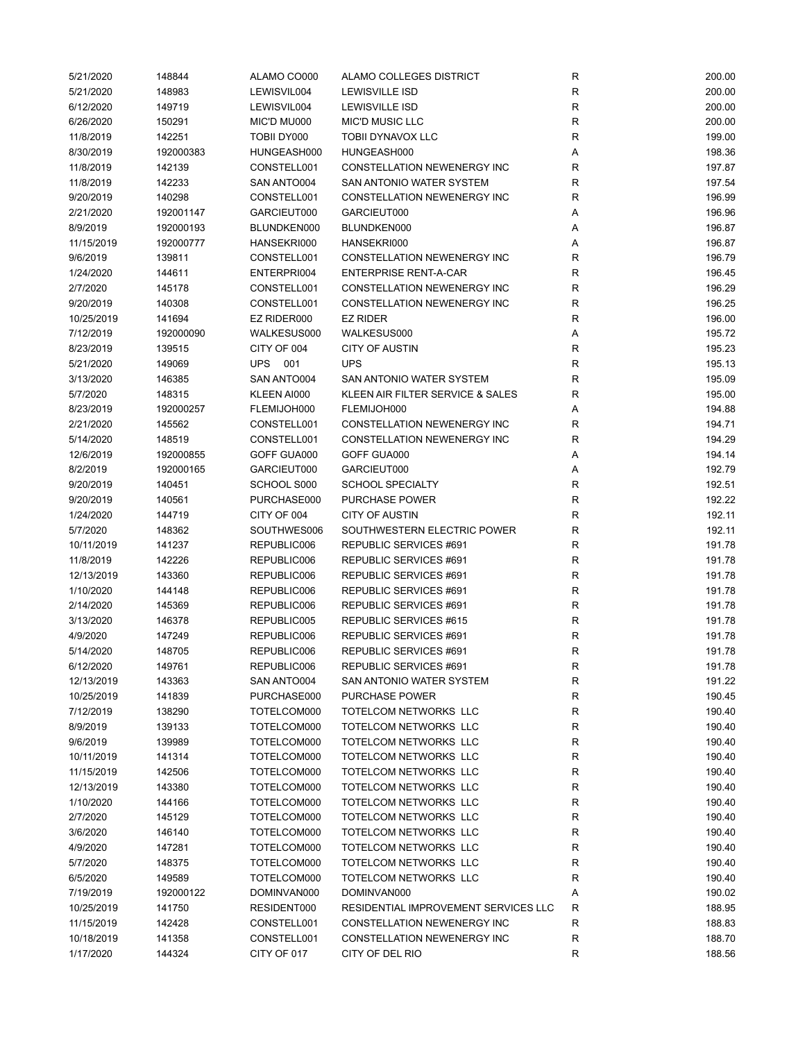| | | | | | |
|---|---|---|---|---|---|
| 5/21/2020 | 148844 | ALAMO CO000 | ALAMO COLLEGES DISTRICT | R | 200.00 |
| 5/21/2020 | 148983 | LEWISVIL004 | LEWISVILLE ISD | R | 200.00 |
| 6/12/2020 | 149719 | LEWISVIL004 | LEWISVILLE ISD | R | 200.00 |
| 6/26/2020 | 150291 | MIC'D MU000 | MIC'D MUSIC LLC | R | 200.00 |
| 11/8/2019 | 142251 | TOBII DY000 | TOBII DYNAVOX LLC | R | 199.00 |
| 8/30/2019 | 192000383 | HUNGEASH000 | HUNGEASH000 | A | 198.36 |
| 11/8/2019 | 142139 | CONSTELL001 | CONSTELLATION NEWENERGY INC | R | 197.87 |
| 11/8/2019 | 142233 | SAN ANTO004 | SAN ANTONIO WATER SYSTEM | R | 197.54 |
| 9/20/2019 | 140298 | CONSTELL001 | CONSTELLATION NEWENERGY INC | R | 196.99 |
| 2/21/2020 | 192001147 | GARCIEUT000 | GARCIEUT000 | A | 196.96 |
| 8/9/2019 | 192000193 | BLUNDKEN000 | BLUNDKEN000 | A | 196.87 |
| 11/15/2019 | 192000777 | HANSEKRI000 | HANSEKRI000 | A | 196.87 |
| 9/6/2019 | 139811 | CONSTELL001 | CONSTELLATION NEWENERGY INC | R | 196.79 |
| 1/24/2020 | 144611 | ENTERPRI004 | ENTERPRISE RENT-A-CAR | R | 196.45 |
| 2/7/2020 | 145178 | CONSTELL001 | CONSTELLATION NEWENERGY INC | R | 196.29 |
| 9/20/2019 | 140308 | CONSTELL001 | CONSTELLATION NEWENERGY INC | R | 196.25 |
| 10/25/2019 | 141694 | EZ RIDER000 | EZ RIDER | R | 196.00 |
| 7/12/2019 | 192000090 | WALKESUS000 | WALKESUS000 | A | 195.72 |
| 8/23/2019 | 139515 | CITY OF 004 | CITY OF AUSTIN | R | 195.23 |
| 5/21/2020 | 149069 | UPS 001 | UPS | R | 195.13 |
| 3/13/2020 | 146385 | SAN ANTO004 | SAN ANTONIO WATER SYSTEM | R | 195.09 |
| 5/7/2020 | 148315 | KLEEN AI000 | KLEEN AIR FILTER SERVICE & SALES | R | 195.00 |
| 8/23/2019 | 192000257 | FLEMIJOH000 | FLEMIJOH000 | A | 194.88 |
| 2/21/2020 | 145562 | CONSTELL001 | CONSTELLATION NEWENERGY INC | R | 194.71 |
| 5/14/2020 | 148519 | CONSTELL001 | CONSTELLATION NEWENERGY INC | R | 194.29 |
| 12/6/2019 | 192000855 | GOFF GUA000 | GOFF GUA000 | A | 194.14 |
| 8/2/2019 | 192000165 | GARCIEUT000 | GARCIEUT000 | A | 192.79 |
| 9/20/2019 | 140451 | SCHOOL S000 | SCHOOL SPECIALTY | R | 192.51 |
| 9/20/2019 | 140561 | PURCHASE000 | PURCHASE POWER | R | 192.22 |
| 1/24/2020 | 144719 | CITY OF 004 | CITY OF AUSTIN | R | 192.11 |
| 5/7/2020 | 148362 | SOUTHWES006 | SOUTHWESTERN ELECTRIC POWER | R | 192.11 |
| 10/11/2019 | 141237 | REPUBLIC006 | REPUBLIC SERVICES #691 | R | 191.78 |
| 11/8/2019 | 142226 | REPUBLIC006 | REPUBLIC SERVICES #691 | R | 191.78 |
| 12/13/2019 | 143360 | REPUBLIC006 | REPUBLIC SERVICES #691 | R | 191.78 |
| 1/10/2020 | 144148 | REPUBLIC006 | REPUBLIC SERVICES #691 | R | 191.78 |
| 2/14/2020 | 145369 | REPUBLIC006 | REPUBLIC SERVICES #691 | R | 191.78 |
| 3/13/2020 | 146378 | REPUBLIC005 | REPUBLIC SERVICES #615 | R | 191.78 |
| 4/9/2020 | 147249 | REPUBLIC006 | REPUBLIC SERVICES #691 | R | 191.78 |
| 5/14/2020 | 148705 | REPUBLIC006 | REPUBLIC SERVICES #691 | R | 191.78 |
| 6/12/2020 | 149761 | REPUBLIC006 | REPUBLIC SERVICES #691 | R | 191.78 |
| 12/13/2019 | 143363 | SAN ANTO004 | SAN ANTONIO WATER SYSTEM | R | 191.22 |
| 10/25/2019 | 141839 | PURCHASE000 | PURCHASE POWER | R | 190.45 |
| 7/12/2019 | 138290 | TOTELCOM000 | TOTELCOM NETWORKS LLC | R | 190.40 |
| 8/9/2019 | 139133 | TOTELCOM000 | TOTELCOM NETWORKS LLC | R | 190.40 |
| 9/6/2019 | 139989 | TOTELCOM000 | TOTELCOM NETWORKS LLC | R | 190.40 |
| 10/11/2019 | 141314 | TOTELCOM000 | TOTELCOM NETWORKS LLC | R | 190.40 |
| 11/15/2019 | 142506 | TOTELCOM000 | TOTELCOM NETWORKS LLC | R | 190.40 |
| 12/13/2019 | 143380 | TOTELCOM000 | TOTELCOM NETWORKS LLC | R | 190.40 |
| 1/10/2020 | 144166 | TOTELCOM000 | TOTELCOM NETWORKS LLC | R | 190.40 |
| 2/7/2020 | 145129 | TOTELCOM000 | TOTELCOM NETWORKS LLC | R | 190.40 |
| 3/6/2020 | 146140 | TOTELCOM000 | TOTELCOM NETWORKS LLC | R | 190.40 |
| 4/9/2020 | 147281 | TOTELCOM000 | TOTELCOM NETWORKS LLC | R | 190.40 |
| 5/7/2020 | 148375 | TOTELCOM000 | TOTELCOM NETWORKS LLC | R | 190.40 |
| 6/5/2020 | 149589 | TOTELCOM000 | TOTELCOM NETWORKS LLC | R | 190.40 |
| 7/19/2019 | 192000122 | DOMINVAN000 | DOMINVAN000 | A | 190.02 |
| 10/25/2019 | 141750 | RESIDENT000 | RESIDENTIAL IMPROVEMENT SERVICES LLC | R | 188.95 |
| 11/15/2019 | 142428 | CONSTELL001 | CONSTELLATION NEWENERGY INC | R | 188.83 |
| 10/18/2019 | 141358 | CONSTELL001 | CONSTELLATION NEWENERGY INC | R | 188.70 |
| 1/17/2020 | 144324 | CITY OF 017 | CITY OF DEL RIO | R | 188.56 |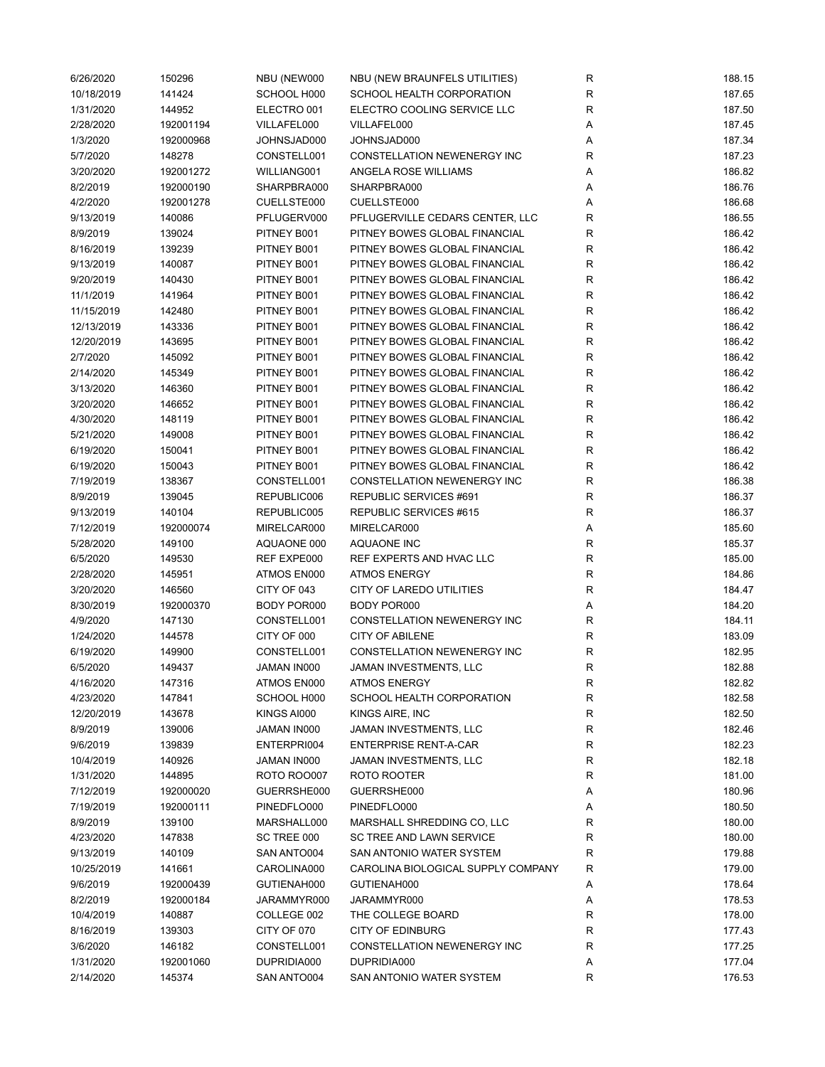| | | | | | |
|---|---|---|---|---|---|
| 6/26/2020 | 150296 | NBU (NEW000 | NBU (NEW BRAUNFELS UTILITIES) | R | 188.15 |
| 10/18/2019 | 141424 | SCHOOL H000 | SCHOOL HEALTH CORPORATION | R | 187.65 |
| 1/31/2020 | 144952 | ELECTRO 001 | ELECTRO COOLING SERVICE LLC | R | 187.50 |
| 2/28/2020 | 192001194 | VILLAFEL000 | VILLAFEL000 | A | 187.45 |
| 1/3/2020 | 192000968 | JOHNSJAD000 | JOHNSJAD000 | A | 187.34 |
| 5/7/2020 | 148278 | CONSTELL001 | CONSTELLATION NEWENERGY INC | R | 187.23 |
| 3/20/2020 | 192001272 | WILLIANG001 | ANGELA ROSE WILLIAMS | A | 186.82 |
| 8/2/2019 | 192000190 | SHARPBRA000 | SHARPBRA000 | A | 186.76 |
| 4/2/2020 | 192001278 | CUELLSTE000 | CUELLSTE000 | A | 186.68 |
| 9/13/2019 | 140086 | PFLUGERV000 | PFLUGERVILLE CEDARS CENTER, LLC | R | 186.55 |
| 8/9/2019 | 139024 | PITNEY B001 | PITNEY BOWES GLOBAL FINANCIAL | R | 186.42 |
| 8/16/2019 | 139239 | PITNEY B001 | PITNEY BOWES GLOBAL FINANCIAL | R | 186.42 |
| 9/13/2019 | 140087 | PITNEY B001 | PITNEY BOWES GLOBAL FINANCIAL | R | 186.42 |
| 9/20/2019 | 140430 | PITNEY B001 | PITNEY BOWES GLOBAL FINANCIAL | R | 186.42 |
| 11/1/2019 | 141964 | PITNEY B001 | PITNEY BOWES GLOBAL FINANCIAL | R | 186.42 |
| 11/15/2019 | 142480 | PITNEY B001 | PITNEY BOWES GLOBAL FINANCIAL | R | 186.42 |
| 12/13/2019 | 143336 | PITNEY B001 | PITNEY BOWES GLOBAL FINANCIAL | R | 186.42 |
| 12/20/2019 | 143695 | PITNEY B001 | PITNEY BOWES GLOBAL FINANCIAL | R | 186.42 |
| 2/7/2020 | 145092 | PITNEY B001 | PITNEY BOWES GLOBAL FINANCIAL | R | 186.42 |
| 2/14/2020 | 145349 | PITNEY B001 | PITNEY BOWES GLOBAL FINANCIAL | R | 186.42 |
| 3/13/2020 | 146360 | PITNEY B001 | PITNEY BOWES GLOBAL FINANCIAL | R | 186.42 |
| 3/20/2020 | 146652 | PITNEY B001 | PITNEY BOWES GLOBAL FINANCIAL | R | 186.42 |
| 4/30/2020 | 148119 | PITNEY B001 | PITNEY BOWES GLOBAL FINANCIAL | R | 186.42 |
| 5/21/2020 | 149008 | PITNEY B001 | PITNEY BOWES GLOBAL FINANCIAL | R | 186.42 |
| 6/19/2020 | 150041 | PITNEY B001 | PITNEY BOWES GLOBAL FINANCIAL | R | 186.42 |
| 6/19/2020 | 150043 | PITNEY B001 | PITNEY BOWES GLOBAL FINANCIAL | R | 186.42 |
| 7/19/2019 | 138367 | CONSTELL001 | CONSTELLATION NEWENERGY INC | R | 186.38 |
| 8/9/2019 | 139045 | REPUBLIC006 | REPUBLIC SERVICES #691 | R | 186.37 |
| 9/13/2019 | 140104 | REPUBLIC005 | REPUBLIC SERVICES #615 | R | 186.37 |
| 7/12/2019 | 192000074 | MIRELCAR000 | MIRELCAR000 | A | 185.60 |
| 5/28/2020 | 149100 | AQUAONE 000 | AQUAONE INC | R | 185.37 |
| 6/5/2020 | 149530 | REF EXPE000 | REF EXPERTS AND HVAC LLC | R | 185.00 |
| 2/28/2020 | 145951 | ATMOS EN000 | ATMOS ENERGY | R | 184.86 |
| 3/20/2020 | 146560 | CITY OF 043 | CITY OF LAREDO UTILITIES | R | 184.47 |
| 8/30/2019 | 192000370 | BODY POR000 | BODY POR000 | A | 184.20 |
| 4/9/2020 | 147130 | CONSTELL001 | CONSTELLATION NEWENERGY INC | R | 184.11 |
| 1/24/2020 | 144578 | CITY OF 000 | CITY OF ABILENE | R | 183.09 |
| 6/19/2020 | 149900 | CONSTELL001 | CONSTELLATION NEWENERGY INC | R | 182.95 |
| 6/5/2020 | 149437 | JAMAN IN000 | JAMAN INVESTMENTS, LLC | R | 182.88 |
| 4/16/2020 | 147316 | ATMOS EN000 | ATMOS ENERGY | R | 182.82 |
| 4/23/2020 | 147841 | SCHOOL H000 | SCHOOL HEALTH CORPORATION | R | 182.58 |
| 12/20/2019 | 143678 | KINGS AI000 | KINGS AIRE, INC | R | 182.50 |
| 8/9/2019 | 139006 | JAMAN IN000 | JAMAN INVESTMENTS, LLC | R | 182.46 |
| 9/6/2019 | 139839 | ENTERPRI004 | ENTERPRISE RENT-A-CAR | R | 182.23 |
| 10/4/2019 | 140926 | JAMAN IN000 | JAMAN INVESTMENTS, LLC | R | 182.18 |
| 1/31/2020 | 144895 | ROTO ROO007 | ROTO ROOTER | R | 181.00 |
| 7/12/2019 | 192000020 | GUERRSHE000 | GUERRSHE000 | A | 180.96 |
| 7/19/2019 | 192000111 | PINEDFLO000 | PINEDFLO000 | A | 180.50 |
| 8/9/2019 | 139100 | MARSHALL000 | MARSHALL SHREDDING CO, LLC | R | 180.00 |
| 4/23/2020 | 147838 | SC TREE 000 | SC TREE AND LAWN SERVICE | R | 180.00 |
| 9/13/2019 | 140109 | SAN ANTO004 | SAN ANTONIO WATER SYSTEM | R | 179.88 |
| 10/25/2019 | 141661 | CAROLINA000 | CAROLINA BIOLOGICAL SUPPLY COMPANY | R | 179.00 |
| 9/6/2019 | 192000439 | GUTIENAH000 | GUTIENAH000 | A | 178.64 |
| 8/2/2019 | 192000184 | JARAMMYR000 | JARAMMYR000 | A | 178.53 |
| 10/4/2019 | 140887 | COLLEGE 002 | THE COLLEGE BOARD | R | 178.00 |
| 8/16/2019 | 139303 | CITY OF 070 | CITY OF EDINBURG | R | 177.43 |
| 3/6/2020 | 146182 | CONSTELL001 | CONSTELLATION NEWENERGY INC | R | 177.25 |
| 1/31/2020 | 192001060 | DUPRIDIA000 | DUPRIDIA000 | A | 177.04 |
| 2/14/2020 | 145374 | SAN ANTO004 | SAN ANTONIO WATER SYSTEM | R | 176.53 |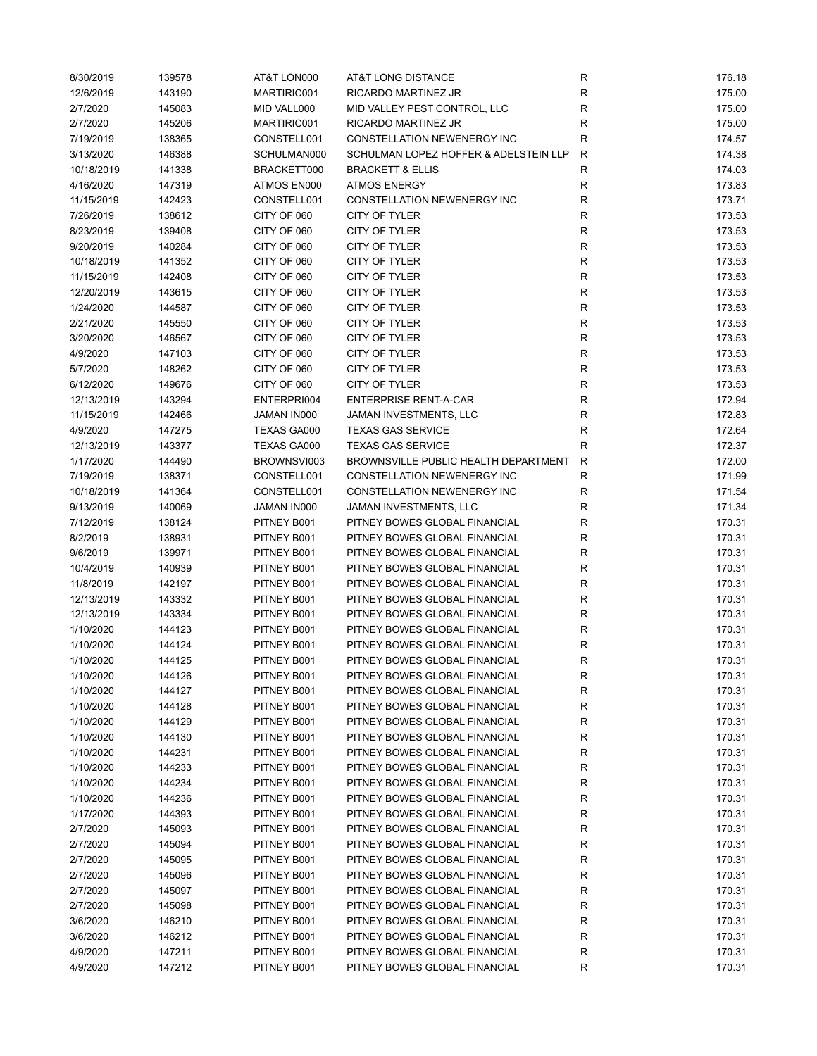| | | | | | |
|---|---|---|---|---|---|
| 8/30/2019 | 139578 | AT&T LON000 | AT&T LONG DISTANCE | R | 176.18 |
| 12/6/2019 | 143190 | MARTIRIC001 | RICARDO MARTINEZ JR | R | 175.00 |
| 2/7/2020 | 145083 | MID VALL000 | MID VALLEY PEST CONTROL, LLC | R | 175.00 |
| 2/7/2020 | 145206 | MARTIRIC001 | RICARDO MARTINEZ JR | R | 175.00 |
| 7/19/2019 | 138365 | CONSTELL001 | CONSTELLATION NEWENERGY INC | R | 174.57 |
| 3/13/2020 | 146388 | SCHULMAN000 | SCHULMAN LOPEZ HOFFER & ADELSTEIN LLP | R | 174.38 |
| 10/18/2019 | 141338 | BRACKETT000 | BRACKETT & ELLIS | R | 174.03 |
| 4/16/2020 | 147319 | ATMOS EN000 | ATMOS ENERGY | R | 173.83 |
| 11/15/2019 | 142423 | CONSTELL001 | CONSTELLATION NEWENERGY INC | R | 173.71 |
| 7/26/2019 | 138612 | CITY OF 060 | CITY OF TYLER | R | 173.53 |
| 8/23/2019 | 139408 | CITY OF 060 | CITY OF TYLER | R | 173.53 |
| 9/20/2019 | 140284 | CITY OF 060 | CITY OF TYLER | R | 173.53 |
| 10/18/2019 | 141352 | CITY OF 060 | CITY OF TYLER | R | 173.53 |
| 11/15/2019 | 142408 | CITY OF 060 | CITY OF TYLER | R | 173.53 |
| 12/20/2019 | 143615 | CITY OF 060 | CITY OF TYLER | R | 173.53 |
| 1/24/2020 | 144587 | CITY OF 060 | CITY OF TYLER | R | 173.53 |
| 2/21/2020 | 145550 | CITY OF 060 | CITY OF TYLER | R | 173.53 |
| 3/20/2020 | 146567 | CITY OF 060 | CITY OF TYLER | R | 173.53 |
| 4/9/2020 | 147103 | CITY OF 060 | CITY OF TYLER | R | 173.53 |
| 5/7/2020 | 148262 | CITY OF 060 | CITY OF TYLER | R | 173.53 |
| 6/12/2020 | 149676 | CITY OF 060 | CITY OF TYLER | R | 173.53 |
| 12/13/2019 | 143294 | ENTERPRI004 | ENTERPRISE RENT-A-CAR | R | 172.94 |
| 11/15/2019 | 142466 | JAMAN IN000 | JAMAN INVESTMENTS, LLC | R | 172.83 |
| 4/9/2020 | 147275 | TEXAS GA000 | TEXAS GAS SERVICE | R | 172.64 |
| 12/13/2019 | 143377 | TEXAS GA000 | TEXAS GAS SERVICE | R | 172.37 |
| 1/17/2020 | 144490 | BROWNSVI003 | BROWNSVILLE PUBLIC HEALTH DEPARTMENT | R | 172.00 |
| 7/19/2019 | 138371 | CONSTELL001 | CONSTELLATION NEWENERGY INC | R | 171.99 |
| 10/18/2019 | 141364 | CONSTELL001 | CONSTELLATION NEWENERGY INC | R | 171.54 |
| 9/13/2019 | 140069 | JAMAN IN000 | JAMAN INVESTMENTS, LLC | R | 171.34 |
| 7/12/2019 | 138124 | PITNEY B001 | PITNEY BOWES GLOBAL FINANCIAL | R | 170.31 |
| 8/2/2019 | 138931 | PITNEY B001 | PITNEY BOWES GLOBAL FINANCIAL | R | 170.31 |
| 9/6/2019 | 139971 | PITNEY B001 | PITNEY BOWES GLOBAL FINANCIAL | R | 170.31 |
| 10/4/2019 | 140939 | PITNEY B001 | PITNEY BOWES GLOBAL FINANCIAL | R | 170.31 |
| 11/8/2019 | 142197 | PITNEY B001 | PITNEY BOWES GLOBAL FINANCIAL | R | 170.31 |
| 12/13/2019 | 143332 | PITNEY B001 | PITNEY BOWES GLOBAL FINANCIAL | R | 170.31 |
| 12/13/2019 | 143334 | PITNEY B001 | PITNEY BOWES GLOBAL FINANCIAL | R | 170.31 |
| 1/10/2020 | 144123 | PITNEY B001 | PITNEY BOWES GLOBAL FINANCIAL | R | 170.31 |
| 1/10/2020 | 144124 | PITNEY B001 | PITNEY BOWES GLOBAL FINANCIAL | R | 170.31 |
| 1/10/2020 | 144125 | PITNEY B001 | PITNEY BOWES GLOBAL FINANCIAL | R | 170.31 |
| 1/10/2020 | 144126 | PITNEY B001 | PITNEY BOWES GLOBAL FINANCIAL | R | 170.31 |
| 1/10/2020 | 144127 | PITNEY B001 | PITNEY BOWES GLOBAL FINANCIAL | R | 170.31 |
| 1/10/2020 | 144128 | PITNEY B001 | PITNEY BOWES GLOBAL FINANCIAL | R | 170.31 |
| 1/10/2020 | 144129 | PITNEY B001 | PITNEY BOWES GLOBAL FINANCIAL | R | 170.31 |
| 1/10/2020 | 144130 | PITNEY B001 | PITNEY BOWES GLOBAL FINANCIAL | R | 170.31 |
| 1/10/2020 | 144231 | PITNEY B001 | PITNEY BOWES GLOBAL FINANCIAL | R | 170.31 |
| 1/10/2020 | 144233 | PITNEY B001 | PITNEY BOWES GLOBAL FINANCIAL | R | 170.31 |
| 1/10/2020 | 144234 | PITNEY B001 | PITNEY BOWES GLOBAL FINANCIAL | R | 170.31 |
| 1/10/2020 | 144236 | PITNEY B001 | PITNEY BOWES GLOBAL FINANCIAL | R | 170.31 |
| 1/17/2020 | 144393 | PITNEY B001 | PITNEY BOWES GLOBAL FINANCIAL | R | 170.31 |
| 2/7/2020 | 145093 | PITNEY B001 | PITNEY BOWES GLOBAL FINANCIAL | R | 170.31 |
| 2/7/2020 | 145094 | PITNEY B001 | PITNEY BOWES GLOBAL FINANCIAL | R | 170.31 |
| 2/7/2020 | 145095 | PITNEY B001 | PITNEY BOWES GLOBAL FINANCIAL | R | 170.31 |
| 2/7/2020 | 145096 | PITNEY B001 | PITNEY BOWES GLOBAL FINANCIAL | R | 170.31 |
| 2/7/2020 | 145097 | PITNEY B001 | PITNEY BOWES GLOBAL FINANCIAL | R | 170.31 |
| 2/7/2020 | 145098 | PITNEY B001 | PITNEY BOWES GLOBAL FINANCIAL | R | 170.31 |
| 3/6/2020 | 146210 | PITNEY B001 | PITNEY BOWES GLOBAL FINANCIAL | R | 170.31 |
| 3/6/2020 | 146212 | PITNEY B001 | PITNEY BOWES GLOBAL FINANCIAL | R | 170.31 |
| 4/9/2020 | 147211 | PITNEY B001 | PITNEY BOWES GLOBAL FINANCIAL | R | 170.31 |
| 4/9/2020 | 147212 | PITNEY B001 | PITNEY BOWES GLOBAL FINANCIAL | R | 170.31 |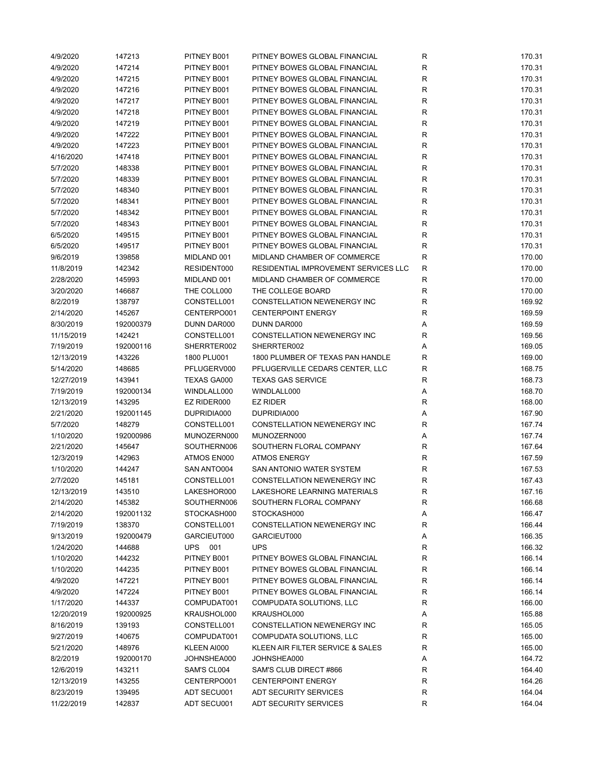| | | | | | |
|---|---|---|---|---|---|
| 4/9/2020 | 147213 | PITNEY B001 | PITNEY BOWES GLOBAL FINANCIAL | R | 170.31 |
| 4/9/2020 | 147214 | PITNEY B001 | PITNEY BOWES GLOBAL FINANCIAL | R | 170.31 |
| 4/9/2020 | 147215 | PITNEY B001 | PITNEY BOWES GLOBAL FINANCIAL | R | 170.31 |
| 4/9/2020 | 147216 | PITNEY B001 | PITNEY BOWES GLOBAL FINANCIAL | R | 170.31 |
| 4/9/2020 | 147217 | PITNEY B001 | PITNEY BOWES GLOBAL FINANCIAL | R | 170.31 |
| 4/9/2020 | 147218 | PITNEY B001 | PITNEY BOWES GLOBAL FINANCIAL | R | 170.31 |
| 4/9/2020 | 147219 | PITNEY B001 | PITNEY BOWES GLOBAL FINANCIAL | R | 170.31 |
| 4/9/2020 | 147222 | PITNEY B001 | PITNEY BOWES GLOBAL FINANCIAL | R | 170.31 |
| 4/9/2020 | 147223 | PITNEY B001 | PITNEY BOWES GLOBAL FINANCIAL | R | 170.31 |
| 4/16/2020 | 147418 | PITNEY B001 | PITNEY BOWES GLOBAL FINANCIAL | R | 170.31 |
| 5/7/2020 | 148338 | PITNEY B001 | PITNEY BOWES GLOBAL FINANCIAL | R | 170.31 |
| 5/7/2020 | 148339 | PITNEY B001 | PITNEY BOWES GLOBAL FINANCIAL | R | 170.31 |
| 5/7/2020 | 148340 | PITNEY B001 | PITNEY BOWES GLOBAL FINANCIAL | R | 170.31 |
| 5/7/2020 | 148341 | PITNEY B001 | PITNEY BOWES GLOBAL FINANCIAL | R | 170.31 |
| 5/7/2020 | 148342 | PITNEY B001 | PITNEY BOWES GLOBAL FINANCIAL | R | 170.31 |
| 5/7/2020 | 148343 | PITNEY B001 | PITNEY BOWES GLOBAL FINANCIAL | R | 170.31 |
| 6/5/2020 | 149515 | PITNEY B001 | PITNEY BOWES GLOBAL FINANCIAL | R | 170.31 |
| 6/5/2020 | 149517 | PITNEY B001 | PITNEY BOWES GLOBAL FINANCIAL | R | 170.31 |
| 9/6/2019 | 139858 | MIDLAND 001 | MIDLAND CHAMBER OF COMMERCE | R | 170.00 |
| 11/8/2019 | 142342 | RESIDENT000 | RESIDENTIAL IMPROVEMENT SERVICES LLC | R | 170.00 |
| 2/28/2020 | 145993 | MIDLAND 001 | MIDLAND CHAMBER OF COMMERCE | R | 170.00 |
| 3/20/2020 | 146687 | THE COLL000 | THE COLLEGE BOARD | R | 170.00 |
| 8/2/2019 | 138797 | CONSTELL001 | CONSTELLATION NEWENERGY INC | R | 169.92 |
| 2/14/2020 | 145267 | CENTERPO001 | CENTERPOINT ENERGY | R | 169.59 |
| 8/30/2019 | 192000379 | DUNN DAR000 | DUNN DAR000 | A | 169.59 |
| 11/15/2019 | 142421 | CONSTELL001 | CONSTELLATION NEWENERGY INC | R | 169.56 |
| 7/19/2019 | 192000116 | SHERRTER002 | SHERRTER002 | A | 169.05 |
| 12/13/2019 | 143226 | 1800 PLU001 | 1800 PLUMBER OF TEXAS PAN HANDLE | R | 169.00 |
| 5/14/2020 | 148685 | PFLUGERV000 | PFLUGERVILLE CEDARS CENTER, LLC | R | 168.75 |
| 12/27/2019 | 143941 | TEXAS GA000 | TEXAS GAS SERVICE | R | 168.73 |
| 7/19/2019 | 192000134 | WINDLALL000 | WINDLALL000 | A | 168.70 |
| 12/13/2019 | 143295 | EZ RIDER000 | EZ RIDER | R | 168.00 |
| 2/21/2020 | 192001145 | DUPRIDIA000 | DUPRIDIA000 | A | 167.90 |
| 5/7/2020 | 148279 | CONSTELL001 | CONSTELLATION NEWENERGY INC | R | 167.74 |
| 1/10/2020 | 192000986 | MUNOZERN000 | MUNOZERN000 | A | 167.74 |
| 2/21/2020 | 145647 | SOUTHERN006 | SOUTHERN FLORAL COMPANY | R | 167.64 |
| 12/3/2019 | 142963 | ATMOS EN000 | ATMOS ENERGY | R | 167.59 |
| 1/10/2020 | 144247 | SAN ANTO004 | SAN ANTONIO WATER SYSTEM | R | 167.53 |
| 2/7/2020 | 145181 | CONSTELL001 | CONSTELLATION NEWENERGY INC | R | 167.43 |
| 12/13/2019 | 143510 | LAKESHOR000 | LAKESHORE LEARNING MATERIALS | R | 167.16 |
| 2/14/2020 | 145382 | SOUTHERN006 | SOUTHERN FLORAL COMPANY | R | 166.68 |
| 2/14/2020 | 192001132 | STOCKASH000 | STOCKASH000 | A | 166.47 |
| 7/19/2019 | 138370 | CONSTELL001 | CONSTELLATION NEWENERGY INC | R | 166.44 |
| 9/13/2019 | 192000479 | GARCIEUT000 | GARCIEUT000 | A | 166.35 |
| 1/24/2020 | 144688 | UPS 001 | UPS | R | 166.32 |
| 1/10/2020 | 144232 | PITNEY B001 | PITNEY BOWES GLOBAL FINANCIAL | R | 166.14 |
| 1/10/2020 | 144235 | PITNEY B001 | PITNEY BOWES GLOBAL FINANCIAL | R | 166.14 |
| 4/9/2020 | 147221 | PITNEY B001 | PITNEY BOWES GLOBAL FINANCIAL | R | 166.14 |
| 4/9/2020 | 147224 | PITNEY B001 | PITNEY BOWES GLOBAL FINANCIAL | R | 166.14 |
| 1/17/2020 | 144337 | COMPUDAT001 | COMPUDATA SOLUTIONS, LLC | R | 166.00 |
| 12/20/2019 | 192000925 | KRAUSHOL000 | KRAUSHOL000 | A | 165.88 |
| 8/16/2019 | 139193 | CONSTELL001 | CONSTELLATION NEWENERGY INC | R | 165.05 |
| 9/27/2019 | 140675 | COMPUDAT001 | COMPUDATA SOLUTIONS, LLC | R | 165.00 |
| 5/21/2020 | 148976 | KLEEN AI000 | KLEEN AIR FILTER SERVICE & SALES | R | 165.00 |
| 8/2/2019 | 192000170 | JOHNSHEA000 | JOHNSHEA000 | A | 164.72 |
| 12/6/2019 | 143211 | SAM'S CL004 | SAM'S CLUB DIRECT #866 | R | 164.40 |
| 12/13/2019 | 143255 | CENTERPO001 | CENTERPOINT ENERGY | R | 164.26 |
| 8/23/2019 | 139495 | ADT SECU001 | ADT SECURITY SERVICES | R | 164.04 |
| 11/22/2019 | 142837 | ADT SECU001 | ADT SECURITY SERVICES | R | 164.04 |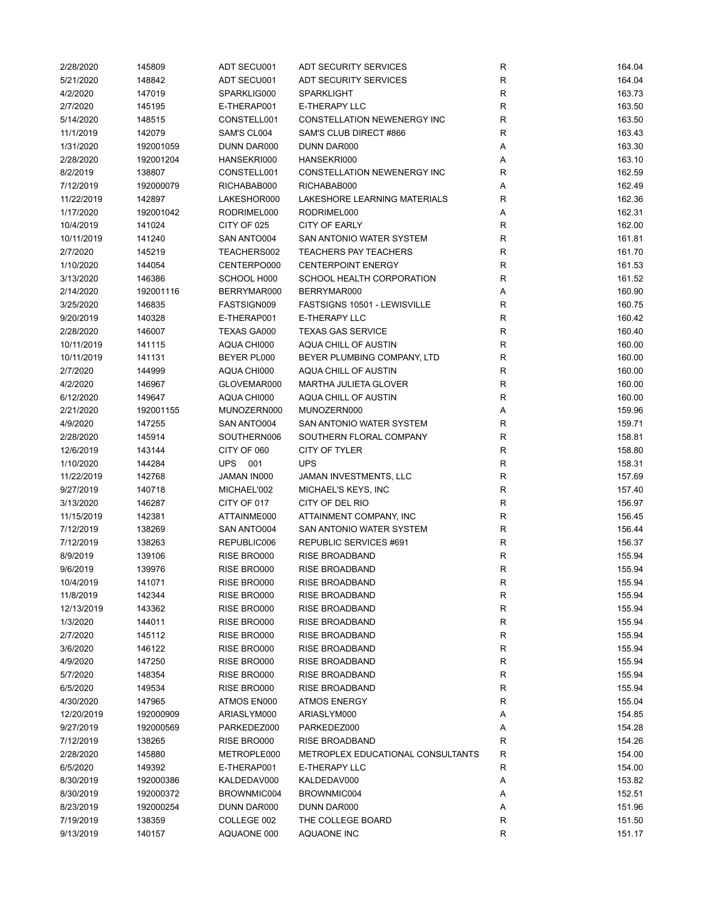| | | | | | |
|---|---|---|---|---|---|
| 2/28/2020 | 145809 | ADT SECU001 | ADT SECURITY SERVICES | R | 164.04 |
| 5/21/2020 | 148842 | ADT SECU001 | ADT SECURITY SERVICES | R | 164.04 |
| 4/2/2020 | 147019 | SPARKLIG000 | SPARKLIGHT | R | 163.73 |
| 2/7/2020 | 145195 | E-THERAP001 | E-THERAPY LLC | R | 163.50 |
| 5/14/2020 | 148515 | CONSTELL001 | CONSTELLATION NEWENERGY INC | R | 163.50 |
| 11/1/2019 | 142079 | SAM'S CL004 | SAM'S CLUB DIRECT #866 | R | 163.43 |
| 1/31/2020 | 192001059 | DUNN DAR000 | DUNN DAR000 | A | 163.30 |
| 2/28/2020 | 192001204 | HANSEKRI000 | HANSEKRI000 | A | 163.10 |
| 8/2/2019 | 138807 | CONSTELL001 | CONSTELLATION NEWENERGY INC | R | 162.59 |
| 7/12/2019 | 192000079 | RICHABAB000 | RICHABAB000 | A | 162.49 |
| 11/22/2019 | 142897 | LAKESHOR000 | LAKESHORE LEARNING MATERIALS | R | 162.36 |
| 1/17/2020 | 192001042 | RODRIMEL000 | RODRIMEL000 | A | 162.31 |
| 10/4/2019 | 141024 | CITY OF 025 | CITY OF EARLY | R | 162.00 |
| 10/11/2019 | 141240 | SAN ANTO004 | SAN ANTONIO WATER SYSTEM | R | 161.81 |
| 2/7/2020 | 145219 | TEACHERS002 | TEACHERS PAY TEACHERS | R | 161.70 |
| 1/10/2020 | 144054 | CENTERPO000 | CENTERPOINT ENERGY | R | 161.53 |
| 3/13/2020 | 146386 | SCHOOL H000 | SCHOOL HEALTH CORPORATION | R | 161.52 |
| 2/14/2020 | 192001116 | BERRYMAR000 | BERRYMAR000 | A | 160.90 |
| 3/25/2020 | 146835 | FASTSIGN009 | FASTSIGNS 10501 - LEWISVILLE | R | 160.75 |
| 9/20/2019 | 140328 | E-THERAP001 | E-THERAPY LLC | R | 160.42 |
| 2/28/2020 | 146007 | TEXAS GA000 | TEXAS GAS SERVICE | R | 160.40 |
| 10/11/2019 | 141115 | AQUA CHI000 | AQUA CHILL OF AUSTIN | R | 160.00 |
| 10/11/2019 | 141131 | BEYER PL000 | BEYER PLUMBING COMPANY, LTD | R | 160.00 |
| 2/7/2020 | 144999 | AQUA CHI000 | AQUA CHILL OF AUSTIN | R | 160.00 |
| 4/2/2020 | 146967 | GLOVEMAR000 | MARTHA JULIETA GLOVER | R | 160.00 |
| 6/12/2020 | 149647 | AQUA CHI000 | AQUA CHILL OF AUSTIN | R | 160.00 |
| 2/21/2020 | 192001155 | MUNOZERN000 | MUNOZERN000 | A | 159.96 |
| 4/9/2020 | 147255 | SAN ANTO004 | SAN ANTONIO WATER SYSTEM | R | 159.71 |
| 2/28/2020 | 145914 | SOUTHERN006 | SOUTHERN FLORAL COMPANY | R | 158.81 |
| 12/6/2019 | 143144 | CITY OF 060 | CITY OF TYLER | R | 158.80 |
| 1/10/2020 | 144284 | UPS 001 | UPS | R | 158.31 |
| 11/22/2019 | 142768 | JAMAN IN000 | JAMAN INVESTMENTS, LLC | R | 157.69 |
| 9/27/2019 | 140718 | MICHAEL'002 | MICHAEL'S KEYS, INC | R | 157.40 |
| 3/13/2020 | 146287 | CITY OF 017 | CITY OF DEL RIO | R | 156.97 |
| 11/15/2019 | 142381 | ATTAINME000 | ATTAINMENT COMPANY, INC | R | 156.45 |
| 7/12/2019 | 138269 | SAN ANTO004 | SAN ANTONIO WATER SYSTEM | R | 156.44 |
| 7/12/2019 | 138263 | REPUBLIC006 | REPUBLIC SERVICES #691 | R | 156.37 |
| 8/9/2019 | 139106 | RISE BRO000 | RISE BROADBAND | R | 155.94 |
| 9/6/2019 | 139976 | RISE BRO000 | RISE BROADBAND | R | 155.94 |
| 10/4/2019 | 141071 | RISE BRO000 | RISE BROADBAND | R | 155.94 |
| 11/8/2019 | 142344 | RISE BRO000 | RISE BROADBAND | R | 155.94 |
| 12/13/2019 | 143362 | RISE BRO000 | RISE BROADBAND | R | 155.94 |
| 1/3/2020 | 144011 | RISE BRO000 | RISE BROADBAND | R | 155.94 |
| 2/7/2020 | 145112 | RISE BRO000 | RISE BROADBAND | R | 155.94 |
| 3/6/2020 | 146122 | RISE BRO000 | RISE BROADBAND | R | 155.94 |
| 4/9/2020 | 147250 | RISE BRO000 | RISE BROADBAND | R | 155.94 |
| 5/7/2020 | 148354 | RISE BRO000 | RISE BROADBAND | R | 155.94 |
| 6/5/2020 | 149534 | RISE BRO000 | RISE BROADBAND | R | 155.94 |
| 4/30/2020 | 147965 | ATMOS EN000 | ATMOS ENERGY | R | 155.04 |
| 12/20/2019 | 192000909 | ARIASLYM000 | ARIASLYM000 | A | 154.85 |
| 9/27/2019 | 192000569 | PARKEDEZ000 | PARKEDEZ000 | A | 154.28 |
| 7/12/2019 | 138265 | RISE BRO000 | RISE BROADBAND | R | 154.26 |
| 2/28/2020 | 145880 | METROPLE000 | METROPLEX EDUCATIONAL CONSULTANTS | R | 154.00 |
| 6/5/2020 | 149392 | E-THERAP001 | E-THERAPY LLC | R | 154.00 |
| 8/30/2019 | 192000386 | KALDEDAV000 | KALDEDAV000 | A | 153.82 |
| 8/30/2019 | 192000372 | BROWNMIC004 | BROWNMIC004 | A | 152.51 |
| 8/23/2019 | 192000254 | DUNN DAR000 | DUNN DAR000 | A | 151.96 |
| 7/19/2019 | 138359 | COLLEGE 002 | THE COLLEGE BOARD | R | 151.50 |
| 9/13/2019 | 140157 | AQUAONE 000 | AQUAONE INC | R | 151.17 |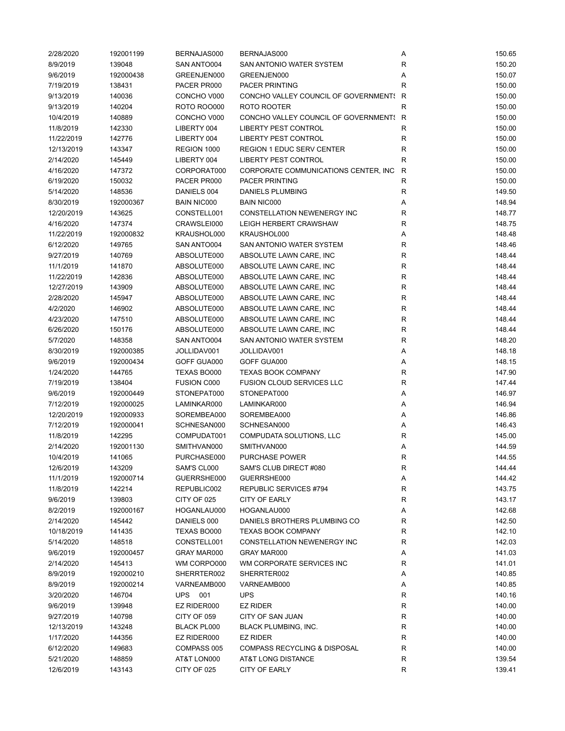| | | | | | |
|---|---|---|---|---|---|
| 2/28/2020 | 192001199 | BERNAJAS000 | BERNAJAS000 | A | 150.65 |
| 8/9/2019 | 139048 | SAN ANTO004 | SAN ANTONIO WATER SYSTEM | R | 150.20 |
| 9/6/2019 | 192000438 | GREENJEN000 | GREENJEN000 | A | 150.07 |
| 7/19/2019 | 138431 | PACER PR000 | PACER PRINTING | R | 150.00 |
| 9/13/2019 | 140036 | CONCHO V000 | CONCHO VALLEY COUNCIL OF GOVERNMENTS | R | 150.00 |
| 9/13/2019 | 140204 | ROTO ROO000 | ROTO ROOTER | R | 150.00 |
| 10/4/2019 | 140889 | CONCHO V000 | CONCHO VALLEY COUNCIL OF GOVERNMENTS | R | 150.00 |
| 11/8/2019 | 142330 | LIBERTY 004 | LIBERTY PEST CONTROL | R | 150.00 |
| 11/22/2019 | 142776 | LIBERTY 004 | LIBERTY PEST CONTROL | R | 150.00 |
| 12/13/2019 | 143347 | REGION 1000 | REGION 1 EDUC SERV CENTER | R | 150.00 |
| 2/14/2020 | 145449 | LIBERTY 004 | LIBERTY PEST CONTROL | R | 150.00 |
| 4/16/2020 | 147372 | CORPORAT000 | CORPORATE COMMUNICATIONS CENTER, INC | R | 150.00 |
| 6/19/2020 | 150032 | PACER PR000 | PACER PRINTING | R | 150.00 |
| 5/14/2020 | 148536 | DANIELS 004 | DANIELS PLUMBING | R | 149.50 |
| 8/30/2019 | 192000367 | BAIN NIC000 | BAIN NIC000 | A | 148.94 |
| 12/20/2019 | 143625 | CONSTELL001 | CONSTELLATION NEWENERGY INC | R | 148.77 |
| 4/16/2020 | 147374 | CRAWSLEI000 | LEIGH HERBERT CRAWSHAW | R | 148.75 |
| 11/22/2019 | 192000832 | KRAUSHOL000 | KRAUSHOL000 | A | 148.48 |
| 6/12/2020 | 149765 | SAN ANTO004 | SAN ANTONIO WATER SYSTEM | R | 148.46 |
| 9/27/2019 | 140769 | ABSOLUTE000 | ABSOLUTE LAWN CARE, INC | R | 148.44 |
| 11/1/2019 | 141870 | ABSOLUTE000 | ABSOLUTE LAWN CARE, INC | R | 148.44 |
| 11/22/2019 | 142836 | ABSOLUTE000 | ABSOLUTE LAWN CARE, INC | R | 148.44 |
| 12/27/2019 | 143909 | ABSOLUTE000 | ABSOLUTE LAWN CARE, INC | R | 148.44 |
| 2/28/2020 | 145947 | ABSOLUTE000 | ABSOLUTE LAWN CARE, INC | R | 148.44 |
| 4/2/2020 | 146902 | ABSOLUTE000 | ABSOLUTE LAWN CARE, INC | R | 148.44 |
| 4/23/2020 | 147510 | ABSOLUTE000 | ABSOLUTE LAWN CARE, INC | R | 148.44 |
| 6/26/2020 | 150176 | ABSOLUTE000 | ABSOLUTE LAWN CARE, INC | R | 148.44 |
| 5/7/2020 | 148358 | SAN ANTO004 | SAN ANTONIO WATER SYSTEM | R | 148.20 |
| 8/30/2019 | 192000385 | JOLLIDAV001 | JOLLIDAV001 | A | 148.18 |
| 9/6/2019 | 192000434 | GOFF GUA000 | GOFF GUA000 | A | 148.15 |
| 1/24/2020 | 144765 | TEXAS BO000 | TEXAS BOOK COMPANY | R | 147.90 |
| 7/19/2019 | 138404 | FUSION C000 | FUSION CLOUD SERVICES LLC | R | 147.44 |
| 9/6/2019 | 192000449 | STONEPAT000 | STONEPAT000 | A | 146.97 |
| 7/12/2019 | 192000025 | LAMINKAR000 | LAMINKAR000 | A | 146.94 |
| 12/20/2019 | 192000933 | SOREMBEA000 | SOREMBEA000 | A | 146.86 |
| 7/12/2019 | 192000041 | SCHNESAN000 | SCHNESAN000 | A | 146.43 |
| 11/8/2019 | 142295 | COMPUDAT001 | COMPUDATA SOLUTIONS, LLC | R | 145.00 |
| 2/14/2020 | 192001130 | SMITHVAN000 | SMITHVAN000 | A | 144.59 |
| 10/4/2019 | 141065 | PURCHASE000 | PURCHASE POWER | R | 144.55 |
| 12/6/2019 | 143209 | SAM'S CL000 | SAM'S CLUB DIRECT #080 | R | 144.44 |
| 11/1/2019 | 192000714 | GUERRSHE000 | GUERRSHE000 | A | 144.42 |
| 11/8/2019 | 142214 | REPUBLIC002 | REPUBLIC SERVICES #794 | R | 143.75 |
| 9/6/2019 | 139803 | CITY OF 025 | CITY OF EARLY | R | 143.17 |
| 8/2/2019 | 192000167 | HOGANLAU000 | HOGANLAU000 | A | 142.68 |
| 2/14/2020 | 145442 | DANIELS 000 | DANIELS BROTHERS PLUMBING CO | R | 142.50 |
| 10/18/2019 | 141435 | TEXAS BO000 | TEXAS BOOK COMPANY | R | 142.10 |
| 5/14/2020 | 148518 | CONSTELL001 | CONSTELLATION NEWENERGY INC | R | 142.03 |
| 9/6/2019 | 192000457 | GRAY MAR000 | GRAY MAR000 | A | 141.03 |
| 2/14/2020 | 145413 | WM CORPO000 | WM CORPORATE SERVICES INC | R | 141.01 |
| 8/9/2019 | 192000210 | SHERRTER002 | SHERRTER002 | A | 140.85 |
| 8/9/2019 | 192000214 | VARNEAMB000 | VARNEAMB000 | A | 140.85 |
| 3/20/2020 | 146704 | UPS 001 | UPS | R | 140.16 |
| 9/6/2019 | 139948 | EZ RIDER000 | EZ RIDER | R | 140.00 |
| 9/27/2019 | 140798 | CITY OF 059 | CITY OF SAN JUAN | R | 140.00 |
| 12/13/2019 | 143248 | BLACK PL000 | BLACK PLUMBING, INC. | R | 140.00 |
| 1/17/2020 | 144356 | EZ RIDER000 | EZ RIDER | R | 140.00 |
| 6/12/2020 | 149683 | COMPASS 005 | COMPASS RECYCLING & DISPOSAL | R | 140.00 |
| 5/21/2020 | 148859 | AT&T LON000 | AT&T LONG DISTANCE | R | 139.54 |
| 12/6/2019 | 143143 | CITY OF 025 | CITY OF EARLY | R | 139.41 |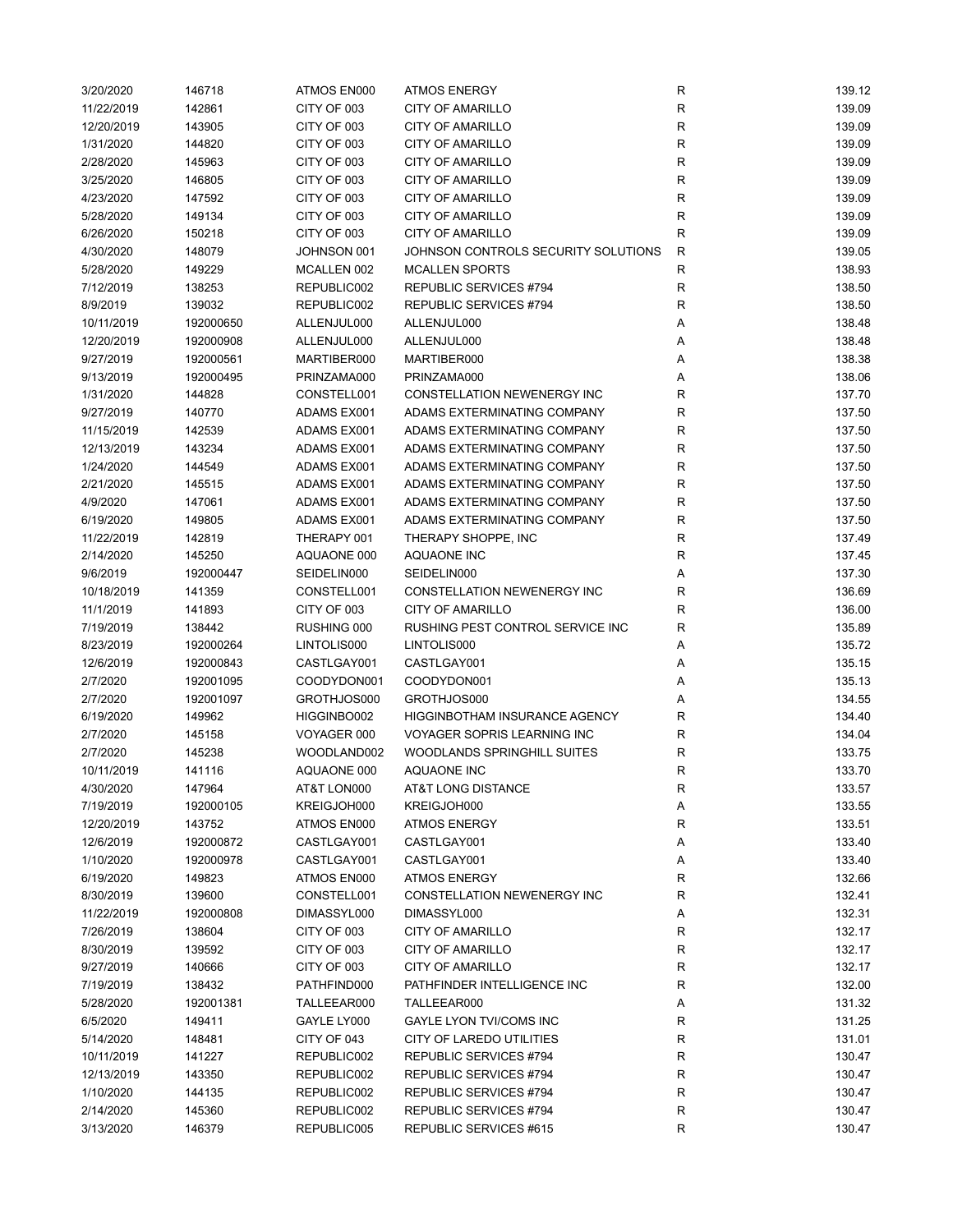| | | | | | |
|---|---|---|---|---|---|
| 3/20/2020 | 146718 | ATMOS EN000 | ATMOS ENERGY | R | 139.12 |
| 11/22/2019 | 142861 | CITY OF 003 | CITY OF AMARILLO | R | 139.09 |
| 12/20/2019 | 143905 | CITY OF 003 | CITY OF AMARILLO | R | 139.09 |
| 1/31/2020 | 144820 | CITY OF 003 | CITY OF AMARILLO | R | 139.09 |
| 2/28/2020 | 145963 | CITY OF 003 | CITY OF AMARILLO | R | 139.09 |
| 3/25/2020 | 146805 | CITY OF 003 | CITY OF AMARILLO | R | 139.09 |
| 4/23/2020 | 147592 | CITY OF 003 | CITY OF AMARILLO | R | 139.09 |
| 5/28/2020 | 149134 | CITY OF 003 | CITY OF AMARILLO | R | 139.09 |
| 6/26/2020 | 150218 | CITY OF 003 | CITY OF AMARILLO | R | 139.09 |
| 4/30/2020 | 148079 | JOHNSON 001 | JOHNSON CONTROLS SECURITY SOLUTIONS | R | 139.05 |
| 5/28/2020 | 149229 | MCALLEN 002 | MCALLEN SPORTS | R | 138.93 |
| 7/12/2019 | 138253 | REPUBLIC002 | REPUBLIC SERVICES #794 | R | 138.50 |
| 8/9/2019 | 139032 | REPUBLIC002 | REPUBLIC SERVICES #794 | R | 138.50 |
| 10/11/2019 | 192000650 | ALLENJUL000 | ALLENJUL000 | A | 138.48 |
| 12/20/2019 | 192000908 | ALLENJUL000 | ALLENJUL000 | A | 138.48 |
| 9/27/2019 | 192000561 | MARTIBER000 | MARTIBER000 | A | 138.38 |
| 9/13/2019 | 192000495 | PRINZAMA000 | PRINZAMA000 | A | 138.06 |
| 1/31/2020 | 144828 | CONSTELL001 | CONSTELLATION NEWENERGY INC | R | 137.70 |
| 9/27/2019 | 140770 | ADAMS EX001 | ADAMS EXTERMINATING COMPANY | R | 137.50 |
| 11/15/2019 | 142539 | ADAMS EX001 | ADAMS EXTERMINATING COMPANY | R | 137.50 |
| 12/13/2019 | 143234 | ADAMS EX001 | ADAMS EXTERMINATING COMPANY | R | 137.50 |
| 1/24/2020 | 144549 | ADAMS EX001 | ADAMS EXTERMINATING COMPANY | R | 137.50 |
| 2/21/2020 | 145515 | ADAMS EX001 | ADAMS EXTERMINATING COMPANY | R | 137.50 |
| 4/9/2020 | 147061 | ADAMS EX001 | ADAMS EXTERMINATING COMPANY | R | 137.50 |
| 6/19/2020 | 149805 | ADAMS EX001 | ADAMS EXTERMINATING COMPANY | R | 137.50 |
| 11/22/2019 | 142819 | THERAPY 001 | THERAPY SHOPPE, INC | R | 137.49 |
| 2/14/2020 | 145250 | AQUAONE 000 | AQUAONE INC | R | 137.45 |
| 9/6/2019 | 192000447 | SEIDELIN000 | SEIDELIN000 | A | 137.30 |
| 10/18/2019 | 141359 | CONSTELL001 | CONSTELLATION NEWENERGY INC | R | 136.69 |
| 11/1/2019 | 141893 | CITY OF 003 | CITY OF AMARILLO | R | 136.00 |
| 7/19/2019 | 138442 | RUSHING 000 | RUSHING PEST CONTROL SERVICE INC | R | 135.89 |
| 8/23/2019 | 192000264 | LINTOLIS000 | LINTOLIS000 | A | 135.72 |
| 12/6/2019 | 192000843 | CASTLGAY001 | CASTLGAY001 | A | 135.15 |
| 2/7/2020 | 192001095 | COODYDON001 | COODYDON001 | A | 135.13 |
| 2/7/2020 | 192001097 | GROTHJOS000 | GROTHJOS000 | A | 134.55 |
| 6/19/2020 | 149962 | HIGGINBO002 | HIGGINBOTHAM INSURANCE AGENCY | R | 134.40 |
| 2/7/2020 | 145158 | VOYAGER 000 | VOYAGER SOPRIS LEARNING INC | R | 134.04 |
| 2/7/2020 | 145238 | WOODLAND002 | WOODLANDS SPRINGHILL SUITES | R | 133.75 |
| 10/11/2019 | 141116 | AQUAONE 000 | AQUAONE INC | R | 133.70 |
| 4/30/2020 | 147964 | AT&T LON000 | AT&T LONG DISTANCE | R | 133.57 |
| 7/19/2019 | 192000105 | KREIGJOH000 | KREIGJOH000 | A | 133.55 |
| 12/20/2019 | 143752 | ATMOS EN000 | ATMOS ENERGY | R | 133.51 |
| 12/6/2019 | 192000872 | CASTLGAY001 | CASTLGAY001 | A | 133.40 |
| 1/10/2020 | 192000978 | CASTLGAY001 | CASTLGAY001 | A | 133.40 |
| 6/19/2020 | 149823 | ATMOS EN000 | ATMOS ENERGY | R | 132.66 |
| 8/30/2019 | 139600 | CONSTELL001 | CONSTELLATION NEWENERGY INC | R | 132.41 |
| 11/22/2019 | 192000808 | DIMASSYL000 | DIMASSYL000 | A | 132.31 |
| 7/26/2019 | 138604 | CITY OF 003 | CITY OF AMARILLO | R | 132.17 |
| 8/30/2019 | 139592 | CITY OF 003 | CITY OF AMARILLO | R | 132.17 |
| 9/27/2019 | 140666 | CITY OF 003 | CITY OF AMARILLO | R | 132.17 |
| 7/19/2019 | 138432 | PATHFIND000 | PATHFINDER INTELLIGENCE INC | R | 132.00 |
| 5/28/2020 | 192001381 | TALLEEAR000 | TALLEEAR000 | A | 131.32 |
| 6/5/2020 | 149411 | GAYLE LY000 | GAYLE LYON TVI/COMS INC | R | 131.25 |
| 5/14/2020 | 148481 | CITY OF 043 | CITY OF LAREDO UTILITIES | R | 131.01 |
| 10/11/2019 | 141227 | REPUBLIC002 | REPUBLIC SERVICES #794 | R | 130.47 |
| 12/13/2019 | 143350 | REPUBLIC002 | REPUBLIC SERVICES #794 | R | 130.47 |
| 1/10/2020 | 144135 | REPUBLIC002 | REPUBLIC SERVICES #794 | R | 130.47 |
| 2/14/2020 | 145360 | REPUBLIC002 | REPUBLIC SERVICES #794 | R | 130.47 |
| 3/13/2020 | 146379 | REPUBLIC005 | REPUBLIC SERVICES #615 | R | 130.47 |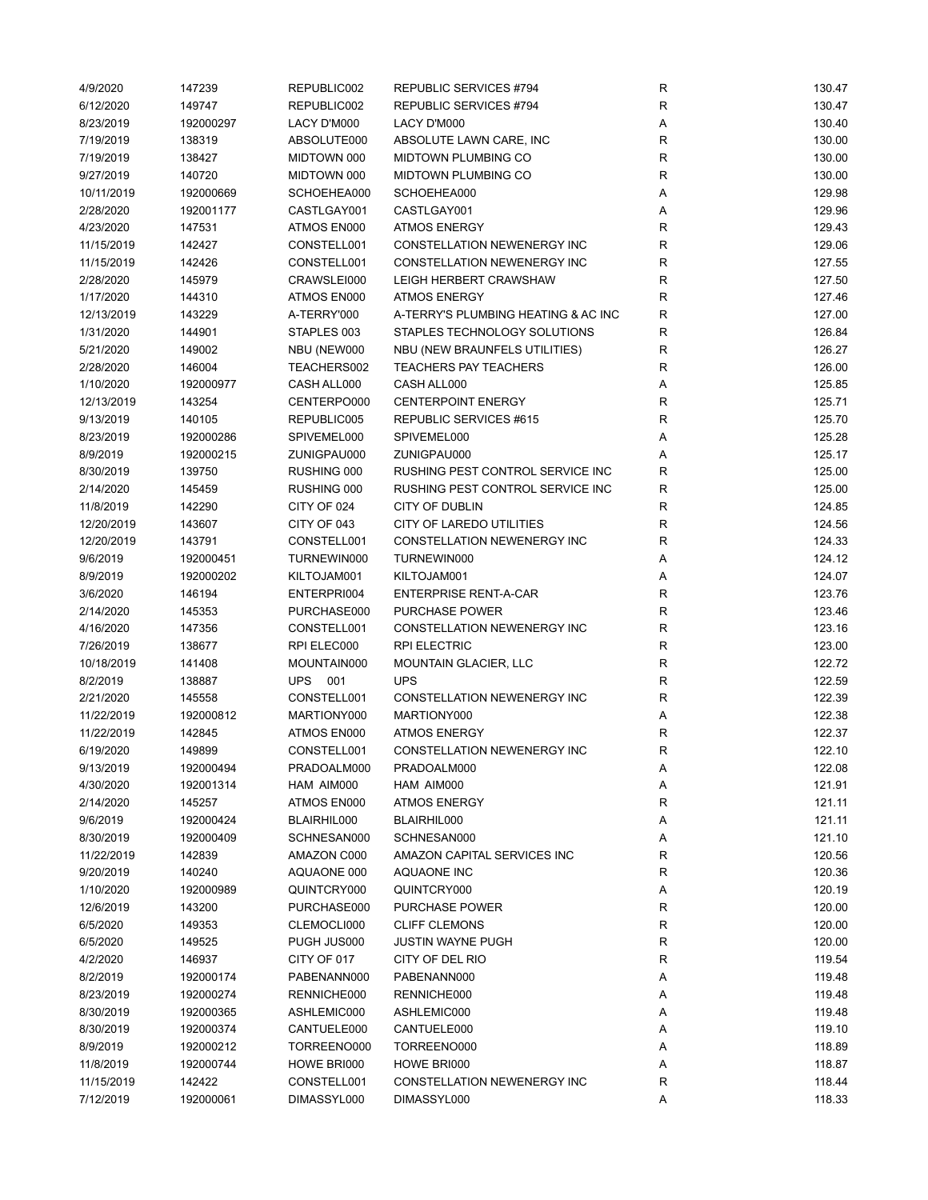| | | | | | |
|---|---|---|---|---|---|
| 4/9/2020 | 147239 | REPUBLIC002 | REPUBLIC SERVICES #794 | R | 130.47 |
| 6/12/2020 | 149747 | REPUBLIC002 | REPUBLIC SERVICES #794 | R | 130.47 |
| 8/23/2019 | 192000297 | LACY D'M000 | LACY D'M000 | A | 130.40 |
| 7/19/2019 | 138319 | ABSOLUTE000 | ABSOLUTE LAWN CARE, INC | R | 130.00 |
| 7/19/2019 | 138427 | MIDTOWN 000 | MIDTOWN PLUMBING CO | R | 130.00 |
| 9/27/2019 | 140720 | MIDTOWN 000 | MIDTOWN PLUMBING CO | R | 130.00 |
| 10/11/2019 | 192000669 | SCHOEHEA000 | SCHOEHEA000 | A | 129.98 |
| 2/28/2020 | 192001177 | CASTLGAY001 | CASTLGAY001 | A | 129.96 |
| 4/23/2020 | 147531 | ATMOS EN000 | ATMOS ENERGY | R | 129.43 |
| 11/15/2019 | 142427 | CONSTELL001 | CONSTELLATION NEWENERGY INC | R | 129.06 |
| 11/15/2019 | 142426 | CONSTELL001 | CONSTELLATION NEWENERGY INC | R | 127.55 |
| 2/28/2020 | 145979 | CRAWSLEI000 | LEIGH HERBERT CRAWSHAW | R | 127.50 |
| 1/17/2020 | 144310 | ATMOS EN000 | ATMOS ENERGY | R | 127.46 |
| 12/13/2019 | 143229 | A-TERRY'000 | A-TERRY'S PLUMBING HEATING & AC INC | R | 127.00 |
| 1/31/2020 | 144901 | STAPLES 003 | STAPLES TECHNOLOGY SOLUTIONS | R | 126.84 |
| 5/21/2020 | 149002 | NBU (NEW000 | NBU (NEW BRAUNFELS UTILITIES) | R | 126.27 |
| 2/28/2020 | 146004 | TEACHERS002 | TEACHERS PAY TEACHERS | R | 126.00 |
| 1/10/2020 | 192000977 | CASH ALL000 | CASH ALL000 | A | 125.85 |
| 12/13/2019 | 143254 | CENTERPO000 | CENTERPOINT ENERGY | R | 125.71 |
| 9/13/2019 | 140105 | REPUBLIC005 | REPUBLIC SERVICES #615 | R | 125.70 |
| 8/23/2019 | 192000286 | SPIVEMEL000 | SPIVEMEL000 | A | 125.28 |
| 8/9/2019 | 192000215 | ZUNIGPAU000 | ZUNIGPAU000 | A | 125.17 |
| 8/30/2019 | 139750 | RUSHING 000 | RUSHING PEST CONTROL SERVICE INC | R | 125.00 |
| 2/14/2020 | 145459 | RUSHING 000 | RUSHING PEST CONTROL SERVICE INC | R | 125.00 |
| 11/8/2019 | 142290 | CITY OF 024 | CITY OF DUBLIN | R | 124.85 |
| 12/20/2019 | 143607 | CITY OF 043 | CITY OF LAREDO UTILITIES | R | 124.56 |
| 12/20/2019 | 143791 | CONSTELL001 | CONSTELLATION NEWENERGY INC | R | 124.33 |
| 9/6/2019 | 192000451 | TURNEWIN000 | TURNEWIN000 | A | 124.12 |
| 8/9/2019 | 192000202 | KILTOJAM001 | KILTOJAM001 | A | 124.07 |
| 3/6/2020 | 146194 | ENTERPRI004 | ENTERPRISE RENT-A-CAR | R | 123.76 |
| 2/14/2020 | 145353 | PURCHASE000 | PURCHASE POWER | R | 123.46 |
| 4/16/2020 | 147356 | CONSTELL001 | CONSTELLATION NEWENERGY INC | R | 123.16 |
| 7/26/2019 | 138677 | RPI ELEC000 | RPI ELECTRIC | R | 123.00 |
| 10/18/2019 | 141408 | MOUNTAIN000 | MOUNTAIN GLACIER, LLC | R | 122.72 |
| 8/2/2019 | 138887 | UPS 001 | UPS | R | 122.59 |
| 2/21/2020 | 145558 | CONSTELL001 | CONSTELLATION NEWENERGY INC | R | 122.39 |
| 11/22/2019 | 192000812 | MARTIONY000 | MARTIONY000 | A | 122.38 |
| 11/22/2019 | 142845 | ATMOS EN000 | ATMOS ENERGY | R | 122.37 |
| 6/19/2020 | 149899 | CONSTELL001 | CONSTELLATION NEWENERGY INC | R | 122.10 |
| 9/13/2019 | 192000494 | PRADOALM000 | PRADOALM000 | A | 122.08 |
| 4/30/2020 | 192001314 | HAM AIM000 | HAM AIM000 | A | 121.91 |
| 2/14/2020 | 145257 | ATMOS EN000 | ATMOS ENERGY | R | 121.11 |
| 9/6/2019 | 192000424 | BLAIRHIL000 | BLAIRHIL000 | A | 121.11 |
| 8/30/2019 | 192000409 | SCHNESAN000 | SCHNESAN000 | A | 121.10 |
| 11/22/2019 | 142839 | AMAZON C000 | AMAZON CAPITAL SERVICES INC | R | 120.56 |
| 9/20/2019 | 140240 | AQUAONE 000 | AQUAONE INC | R | 120.36 |
| 1/10/2020 | 192000989 | QUINTCRY000 | QUINTCRY000 | A | 120.19 |
| 12/6/2019 | 143200 | PURCHASE000 | PURCHASE POWER | R | 120.00 |
| 6/5/2020 | 149353 | CLEMOCLI000 | CLIFF CLEMONS | R | 120.00 |
| 6/5/2020 | 149525 | PUGH JUS000 | JUSTIN WAYNE PUGH | R | 120.00 |
| 4/2/2020 | 146937 | CITY OF 017 | CITY OF DEL RIO | R | 119.54 |
| 8/2/2019 | 192000174 | PABENANN000 | PABENANN000 | A | 119.48 |
| 8/23/2019 | 192000274 | RENNICHE000 | RENNICHE000 | A | 119.48 |
| 8/30/2019 | 192000365 | ASHLEMIC000 | ASHLEMIC000 | A | 119.48 |
| 8/30/2019 | 192000374 | CANTUELE000 | CANTUELE000 | A | 119.10 |
| 8/9/2019 | 192000212 | TORREENO000 | TORREENO000 | A | 118.89 |
| 11/8/2019 | 192000744 | HOWE BRI000 | HOWE BRI000 | A | 118.87 |
| 11/15/2019 | 142422 | CONSTELL001 | CONSTELLATION NEWENERGY INC | R | 118.44 |
| 7/12/2019 | 192000061 | DIMASSYL000 | DIMASSYL000 | A | 118.33 |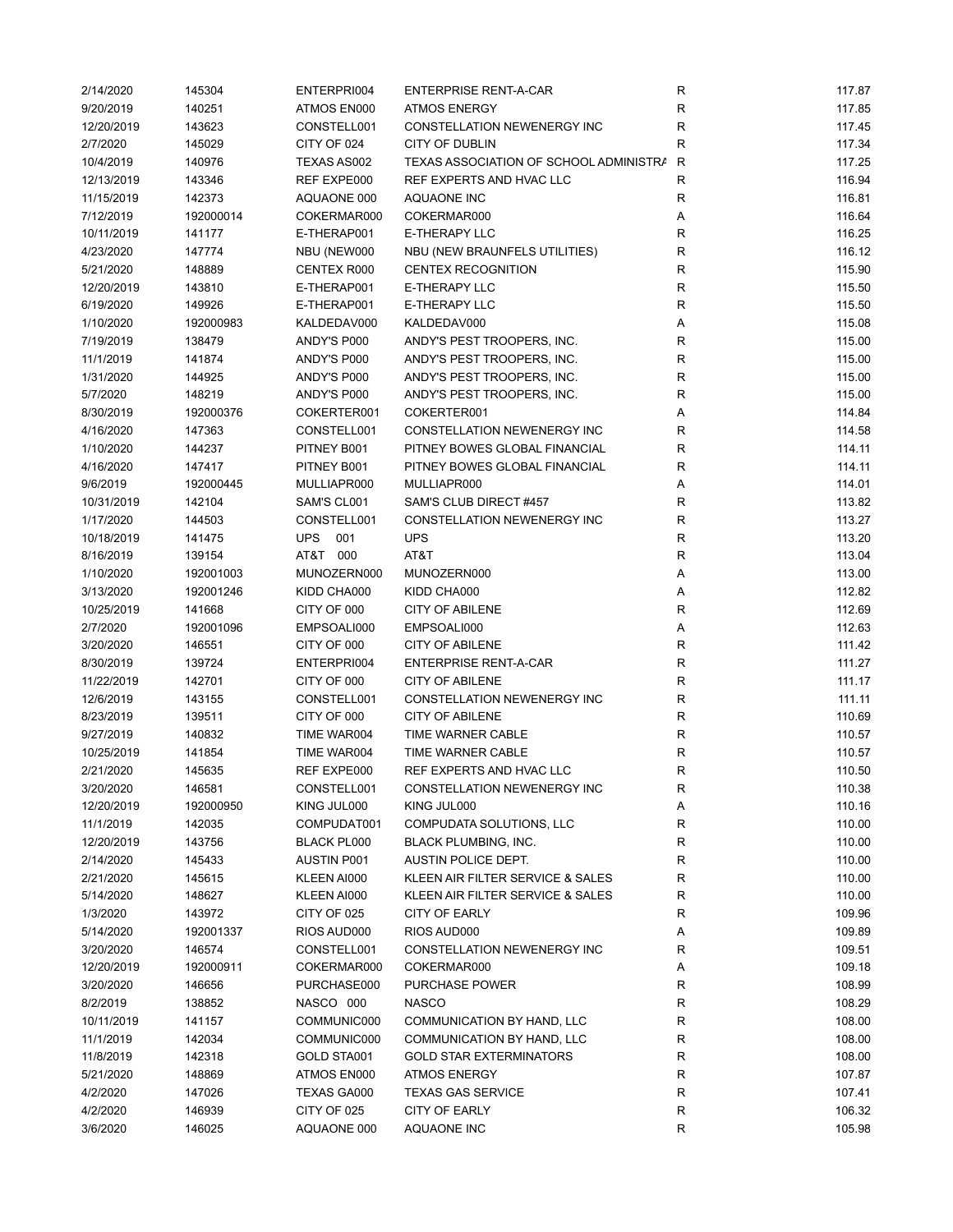| | | | | | |
|---|---|---|---|---|---|
| 2/14/2020 | 145304 | ENTERPRI004 | ENTERPRISE RENT-A-CAR | R | 117.87 |
| 9/20/2019 | 140251 | ATMOS EN000 | ATMOS ENERGY | R | 117.85 |
| 12/20/2019 | 143623 | CONSTELL001 | CONSTELLATION NEWENERGY INC | R | 117.45 |
| 2/7/2020 | 145029 | CITY OF 024 | CITY OF DUBLIN | R | 117.34 |
| 10/4/2019 | 140976 | TEXAS AS002 | TEXAS ASSOCIATION OF SCHOOL ADMINISTRA | R | 117.25 |
| 12/13/2019 | 143346 | REF EXPE000 | REF EXPERTS AND HVAC LLC | R | 116.94 |
| 11/15/2019 | 142373 | AQUAONE 000 | AQUAONE INC | R | 116.81 |
| 7/12/2019 | 192000014 | COKERMAR000 | COKERMAR000 | A | 116.64 |
| 10/11/2019 | 141177 | E-THERAP001 | E-THERAPY LLC | R | 116.25 |
| 4/23/2020 | 147774 | NBU (NEW000 | NBU (NEW BRAUNFELS UTILITIES) | R | 116.12 |
| 5/21/2020 | 148889 | CENTEX R000 | CENTEX RECOGNITION | R | 115.90 |
| 12/20/2019 | 143810 | E-THERAP001 | E-THERAPY LLC | R | 115.50 |
| 6/19/2020 | 149926 | E-THERAP001 | E-THERAPY LLC | R | 115.50 |
| 1/10/2020 | 192000983 | KALDEDAV000 | KALDEDAV000 | A | 115.08 |
| 7/19/2019 | 138479 | ANDY'S P000 | ANDY'S PEST TROOPERS, INC. | R | 115.00 |
| 11/1/2019 | 141874 | ANDY'S P000 | ANDY'S PEST TROOPERS, INC. | R | 115.00 |
| 1/31/2020 | 144925 | ANDY'S P000 | ANDY'S PEST TROOPERS, INC. | R | 115.00 |
| 5/7/2020 | 148219 | ANDY'S P000 | ANDY'S PEST TROOPERS, INC. | R | 115.00 |
| 8/30/2019 | 192000376 | COKERTER001 | COKERTER001 | A | 114.84 |
| 4/16/2020 | 147363 | CONSTELL001 | CONSTELLATION NEWENERGY INC | R | 114.58 |
| 1/10/2020 | 144237 | PITNEY B001 | PITNEY BOWES GLOBAL FINANCIAL | R | 114.11 |
| 4/16/2020 | 147417 | PITNEY B001 | PITNEY BOWES GLOBAL FINANCIAL | R | 114.11 |
| 9/6/2019 | 192000445 | MULLIAPR000 | MULLIAPR000 | A | 114.01 |
| 10/31/2019 | 142104 | SAM'S CL001 | SAM'S CLUB DIRECT #457 | R | 113.82 |
| 1/17/2020 | 144503 | CONSTELL001 | CONSTELLATION NEWENERGY INC | R | 113.27 |
| 10/18/2019 | 141475 | UPS 001 | UPS | R | 113.20 |
| 8/16/2019 | 139154 | AT&T 000 | AT&T | R | 113.04 |
| 1/10/2020 | 192001003 | MUNOZERN000 | MUNOZERN000 | A | 113.00 |
| 3/13/2020 | 192001246 | KIDD CHA000 | KIDD CHA000 | A | 112.82 |
| 10/25/2019 | 141668 | CITY OF 000 | CITY OF ABILENE | R | 112.69 |
| 2/7/2020 | 192001096 | EMPSOALI000 | EMPSOALI000 | A | 112.63 |
| 3/20/2020 | 146551 | CITY OF 000 | CITY OF ABILENE | R | 111.42 |
| 8/30/2019 | 139724 | ENTERPRI004 | ENTERPRISE RENT-A-CAR | R | 111.27 |
| 11/22/2019 | 142701 | CITY OF 000 | CITY OF ABILENE | R | 111.17 |
| 12/6/2019 | 143155 | CONSTELL001 | CONSTELLATION NEWENERGY INC | R | 111.11 |
| 8/23/2019 | 139511 | CITY OF 000 | CITY OF ABILENE | R | 110.69 |
| 9/27/2019 | 140832 | TIME WAR004 | TIME WARNER CABLE | R | 110.57 |
| 10/25/2019 | 141854 | TIME WAR004 | TIME WARNER CABLE | R | 110.57 |
| 2/21/2020 | 145635 | REF EXPE000 | REF EXPERTS AND HVAC LLC | R | 110.50 |
| 3/20/2020 | 146581 | CONSTELL001 | CONSTELLATION NEWENERGY INC | R | 110.38 |
| 12/20/2019 | 192000950 | KING JUL000 | KING JUL000 | A | 110.16 |
| 11/1/2019 | 142035 | COMPUDAT001 | COMPUDATA SOLUTIONS, LLC | R | 110.00 |
| 12/20/2019 | 143756 | BLACK PL000 | BLACK PLUMBING, INC. | R | 110.00 |
| 2/14/2020 | 145433 | AUSTIN P001 | AUSTIN POLICE DEPT. | R | 110.00 |
| 2/21/2020 | 145615 | KLEEN AI000 | KLEEN AIR FILTER SERVICE & SALES | R | 110.00 |
| 5/14/2020 | 148627 | KLEEN AI000 | KLEEN AIR FILTER SERVICE & SALES | R | 110.00 |
| 1/3/2020 | 143972 | CITY OF 025 | CITY OF EARLY | R | 109.96 |
| 5/14/2020 | 192001337 | RIOS AUD000 | RIOS AUD000 | A | 109.89 |
| 3/20/2020 | 146574 | CONSTELL001 | CONSTELLATION NEWENERGY INC | R | 109.51 |
| 12/20/2019 | 192000911 | COKERMAR000 | COKERMAR000 | A | 109.18 |
| 3/20/2020 | 146656 | PURCHASE000 | PURCHASE POWER | R | 108.99 |
| 8/2/2019 | 138852 | NASCO 000 | NASCO | R | 108.29 |
| 10/11/2019 | 141157 | COMMUNIC000 | COMMUNICATION BY HAND, LLC | R | 108.00 |
| 11/1/2019 | 142034 | COMMUNIC000 | COMMUNICATION BY HAND, LLC | R | 108.00 |
| 11/8/2019 | 142318 | GOLD STA001 | GOLD STAR EXTERMINATORS | R | 108.00 |
| 5/21/2020 | 148869 | ATMOS EN000 | ATMOS ENERGY | R | 107.87 |
| 4/2/2020 | 147026 | TEXAS GA000 | TEXAS GAS SERVICE | R | 107.41 |
| 4/2/2020 | 146939 | CITY OF 025 | CITY OF EARLY | R | 106.32 |
| 3/6/2020 | 146025 | AQUAONE 000 | AQUAONE INC | R | 105.98 |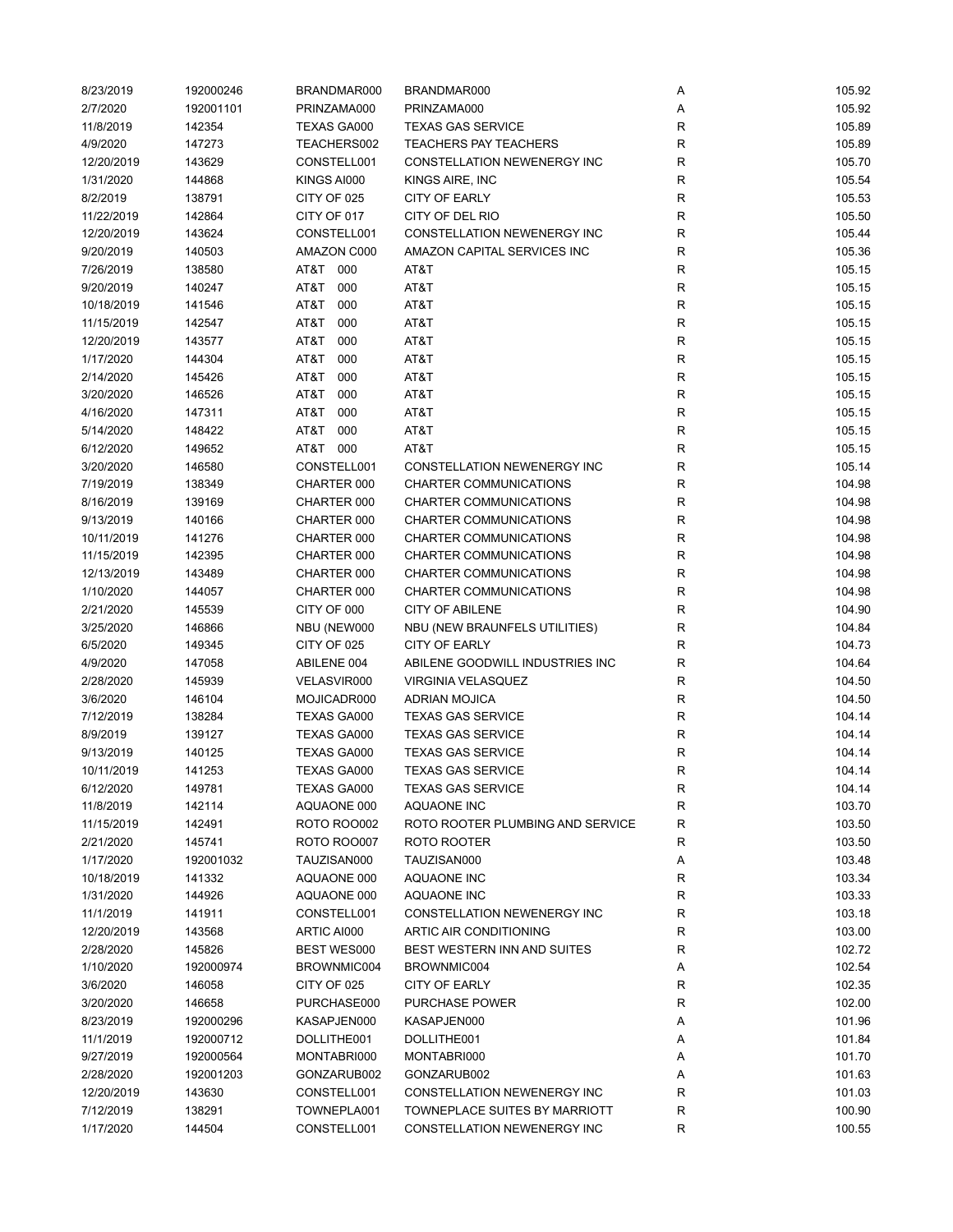| | | | | | |
|---|---|---|---|---|---|
| 8/23/2019 | 192000246 | BRANDMAR000 | BRANDMAR000 | A | 105.92 |
| 2/7/2020 | 192001101 | PRINZAMA000 | PRINZAMA000 | A | 105.92 |
| 11/8/2019 | 142354 | TEXAS GA000 | TEXAS GAS SERVICE | R | 105.89 |
| 4/9/2020 | 147273 | TEACHERS002 | TEACHERS PAY TEACHERS | R | 105.89 |
| 12/20/2019 | 143629 | CONSTELL001 | CONSTELLATION NEWENERGY INC | R | 105.70 |
| 1/31/2020 | 144868 | KINGS AI000 | KINGS AIRE, INC | R | 105.54 |
| 8/2/2019 | 138791 | CITY OF 025 | CITY OF EARLY | R | 105.53 |
| 11/22/2019 | 142864 | CITY OF 017 | CITY OF DEL RIO | R | 105.50 |
| 12/20/2019 | 143624 | CONSTELL001 | CONSTELLATION NEWENERGY INC | R | 105.44 |
| 9/20/2019 | 140503 | AMAZON C000 | AMAZON CAPITAL SERVICES INC | R | 105.36 |
| 7/26/2019 | 138580 | AT&T 000 | AT&T | R | 105.15 |
| 9/20/2019 | 140247 | AT&T 000 | AT&T | R | 105.15 |
| 10/18/2019 | 141546 | AT&T 000 | AT&T | R | 105.15 |
| 11/15/2019 | 142547 | AT&T 000 | AT&T | R | 105.15 |
| 12/20/2019 | 143577 | AT&T 000 | AT&T | R | 105.15 |
| 1/17/2020 | 144304 | AT&T 000 | AT&T | R | 105.15 |
| 2/14/2020 | 145426 | AT&T 000 | AT&T | R | 105.15 |
| 3/20/2020 | 146526 | AT&T 000 | AT&T | R | 105.15 |
| 4/16/2020 | 147311 | AT&T 000 | AT&T | R | 105.15 |
| 5/14/2020 | 148422 | AT&T 000 | AT&T | R | 105.15 |
| 6/12/2020 | 149652 | AT&T 000 | AT&T | R | 105.15 |
| 3/20/2020 | 146580 | CONSTELL001 | CONSTELLATION NEWENERGY INC | R | 105.14 |
| 7/19/2019 | 138349 | CHARTER 000 | CHARTER COMMUNICATIONS | R | 104.98 |
| 8/16/2019 | 139169 | CHARTER 000 | CHARTER COMMUNICATIONS | R | 104.98 |
| 9/13/2019 | 140166 | CHARTER 000 | CHARTER COMMUNICATIONS | R | 104.98 |
| 10/11/2019 | 141276 | CHARTER 000 | CHARTER COMMUNICATIONS | R | 104.98 |
| 11/15/2019 | 142395 | CHARTER 000 | CHARTER COMMUNICATIONS | R | 104.98 |
| 12/13/2019 | 143489 | CHARTER 000 | CHARTER COMMUNICATIONS | R | 104.98 |
| 1/10/2020 | 144057 | CHARTER 000 | CHARTER COMMUNICATIONS | R | 104.98 |
| 2/21/2020 | 145539 | CITY OF 000 | CITY OF ABILENE | R | 104.90 |
| 3/25/2020 | 146866 | NBU (NEW000 | NBU (NEW BRAUNFELS UTILITIES) | R | 104.84 |
| 6/5/2020 | 149345 | CITY OF 025 | CITY OF EARLY | R | 104.73 |
| 4/9/2020 | 147058 | ABILENE 004 | ABILENE GOODWILL INDUSTRIES INC | R | 104.64 |
| 2/28/2020 | 145939 | VELASVIR000 | VIRGINIA VELASQUEZ | R | 104.50 |
| 3/6/2020 | 146104 | MOJICADR000 | ADRIAN MOJICA | R | 104.50 |
| 7/12/2019 | 138284 | TEXAS GA000 | TEXAS GAS SERVICE | R | 104.14 |
| 8/9/2019 | 139127 | TEXAS GA000 | TEXAS GAS SERVICE | R | 104.14 |
| 9/13/2019 | 140125 | TEXAS GA000 | TEXAS GAS SERVICE | R | 104.14 |
| 10/11/2019 | 141253 | TEXAS GA000 | TEXAS GAS SERVICE | R | 104.14 |
| 6/12/2020 | 149781 | TEXAS GA000 | TEXAS GAS SERVICE | R | 104.14 |
| 11/8/2019 | 142114 | AQUAONE 000 | AQUAONE INC | R | 103.70 |
| 11/15/2019 | 142491 | ROTO ROO002 | ROTO ROOTER PLUMBING AND SERVICE | R | 103.50 |
| 2/21/2020 | 145741 | ROTO ROO007 | ROTO ROOTER | R | 103.50 |
| 1/17/2020 | 192001032 | TAUZISAN000 | TAUZISAN000 | A | 103.48 |
| 10/18/2019 | 141332 | AQUAONE 000 | AQUAONE INC | R | 103.34 |
| 1/31/2020 | 144926 | AQUAONE 000 | AQUAONE INC | R | 103.33 |
| 11/1/2019 | 141911 | CONSTELL001 | CONSTELLATION NEWENERGY INC | R | 103.18 |
| 12/20/2019 | 143568 | ARTIC AI000 | ARTIC AIR CONDITIONING | R | 103.00 |
| 2/28/2020 | 145826 | BEST WES000 | BEST WESTERN INN AND SUITES | R | 102.72 |
| 1/10/2020 | 192000974 | BROWNMIC004 | BROWNMIC004 | A | 102.54 |
| 3/6/2020 | 146058 | CITY OF 025 | CITY OF EARLY | R | 102.35 |
| 3/20/2020 | 146658 | PURCHASE000 | PURCHASE POWER | R | 102.00 |
| 8/23/2019 | 192000296 | KASAPJEN000 | KASAPJEN000 | A | 101.96 |
| 11/1/2019 | 192000712 | DOLLITHE001 | DOLLITHE001 | A | 101.84 |
| 9/27/2019 | 192000564 | MONTABRI000 | MONTABRI000 | A | 101.70 |
| 2/28/2020 | 192001203 | GONZARUB002 | GONZARUB002 | A | 101.63 |
| 12/20/2019 | 143630 | CONSTELL001 | CONSTELLATION NEWENERGY INC | R | 101.03 |
| 7/12/2019 | 138291 | TOWNEPLA001 | TOWNEPLACE SUITES BY MARRIOTT | R | 100.90 |
| 1/17/2020 | 144504 | CONSTELL001 | CONSTELLATION NEWENERGY INC | R | 100.55 |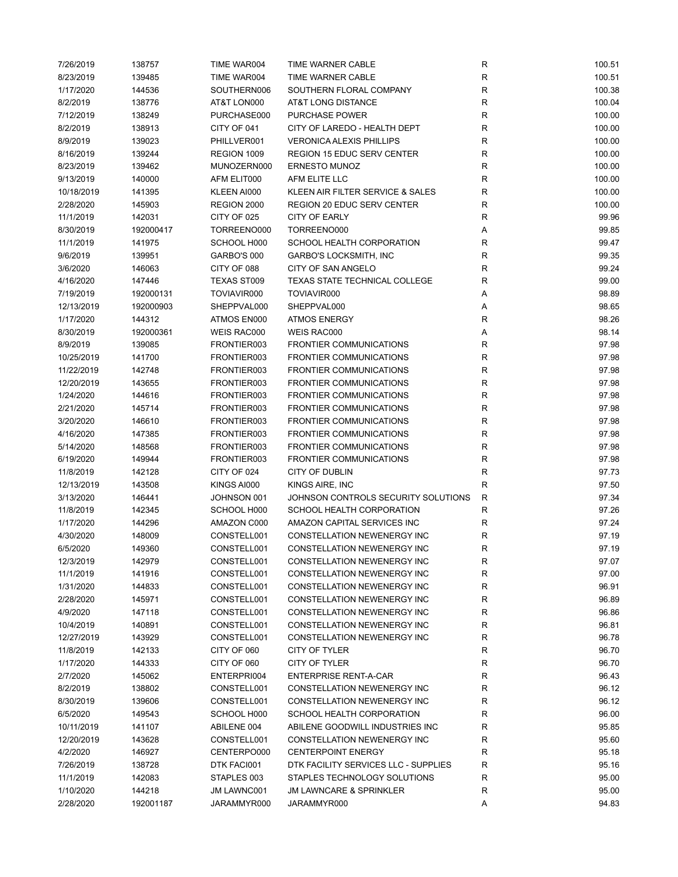| | | | | | |
|---|---|---|---|---|---|
| 7/26/2019 | 138757 | TIME WAR004 | TIME WARNER CABLE | R | 100.51 |
| 8/23/2019 | 139485 | TIME WAR004 | TIME WARNER CABLE | R | 100.51 |
| 1/17/2020 | 144536 | SOUTHERN006 | SOUTHERN FLORAL COMPANY | R | 100.38 |
| 8/2/2019 | 138776 | AT&T LON000 | AT&T LONG DISTANCE | R | 100.04 |
| 7/12/2019 | 138249 | PURCHASE000 | PURCHASE POWER | R | 100.00 |
| 8/2/2019 | 138913 | CITY OF 041 | CITY OF LAREDO - HEALTH DEPT | R | 100.00 |
| 8/9/2019 | 139023 | PHILLVER001 | VERONICA ALEXIS PHILLIPS | R | 100.00 |
| 8/16/2019 | 139244 | REGION 1009 | REGION 15 EDUC SERV CENTER | R | 100.00 |
| 8/23/2019 | 139462 | MUNOZERN000 | ERNESTO MUNOZ | R | 100.00 |
| 9/13/2019 | 140000 | AFM ELIT000 | AFM ELITE LLC | R | 100.00 |
| 10/18/2019 | 141395 | KLEEN AI000 | KLEEN AIR FILTER SERVICE & SALES | R | 100.00 |
| 2/28/2020 | 145903 | REGION 2000 | REGION 20 EDUC SERV CENTER | R | 100.00 |
| 11/1/2019 | 142031 | CITY OF 025 | CITY OF EARLY | R | 99.96 |
| 8/30/2019 | 192000417 | TORREENO000 | TORREENO000 | A | 99.85 |
| 11/1/2019 | 141975 | SCHOOL H000 | SCHOOL HEALTH CORPORATION | R | 99.47 |
| 9/6/2019 | 139951 | GARBO'S 000 | GARBO'S LOCKSMITH, INC | R | 99.35 |
| 3/6/2020 | 146063 | CITY OF 088 | CITY OF SAN ANGELO | R | 99.24 |
| 4/16/2020 | 147446 | TEXAS ST009 | TEXAS STATE TECHNICAL COLLEGE | R | 99.00 |
| 7/19/2019 | 192000131 | TOVIAVIR000 | TOVIAVIR000 | A | 98.89 |
| 12/13/2019 | 192000903 | SHEPPVAL000 | SHEPPVAL000 | A | 98.65 |
| 1/17/2020 | 144312 | ATMOS EN000 | ATMOS ENERGY | R | 98.26 |
| 8/30/2019 | 192000361 | WEIS RAC000 | WEIS RAC000 | A | 98.14 |
| 8/9/2019 | 139085 | FRONTIER003 | FRONTIER COMMUNICATIONS | R | 97.98 |
| 10/25/2019 | 141700 | FRONTIER003 | FRONTIER COMMUNICATIONS | R | 97.98 |
| 11/22/2019 | 142748 | FRONTIER003 | FRONTIER COMMUNICATIONS | R | 97.98 |
| 12/20/2019 | 143655 | FRONTIER003 | FRONTIER COMMUNICATIONS | R | 97.98 |
| 1/24/2020 | 144616 | FRONTIER003 | FRONTIER COMMUNICATIONS | R | 97.98 |
| 2/21/2020 | 145714 | FRONTIER003 | FRONTIER COMMUNICATIONS | R | 97.98 |
| 3/20/2020 | 146610 | FRONTIER003 | FRONTIER COMMUNICATIONS | R | 97.98 |
| 4/16/2020 | 147385 | FRONTIER003 | FRONTIER COMMUNICATIONS | R | 97.98 |
| 5/14/2020 | 148568 | FRONTIER003 | FRONTIER COMMUNICATIONS | R | 97.98 |
| 6/19/2020 | 149944 | FRONTIER003 | FRONTIER COMMUNICATIONS | R | 97.98 |
| 11/8/2019 | 142128 | CITY OF 024 | CITY OF DUBLIN | R | 97.73 |
| 12/13/2019 | 143508 | KINGS AI000 | KINGS AIRE, INC | R | 97.50 |
| 3/13/2020 | 146441 | JOHNSON 001 | JOHNSON CONTROLS SECURITY SOLUTIONS | R | 97.34 |
| 11/8/2019 | 142345 | SCHOOL H000 | SCHOOL HEALTH CORPORATION | R | 97.26 |
| 1/17/2020 | 144296 | AMAZON C000 | AMAZON CAPITAL SERVICES INC | R | 97.24 |
| 4/30/2020 | 148009 | CONSTELL001 | CONSTELLATION NEWENERGY INC | R | 97.19 |
| 6/5/2020 | 149360 | CONSTELL001 | CONSTELLATION NEWENERGY INC | R | 97.19 |
| 12/3/2019 | 142979 | CONSTELL001 | CONSTELLATION NEWENERGY INC | R | 97.07 |
| 11/1/2019 | 141916 | CONSTELL001 | CONSTELLATION NEWENERGY INC | R | 97.00 |
| 1/31/2020 | 144833 | CONSTELL001 | CONSTELLATION NEWENERGY INC | R | 96.91 |
| 2/28/2020 | 145971 | CONSTELL001 | CONSTELLATION NEWENERGY INC | R | 96.89 |
| 4/9/2020 | 147118 | CONSTELL001 | CONSTELLATION NEWENERGY INC | R | 96.86 |
| 10/4/2019 | 140891 | CONSTELL001 | CONSTELLATION NEWENERGY INC | R | 96.81 |
| 12/27/2019 | 143929 | CONSTELL001 | CONSTELLATION NEWENERGY INC | R | 96.78 |
| 11/8/2019 | 142133 | CITY OF 060 | CITY OF TYLER | R | 96.70 |
| 1/17/2020 | 144333 | CITY OF 060 | CITY OF TYLER | R | 96.70 |
| 2/7/2020 | 145062 | ENTERPRI004 | ENTERPRISE RENT-A-CAR | R | 96.43 |
| 8/2/2019 | 138802 | CONSTELL001 | CONSTELLATION NEWENERGY INC | R | 96.12 |
| 8/30/2019 | 139606 | CONSTELL001 | CONSTELLATION NEWENERGY INC | R | 96.12 |
| 6/5/2020 | 149543 | SCHOOL H000 | SCHOOL HEALTH CORPORATION | R | 96.00 |
| 10/11/2019 | 141107 | ABILENE 004 | ABILENE GOODWILL INDUSTRIES INC | R | 95.85 |
| 12/20/2019 | 143628 | CONSTELL001 | CONSTELLATION NEWENERGY INC | R | 95.60 |
| 4/2/2020 | 146927 | CENTERPO000 | CENTERPOINT ENERGY | R | 95.18 |
| 7/26/2019 | 138728 | DTK FACI001 | DTK FACILITY SERVICES LLC - SUPPLIES | R | 95.16 |
| 11/1/2019 | 142083 | STAPLES 003 | STAPLES TECHNOLOGY SOLUTIONS | R | 95.00 |
| 1/10/2020 | 144218 | JM LAWNC001 | JM LAWNCARE & SPRINKLER | R | 95.00 |
| 2/28/2020 | 192001187 | JARAMMYR000 | JARAMMYR000 | A | 94.83 |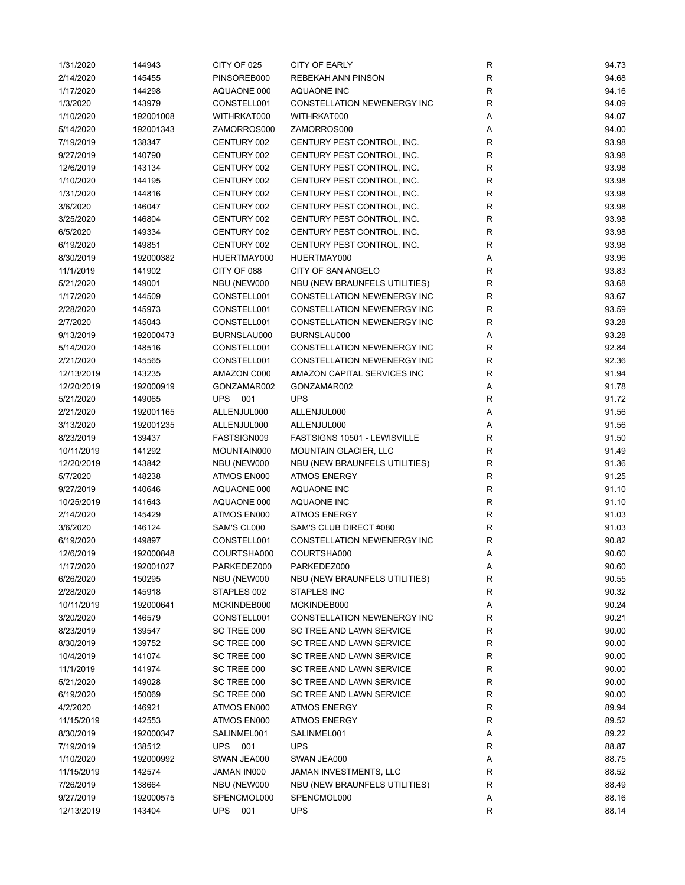| | | | | | |
|---|---|---|---|---|---|
| 1/31/2020 | 144943 | CITY OF 025 | CITY OF EARLY | R | 94.73 |
| 2/14/2020 | 145455 | PINSOREB000 | REBEKAH ANN PINSON | R | 94.68 |
| 1/17/2020 | 144298 | AQUAONE 000 | AQUAONE INC | R | 94.16 |
| 1/3/2020 | 143979 | CONSTELL001 | CONSTELLATION NEWENERGY INC | R | 94.09 |
| 1/10/2020 | 192001008 | WITHRKAT000 | WITHRKAT000 | A | 94.07 |
| 5/14/2020 | 192001343 | ZAMORROS000 | ZAMORROS000 | A | 94.00 |
| 7/19/2019 | 138347 | CENTURY 002 | CENTURY PEST CONTROL, INC. | R | 93.98 |
| 9/27/2019 | 140790 | CENTURY 002 | CENTURY PEST CONTROL, INC. | R | 93.98 |
| 12/6/2019 | 143134 | CENTURY 002 | CENTURY PEST CONTROL, INC. | R | 93.98 |
| 1/10/2020 | 144195 | CENTURY 002 | CENTURY PEST CONTROL, INC. | R | 93.98 |
| 1/31/2020 | 144816 | CENTURY 002 | CENTURY PEST CONTROL, INC. | R | 93.98 |
| 3/6/2020 | 146047 | CENTURY 002 | CENTURY PEST CONTROL, INC. | R | 93.98 |
| 3/25/2020 | 146804 | CENTURY 002 | CENTURY PEST CONTROL, INC. | R | 93.98 |
| 6/5/2020 | 149334 | CENTURY 002 | CENTURY PEST CONTROL, INC. | R | 93.98 |
| 6/19/2020 | 149851 | CENTURY 002 | CENTURY PEST CONTROL, INC. | R | 93.98 |
| 8/30/2019 | 192000382 | HUERTMAY000 | HUERTMAY000 | A | 93.96 |
| 11/1/2019 | 141902 | CITY OF 088 | CITY OF SAN ANGELO | R | 93.83 |
| 5/21/2020 | 149001 | NBU (NEW000 | NBU (NEW BRAUNFELS UTILITIES) | R | 93.68 |
| 1/17/2020 | 144509 | CONSTELL001 | CONSTELLATION NEWENERGY INC | R | 93.67 |
| 2/28/2020 | 145973 | CONSTELL001 | CONSTELLATION NEWENERGY INC | R | 93.59 |
| 2/7/2020 | 145043 | CONSTELL001 | CONSTELLATION NEWENERGY INC | R | 93.28 |
| 9/13/2019 | 192000473 | BURNSLAU000 | BURNSLAU000 | A | 93.28 |
| 5/14/2020 | 148516 | CONSTELL001 | CONSTELLATION NEWENERGY INC | R | 92.84 |
| 2/21/2020 | 145565 | CONSTELL001 | CONSTELLATION NEWENERGY INC | R | 92.36 |
| 12/13/2019 | 143235 | AMAZON C000 | AMAZON CAPITAL SERVICES INC | R | 91.94 |
| 12/20/2019 | 192000919 | GONZAMAR002 | GONZAMAR002 | A | 91.78 |
| 5/21/2020 | 149065 | UPS 001 | UPS | R | 91.72 |
| 2/21/2020 | 192001165 | ALLENJUL000 | ALLENJUL000 | A | 91.56 |
| 3/13/2020 | 192001235 | ALLENJUL000 | ALLENJUL000 | A | 91.56 |
| 8/23/2019 | 139437 | FASTSIGN009 | FASTSIGNS 10501 - LEWISVILLE | R | 91.50 |
| 10/11/2019 | 141292 | MOUNTAIN000 | MOUNTAIN GLACIER, LLC | R | 91.49 |
| 12/20/2019 | 143842 | NBU (NEW000 | NBU (NEW BRAUNFELS UTILITIES) | R | 91.36 |
| 5/7/2020 | 148238 | ATMOS EN000 | ATMOS ENERGY | R | 91.25 |
| 9/27/2019 | 140646 | AQUAONE 000 | AQUAONE INC | R | 91.10 |
| 10/25/2019 | 141643 | AQUAONE 000 | AQUAONE INC | R | 91.10 |
| 2/14/2020 | 145429 | ATMOS EN000 | ATMOS ENERGY | R | 91.03 |
| 3/6/2020 | 146124 | SAM'S CL000 | SAM'S CLUB DIRECT #080 | R | 91.03 |
| 6/19/2020 | 149897 | CONSTELL001 | CONSTELLATION NEWENERGY INC | R | 90.82 |
| 12/6/2019 | 192000848 | COURTSHA000 | COURTSHA000 | A | 90.60 |
| 1/17/2020 | 192001027 | PARKEDEZ000 | PARKEDEZ000 | A | 90.60 |
| 6/26/2020 | 150295 | NBU (NEW000 | NBU (NEW BRAUNFELS UTILITIES) | R | 90.55 |
| 2/28/2020 | 145918 | STAPLES 002 | STAPLES INC | R | 90.32 |
| 10/11/2019 | 192000641 | MCKINDEB000 | MCKINDEB000 | A | 90.24 |
| 3/20/2020 | 146579 | CONSTELL001 | CONSTELLATION NEWENERGY INC | R | 90.21 |
| 8/23/2019 | 139547 | SC TREE 000 | SC TREE AND LAWN SERVICE | R | 90.00 |
| 8/30/2019 | 139752 | SC TREE 000 | SC TREE AND LAWN SERVICE | R | 90.00 |
| 10/4/2019 | 141074 | SC TREE 000 | SC TREE AND LAWN SERVICE | R | 90.00 |
| 11/1/2019 | 141974 | SC TREE 000 | SC TREE AND LAWN SERVICE | R | 90.00 |
| 5/21/2020 | 149028 | SC TREE 000 | SC TREE AND LAWN SERVICE | R | 90.00 |
| 6/19/2020 | 150069 | SC TREE 000 | SC TREE AND LAWN SERVICE | R | 90.00 |
| 4/2/2020 | 146921 | ATMOS EN000 | ATMOS ENERGY | R | 89.94 |
| 11/15/2019 | 142553 | ATMOS EN000 | ATMOS ENERGY | R | 89.52 |
| 8/30/2019 | 192000347 | SALINMEL001 | SALINMEL001 | A | 89.22 |
| 7/19/2019 | 138512 | UPS 001 | UPS | R | 88.87 |
| 1/10/2020 | 192000992 | SWAN JEA000 | SWAN JEA000 | A | 88.75 |
| 11/15/2019 | 142574 | JAMAN IN000 | JAMAN INVESTMENTS, LLC | R | 88.52 |
| 7/26/2019 | 138664 | NBU (NEW000 | NBU (NEW BRAUNFELS UTILITIES) | R | 88.49 |
| 9/27/2019 | 192000575 | SPENCMOL000 | SPENCMOL000 | A | 88.16 |
| 12/13/2019 | 143404 | UPS 001 | UPS | R | 88.14 |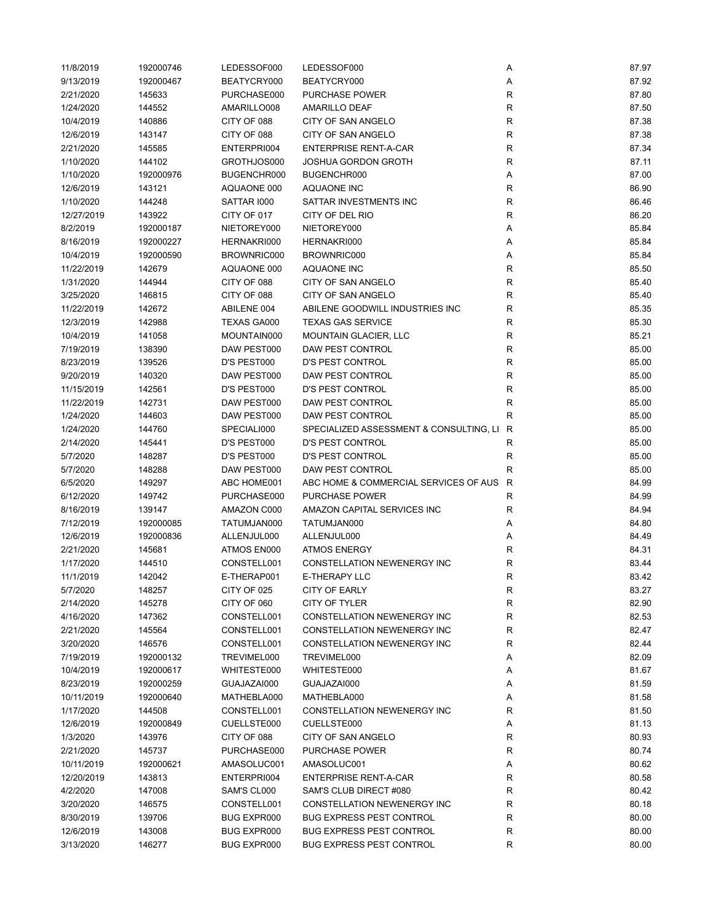| | | | | | |
|---|---|---|---|---|---|
| 11/8/2019 | 192000746 | LEDESSOF000 | LEDESSOF000 | A | 87.97 |
| 9/13/2019 | 192000467 | BEATYCRY000 | BEATYCRY000 | A | 87.92 |
| 2/21/2020 | 145633 | PURCHASE000 | PURCHASE POWER | R | 87.80 |
| 1/24/2020 | 144552 | AMARILLO008 | AMARILLO DEAF | R | 87.50 |
| 10/4/2019 | 140886 | CITY OF 088 | CITY OF SAN ANGELO | R | 87.38 |
| 12/6/2019 | 143147 | CITY OF 088 | CITY OF SAN ANGELO | R | 87.38 |
| 2/21/2020 | 145585 | ENTERPRI004 | ENTERPRISE RENT-A-CAR | R | 87.34 |
| 1/10/2020 | 144102 | GROTHJOS000 | JOSHUA GORDON GROTH | R | 87.11 |
| 1/10/2020 | 192000976 | BUGENCHR000 | BUGENCHR000 | A | 87.00 |
| 12/6/2019 | 143121 | AQUAONE 000 | AQUAONE INC | R | 86.90 |
| 1/10/2020 | 144248 | SATTAR I000 | SATTAR INVESTMENTS INC | R | 86.46 |
| 12/27/2019 | 143922 | CITY OF 017 | CITY OF DEL RIO | R | 86.20 |
| 8/2/2019 | 192000187 | NIETOREY000 | NIETOREY000 | A | 85.84 |
| 8/16/2019 | 192000227 | HERNAKRI000 | HERNAKRI000 | A | 85.84 |
| 10/4/2019 | 192000590 | BROWNRIC000 | BROWNRIC000 | A | 85.84 |
| 11/22/2019 | 142679 | AQUAONE 000 | AQUAONE INC | R | 85.50 |
| 1/31/2020 | 144944 | CITY OF 088 | CITY OF SAN ANGELO | R | 85.40 |
| 3/25/2020 | 146815 | CITY OF 088 | CITY OF SAN ANGELO | R | 85.40 |
| 11/22/2019 | 142672 | ABILENE 004 | ABILENE GOODWILL INDUSTRIES INC | R | 85.35 |
| 12/3/2019 | 142988 | TEXAS GA000 | TEXAS GAS SERVICE | R | 85.30 |
| 10/4/2019 | 141058 | MOUNTAIN000 | MOUNTAIN GLACIER, LLC | R | 85.21 |
| 7/19/2019 | 138390 | DAW PEST000 | DAW PEST CONTROL | R | 85.00 |
| 8/23/2019 | 139526 | D'S PEST000 | D'S PEST CONTROL | R | 85.00 |
| 9/20/2019 | 140320 | DAW PEST000 | DAW PEST CONTROL | R | 85.00 |
| 11/15/2019 | 142561 | D'S PEST000 | D'S PEST CONTROL | R | 85.00 |
| 11/22/2019 | 142731 | DAW PEST000 | DAW PEST CONTROL | R | 85.00 |
| 1/24/2020 | 144603 | DAW PEST000 | DAW PEST CONTROL | R | 85.00 |
| 1/24/2020 | 144760 | SPECIALI000 | SPECIALIZED ASSESSMENT & CONSULTING, LI | R | 85.00 |
| 2/14/2020 | 145441 | D'S PEST000 | D'S PEST CONTROL | R | 85.00 |
| 5/7/2020 | 148287 | D'S PEST000 | D'S PEST CONTROL | R | 85.00 |
| 5/7/2020 | 148288 | DAW PEST000 | DAW PEST CONTROL | R | 85.00 |
| 6/5/2020 | 149297 | ABC HOME001 | ABC HOME & COMMERCIAL SERVICES OF AUS | R | 84.99 |
| 6/12/2020 | 149742 | PURCHASE000 | PURCHASE POWER | R | 84.99 |
| 8/16/2019 | 139147 | AMAZON C000 | AMAZON CAPITAL SERVICES INC | R | 84.94 |
| 7/12/2019 | 192000085 | TATUMJAN000 | TATUMJAN000 | A | 84.80 |
| 12/6/2019 | 192000836 | ALLENJUL000 | ALLENJUL000 | A | 84.49 |
| 2/21/2020 | 145681 | ATMOS EN000 | ATMOS ENERGY | R | 84.31 |
| 1/17/2020 | 144510 | CONSTELL001 | CONSTELLATION NEWENERGY INC | R | 83.44 |
| 11/1/2019 | 142042 | E-THERAP001 | E-THERAPY LLC | R | 83.42 |
| 5/7/2020 | 148257 | CITY OF 025 | CITY OF EARLY | R | 83.27 |
| 2/14/2020 | 145278 | CITY OF 060 | CITY OF TYLER | R | 82.90 |
| 4/16/2020 | 147362 | CONSTELL001 | CONSTELLATION NEWENERGY INC | R | 82.53 |
| 2/21/2020 | 145564 | CONSTELL001 | CONSTELLATION NEWENERGY INC | R | 82.47 |
| 3/20/2020 | 146576 | CONSTELL001 | CONSTELLATION NEWENERGY INC | R | 82.44 |
| 7/19/2019 | 192000132 | TREVIMEL000 | TREVIMEL000 | A | 82.09 |
| 10/4/2019 | 192000617 | WHITESTE000 | WHITESTE000 | A | 81.67 |
| 8/23/2019 | 192000259 | GUAJAZAI000 | GUAJAZAI000 | A | 81.59 |
| 10/11/2019 | 192000640 | MATHEBLA000 | MATHEBLA000 | A | 81.58 |
| 1/17/2020 | 144508 | CONSTELL001 | CONSTELLATION NEWENERGY INC | R | 81.50 |
| 12/6/2019 | 192000849 | CUELLSTE000 | CUELLSTE000 | A | 81.13 |
| 1/3/2020 | 143976 | CITY OF 088 | CITY OF SAN ANGELO | R | 80.93 |
| 2/21/2020 | 145737 | PURCHASE000 | PURCHASE POWER | R | 80.74 |
| 10/11/2019 | 192000621 | AMASOLUC001 | AMASOLUC001 | A | 80.62 |
| 12/20/2019 | 143813 | ENTERPRI004 | ENTERPRISE RENT-A-CAR | R | 80.58 |
| 4/2/2020 | 147008 | SAM'S CL000 | SAM'S CLUB DIRECT #080 | R | 80.42 |
| 3/20/2020 | 146575 | CONSTELL001 | CONSTELLATION NEWENERGY INC | R | 80.18 |
| 8/30/2019 | 139706 | BUG EXPR000 | BUG EXPRESS PEST CONTROL | R | 80.00 |
| 12/6/2019 | 143008 | BUG EXPR000 | BUG EXPRESS PEST CONTROL | R | 80.00 |
| 3/13/2020 | 146277 | BUG EXPR000 | BUG EXPRESS PEST CONTROL | R | 80.00 |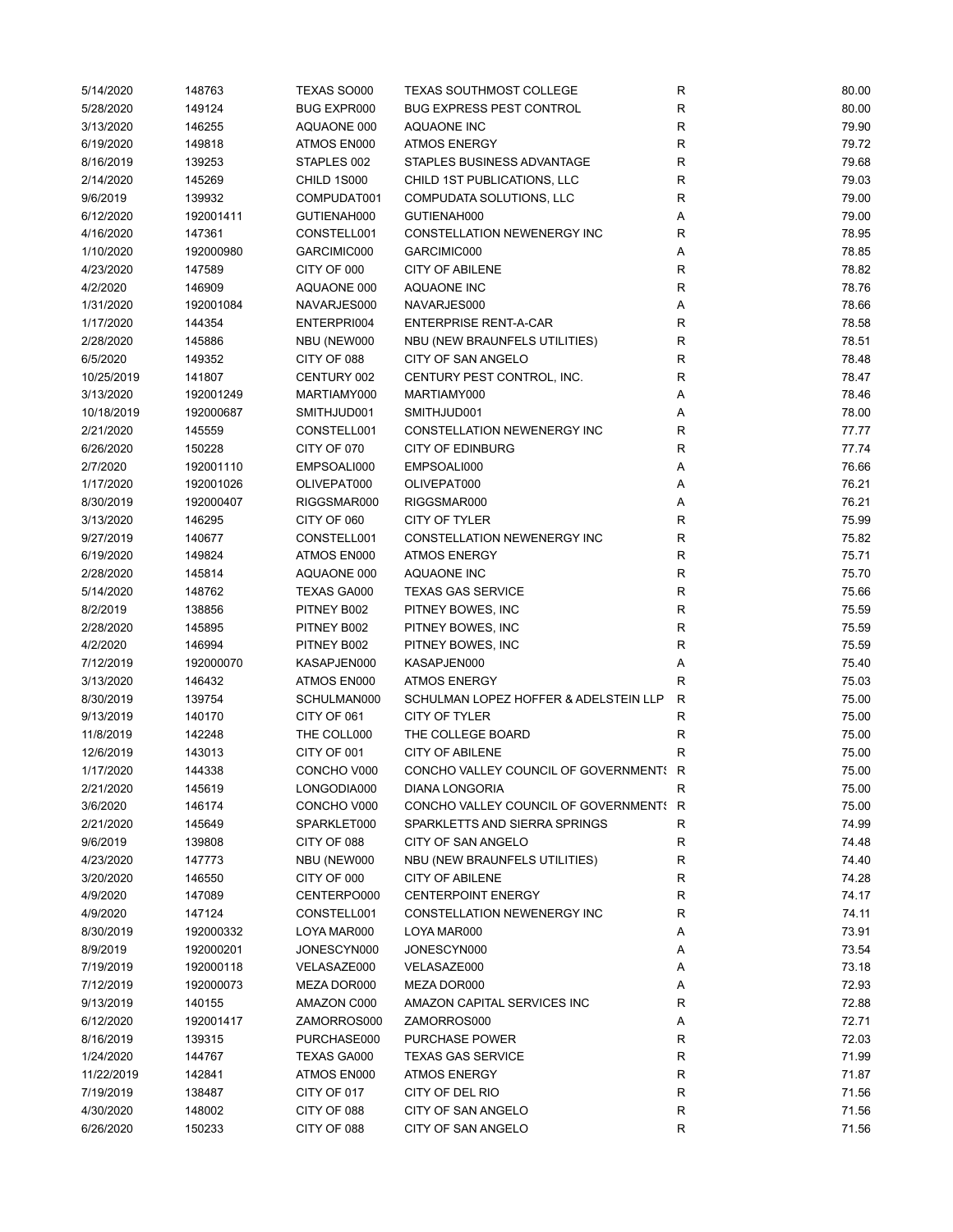| | | | | | |
|---|---|---|---|---|---|
| 5/14/2020 | 148763 | TEXAS SO000 | TEXAS SOUTHMOST COLLEGE | R | 80.00 |
| 5/28/2020 | 149124 | BUG EXPR000 | BUG EXPRESS PEST CONTROL | R | 80.00 |
| 3/13/2020 | 146255 | AQUAONE 000 | AQUAONE INC | R | 79.90 |
| 6/19/2020 | 149818 | ATMOS EN000 | ATMOS ENERGY | R | 79.72 |
| 8/16/2019 | 139253 | STAPLES 002 | STAPLES BUSINESS ADVANTAGE | R | 79.68 |
| 2/14/2020 | 145269 | CHILD 1S000 | CHILD 1ST PUBLICATIONS, LLC | R | 79.03 |
| 9/6/2019 | 139932 | COMPUDAT001 | COMPUDATA SOLUTIONS, LLC | R | 79.00 |
| 6/12/2020 | 192001411 | GUTIENAH000 | GUTIENAH000 | A | 79.00 |
| 4/16/2020 | 147361 | CONSTELL001 | CONSTELLATION NEWENERGY INC | R | 78.95 |
| 1/10/2020 | 192000980 | GARCIMIC000 | GARCIMIC000 | A | 78.85 |
| 4/23/2020 | 147589 | CITY OF 000 | CITY OF ABILENE | R | 78.82 |
| 4/2/2020 | 146909 | AQUAONE 000 | AQUAONE INC | R | 78.76 |
| 1/31/2020 | 192001084 | NAVARJES000 | NAVARJES000 | A | 78.66 |
| 1/17/2020 | 144354 | ENTERPRI004 | ENTERPRISE RENT-A-CAR | R | 78.58 |
| 2/28/2020 | 145886 | NBU (NEW000 | NBU (NEW BRAUNFELS UTILITIES) | R | 78.51 |
| 6/5/2020 | 149352 | CITY OF 088 | CITY OF SAN ANGELO | R | 78.48 |
| 10/25/2019 | 141807 | CENTURY 002 | CENTURY PEST CONTROL, INC. | R | 78.47 |
| 3/13/2020 | 192001249 | MARTIAMY000 | MARTIAMY000 | A | 78.46 |
| 10/18/2019 | 192000687 | SMITHJUD001 | SMITHJUD001 | A | 78.00 |
| 2/21/2020 | 145559 | CONSTELL001 | CONSTELLATION NEWENERGY INC | R | 77.77 |
| 6/26/2020 | 150228 | CITY OF 070 | CITY OF EDINBURG | R | 77.74 |
| 2/7/2020 | 192001110 | EMPSOALI000 | EMPSOALI000 | A | 76.66 |
| 1/17/2020 | 192001026 | OLIVEPAT000 | OLIVEPAT000 | A | 76.21 |
| 8/30/2019 | 192000407 | RIGGSMAR000 | RIGGSMAR000 | A | 76.21 |
| 3/13/2020 | 146295 | CITY OF 060 | CITY OF TYLER | R | 75.99 |
| 9/27/2019 | 140677 | CONSTELL001 | CONSTELLATION NEWENERGY INC | R | 75.82 |
| 6/19/2020 | 149824 | ATMOS EN000 | ATMOS ENERGY | R | 75.71 |
| 2/28/2020 | 145814 | AQUAONE 000 | AQUAONE INC | R | 75.70 |
| 5/14/2020 | 148762 | TEXAS GA000 | TEXAS GAS SERVICE | R | 75.66 |
| 8/2/2019 | 138856 | PITNEY B002 | PITNEY BOWES, INC | R | 75.59 |
| 2/28/2020 | 145895 | PITNEY B002 | PITNEY BOWES, INC | R | 75.59 |
| 4/2/2020 | 146994 | PITNEY B002 | PITNEY BOWES, INC | R | 75.59 |
| 7/12/2019 | 192000070 | KASAPJEN000 | KASAPJEN000 | A | 75.40 |
| 3/13/2020 | 146432 | ATMOS EN000 | ATMOS ENERGY | R | 75.03 |
| 8/30/2019 | 139754 | SCHULMAN000 | SCHULMAN LOPEZ HOFFER & ADELSTEIN LLP | R | 75.00 |
| 9/13/2019 | 140170 | CITY OF 061 | CITY OF TYLER | R | 75.00 |
| 11/8/2019 | 142248 | THE COLL000 | THE COLLEGE BOARD | R | 75.00 |
| 12/6/2019 | 143013 | CITY OF 001 | CITY OF ABILENE | R | 75.00 |
| 1/17/2020 | 144338 | CONCHO V000 | CONCHO VALLEY COUNCIL OF GOVERNMENTS | R | 75.00 |
| 2/21/2020 | 145619 | LONGODIA000 | DIANA LONGORIA | R | 75.00 |
| 3/6/2020 | 146174 | CONCHO V000 | CONCHO VALLEY COUNCIL OF GOVERNMENTS | R | 75.00 |
| 2/21/2020 | 145649 | SPARKLET000 | SPARKLETTS AND SIERRA SPRINGS | R | 74.99 |
| 9/6/2019 | 139808 | CITY OF 088 | CITY OF SAN ANGELO | R | 74.48 |
| 4/23/2020 | 147773 | NBU (NEW000 | NBU (NEW BRAUNFELS UTILITIES) | R | 74.40 |
| 3/20/2020 | 146550 | CITY OF 000 | CITY OF ABILENE | R | 74.28 |
| 4/9/2020 | 147089 | CENTERPO000 | CENTERPOINT ENERGY | R | 74.17 |
| 4/9/2020 | 147124 | CONSTELL001 | CONSTELLATION NEWENERGY INC | R | 74.11 |
| 8/30/2019 | 192000332 | LOYA MAR000 | LOYA MAR000 | A | 73.91 |
| 8/9/2019 | 192000201 | JONESCYN000 | JONESCYN000 | A | 73.54 |
| 7/19/2019 | 192000118 | VELASAZE000 | VELASAZE000 | A | 73.18 |
| 7/12/2019 | 192000073 | MEZA DOR000 | MEZA DOR000 | A | 72.93 |
| 9/13/2019 | 140155 | AMAZON C000 | AMAZON CAPITAL SERVICES INC | R | 72.88 |
| 6/12/2020 | 192001417 | ZAMORROS000 | ZAMORROS000 | A | 72.71 |
| 8/16/2019 | 139315 | PURCHASE000 | PURCHASE POWER | R | 72.03 |
| 1/24/2020 | 144767 | TEXAS GA000 | TEXAS GAS SERVICE | R | 71.99 |
| 11/22/2019 | 142841 | ATMOS EN000 | ATMOS ENERGY | R | 71.87 |
| 7/19/2019 | 138487 | CITY OF 017 | CITY OF DEL RIO | R | 71.56 |
| 4/30/2020 | 148002 | CITY OF 088 | CITY OF SAN ANGELO | R | 71.56 |
| 6/26/2020 | 150233 | CITY OF 088 | CITY OF SAN ANGELO | R | 71.56 |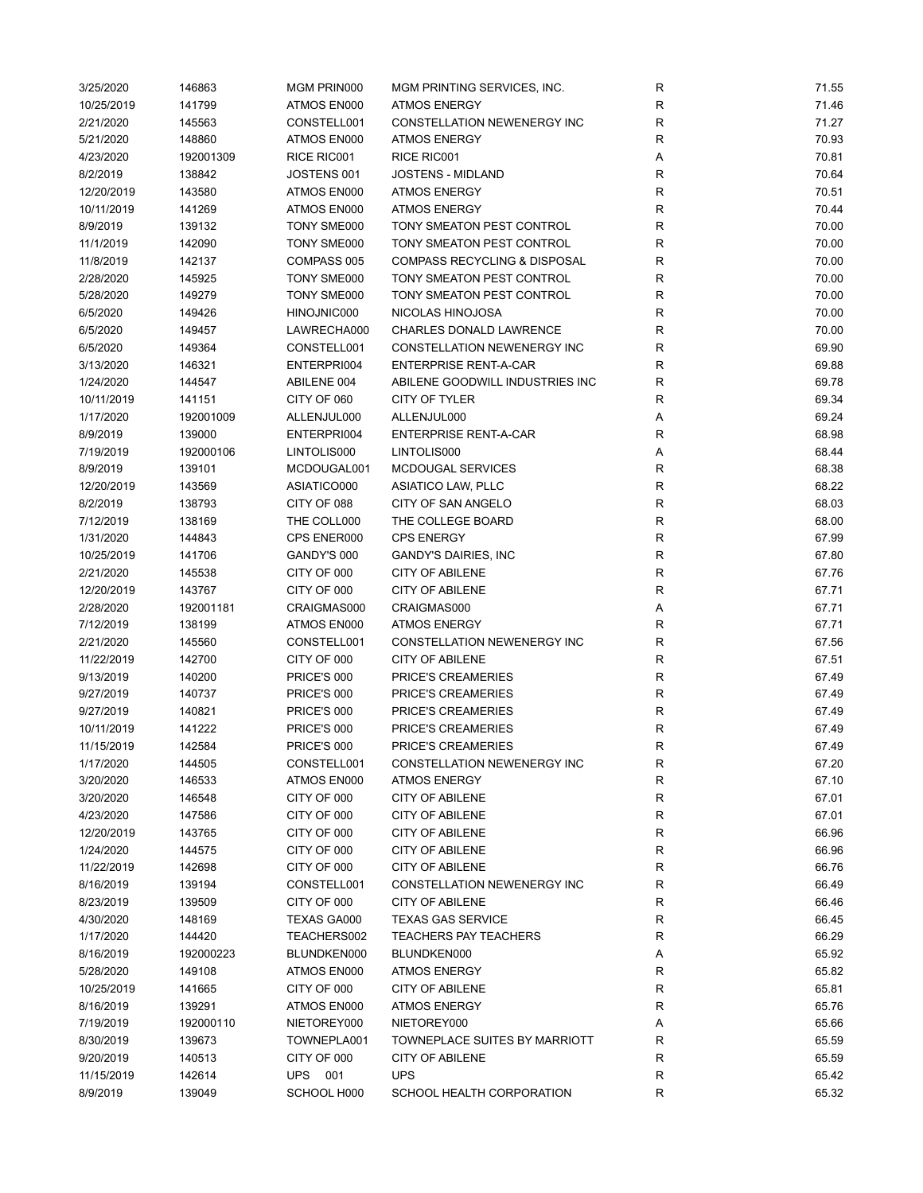| | | | | | |
|---|---|---|---|---|---|
| 3/25/2020 | 146863 | MGM PRIN000 | MGM PRINTING SERVICES, INC. | R | 71.55 |
| 10/25/2019 | 141799 | ATMOS EN000 | ATMOS ENERGY | R | 71.46 |
| 2/21/2020 | 145563 | CONSTELL001 | CONSTELLATION NEWENERGY INC | R | 71.27 |
| 5/21/2020 | 148860 | ATMOS EN000 | ATMOS ENERGY | R | 70.93 |
| 4/23/2020 | 192001309 | RICE RIC001 | RICE RIC001 | A | 70.81 |
| 8/2/2019 | 138842 | JOSTENS 001 | JOSTENS - MIDLAND | R | 70.64 |
| 12/20/2019 | 143580 | ATMOS EN000 | ATMOS ENERGY | R | 70.51 |
| 10/11/2019 | 141269 | ATMOS EN000 | ATMOS ENERGY | R | 70.44 |
| 8/9/2019 | 139132 | TONY SME000 | TONY SMEATON PEST CONTROL | R | 70.00 |
| 11/1/2019 | 142090 | TONY SME000 | TONY SMEATON PEST CONTROL | R | 70.00 |
| 11/8/2019 | 142137 | COMPASS 005 | COMPASS RECYCLING & DISPOSAL | R | 70.00 |
| 2/28/2020 | 145925 | TONY SME000 | TONY SMEATON PEST CONTROL | R | 70.00 |
| 5/28/2020 | 149279 | TONY SME000 | TONY SMEATON PEST CONTROL | R | 70.00 |
| 6/5/2020 | 149426 | HINOJNIC000 | NICOLAS HINOJOSA | R | 70.00 |
| 6/5/2020 | 149457 | LAWRECHA000 | CHARLES DONALD LAWRENCE | R | 70.00 |
| 6/5/2020 | 149364 | CONSTELL001 | CONSTELLATION NEWENERGY INC | R | 69.90 |
| 3/13/2020 | 146321 | ENTERPRI004 | ENTERPRISE RENT-A-CAR | R | 69.88 |
| 1/24/2020 | 144547 | ABILENE 004 | ABILENE GOODWILL INDUSTRIES INC | R | 69.78 |
| 10/11/2019 | 141151 | CITY OF 060 | CITY OF TYLER | R | 69.34 |
| 1/17/2020 | 192001009 | ALLENJUL000 | ALLENJUL000 | A | 69.24 |
| 8/9/2019 | 139000 | ENTERPRI004 | ENTERPRISE RENT-A-CAR | R | 68.98 |
| 7/19/2019 | 192000106 | LINTOLIS000 | LINTOLIS000 | A | 68.44 |
| 8/9/2019 | 139101 | MCDOUGAL001 | MCDOUGAL SERVICES | R | 68.38 |
| 12/20/2019 | 143569 | ASIATICO000 | ASIATICO LAW, PLLC | R | 68.22 |
| 8/2/2019 | 138793 | CITY OF 088 | CITY OF SAN ANGELO | R | 68.03 |
| 7/12/2019 | 138169 | THE COLL000 | THE COLLEGE BOARD | R | 68.00 |
| 1/31/2020 | 144843 | CPS ENER000 | CPS ENERGY | R | 67.99 |
| 10/25/2019 | 141706 | GANDY'S 000 | GANDY'S DAIRIES, INC | R | 67.80 |
| 2/21/2020 | 145538 | CITY OF 000 | CITY OF ABILENE | R | 67.76 |
| 12/20/2019 | 143767 | CITY OF 000 | CITY OF ABILENE | R | 67.71 |
| 2/28/2020 | 192001181 | CRAIGMAS000 | CRAIGMAS000 | A | 67.71 |
| 7/12/2019 | 138199 | ATMOS EN000 | ATMOS ENERGY | R | 67.71 |
| 2/21/2020 | 145560 | CONSTELL001 | CONSTELLATION NEWENERGY INC | R | 67.56 |
| 11/22/2019 | 142700 | CITY OF 000 | CITY OF ABILENE | R | 67.51 |
| 9/13/2019 | 140200 | PRICE'S 000 | PRICE'S CREAMERIES | R | 67.49 |
| 9/27/2019 | 140737 | PRICE'S 000 | PRICE'S CREAMERIES | R | 67.49 |
| 9/27/2019 | 140821 | PRICE'S 000 | PRICE'S CREAMERIES | R | 67.49 |
| 10/11/2019 | 141222 | PRICE'S 000 | PRICE'S CREAMERIES | R | 67.49 |
| 11/15/2019 | 142584 | PRICE'S 000 | PRICE'S CREAMERIES | R | 67.49 |
| 1/17/2020 | 144505 | CONSTELL001 | CONSTELLATION NEWENERGY INC | R | 67.20 |
| 3/20/2020 | 146533 | ATMOS EN000 | ATMOS ENERGY | R | 67.10 |
| 3/20/2020 | 146548 | CITY OF 000 | CITY OF ABILENE | R | 67.01 |
| 4/23/2020 | 147586 | CITY OF 000 | CITY OF ABILENE | R | 67.01 |
| 12/20/2019 | 143765 | CITY OF 000 | CITY OF ABILENE | R | 66.96 |
| 1/24/2020 | 144575 | CITY OF 000 | CITY OF ABILENE | R | 66.96 |
| 11/22/2019 | 142698 | CITY OF 000 | CITY OF ABILENE | R | 66.76 |
| 8/16/2019 | 139194 | CONSTELL001 | CONSTELLATION NEWENERGY INC | R | 66.49 |
| 8/23/2019 | 139509 | CITY OF 000 | CITY OF ABILENE | R | 66.46 |
| 4/30/2020 | 148169 | TEXAS GA000 | TEXAS GAS SERVICE | R | 66.45 |
| 1/17/2020 | 144420 | TEACHERS002 | TEACHERS PAY TEACHERS | R | 66.29 |
| 8/16/2019 | 192000223 | BLUNDKEN000 | BLUNDKEN000 | A | 65.92 |
| 5/28/2020 | 149108 | ATMOS EN000 | ATMOS ENERGY | R | 65.82 |
| 10/25/2019 | 141665 | CITY OF 000 | CITY OF ABILENE | R | 65.81 |
| 8/16/2019 | 139291 | ATMOS EN000 | ATMOS ENERGY | R | 65.76 |
| 7/19/2019 | 192000110 | NIETOREY000 | NIETOREY000 | A | 65.66 |
| 8/30/2019 | 139673 | TOWNEPLA001 | TOWNEPLACE SUITES BY MARRIOTT | R | 65.59 |
| 9/20/2019 | 140513 | CITY OF 000 | CITY OF ABILENE | R | 65.59 |
| 11/15/2019 | 142614 | UPS 001 | UPS | R | 65.42 |
| 8/9/2019 | 139049 | SCHOOL H000 | SCHOOL HEALTH CORPORATION | R | 65.32 |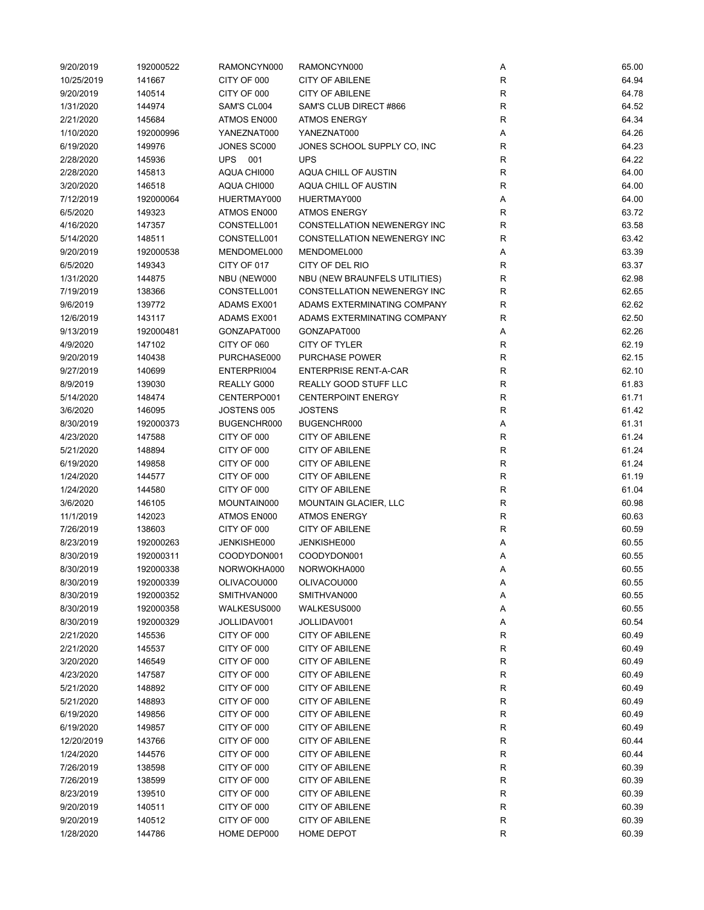| 9/20/2019 | 192000522 | RAMONCYN000 | RAMONCYN000 | A | 65.00 |
|---|---|---|---|---|---|
| 10/25/2019 | 141667 | CITY OF 000 | CITY OF ABILENE | R | 64.94 |
| 9/20/2019 | 140514 | CITY OF 000 | CITY OF ABILENE | R | 64.78 |
| 1/31/2020 | 144974 | SAM'S CL004 | SAM'S CLUB DIRECT #866 | R | 64.52 |
| 2/21/2020 | 145684 | ATMOS EN000 | ATMOS ENERGY | R | 64.34 |
| 1/10/2020 | 192000996 | YANEZNAT000 | YANEZNAT000 | A | 64.26 |
| 6/19/2020 | 149976 | JONES SC000 | JONES SCHOOL SUPPLY CO, INC | R | 64.23 |
| 2/28/2020 | 145936 | UPS 001 | UPS | R | 64.22 |
| 2/28/2020 | 145813 | AQUA CHI000 | AQUA CHILL OF AUSTIN | R | 64.00 |
| 3/20/2020 | 146518 | AQUA CHI000 | AQUA CHILL OF AUSTIN | R | 64.00 |
| 7/12/2019 | 192000064 | HUERTMAY000 | HUERTMAY000 | A | 64.00 |
| 6/5/2020 | 149323 | ATMOS EN000 | ATMOS ENERGY | R | 63.72 |
| 4/16/2020 | 147357 | CONSTELL001 | CONSTELLATION NEWENERGY INC | R | 63.58 |
| 5/14/2020 | 148511 | CONSTELL001 | CONSTELLATION NEWENERGY INC | R | 63.42 |
| 9/20/2019 | 192000538 | MENDOMEL000 | MENDOMEL000 | A | 63.39 |
| 6/5/2020 | 149343 | CITY OF 017 | CITY OF DEL RIO | R | 63.37 |
| 1/31/2020 | 144875 | NBU (NEW000 | NBU (NEW BRAUNFELS UTILITIES) | R | 62.98 |
| 7/19/2019 | 138366 | CONSTELL001 | CONSTELLATION NEWENERGY INC | R | 62.65 |
| 9/6/2019 | 139772 | ADAMS EX001 | ADAMS EXTERMINATING COMPANY | R | 62.62 |
| 12/6/2019 | 143117 | ADAMS EX001 | ADAMS EXTERMINATING COMPANY | R | 62.50 |
| 9/13/2019 | 192000481 | GONZAPAT000 | GONZAPAT000 | A | 62.26 |
| 4/9/2020 | 147102 | CITY OF 060 | CITY OF TYLER | R | 62.19 |
| 9/20/2019 | 140438 | PURCHASE000 | PURCHASE POWER | R | 62.15 |
| 9/27/2019 | 140699 | ENTERPRI004 | ENTERPRISE RENT-A-CAR | R | 62.10 |
| 8/9/2019 | 139030 | REALLY G000 | REALLY GOOD STUFF LLC | R | 61.83 |
| 5/14/2020 | 148474 | CENTERPO001 | CENTERPOINT ENERGY | R | 61.71 |
| 3/6/2020 | 146095 | JOSTENS 005 | JOSTENS | R | 61.42 |
| 8/30/2019 | 192000373 | BUGENCHR000 | BUGENCHR000 | A | 61.31 |
| 4/23/2020 | 147588 | CITY OF 000 | CITY OF ABILENE | R | 61.24 |
| 5/21/2020 | 148894 | CITY OF 000 | CITY OF ABILENE | R | 61.24 |
| 6/19/2020 | 149858 | CITY OF 000 | CITY OF ABILENE | R | 61.24 |
| 1/24/2020 | 144577 | CITY OF 000 | CITY OF ABILENE | R | 61.19 |
| 1/24/2020 | 144580 | CITY OF 000 | CITY OF ABILENE | R | 61.04 |
| 3/6/2020 | 146105 | MOUNTAIN000 | MOUNTAIN GLACIER, LLC | R | 60.98 |
| 11/1/2019 | 142023 | ATMOS EN000 | ATMOS ENERGY | R | 60.63 |
| 7/26/2019 | 138603 | CITY OF 000 | CITY OF ABILENE | R | 60.59 |
| 8/23/2019 | 192000263 | JENKISHE000 | JENKISHE000 | A | 60.55 |
| 8/30/2019 | 192000311 | COODYDON001 | COODYDON001 | A | 60.55 |
| 8/30/2019 | 192000338 | NORWOKHA000 | NORWOKHA000 | A | 60.55 |
| 8/30/2019 | 192000339 | OLIVACOU000 | OLIVACOU000 | A | 60.55 |
| 8/30/2019 | 192000352 | SMITHVAN000 | SMITHVAN000 | A | 60.55 |
| 8/30/2019 | 192000358 | WALKESUS000 | WALKESUS000 | A | 60.55 |
| 8/30/2019 | 192000329 | JOLLIDAV001 | JOLLIDAV001 | A | 60.54 |
| 2/21/2020 | 145536 | CITY OF 000 | CITY OF ABILENE | R | 60.49 |
| 2/21/2020 | 145537 | CITY OF 000 | CITY OF ABILENE | R | 60.49 |
| 3/20/2020 | 146549 | CITY OF 000 | CITY OF ABILENE | R | 60.49 |
| 4/23/2020 | 147587 | CITY OF 000 | CITY OF ABILENE | R | 60.49 |
| 5/21/2020 | 148892 | CITY OF 000 | CITY OF ABILENE | R | 60.49 |
| 5/21/2020 | 148893 | CITY OF 000 | CITY OF ABILENE | R | 60.49 |
| 6/19/2020 | 149856 | CITY OF 000 | CITY OF ABILENE | R | 60.49 |
| 6/19/2020 | 149857 | CITY OF 000 | CITY OF ABILENE | R | 60.49 |
| 12/20/2019 | 143766 | CITY OF 000 | CITY OF ABILENE | R | 60.44 |
| 1/24/2020 | 144576 | CITY OF 000 | CITY OF ABILENE | R | 60.44 |
| 7/26/2019 | 138598 | CITY OF 000 | CITY OF ABILENE | R | 60.39 |
| 7/26/2019 | 138599 | CITY OF 000 | CITY OF ABILENE | R | 60.39 |
| 8/23/2019 | 139510 | CITY OF 000 | CITY OF ABILENE | R | 60.39 |
| 9/20/2019 | 140511 | CITY OF 000 | CITY OF ABILENE | R | 60.39 |
| 9/20/2019 | 140512 | CITY OF 000 | CITY OF ABILENE | R | 60.39 |
| 1/28/2020 | 144786 | HOME DEP000 | HOME DEPOT | R | 60.39 |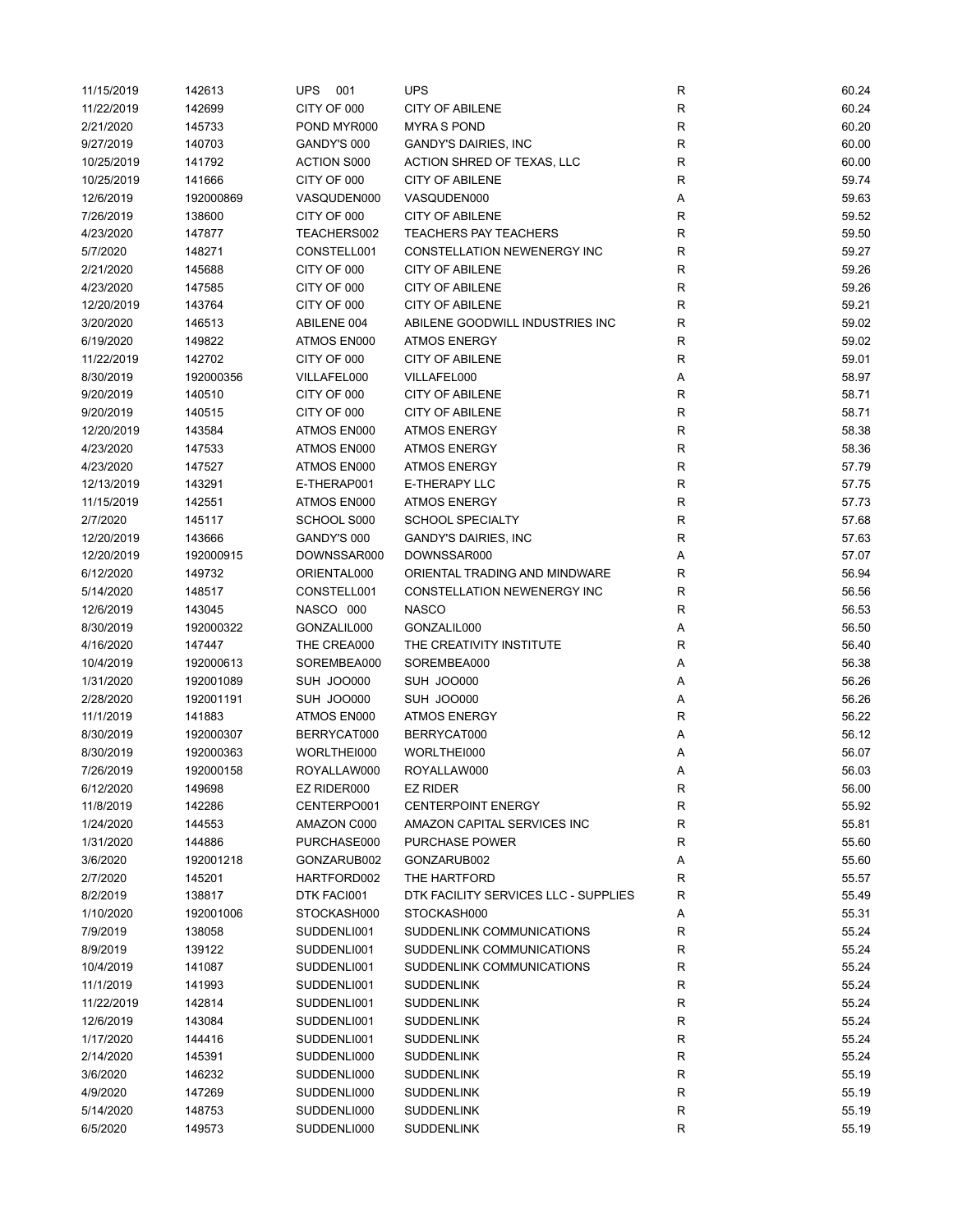| | | | | | |
|---|---|---|---|---|---|
| 11/15/2019 | 142613 | UPS 001 | UPS | R | 60.24 |
| 11/22/2019 | 142699 | CITY OF 000 | CITY OF ABILENE | R | 60.24 |
| 2/21/2020 | 145733 | POND MYR000 | MYRA S POND | R | 60.20 |
| 9/27/2019 | 140703 | GANDY'S 000 | GANDY'S DAIRIES, INC | R | 60.00 |
| 10/25/2019 | 141792 | ACTION S000 | ACTION SHRED OF TEXAS, LLC | R | 60.00 |
| 10/25/2019 | 141666 | CITY OF 000 | CITY OF ABILENE | R | 59.74 |
| 12/6/2019 | 192000869 | VASQUDEN000 | VASQUDEN000 | A | 59.63 |
| 7/26/2019 | 138600 | CITY OF 000 | CITY OF ABILENE | R | 59.52 |
| 4/23/2020 | 147877 | TEACHERS002 | TEACHERS PAY TEACHERS | R | 59.50 |
| 5/7/2020 | 148271 | CONSTELL001 | CONSTELLATION NEWENERGY INC | R | 59.27 |
| 2/21/2020 | 145688 | CITY OF 000 | CITY OF ABILENE | R | 59.26 |
| 4/23/2020 | 147585 | CITY OF 000 | CITY OF ABILENE | R | 59.26 |
| 12/20/2019 | 143764 | CITY OF 000 | CITY OF ABILENE | R | 59.21 |
| 3/20/2020 | 146513 | ABILENE 004 | ABILENE GOODWILL INDUSTRIES INC | R | 59.02 |
| 6/19/2020 | 149822 | ATMOS EN000 | ATMOS ENERGY | R | 59.02 |
| 11/22/2019 | 142702 | CITY OF 000 | CITY OF ABILENE | R | 59.01 |
| 8/30/2019 | 192000356 | VILLAFEL000 | VILLAFEL000 | A | 58.97 |
| 9/20/2019 | 140510 | CITY OF 000 | CITY OF ABILENE | R | 58.71 |
| 9/20/2019 | 140515 | CITY OF 000 | CITY OF ABILENE | R | 58.71 |
| 12/20/2019 | 143584 | ATMOS EN000 | ATMOS ENERGY | R | 58.38 |
| 4/23/2020 | 147533 | ATMOS EN000 | ATMOS ENERGY | R | 58.36 |
| 4/23/2020 | 147527 | ATMOS EN000 | ATMOS ENERGY | R | 57.79 |
| 12/13/2019 | 143291 | E-THERAP001 | E-THERAPY LLC | R | 57.75 |
| 11/15/2019 | 142551 | ATMOS EN000 | ATMOS ENERGY | R | 57.73 |
| 2/7/2020 | 145117 | SCHOOL S000 | SCHOOL SPECIALTY | R | 57.68 |
| 12/20/2019 | 143666 | GANDY'S 000 | GANDY'S DAIRIES, INC | R | 57.63 |
| 12/20/2019 | 192000915 | DOWNSSAR000 | DOWNSSAR000 | A | 57.07 |
| 6/12/2020 | 149732 | ORIENTAL000 | ORIENTAL TRADING AND MINDWARE | R | 56.94 |
| 5/14/2020 | 148517 | CONSTELL001 | CONSTELLATION NEWENERGY INC | R | 56.56 |
| 12/6/2019 | 143045 | NASCO 000 | NASCO | R | 56.53 |
| 8/30/2019 | 192000322 | GONZALIL000 | GONZALIL000 | A | 56.50 |
| 4/16/2020 | 147447 | THE CREA000 | THE CREATIVITY INSTITUTE | R | 56.40 |
| 10/4/2019 | 192000613 | SOREMBEA000 | SOREMBEA000 | A | 56.38 |
| 1/31/2020 | 192001089 | SUH JOO000 | SUH JOO000 | A | 56.26 |
| 2/28/2020 | 192001191 | SUH JOO000 | SUH JOO000 | A | 56.26 |
| 11/1/2019 | 141883 | ATMOS EN000 | ATMOS ENERGY | R | 56.22 |
| 8/30/2019 | 192000307 | BERRYCAT000 | BERRYCAT000 | A | 56.12 |
| 8/30/2019 | 192000363 | WORLTHEI000 | WORLTHEI000 | A | 56.07 |
| 7/26/2019 | 192000158 | ROYALLAW000 | ROYALLAW000 | A | 56.03 |
| 6/12/2020 | 149698 | EZ RIDER000 | EZ RIDER | R | 56.00 |
| 11/8/2019 | 142286 | CENTERPO001 | CENTERPOINT ENERGY | R | 55.92 |
| 1/24/2020 | 144553 | AMAZON C000 | AMAZON CAPITAL SERVICES INC | R | 55.81 |
| 1/31/2020 | 144886 | PURCHASE000 | PURCHASE POWER | R | 55.60 |
| 3/6/2020 | 192001218 | GONZARUB002 | GONZARUB002 | A | 55.60 |
| 2/7/2020 | 145201 | HARTFORD002 | THE HARTFORD | R | 55.57 |
| 8/2/2019 | 138817 | DTK FACI001 | DTK FACILITY SERVICES LLC - SUPPLIES | R | 55.49 |
| 1/10/2020 | 192001006 | STOCKASH000 | STOCKASH000 | A | 55.31 |
| 7/9/2019 | 138058 | SUDDENLI001 | SUDDENLINK COMMUNICATIONS | R | 55.24 |
| 8/9/2019 | 139122 | SUDDENLI001 | SUDDENLINK COMMUNICATIONS | R | 55.24 |
| 10/4/2019 | 141087 | SUDDENLI001 | SUDDENLINK COMMUNICATIONS | R | 55.24 |
| 11/1/2019 | 141993 | SUDDENLI001 | SUDDENLINK | R | 55.24 |
| 11/22/2019 | 142814 | SUDDENLI001 | SUDDENLINK | R | 55.24 |
| 12/6/2019 | 143084 | SUDDENLI001 | SUDDENLINK | R | 55.24 |
| 1/17/2020 | 144416 | SUDDENLI001 | SUDDENLINK | R | 55.24 |
| 2/14/2020 | 145391 | SUDDENLI000 | SUDDENLINK | R | 55.24 |
| 3/6/2020 | 146232 | SUDDENLI000 | SUDDENLINK | R | 55.19 |
| 4/9/2020 | 147269 | SUDDENLI000 | SUDDENLINK | R | 55.19 |
| 5/14/2020 | 148753 | SUDDENLI000 | SUDDENLINK | R | 55.19 |
| 6/5/2020 | 149573 | SUDDENLI000 | SUDDENLINK | R | 55.19 |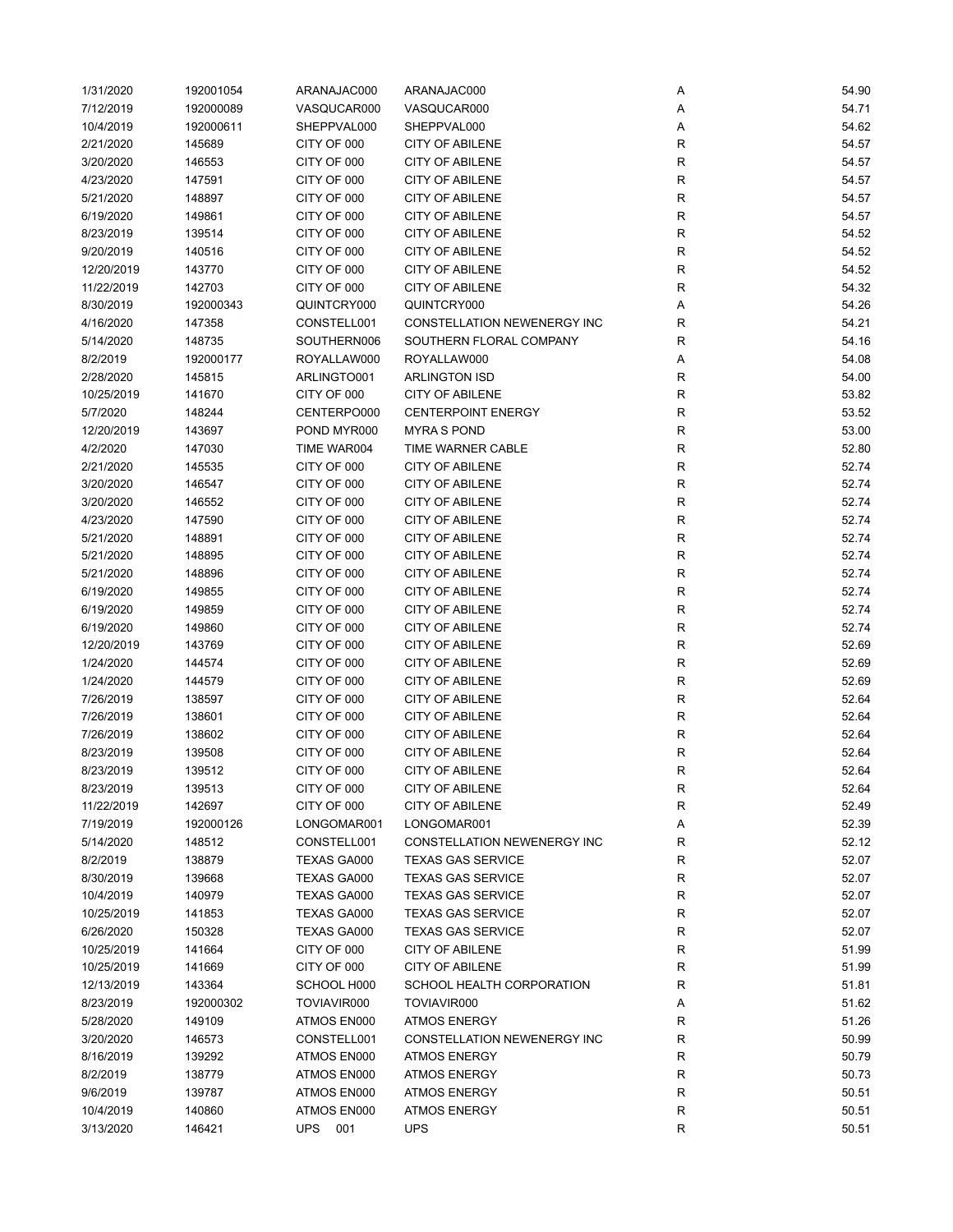| | | | | | |
|---|---|---|---|---|---|
| 1/31/2020 | 192001054 | ARANAJAC000 | ARANAJAC000 | A | 54.90 |
| 7/12/2019 | 192000089 | VASQUCAR000 | VASQUCAR000 | A | 54.71 |
| 10/4/2019 | 192000611 | SHEPPVAL000 | SHEPPVAL000 | A | 54.62 |
| 2/21/2020 | 145689 | CITY OF 000 | CITY OF ABILENE | R | 54.57 |
| 3/20/2020 | 146553 | CITY OF 000 | CITY OF ABILENE | R | 54.57 |
| 4/23/2020 | 147591 | CITY OF 000 | CITY OF ABILENE | R | 54.57 |
| 5/21/2020 | 148897 | CITY OF 000 | CITY OF ABILENE | R | 54.57 |
| 6/19/2020 | 149861 | CITY OF 000 | CITY OF ABILENE | R | 54.57 |
| 8/23/2019 | 139514 | CITY OF 000 | CITY OF ABILENE | R | 54.52 |
| 9/20/2019 | 140516 | CITY OF 000 | CITY OF ABILENE | R | 54.52 |
| 12/20/2019 | 143770 | CITY OF 000 | CITY OF ABILENE | R | 54.52 |
| 11/22/2019 | 142703 | CITY OF 000 | CITY OF ABILENE | R | 54.32 |
| 8/30/2019 | 192000343 | QUINTCRY000 | QUINTCRY000 | A | 54.26 |
| 4/16/2020 | 147358 | CONSTELL001 | CONSTELLATION NEWENERGY INC | R | 54.21 |
| 5/14/2020 | 148735 | SOUTHERN006 | SOUTHERN FLORAL COMPANY | R | 54.16 |
| 8/2/2019 | 192000177 | ROYALLAW000 | ROYALLAW000 | A | 54.08 |
| 2/28/2020 | 145815 | ARLINGTO001 | ARLINGTON ISD | R | 54.00 |
| 10/25/2019 | 141670 | CITY OF 000 | CITY OF ABILENE | R | 53.82 |
| 5/7/2020 | 148244 | CENTERPO000 | CENTERPOINT ENERGY | R | 53.52 |
| 12/20/2019 | 143697 | POND MYR000 | MYRA S POND | R | 53.00 |
| 4/2/2020 | 147030 | TIME WAR004 | TIME WARNER CABLE | R | 52.80 |
| 2/21/2020 | 145535 | CITY OF 000 | CITY OF ABILENE | R | 52.74 |
| 3/20/2020 | 146547 | CITY OF 000 | CITY OF ABILENE | R | 52.74 |
| 3/20/2020 | 146552 | CITY OF 000 | CITY OF ABILENE | R | 52.74 |
| 4/23/2020 | 147590 | CITY OF 000 | CITY OF ABILENE | R | 52.74 |
| 5/21/2020 | 148891 | CITY OF 000 | CITY OF ABILENE | R | 52.74 |
| 5/21/2020 | 148895 | CITY OF 000 | CITY OF ABILENE | R | 52.74 |
| 5/21/2020 | 148896 | CITY OF 000 | CITY OF ABILENE | R | 52.74 |
| 6/19/2020 | 149855 | CITY OF 000 | CITY OF ABILENE | R | 52.74 |
| 6/19/2020 | 149859 | CITY OF 000 | CITY OF ABILENE | R | 52.74 |
| 6/19/2020 | 149860 | CITY OF 000 | CITY OF ABILENE | R | 52.74 |
| 12/20/2019 | 143769 | CITY OF 000 | CITY OF ABILENE | R | 52.69 |
| 1/24/2020 | 144574 | CITY OF 000 | CITY OF ABILENE | R | 52.69 |
| 1/24/2020 | 144579 | CITY OF 000 | CITY OF ABILENE | R | 52.69 |
| 7/26/2019 | 138597 | CITY OF 000 | CITY OF ABILENE | R | 52.64 |
| 7/26/2019 | 138601 | CITY OF 000 | CITY OF ABILENE | R | 52.64 |
| 7/26/2019 | 138602 | CITY OF 000 | CITY OF ABILENE | R | 52.64 |
| 8/23/2019 | 139508 | CITY OF 000 | CITY OF ABILENE | R | 52.64 |
| 8/23/2019 | 139512 | CITY OF 000 | CITY OF ABILENE | R | 52.64 |
| 8/23/2019 | 139513 | CITY OF 000 | CITY OF ABILENE | R | 52.64 |
| 11/22/2019 | 142697 | CITY OF 000 | CITY OF ABILENE | R | 52.49 |
| 7/19/2019 | 192000126 | LONGOMAR001 | LONGOMAR001 | A | 52.39 |
| 5/14/2020 | 148512 | CONSTELL001 | CONSTELLATION NEWENERGY INC | R | 52.12 |
| 8/2/2019 | 138879 | TEXAS GA000 | TEXAS GAS SERVICE | R | 52.07 |
| 8/30/2019 | 139668 | TEXAS GA000 | TEXAS GAS SERVICE | R | 52.07 |
| 10/4/2019 | 140979 | TEXAS GA000 | TEXAS GAS SERVICE | R | 52.07 |
| 10/25/2019 | 141853 | TEXAS GA000 | TEXAS GAS SERVICE | R | 52.07 |
| 6/26/2020 | 150328 | TEXAS GA000 | TEXAS GAS SERVICE | R | 52.07 |
| 10/25/2019 | 141664 | CITY OF 000 | CITY OF ABILENE | R | 51.99 |
| 10/25/2019 | 141669 | CITY OF 000 | CITY OF ABILENE | R | 51.99 |
| 12/13/2019 | 143364 | SCHOOL H000 | SCHOOL HEALTH CORPORATION | R | 51.81 |
| 8/23/2019 | 192000302 | TOVIAVIR000 | TOVIAVIR000 | A | 51.62 |
| 5/28/2020 | 149109 | ATMOS EN000 | ATMOS ENERGY | R | 51.26 |
| 3/20/2020 | 146573 | CONSTELL001 | CONSTELLATION NEWENERGY INC | R | 50.99 |
| 8/16/2019 | 139292 | ATMOS EN000 | ATMOS ENERGY | R | 50.79 |
| 8/2/2019 | 138779 | ATMOS EN000 | ATMOS ENERGY | R | 50.73 |
| 9/6/2019 | 139787 | ATMOS EN000 | ATMOS ENERGY | R | 50.51 |
| 10/4/2019 | 140860 | ATMOS EN000 | ATMOS ENERGY | R | 50.51 |
| 3/13/2020 | 146421 | UPS 001 | UPS | R | 50.51 |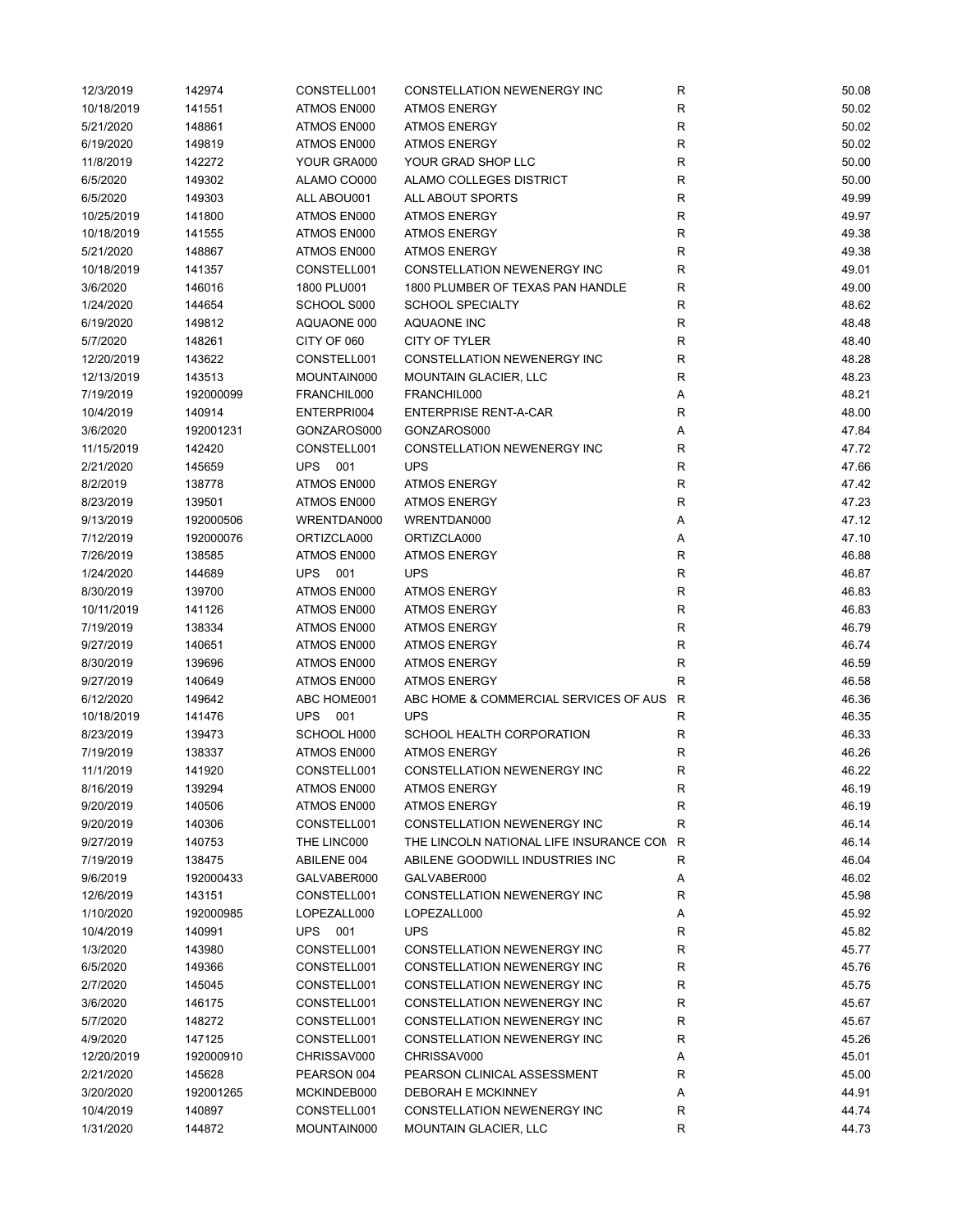| | | | | | |
|---|---|---|---|---|---|
| 12/3/2019 | 142974 | CONSTELL001 | CONSTELLATION NEWENERGY INC | R | 50.08 |
| 10/18/2019 | 141551 | ATMOS EN000 | ATMOS ENERGY | R | 50.02 |
| 5/21/2020 | 148861 | ATMOS EN000 | ATMOS ENERGY | R | 50.02 |
| 6/19/2020 | 149819 | ATMOS EN000 | ATMOS ENERGY | R | 50.02 |
| 11/8/2019 | 142272 | YOUR GRA000 | YOUR GRAD SHOP LLC | R | 50.00 |
| 6/5/2020 | 149302 | ALAMO CO000 | ALAMO COLLEGES DISTRICT | R | 50.00 |
| 6/5/2020 | 149303 | ALL ABOU001 | ALL ABOUT SPORTS | R | 49.99 |
| 10/25/2019 | 141800 | ATMOS EN000 | ATMOS ENERGY | R | 49.97 |
| 10/18/2019 | 141555 | ATMOS EN000 | ATMOS ENERGY | R | 49.38 |
| 5/21/2020 | 148867 | ATMOS EN000 | ATMOS ENERGY | R | 49.38 |
| 10/18/2019 | 141357 | CONSTELL001 | CONSTELLATION NEWENERGY INC | R | 49.01 |
| 3/6/2020 | 146016 | 1800 PLU001 | 1800 PLUMBER OF TEXAS PAN HANDLE | R | 49.00 |
| 1/24/2020 | 144654 | SCHOOL S000 | SCHOOL SPECIALTY | R | 48.62 |
| 6/19/2020 | 149812 | AQUAONE 000 | AQUAONE INC | R | 48.48 |
| 5/7/2020 | 148261 | CITY OF 060 | CITY OF TYLER | R | 48.40 |
| 12/20/2019 | 143622 | CONSTELL001 | CONSTELLATION NEWENERGY INC | R | 48.28 |
| 12/13/2019 | 143513 | MOUNTAIN000 | MOUNTAIN GLACIER, LLC | R | 48.23 |
| 7/19/2019 | 192000099 | FRANCHIL000 | FRANCHIL000 | A | 48.21 |
| 10/4/2019 | 140914 | ENTERPRI004 | ENTERPRISE RENT-A-CAR | R | 48.00 |
| 3/6/2020 | 192001231 | GONZAROS000 | GONZAROS000 | A | 47.84 |
| 11/15/2019 | 142420 | CONSTELL001 | CONSTELLATION NEWENERGY INC | R | 47.72 |
| 2/21/2020 | 145659 | UPS 001 | UPS | R | 47.66 |
| 8/2/2019 | 138778 | ATMOS EN000 | ATMOS ENERGY | R | 47.42 |
| 8/23/2019 | 139501 | ATMOS EN000 | ATMOS ENERGY | R | 47.23 |
| 9/13/2019 | 192000506 | WRENTDAN000 | WRENTDAN000 | A | 47.12 |
| 7/12/2019 | 192000076 | ORTIZCLA000 | ORTIZCLA000 | A | 47.10 |
| 7/26/2019 | 138585 | ATMOS EN000 | ATMOS ENERGY | R | 46.88 |
| 1/24/2020 | 144689 | UPS 001 | UPS | R | 46.87 |
| 8/30/2019 | 139700 | ATMOS EN000 | ATMOS ENERGY | R | 46.83 |
| 10/11/2019 | 141126 | ATMOS EN000 | ATMOS ENERGY | R | 46.83 |
| 7/19/2019 | 138334 | ATMOS EN000 | ATMOS ENERGY | R | 46.79 |
| 9/27/2019 | 140651 | ATMOS EN000 | ATMOS ENERGY | R | 46.74 |
| 8/30/2019 | 139696 | ATMOS EN000 | ATMOS ENERGY | R | 46.59 |
| 9/27/2019 | 140649 | ATMOS EN000 | ATMOS ENERGY | R | 46.58 |
| 6/12/2020 | 149642 | ABC HOME001 | ABC HOME & COMMERCIAL SERVICES OF AUS | R | 46.36 |
| 10/18/2019 | 141476 | UPS 001 | UPS | R | 46.35 |
| 8/23/2019 | 139473 | SCHOOL H000 | SCHOOL HEALTH CORPORATION | R | 46.33 |
| 7/19/2019 | 138337 | ATMOS EN000 | ATMOS ENERGY | R | 46.26 |
| 11/1/2019 | 141920 | CONSTELL001 | CONSTELLATION NEWENERGY INC | R | 46.22 |
| 8/16/2019 | 139294 | ATMOS EN000 | ATMOS ENERGY | R | 46.19 |
| 9/20/2019 | 140506 | ATMOS EN000 | ATMOS ENERGY | R | 46.19 |
| 9/20/2019 | 140306 | CONSTELL001 | CONSTELLATION NEWENERGY INC | R | 46.14 |
| 9/27/2019 | 140753 | THE LINC000 | THE LINCOLN NATIONAL LIFE INSURANCE COM | R | 46.14 |
| 7/19/2019 | 138475 | ABILENE 004 | ABILENE GOODWILL INDUSTRIES INC | R | 46.04 |
| 9/6/2019 | 192000433 | GALVABER000 | GALVABER000 | A | 46.02 |
| 12/6/2019 | 143151 | CONSTELL001 | CONSTELLATION NEWENERGY INC | R | 45.98 |
| 1/10/2020 | 192000985 | LOPEZALL000 | LOPEZALL000 | A | 45.92 |
| 10/4/2019 | 140991 | UPS 001 | UPS | R | 45.82 |
| 1/3/2020 | 143980 | CONSTELL001 | CONSTELLATION NEWENERGY INC | R | 45.77 |
| 6/5/2020 | 149366 | CONSTELL001 | CONSTELLATION NEWENERGY INC | R | 45.76 |
| 2/7/2020 | 145045 | CONSTELL001 | CONSTELLATION NEWENERGY INC | R | 45.75 |
| 3/6/2020 | 146175 | CONSTELL001 | CONSTELLATION NEWENERGY INC | R | 45.67 |
| 5/7/2020 | 148272 | CONSTELL001 | CONSTELLATION NEWENERGY INC | R | 45.67 |
| 4/9/2020 | 147125 | CONSTELL001 | CONSTELLATION NEWENERGY INC | R | 45.26 |
| 12/20/2019 | 192000910 | CHRISSAV000 | CHRISSAV000 | A | 45.01 |
| 2/21/2020 | 145628 | PEARSON 004 | PEARSON CLINICAL ASSESSMENT | R | 45.00 |
| 3/20/2020 | 192001265 | MCKINDEB000 | DEBORAH E MCKINNEY | A | 44.91 |
| 10/4/2019 | 140897 | CONSTELL001 | CONSTELLATION NEWENERGY INC | R | 44.74 |
| 1/31/2020 | 144872 | MOUNTAIN000 | MOUNTAIN GLACIER, LLC | R | 44.73 |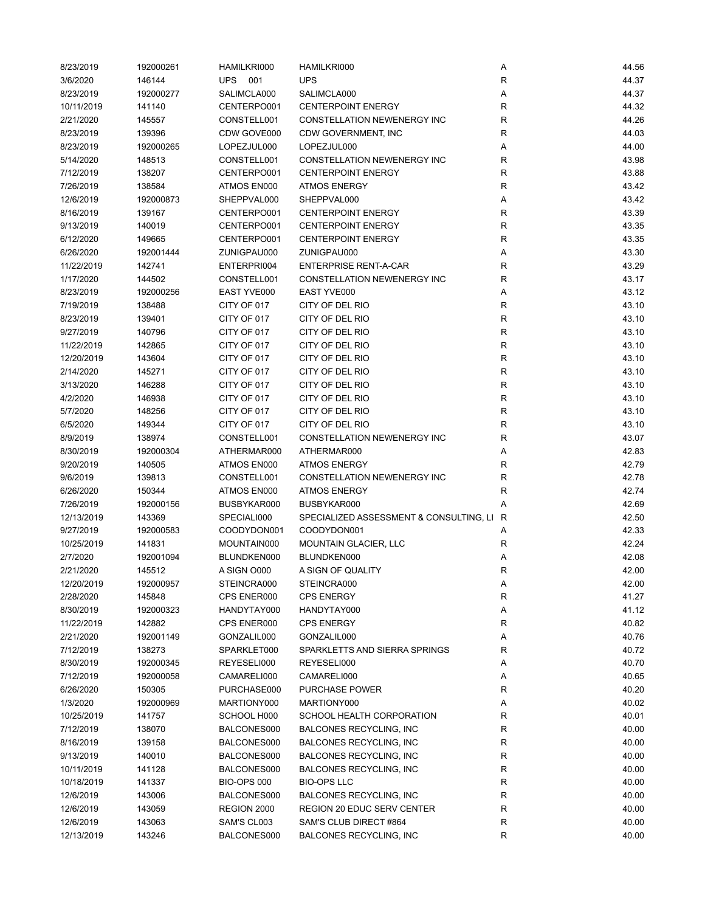| | | | | | |
|---|---|---|---|---|---|
| 8/23/2019 | 192000261 | HAMILKRI000 | HAMILKRI000 | A | 44.56 |
| 3/6/2020 | 146144 | UPS 001 | UPS | R | 44.37 |
| 8/23/2019 | 192000277 | SALIMCLA000 | SALIMCLA000 | A | 44.37 |
| 10/11/2019 | 141140 | CENTERPO001 | CENTERPOINT ENERGY | R | 44.32 |
| 2/21/2020 | 145557 | CONSTELL001 | CONSTELLATION NEWENERGY INC | R | 44.26 |
| 8/23/2019 | 139396 | CDW GOVE000 | CDW GOVERNMENT, INC | R | 44.03 |
| 8/23/2019 | 192000265 | LOPEZJUL000 | LOPEZJUL000 | A | 44.00 |
| 5/14/2020 | 148513 | CONSTELL001 | CONSTELLATION NEWENERGY INC | R | 43.98 |
| 7/12/2019 | 138207 | CENTERPO001 | CENTERPOINT ENERGY | R | 43.88 |
| 7/26/2019 | 138584 | ATMOS EN000 | ATMOS ENERGY | R | 43.42 |
| 12/6/2019 | 192000873 | SHEPPVAL000 | SHEPPVAL000 | A | 43.42 |
| 8/16/2019 | 139167 | CENTERPO001 | CENTERPOINT ENERGY | R | 43.39 |
| 9/13/2019 | 140019 | CENTERPO001 | CENTERPOINT ENERGY | R | 43.35 |
| 6/12/2020 | 149665 | CENTERPO001 | CENTERPOINT ENERGY | R | 43.35 |
| 6/26/2020 | 192001444 | ZUNIGPAU000 | ZUNIGPAU000 | A | 43.30 |
| 11/22/2019 | 142741 | ENTERPRI004 | ENTERPRISE RENT-A-CAR | R | 43.29 |
| 1/17/2020 | 144502 | CONSTELL001 | CONSTELLATION NEWENERGY INC | R | 43.17 |
| 8/23/2019 | 192000256 | EAST YVE000 | EAST YVE000 | A | 43.12 |
| 7/19/2019 | 138488 | CITY OF 017 | CITY OF DEL RIO | R | 43.10 |
| 8/23/2019 | 139401 | CITY OF 017 | CITY OF DEL RIO | R | 43.10 |
| 9/27/2019 | 140796 | CITY OF 017 | CITY OF DEL RIO | R | 43.10 |
| 11/22/2019 | 142865 | CITY OF 017 | CITY OF DEL RIO | R | 43.10 |
| 12/20/2019 | 143604 | CITY OF 017 | CITY OF DEL RIO | R | 43.10 |
| 2/14/2020 | 145271 | CITY OF 017 | CITY OF DEL RIO | R | 43.10 |
| 3/13/2020 | 146288 | CITY OF 017 | CITY OF DEL RIO | R | 43.10 |
| 4/2/2020 | 146938 | CITY OF 017 | CITY OF DEL RIO | R | 43.10 |
| 5/7/2020 | 148256 | CITY OF 017 | CITY OF DEL RIO | R | 43.10 |
| 6/5/2020 | 149344 | CITY OF 017 | CITY OF DEL RIO | R | 43.10 |
| 8/9/2019 | 138974 | CONSTELL001 | CONSTELLATION NEWENERGY INC | R | 43.07 |
| 8/30/2019 | 192000304 | ATHERMAR000 | ATHERMAR000 | A | 42.83 |
| 9/20/2019 | 140505 | ATMOS EN000 | ATMOS ENERGY | R | 42.79 |
| 9/6/2019 | 139813 | CONSTELL001 | CONSTELLATION NEWENERGY INC | R | 42.78 |
| 6/26/2020 | 150344 | ATMOS EN000 | ATMOS ENERGY | R | 42.74 |
| 7/26/2019 | 192000156 | BUSBYKAR000 | BUSBYKAR000 | A | 42.69 |
| 12/13/2019 | 143369 | SPECIALI000 | SPECIALIZED ASSESSMENT & CONSULTING, LI | R | 42.50 |
| 9/27/2019 | 192000583 | COODYDON001 | COODYDON001 | A | 42.33 |
| 10/25/2019 | 141831 | MOUNTAIN000 | MOUNTAIN GLACIER, LLC | R | 42.24 |
| 2/7/2020 | 192001094 | BLUNDKEN000 | BLUNDKEN000 | A | 42.08 |
| 2/21/2020 | 145512 | A SIGN O000 | A SIGN OF QUALITY | R | 42.00 |
| 12/20/2019 | 192000957 | STEINCRA000 | STEINCRA000 | A | 42.00 |
| 2/28/2020 | 145848 | CPS ENER000 | CPS ENERGY | R | 41.27 |
| 8/30/2019 | 192000323 | HANDYTAY000 | HANDYTAY000 | A | 41.12 |
| 11/22/2019 | 142882 | CPS ENER000 | CPS ENERGY | R | 40.82 |
| 2/21/2020 | 192001149 | GONZALIL000 | GONZALIL000 | A | 40.76 |
| 7/12/2019 | 138273 | SPARKLET000 | SPARKLETTS AND SIERRA SPRINGS | R | 40.72 |
| 8/30/2019 | 192000345 | REYESELI000 | REYESELI000 | A | 40.70 |
| 7/12/2019 | 192000058 | CAMARELI000 | CAMARELI000 | A | 40.65 |
| 6/26/2020 | 150305 | PURCHASE000 | PURCHASE POWER | R | 40.20 |
| 1/3/2020 | 192000969 | MARTIONY000 | MARTIONY000 | A | 40.02 |
| 10/25/2019 | 141757 | SCHOOL H000 | SCHOOL HEALTH CORPORATION | R | 40.01 |
| 7/12/2019 | 138070 | BALCONES000 | BALCONES RECYCLING, INC | R | 40.00 |
| 8/16/2019 | 139158 | BALCONES000 | BALCONES RECYCLING, INC | R | 40.00 |
| 9/13/2019 | 140010 | BALCONES000 | BALCONES RECYCLING, INC | R | 40.00 |
| 10/11/2019 | 141128 | BALCONES000 | BALCONES RECYCLING, INC | R | 40.00 |
| 10/18/2019 | 141337 | BIO-OPS 000 | BIO-OPS LLC | R | 40.00 |
| 12/6/2019 | 143006 | BALCONES000 | BALCONES RECYCLING, INC | R | 40.00 |
| 12/6/2019 | 143059 | REGION 2000 | REGION 20 EDUC SERV CENTER | R | 40.00 |
| 12/6/2019 | 143063 | SAM'S CL003 | SAM'S CLUB DIRECT #864 | R | 40.00 |
| 12/13/2019 | 143246 | BALCONES000 | BALCONES RECYCLING, INC | R | 40.00 |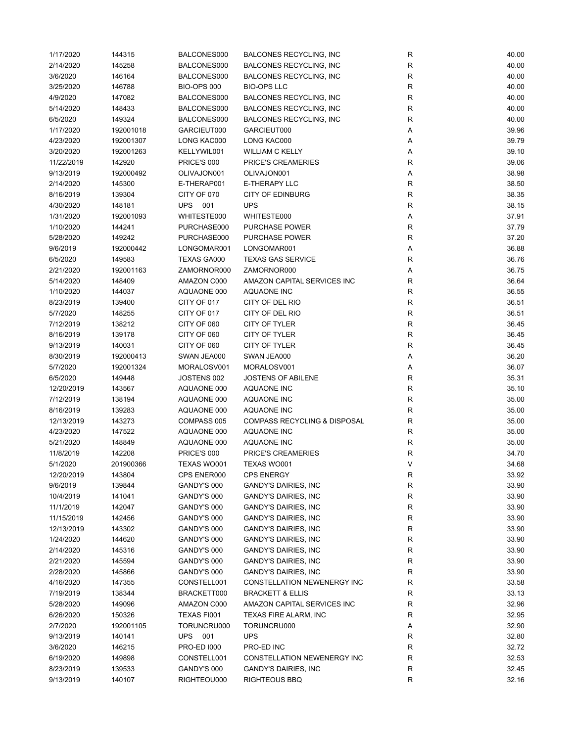| | | | | | |
|---|---|---|---|---|---|
| 1/17/2020 | 144315 | BALCONES000 | BALCONES RECYCLING, INC | R | 40.00 |
| 2/14/2020 | 145258 | BALCONES000 | BALCONES RECYCLING, INC | R | 40.00 |
| 3/6/2020 | 146164 | BALCONES000 | BALCONES RECYCLING, INC | R | 40.00 |
| 3/25/2020 | 146788 | BIO-OPS 000 | BIO-OPS LLC | R | 40.00 |
| 4/9/2020 | 147082 | BALCONES000 | BALCONES RECYCLING, INC | R | 40.00 |
| 5/14/2020 | 148433 | BALCONES000 | BALCONES RECYCLING, INC | R | 40.00 |
| 6/5/2020 | 149324 | BALCONES000 | BALCONES RECYCLING, INC | R | 40.00 |
| 1/17/2020 | 192001018 | GARCIEUT000 | GARCIEUT000 | A | 39.96 |
| 4/23/2020 | 192001307 | LONG KAC000 | LONG KAC000 | A | 39.79 |
| 3/20/2020 | 192001263 | KELLYWIL001 | WILLIAM C KELLY | A | 39.10 |
| 11/22/2019 | 142920 | PRICE'S 000 | PRICE'S CREAMERIES | R | 39.06 |
| 9/13/2019 | 192000492 | OLIVAJON001 | OLIVAJON001 | A | 38.98 |
| 2/14/2020 | 145300 | E-THERAP001 | E-THERAPY LLC | R | 38.50 |
| 8/16/2019 | 139304 | CITY OF 070 | CITY OF EDINBURG | R | 38.35 |
| 4/30/2020 | 148181 | UPS 001 | UPS | R | 38.15 |
| 1/31/2020 | 192001093 | WHITESTE000 | WHITESTE000 | A | 37.91 |
| 1/10/2020 | 144241 | PURCHASE000 | PURCHASE POWER | R | 37.79 |
| 5/28/2020 | 149242 | PURCHASE000 | PURCHASE POWER | R | 37.20 |
| 9/6/2019 | 192000442 | LONGOMAR001 | LONGOMAR001 | A | 36.88 |
| 6/5/2020 | 149583 | TEXAS GA000 | TEXAS GAS SERVICE | R | 36.76 |
| 2/21/2020 | 192001163 | ZAMORNOR000 | ZAMORNOR000 | A | 36.75 |
| 5/14/2020 | 148409 | AMAZON C000 | AMAZON CAPITAL SERVICES INC | R | 36.64 |
| 1/10/2020 | 144037 | AQUAONE 000 | AQUAONE INC | R | 36.55 |
| 8/23/2019 | 139400 | CITY OF 017 | CITY OF DEL RIO | R | 36.51 |
| 5/7/2020 | 148255 | CITY OF 017 | CITY OF DEL RIO | R | 36.51 |
| 7/12/2019 | 138212 | CITY OF 060 | CITY OF TYLER | R | 36.45 |
| 8/16/2019 | 139178 | CITY OF 060 | CITY OF TYLER | R | 36.45 |
| 9/13/2019 | 140031 | CITY OF 060 | CITY OF TYLER | R | 36.45 |
| 8/30/2019 | 192000413 | SWAN JEA000 | SWAN JEA000 | A | 36.20 |
| 5/7/2020 | 192001324 | MORALOSV001 | MORALOSV001 | A | 36.07 |
| 6/5/2020 | 149448 | JOSTENS 002 | JOSTENS OF ABILENE | R | 35.31 |
| 12/20/2019 | 143567 | AQUAONE 000 | AQUAONE INC | R | 35.10 |
| 7/12/2019 | 138194 | AQUAONE 000 | AQUAONE INC | R | 35.00 |
| 8/16/2019 | 139283 | AQUAONE 000 | AQUAONE INC | R | 35.00 |
| 12/13/2019 | 143273 | COMPASS 005 | COMPASS RECYCLING & DISPOSAL | R | 35.00 |
| 4/23/2020 | 147522 | AQUAONE 000 | AQUAONE INC | R | 35.00 |
| 5/21/2020 | 148849 | AQUAONE 000 | AQUAONE INC | R | 35.00 |
| 11/8/2019 | 142208 | PRICE'S 000 | PRICE'S CREAMERIES | R | 34.70 |
| 5/1/2020 | 201900366 | TEXAS WO001 | TEXAS WO001 | V | 34.68 |
| 12/20/2019 | 143804 | CPS ENER000 | CPS ENERGY | R | 33.92 |
| 9/6/2019 | 139844 | GANDY'S 000 | GANDY'S DAIRIES, INC | R | 33.90 |
| 10/4/2019 | 141041 | GANDY'S 000 | GANDY'S DAIRIES, INC | R | 33.90 |
| 11/1/2019 | 142047 | GANDY'S 000 | GANDY'S DAIRIES, INC | R | 33.90 |
| 11/15/2019 | 142456 | GANDY'S 000 | GANDY'S DAIRIES, INC | R | 33.90 |
| 12/13/2019 | 143302 | GANDY'S 000 | GANDY'S DAIRIES, INC | R | 33.90 |
| 1/24/2020 | 144620 | GANDY'S 000 | GANDY'S DAIRIES, INC | R | 33.90 |
| 2/14/2020 | 145316 | GANDY'S 000 | GANDY'S DAIRIES, INC | R | 33.90 |
| 2/21/2020 | 145594 | GANDY'S 000 | GANDY'S DAIRIES, INC | R | 33.90 |
| 2/28/2020 | 145866 | GANDY'S 000 | GANDY'S DAIRIES, INC | R | 33.90 |
| 4/16/2020 | 147355 | CONSTELL001 | CONSTELLATION NEWENERGY INC | R | 33.58 |
| 7/19/2019 | 138344 | BRACKETT000 | BRACKETT & ELLIS | R | 33.13 |
| 5/28/2020 | 149096 | AMAZON C000 | AMAZON CAPITAL SERVICES INC | R | 32.96 |
| 6/26/2020 | 150326 | TEXAS FI001 | TEXAS FIRE ALARM, INC | R | 32.95 |
| 2/7/2020 | 192001105 | TORUNCRU000 | TORUNCRU000 | A | 32.90 |
| 9/13/2019 | 140141 | UPS 001 | UPS | R | 32.80 |
| 3/6/2020 | 146215 | PRO-ED I000 | PRO-ED INC | R | 32.72 |
| 6/19/2020 | 149898 | CONSTELL001 | CONSTELLATION NEWENERGY INC | R | 32.53 |
| 8/23/2019 | 139533 | GANDY'S 000 | GANDY'S DAIRIES, INC | R | 32.45 |
| 9/13/2019 | 140107 | RIGHTEOU000 | RIGHTEOUS BBQ | R | 32.16 |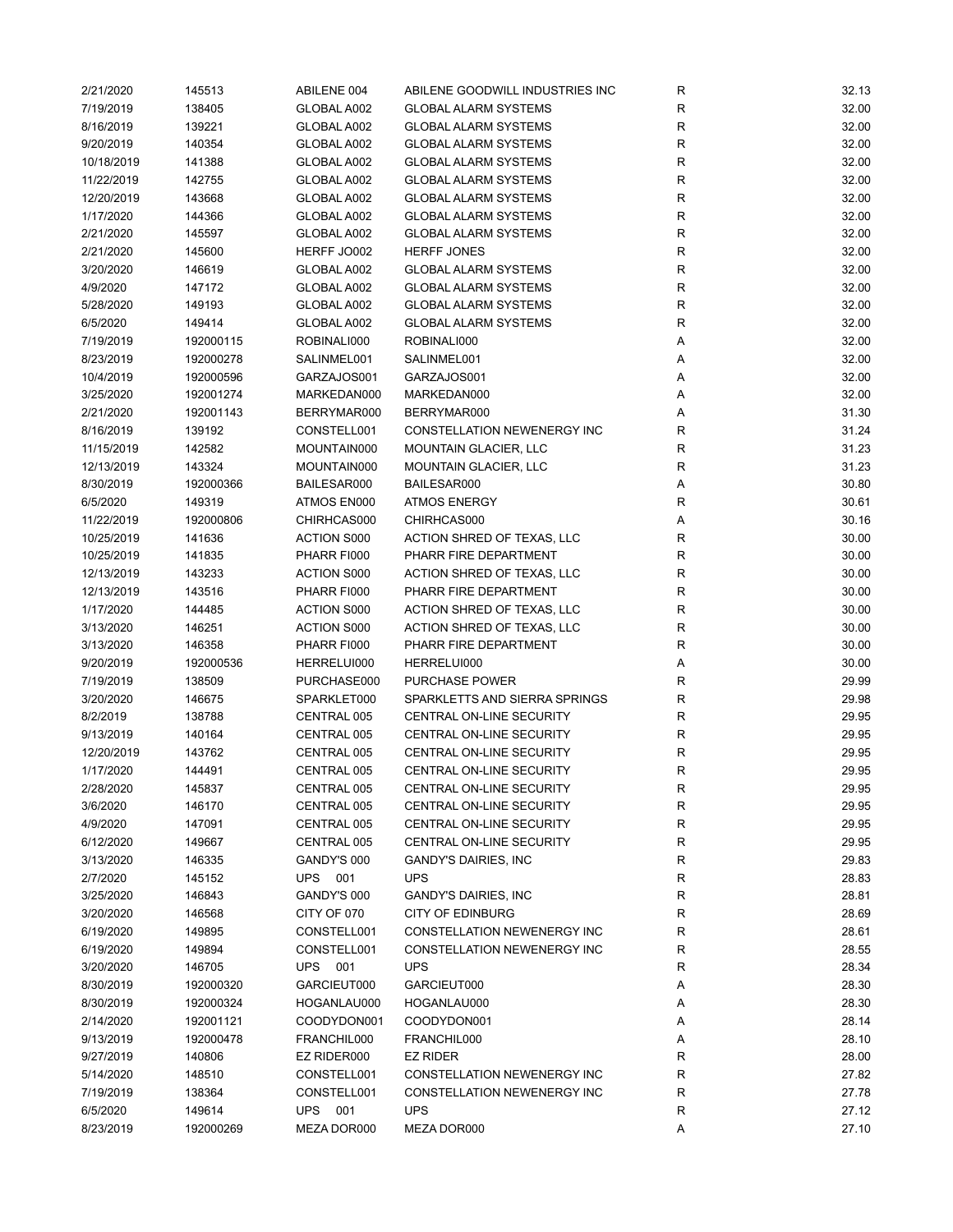| | | | | | |
|---|---|---|---|---|---|
| 2/21/2020 | 145513 | ABILENE 004 | ABILENE GOODWILL INDUSTRIES INC | R | 32.13 |
| 7/19/2019 | 138405 | GLOBAL A002 | GLOBAL ALARM SYSTEMS | R | 32.00 |
| 8/16/2019 | 139221 | GLOBAL A002 | GLOBAL ALARM SYSTEMS | R | 32.00 |
| 9/20/2019 | 140354 | GLOBAL A002 | GLOBAL ALARM SYSTEMS | R | 32.00 |
| 10/18/2019 | 141388 | GLOBAL A002 | GLOBAL ALARM SYSTEMS | R | 32.00 |
| 11/22/2019 | 142755 | GLOBAL A002 | GLOBAL ALARM SYSTEMS | R | 32.00 |
| 12/20/2019 | 143668 | GLOBAL A002 | GLOBAL ALARM SYSTEMS | R | 32.00 |
| 1/17/2020 | 144366 | GLOBAL A002 | GLOBAL ALARM SYSTEMS | R | 32.00 |
| 2/21/2020 | 145597 | GLOBAL A002 | GLOBAL ALARM SYSTEMS | R | 32.00 |
| 2/21/2020 | 145600 | HERFF JO002 | HERFF JONES | R | 32.00 |
| 3/20/2020 | 146619 | GLOBAL A002 | GLOBAL ALARM SYSTEMS | R | 32.00 |
| 4/9/2020 | 147172 | GLOBAL A002 | GLOBAL ALARM SYSTEMS | R | 32.00 |
| 5/28/2020 | 149193 | GLOBAL A002 | GLOBAL ALARM SYSTEMS | R | 32.00 |
| 6/5/2020 | 149414 | GLOBAL A002 | GLOBAL ALARM SYSTEMS | R | 32.00 |
| 7/19/2019 | 192000115 | ROBINALI000 | ROBINALI000 | A | 32.00 |
| 8/23/2019 | 192000278 | SALINMEL001 | SALINMEL001 | A | 32.00 |
| 10/4/2019 | 192000596 | GARZAJOS001 | GARZAJOS001 | A | 32.00 |
| 3/25/2020 | 192001274 | MARKEDAN000 | MARKEDAN000 | A | 32.00 |
| 2/21/2020 | 192001143 | BERRYMAR000 | BERRYMAR000 | A | 31.30 |
| 8/16/2019 | 139192 | CONSTELL001 | CONSTELLATION NEWENERGY INC | R | 31.24 |
| 11/15/2019 | 142582 | MOUNTAIN000 | MOUNTAIN GLACIER, LLC | R | 31.23 |
| 12/13/2019 | 143324 | MOUNTAIN000 | MOUNTAIN GLACIER, LLC | R | 31.23 |
| 8/30/2019 | 192000366 | BAILESAR000 | BAILESAR000 | A | 30.80 |
| 6/5/2020 | 149319 | ATMOS EN000 | ATMOS ENERGY | R | 30.61 |
| 11/22/2019 | 192000806 | CHIRHCAS000 | CHIRHCAS000 | A | 30.16 |
| 10/25/2019 | 141636 | ACTION S000 | ACTION SHRED OF TEXAS, LLC | R | 30.00 |
| 10/25/2019 | 141835 | PHARR FI000 | PHARR FIRE DEPARTMENT | R | 30.00 |
| 12/13/2019 | 143233 | ACTION S000 | ACTION SHRED OF TEXAS, LLC | R | 30.00 |
| 12/13/2019 | 143516 | PHARR FI000 | PHARR FIRE DEPARTMENT | R | 30.00 |
| 1/17/2020 | 144485 | ACTION S000 | ACTION SHRED OF TEXAS, LLC | R | 30.00 |
| 3/13/2020 | 146251 | ACTION S000 | ACTION SHRED OF TEXAS, LLC | R | 30.00 |
| 3/13/2020 | 146358 | PHARR FI000 | PHARR FIRE DEPARTMENT | R | 30.00 |
| 9/20/2019 | 192000536 | HERRELUI000 | HERRELUI000 | A | 30.00 |
| 7/19/2019 | 138509 | PURCHASE000 | PURCHASE POWER | R | 29.99 |
| 3/20/2020 | 146675 | SPARKLET000 | SPARKLETTS AND SIERRA SPRINGS | R | 29.98 |
| 8/2/2019 | 138788 | CENTRAL 005 | CENTRAL ON-LINE SECURITY | R | 29.95 |
| 9/13/2019 | 140164 | CENTRAL 005 | CENTRAL ON-LINE SECURITY | R | 29.95 |
| 12/20/2019 | 143762 | CENTRAL 005 | CENTRAL ON-LINE SECURITY | R | 29.95 |
| 1/17/2020 | 144491 | CENTRAL 005 | CENTRAL ON-LINE SECURITY | R | 29.95 |
| 2/28/2020 | 145837 | CENTRAL 005 | CENTRAL ON-LINE SECURITY | R | 29.95 |
| 3/6/2020 | 146170 | CENTRAL 005 | CENTRAL ON-LINE SECURITY | R | 29.95 |
| 4/9/2020 | 147091 | CENTRAL 005 | CENTRAL ON-LINE SECURITY | R | 29.95 |
| 6/12/2020 | 149667 | CENTRAL 005 | CENTRAL ON-LINE SECURITY | R | 29.95 |
| 3/13/2020 | 146335 | GANDY'S 000 | GANDY'S DAIRIES, INC | R | 29.83 |
| 2/7/2020 | 145152 | UPS 001 | UPS | R | 28.83 |
| 3/25/2020 | 146843 | GANDY'S 000 | GANDY'S DAIRIES, INC | R | 28.81 |
| 3/20/2020 | 146568 | CITY OF 070 | CITY OF EDINBURG | R | 28.69 |
| 6/19/2020 | 149895 | CONSTELL001 | CONSTELLATION NEWENERGY INC | R | 28.61 |
| 6/19/2020 | 149894 | CONSTELL001 | CONSTELLATION NEWENERGY INC | R | 28.55 |
| 3/20/2020 | 146705 | UPS 001 | UPS | R | 28.34 |
| 8/30/2019 | 192000320 | GARCIEUT000 | GARCIEUT000 | A | 28.30 |
| 8/30/2019 | 192000324 | HOGANLAU000 | HOGANLAU000 | A | 28.30 |
| 2/14/2020 | 192001121 | COODYDON001 | COODYDON001 | A | 28.14 |
| 9/13/2019 | 192000478 | FRANCHIL000 | FRANCHIL000 | A | 28.10 |
| 9/27/2019 | 140806 | EZ RIDER000 | EZ RIDER | R | 28.00 |
| 5/14/2020 | 148510 | CONSTELL001 | CONSTELLATION NEWENERGY INC | R | 27.82 |
| 7/19/2019 | 138364 | CONSTELL001 | CONSTELLATION NEWENERGY INC | R | 27.78 |
| 6/5/2020 | 149614 | UPS 001 | UPS | R | 27.12 |
| 8/23/2019 | 192000269 | MEZA DOR000 | MEZA DOR000 | A | 27.10 |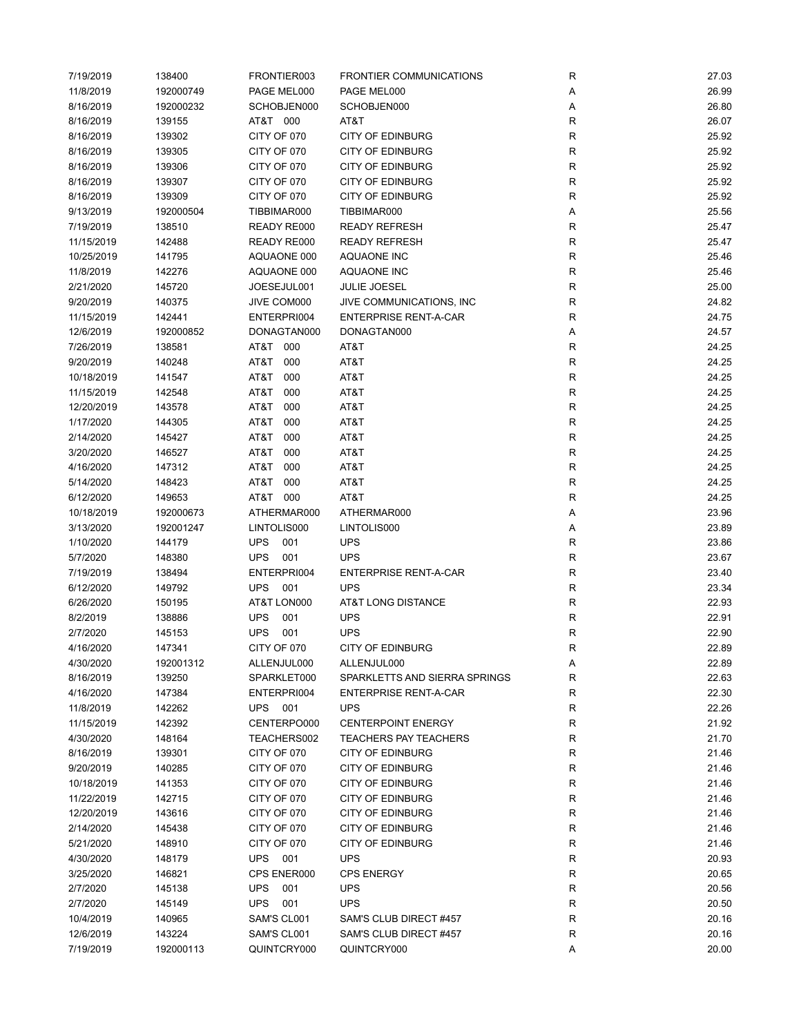| | | | | | |
|---|---|---|---|---|---|
| 7/19/2019 | 138400 | FRONTIER003 | FRONTIER COMMUNICATIONS | R | 27.03 |
| 11/8/2019 | 192000749 | PAGE MEL000 | PAGE MEL000 | A | 26.99 |
| 8/16/2019 | 192000232 | SCHOBJEN000 | SCHOBJEN000 | A | 26.80 |
| 8/16/2019 | 139155 | AT&T 000 | AT&T | R | 26.07 |
| 8/16/2019 | 139302 | CITY OF 070 | CITY OF EDINBURG | R | 25.92 |
| 8/16/2019 | 139305 | CITY OF 070 | CITY OF EDINBURG | R | 25.92 |
| 8/16/2019 | 139306 | CITY OF 070 | CITY OF EDINBURG | R | 25.92 |
| 8/16/2019 | 139307 | CITY OF 070 | CITY OF EDINBURG | R | 25.92 |
| 8/16/2019 | 139309 | CITY OF 070 | CITY OF EDINBURG | R | 25.92 |
| 9/13/2019 | 192000504 | TIBBIMAR000 | TIBBIMAR000 | A | 25.56 |
| 7/19/2019 | 138510 | READY RE000 | READY REFRESH | R | 25.47 |
| 11/15/2019 | 142488 | READY RE000 | READY REFRESH | R | 25.47 |
| 10/25/2019 | 141795 | AQUAONE 000 | AQUAONE INC | R | 25.46 |
| 11/8/2019 | 142276 | AQUAONE 000 | AQUAONE INC | R | 25.46 |
| 2/21/2020 | 145720 | JOESEJUL001 | JULIE JOESEL | R | 25.00 |
| 9/20/2019 | 140375 | JIVE COM000 | JIVE COMMUNICATIONS, INC | R | 24.82 |
| 11/15/2019 | 142441 | ENTERPRI004 | ENTERPRISE RENT-A-CAR | R | 24.75 |
| 12/6/2019 | 192000852 | DONAGTAN000 | DONAGTAN000 | A | 24.57 |
| 7/26/2019 | 138581 | AT&T 000 | AT&T | R | 24.25 |
| 9/20/2019 | 140248 | AT&T 000 | AT&T | R | 24.25 |
| 10/18/2019 | 141547 | AT&T 000 | AT&T | R | 24.25 |
| 11/15/2019 | 142548 | AT&T 000 | AT&T | R | 24.25 |
| 12/20/2019 | 143578 | AT&T 000 | AT&T | R | 24.25 |
| 1/17/2020 | 144305 | AT&T 000 | AT&T | R | 24.25 |
| 2/14/2020 | 145427 | AT&T 000 | AT&T | R | 24.25 |
| 3/20/2020 | 146527 | AT&T 000 | AT&T | R | 24.25 |
| 4/16/2020 | 147312 | AT&T 000 | AT&T | R | 24.25 |
| 5/14/2020 | 148423 | AT&T 000 | AT&T | R | 24.25 |
| 6/12/2020 | 149653 | AT&T 000 | AT&T | R | 24.25 |
| 10/18/2019 | 192000673 | ATHERMAR000 | ATHERMAR000 | A | 23.96 |
| 3/13/2020 | 192001247 | LINTOLIS000 | LINTOLIS000 | A | 23.89 |
| 1/10/2020 | 144179 | UPS 001 | UPS | R | 23.86 |
| 5/7/2020 | 148380 | UPS 001 | UPS | R | 23.67 |
| 7/19/2019 | 138494 | ENTERPRI004 | ENTERPRISE RENT-A-CAR | R | 23.40 |
| 6/12/2020 | 149792 | UPS 001 | UPS | R | 23.34 |
| 6/26/2020 | 150195 | AT&T LON000 | AT&T LONG DISTANCE | R | 22.93 |
| 8/2/2019 | 138886 | UPS 001 | UPS | R | 22.91 |
| 2/7/2020 | 145153 | UPS 001 | UPS | R | 22.90 |
| 4/16/2020 | 147341 | CITY OF 070 | CITY OF EDINBURG | R | 22.89 |
| 4/30/2020 | 192001312 | ALLENJUL000 | ALLENJUL000 | A | 22.89 |
| 8/16/2019 | 139250 | SPARKLET000 | SPARKLETTS AND SIERRA SPRINGS | R | 22.63 |
| 4/16/2020 | 147384 | ENTERPRI004 | ENTERPRISE RENT-A-CAR | R | 22.30 |
| 11/8/2019 | 142262 | UPS 001 | UPS | R | 22.26 |
| 11/15/2019 | 142392 | CENTERPO000 | CENTERPOINT ENERGY | R | 21.92 |
| 4/30/2020 | 148164 | TEACHERS002 | TEACHERS PAY TEACHERS | R | 21.70 |
| 8/16/2019 | 139301 | CITY OF 070 | CITY OF EDINBURG | R | 21.46 |
| 9/20/2019 | 140285 | CITY OF 070 | CITY OF EDINBURG | R | 21.46 |
| 10/18/2019 | 141353 | CITY OF 070 | CITY OF EDINBURG | R | 21.46 |
| 11/22/2019 | 142715 | CITY OF 070 | CITY OF EDINBURG | R | 21.46 |
| 12/20/2019 | 143616 | CITY OF 070 | CITY OF EDINBURG | R | 21.46 |
| 2/14/2020 | 145438 | CITY OF 070 | CITY OF EDINBURG | R | 21.46 |
| 5/21/2020 | 148910 | CITY OF 070 | CITY OF EDINBURG | R | 21.46 |
| 4/30/2020 | 148179 | UPS 001 | UPS | R | 20.93 |
| 3/25/2020 | 146821 | CPS ENER000 | CPS ENERGY | R | 20.65 |
| 2/7/2020 | 145138 | UPS 001 | UPS | R | 20.56 |
| 2/7/2020 | 145149 | UPS 001 | UPS | R | 20.50 |
| 10/4/2019 | 140965 | SAM'S CL001 | SAM'S CLUB DIRECT #457 | R | 20.16 |
| 12/6/2019 | 143224 | SAM'S CL001 | SAM'S CLUB DIRECT #457 | R | 20.16 |
| 7/19/2019 | 192000113 | QUINTCRY000 | QUINTCRY000 | A | 20.00 |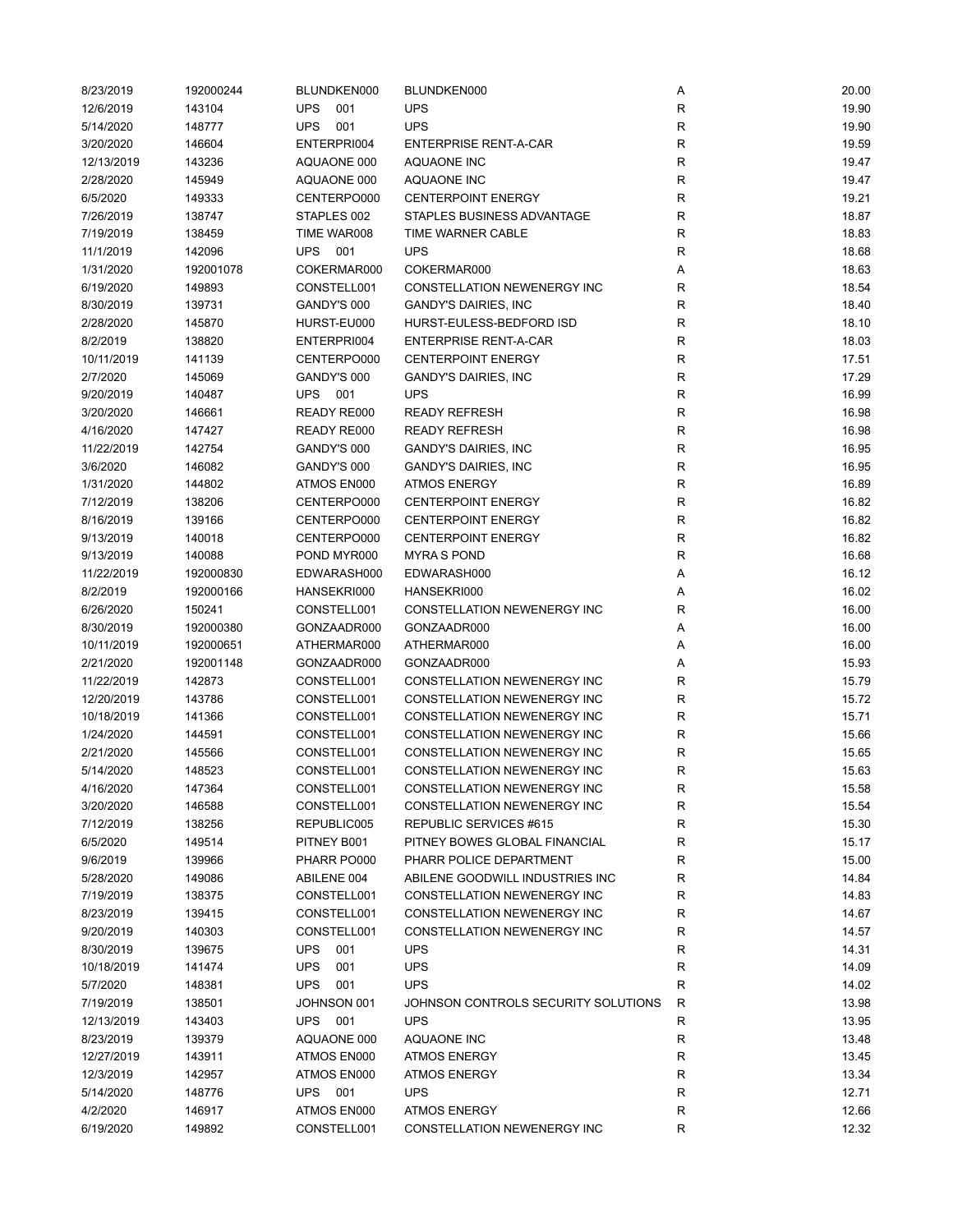| | | | | | |
|---|---|---|---|---|---|
| 8/23/2019 | 192000244 | BLUNDKEN000 | BLUNDKEN000 | A | 20.00 |
| 12/6/2019 | 143104 | UPS 001 | UPS | R | 19.90 |
| 5/14/2020 | 148777 | UPS 001 | UPS | R | 19.90 |
| 3/20/2020 | 146604 | ENTERPRI004 | ENTERPRISE RENT-A-CAR | R | 19.59 |
| 12/13/2019 | 143236 | AQUAONE 000 | AQUAONE INC | R | 19.47 |
| 2/28/2020 | 145949 | AQUAONE 000 | AQUAONE INC | R | 19.47 |
| 6/5/2020 | 149333 | CENTERPO000 | CENTERPOINT ENERGY | R | 19.21 |
| 7/26/2019 | 138747 | STAPLES 002 | STAPLES BUSINESS ADVANTAGE | R | 18.87 |
| 7/19/2019 | 138459 | TIME WAR008 | TIME WARNER CABLE | R | 18.83 |
| 11/1/2019 | 142096 | UPS 001 | UPS | R | 18.68 |
| 1/31/2020 | 192001078 | COKERMAR000 | COKERMAR000 | A | 18.63 |
| 6/19/2020 | 149893 | CONSTELL001 | CONSTELLATION NEWENERGY INC | R | 18.54 |
| 8/30/2019 | 139731 | GANDY'S 000 | GANDY'S DAIRIES, INC | R | 18.40 |
| 2/28/2020 | 145870 | HURST-EU000 | HURST-EULESS-BEDFORD ISD | R | 18.10 |
| 8/2/2019 | 138820 | ENTERPRI004 | ENTERPRISE RENT-A-CAR | R | 18.03 |
| 10/11/2019 | 141139 | CENTERPO000 | CENTERPOINT ENERGY | R | 17.51 |
| 2/7/2020 | 145069 | GANDY'S 000 | GANDY'S DAIRIES, INC | R | 17.29 |
| 9/20/2019 | 140487 | UPS 001 | UPS | R | 16.99 |
| 3/20/2020 | 146661 | READY RE000 | READY REFRESH | R | 16.98 |
| 4/16/2020 | 147427 | READY RE000 | READY REFRESH | R | 16.98 |
| 11/22/2019 | 142754 | GANDY'S 000 | GANDY'S DAIRIES, INC | R | 16.95 |
| 3/6/2020 | 146082 | GANDY'S 000 | GANDY'S DAIRIES, INC | R | 16.95 |
| 1/31/2020 | 144802 | ATMOS EN000 | ATMOS ENERGY | R | 16.89 |
| 7/12/2019 | 138206 | CENTERPO000 | CENTERPOINT ENERGY | R | 16.82 |
| 8/16/2019 | 139166 | CENTERPO000 | CENTERPOINT ENERGY | R | 16.82 |
| 9/13/2019 | 140018 | CENTERPO000 | CENTERPOINT ENERGY | R | 16.82 |
| 9/13/2019 | 140088 | POND MYR000 | MYRA S POND | R | 16.68 |
| 11/22/2019 | 192000830 | EDWARASH000 | EDWARASH000 | A | 16.12 |
| 8/2/2019 | 192000166 | HANSEKRI000 | HANSEKRI000 | A | 16.02 |
| 6/26/2020 | 150241 | CONSTELL001 | CONSTELLATION NEWENERGY INC | R | 16.00 |
| 8/30/2019 | 192000380 | GONZAADR000 | GONZAADR000 | A | 16.00 |
| 10/11/2019 | 192000651 | ATHERMAR000 | ATHERMAR000 | A | 16.00 |
| 2/21/2020 | 192001148 | GONZAADR000 | GONZAADR000 | A | 15.93 |
| 11/22/2019 | 142873 | CONSTELL001 | CONSTELLATION NEWENERGY INC | R | 15.79 |
| 12/20/2019 | 143786 | CONSTELL001 | CONSTELLATION NEWENERGY INC | R | 15.72 |
| 10/18/2019 | 141366 | CONSTELL001 | CONSTELLATION NEWENERGY INC | R | 15.71 |
| 1/24/2020 | 144591 | CONSTELL001 | CONSTELLATION NEWENERGY INC | R | 15.66 |
| 2/21/2020 | 145566 | CONSTELL001 | CONSTELLATION NEWENERGY INC | R | 15.65 |
| 5/14/2020 | 148523 | CONSTELL001 | CONSTELLATION NEWENERGY INC | R | 15.63 |
| 4/16/2020 | 147364 | CONSTELL001 | CONSTELLATION NEWENERGY INC | R | 15.58 |
| 3/20/2020 | 146588 | CONSTELL001 | CONSTELLATION NEWENERGY INC | R | 15.54 |
| 7/12/2019 | 138256 | REPUBLIC005 | REPUBLIC SERVICES #615 | R | 15.30 |
| 6/5/2020 | 149514 | PITNEY B001 | PITNEY BOWES GLOBAL FINANCIAL | R | 15.17 |
| 9/6/2019 | 139966 | PHARR PO000 | PHARR POLICE DEPARTMENT | R | 15.00 |
| 5/28/2020 | 149086 | ABILENE 004 | ABILENE GOODWILL INDUSTRIES INC | R | 14.84 |
| 7/19/2019 | 138375 | CONSTELL001 | CONSTELLATION NEWENERGY INC | R | 14.83 |
| 8/23/2019 | 139415 | CONSTELL001 | CONSTELLATION NEWENERGY INC | R | 14.67 |
| 9/20/2019 | 140303 | CONSTELL001 | CONSTELLATION NEWENERGY INC | R | 14.57 |
| 8/30/2019 | 139675 | UPS 001 | UPS | R | 14.31 |
| 10/18/2019 | 141474 | UPS 001 | UPS | R | 14.09 |
| 5/7/2020 | 148381 | UPS 001 | UPS | R | 14.02 |
| 7/19/2019 | 138501 | JOHNSON 001 | JOHNSON CONTROLS SECURITY SOLUTIONS | R | 13.98 |
| 12/13/2019 | 143403 | UPS 001 | UPS | R | 13.95 |
| 8/23/2019 | 139379 | AQUAONE 000 | AQUAONE INC | R | 13.48 |
| 12/27/2019 | 143911 | ATMOS EN000 | ATMOS ENERGY | R | 13.45 |
| 12/3/2019 | 142957 | ATMOS EN000 | ATMOS ENERGY | R | 13.34 |
| 5/14/2020 | 148776 | UPS 001 | UPS | R | 12.71 |
| 4/2/2020 | 146917 | ATMOS EN000 | ATMOS ENERGY | R | 12.66 |
| 6/19/2020 | 149892 | CONSTELL001 | CONSTELLATION NEWENERGY INC | R | 12.32 |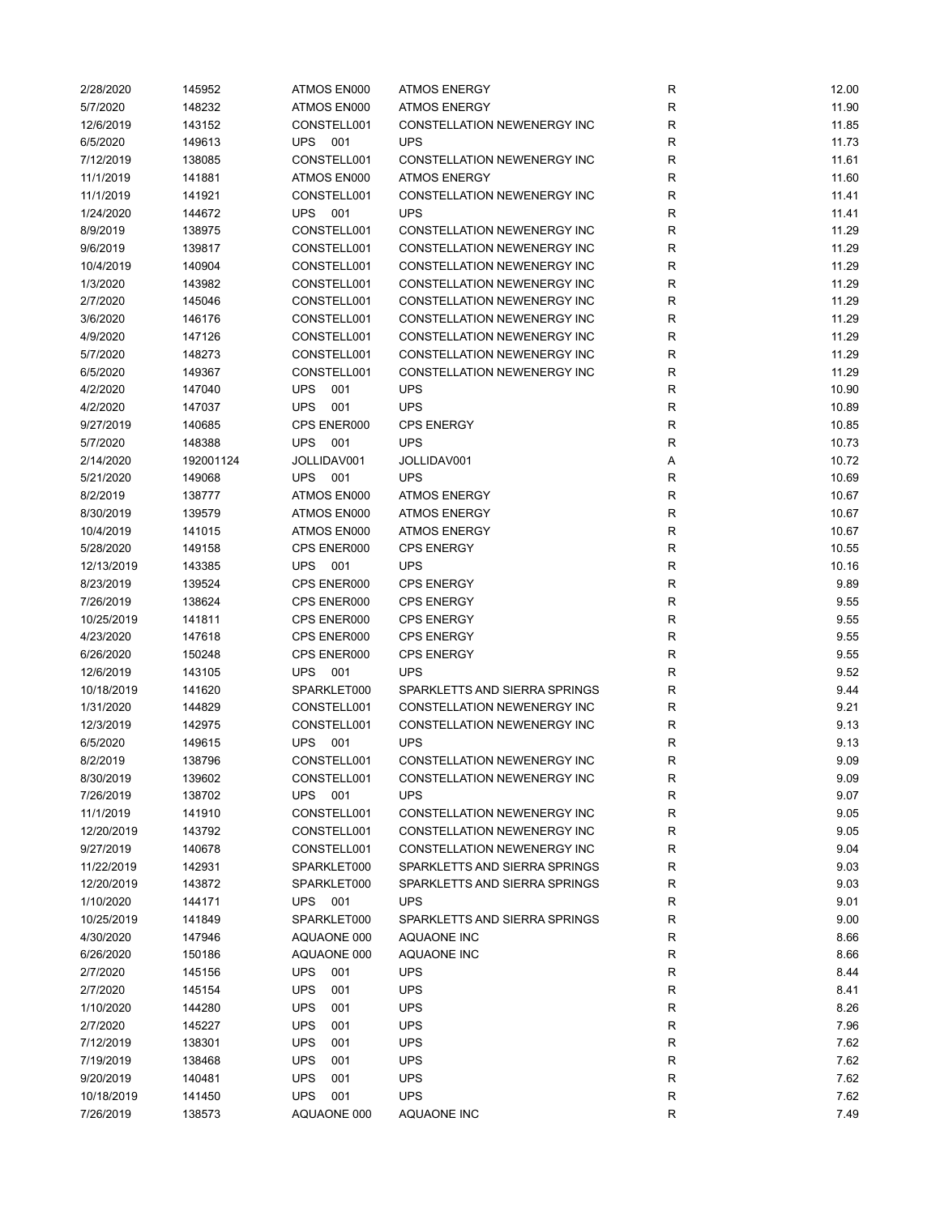| | | | | | |
|---|---|---|---|---|---|
| 2/28/2020 | 145952 | ATMOS EN000 | ATMOS ENERGY | R | 12.00 |
| 5/7/2020 | 148232 | ATMOS EN000 | ATMOS ENERGY | R | 11.90 |
| 12/6/2019 | 143152 | CONSTELL001 | CONSTELLATION NEWENERGY INC | R | 11.85 |
| 6/5/2020 | 149613 | UPS 001 | UPS | R | 11.73 |
| 7/12/2019 | 138085 | CONSTELL001 | CONSTELLATION NEWENERGY INC | R | 11.61 |
| 11/1/2019 | 141881 | ATMOS EN000 | ATMOS ENERGY | R | 11.60 |
| 11/1/2019 | 141921 | CONSTELL001 | CONSTELLATION NEWENERGY INC | R | 11.41 |
| 1/24/2020 | 144672 | UPS 001 | UPS | R | 11.41 |
| 8/9/2019 | 138975 | CONSTELL001 | CONSTELLATION NEWENERGY INC | R | 11.29 |
| 9/6/2019 | 139817 | CONSTELL001 | CONSTELLATION NEWENERGY INC | R | 11.29 |
| 10/4/2019 | 140904 | CONSTELL001 | CONSTELLATION NEWENERGY INC | R | 11.29 |
| 1/3/2020 | 143982 | CONSTELL001 | CONSTELLATION NEWENERGY INC | R | 11.29 |
| 2/7/2020 | 145046 | CONSTELL001 | CONSTELLATION NEWENERGY INC | R | 11.29 |
| 3/6/2020 | 146176 | CONSTELL001 | CONSTELLATION NEWENERGY INC | R | 11.29 |
| 4/9/2020 | 147126 | CONSTELL001 | CONSTELLATION NEWENERGY INC | R | 11.29 |
| 5/7/2020 | 148273 | CONSTELL001 | CONSTELLATION NEWENERGY INC | R | 11.29 |
| 6/5/2020 | 149367 | CONSTELL001 | CONSTELLATION NEWENERGY INC | R | 11.29 |
| 4/2/2020 | 147040 | UPS 001 | UPS | R | 10.90 |
| 4/2/2020 | 147037 | UPS 001 | UPS | R | 10.89 |
| 9/27/2019 | 140685 | CPS ENER000 | CPS ENERGY | R | 10.85 |
| 5/7/2020 | 148388 | UPS 001 | UPS | R | 10.73 |
| 2/14/2020 | 192001124 | JOLLIDAV001 | JOLLIDAV001 | A | 10.72 |
| 5/21/2020 | 149068 | UPS 001 | UPS | R | 10.69 |
| 8/2/2019 | 138777 | ATMOS EN000 | ATMOS ENERGY | R | 10.67 |
| 8/30/2019 | 139579 | ATMOS EN000 | ATMOS ENERGY | R | 10.67 |
| 10/4/2019 | 141015 | ATMOS EN000 | ATMOS ENERGY | R | 10.67 |
| 5/28/2020 | 149158 | CPS ENER000 | CPS ENERGY | R | 10.55 |
| 12/13/2019 | 143385 | UPS 001 | UPS | R | 10.16 |
| 8/23/2019 | 139524 | CPS ENER000 | CPS ENERGY | R | 9.89 |
| 7/26/2019 | 138624 | CPS ENER000 | CPS ENERGY | R | 9.55 |
| 10/25/2019 | 141811 | CPS ENER000 | CPS ENERGY | R | 9.55 |
| 4/23/2020 | 147618 | CPS ENER000 | CPS ENERGY | R | 9.55 |
| 6/26/2020 | 150248 | CPS ENER000 | CPS ENERGY | R | 9.55 |
| 12/6/2019 | 143105 | UPS 001 | UPS | R | 9.52 |
| 10/18/2019 | 141620 | SPARKLET000 | SPARKLETTS AND SIERRA SPRINGS | R | 9.44 |
| 1/31/2020 | 144829 | CONSTELL001 | CONSTELLATION NEWENERGY INC | R | 9.21 |
| 12/3/2019 | 142975 | CONSTELL001 | CONSTELLATION NEWENERGY INC | R | 9.13 |
| 6/5/2020 | 149615 | UPS 001 | UPS | R | 9.13 |
| 8/2/2019 | 138796 | CONSTELL001 | CONSTELLATION NEWENERGY INC | R | 9.09 |
| 8/30/2019 | 139602 | CONSTELL001 | CONSTELLATION NEWENERGY INC | R | 9.09 |
| 7/26/2019 | 138702 | UPS 001 | UPS | R | 9.07 |
| 11/1/2019 | 141910 | CONSTELL001 | CONSTELLATION NEWENERGY INC | R | 9.05 |
| 12/20/2019 | 143792 | CONSTELL001 | CONSTELLATION NEWENERGY INC | R | 9.05 |
| 9/27/2019 | 140678 | CONSTELL001 | CONSTELLATION NEWENERGY INC | R | 9.04 |
| 11/22/2019 | 142931 | SPARKLET000 | SPARKLETTS AND SIERRA SPRINGS | R | 9.03 |
| 12/20/2019 | 143872 | SPARKLET000 | SPARKLETTS AND SIERRA SPRINGS | R | 9.03 |
| 1/10/2020 | 144171 | UPS 001 | UPS | R | 9.01 |
| 10/25/2019 | 141849 | SPARKLET000 | SPARKLETTS AND SIERRA SPRINGS | R | 9.00 |
| 4/30/2020 | 147946 | AQUAONE 000 | AQUAONE INC | R | 8.66 |
| 6/26/2020 | 150186 | AQUAONE 000 | AQUAONE INC | R | 8.66 |
| 2/7/2020 | 145156 | UPS 001 | UPS | R | 8.44 |
| 2/7/2020 | 145154 | UPS 001 | UPS | R | 8.41 |
| 1/10/2020 | 144280 | UPS 001 | UPS | R | 8.26 |
| 2/7/2020 | 145227 | UPS 001 | UPS | R | 7.96 |
| 7/12/2019 | 138301 | UPS 001 | UPS | R | 7.62 |
| 7/19/2019 | 138468 | UPS 001 | UPS | R | 7.62 |
| 9/20/2019 | 140481 | UPS 001 | UPS | R | 7.62 |
| 10/18/2019 | 141450 | UPS 001 | UPS | R | 7.62 |
| 7/26/2019 | 138573 | AQUAONE 000 | AQUAONE INC | R | 7.49 |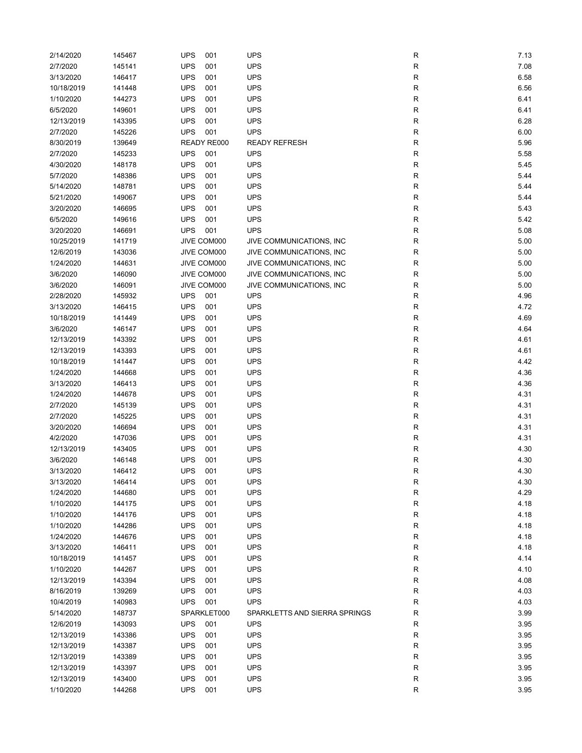| | | | | | |
|---|---|---|---|---|---|
| 2/14/2020 | 145467 | UPS 001 | UPS | R | 7.13 |
| 2/7/2020 | 145141 | UPS 001 | UPS | R | 7.08 |
| 3/13/2020 | 146417 | UPS 001 | UPS | R | 6.58 |
| 10/18/2019 | 141448 | UPS 001 | UPS | R | 6.56 |
| 1/10/2020 | 144273 | UPS 001 | UPS | R | 6.41 |
| 6/5/2020 | 149601 | UPS 001 | UPS | R | 6.41 |
| 12/13/2019 | 143395 | UPS 001 | UPS | R | 6.28 |
| 2/7/2020 | 145226 | UPS 001 | UPS | R | 6.00 |
| 8/30/2019 | 139649 | READY RE000 | READY REFRESH | R | 5.96 |
| 2/7/2020 | 145233 | UPS 001 | UPS | R | 5.58 |
| 4/30/2020 | 148178 | UPS 001 | UPS | R | 5.45 |
| 5/7/2020 | 148386 | UPS 001 | UPS | R | 5.44 |
| 5/14/2020 | 148781 | UPS 001 | UPS | R | 5.44 |
| 5/21/2020 | 149067 | UPS 001 | UPS | R | 5.44 |
| 3/20/2020 | 146695 | UPS 001 | UPS | R | 5.43 |
| 6/5/2020 | 149616 | UPS 001 | UPS | R | 5.42 |
| 3/20/2020 | 146691 | UPS 001 | UPS | R | 5.08 |
| 10/25/2019 | 141719 | JIVE COM000 | JIVE COMMUNICATIONS, INC | R | 5.00 |
| 12/6/2019 | 143036 | JIVE COM000 | JIVE COMMUNICATIONS, INC | R | 5.00 |
| 1/24/2020 | 144631 | JIVE COM000 | JIVE COMMUNICATIONS, INC | R | 5.00 |
| 3/6/2020 | 146090 | JIVE COM000 | JIVE COMMUNICATIONS, INC | R | 5.00 |
| 3/6/2020 | 146091 | JIVE COM000 | JIVE COMMUNICATIONS, INC | R | 5.00 |
| 2/28/2020 | 145932 | UPS 001 | UPS | R | 4.96 |
| 3/13/2020 | 146415 | UPS 001 | UPS | R | 4.72 |
| 10/18/2019 | 141449 | UPS 001 | UPS | R | 4.69 |
| 3/6/2020 | 146147 | UPS 001 | UPS | R | 4.64 |
| 12/13/2019 | 143392 | UPS 001 | UPS | R | 4.61 |
| 12/13/2019 | 143393 | UPS 001 | UPS | R | 4.61 |
| 10/18/2019 | 141447 | UPS 001 | UPS | R | 4.42 |
| 1/24/2020 | 144668 | UPS 001 | UPS | R | 4.36 |
| 3/13/2020 | 146413 | UPS 001 | UPS | R | 4.36 |
| 1/24/2020 | 144678 | UPS 001 | UPS | R | 4.31 |
| 2/7/2020 | 145139 | UPS 001 | UPS | R | 4.31 |
| 2/7/2020 | 145225 | UPS 001 | UPS | R | 4.31 |
| 3/20/2020 | 146694 | UPS 001 | UPS | R | 4.31 |
| 4/2/2020 | 147036 | UPS 001 | UPS | R | 4.31 |
| 12/13/2019 | 143405 | UPS 001 | UPS | R | 4.30 |
| 3/6/2020 | 146148 | UPS 001 | UPS | R | 4.30 |
| 3/13/2020 | 146412 | UPS 001 | UPS | R | 4.30 |
| 3/13/2020 | 146414 | UPS 001 | UPS | R | 4.30 |
| 1/24/2020 | 144680 | UPS 001 | UPS | R | 4.29 |
| 1/10/2020 | 144175 | UPS 001 | UPS | R | 4.18 |
| 1/10/2020 | 144176 | UPS 001 | UPS | R | 4.18 |
| 1/10/2020 | 144286 | UPS 001 | UPS | R | 4.18 |
| 1/24/2020 | 144676 | UPS 001 | UPS | R | 4.18 |
| 3/13/2020 | 146411 | UPS 001 | UPS | R | 4.18 |
| 10/18/2019 | 141457 | UPS 001 | UPS | R | 4.14 |
| 1/10/2020 | 144267 | UPS 001 | UPS | R | 4.10 |
| 12/13/2019 | 143394 | UPS 001 | UPS | R | 4.08 |
| 8/16/2019 | 139269 | UPS 001 | UPS | R | 4.03 |
| 10/4/2019 | 140983 | UPS 001 | UPS | R | 4.03 |
| 5/14/2020 | 148737 | SPARKLET000 | SPARKLETTS AND SIERRA SPRINGS | R | 3.99 |
| 12/6/2019 | 143093 | UPS 001 | UPS | R | 3.95 |
| 12/13/2019 | 143386 | UPS 001 | UPS | R | 3.95 |
| 12/13/2019 | 143387 | UPS 001 | UPS | R | 3.95 |
| 12/13/2019 | 143389 | UPS 001 | UPS | R | 3.95 |
| 12/13/2019 | 143397 | UPS 001 | UPS | R | 3.95 |
| 12/13/2019 | 143400 | UPS 001 | UPS | R | 3.95 |
| 1/10/2020 | 144268 | UPS 001 | UPS | R | 3.95 |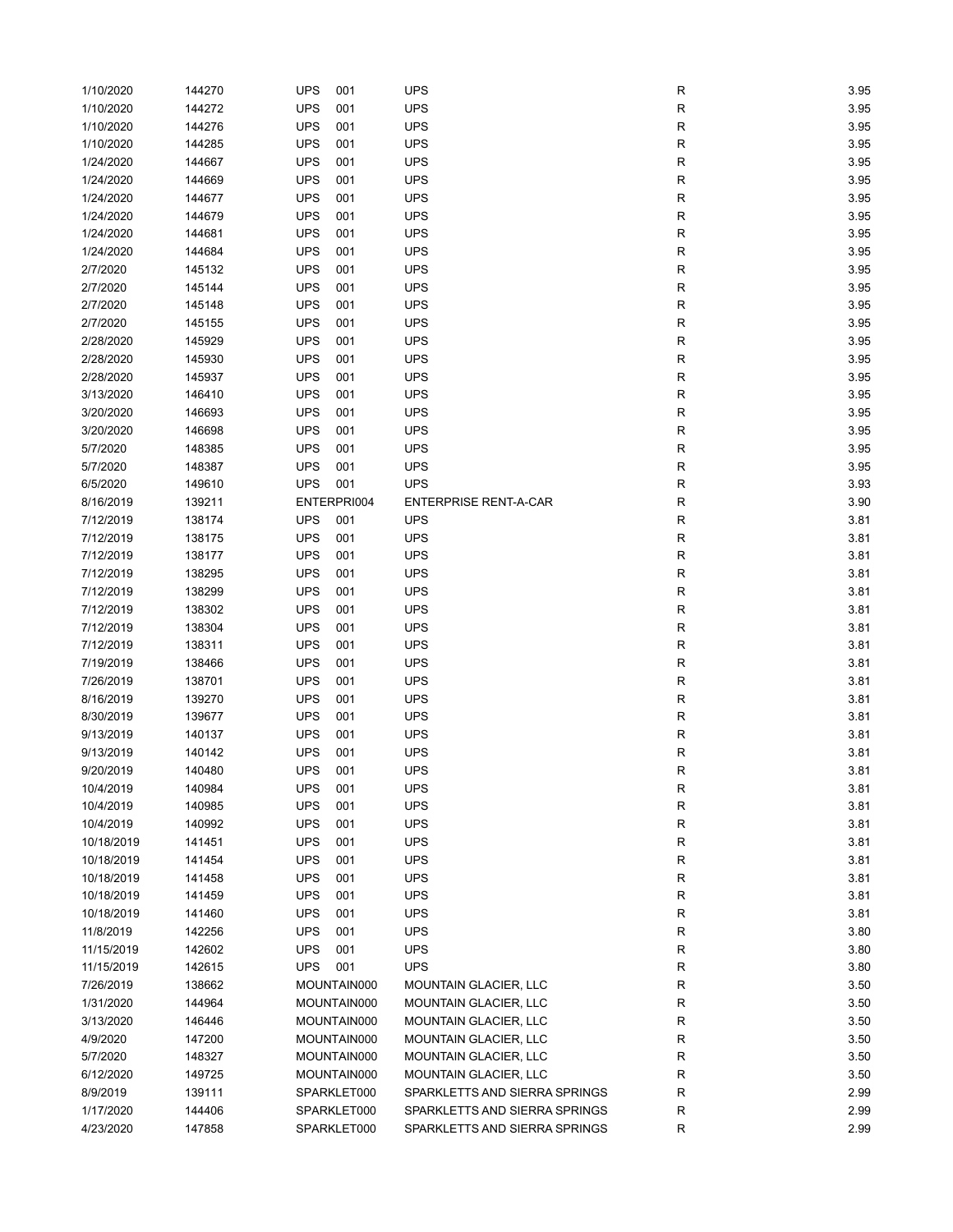| | | | | | |
|---|---|---|---|---|---|
| 1/10/2020 | 144270 | UPS 001 | UPS | R | 3.95 |
| 1/10/2020 | 144272 | UPS 001 | UPS | R | 3.95 |
| 1/10/2020 | 144276 | UPS 001 | UPS | R | 3.95 |
| 1/10/2020 | 144285 | UPS 001 | UPS | R | 3.95 |
| 1/24/2020 | 144667 | UPS 001 | UPS | R | 3.95 |
| 1/24/2020 | 144669 | UPS 001 | UPS | R | 3.95 |
| 1/24/2020 | 144677 | UPS 001 | UPS | R | 3.95 |
| 1/24/2020 | 144679 | UPS 001 | UPS | R | 3.95 |
| 1/24/2020 | 144681 | UPS 001 | UPS | R | 3.95 |
| 1/24/2020 | 144684 | UPS 001 | UPS | R | 3.95 |
| 2/7/2020 | 145132 | UPS 001 | UPS | R | 3.95 |
| 2/7/2020 | 145144 | UPS 001 | UPS | R | 3.95 |
| 2/7/2020 | 145148 | UPS 001 | UPS | R | 3.95 |
| 2/7/2020 | 145155 | UPS 001 | UPS | R | 3.95 |
| 2/28/2020 | 145929 | UPS 001 | UPS | R | 3.95 |
| 2/28/2020 | 145930 | UPS 001 | UPS | R | 3.95 |
| 2/28/2020 | 145937 | UPS 001 | UPS | R | 3.95 |
| 3/13/2020 | 146410 | UPS 001 | UPS | R | 3.95 |
| 3/20/2020 | 146693 | UPS 001 | UPS | R | 3.95 |
| 3/20/2020 | 146698 | UPS 001 | UPS | R | 3.95 |
| 5/7/2020 | 148385 | UPS 001 | UPS | R | 3.95 |
| 5/7/2020 | 148387 | UPS 001 | UPS | R | 3.95 |
| 6/5/2020 | 149610 | UPS 001 | UPS | R | 3.93 |
| 8/16/2019 | 139211 | ENTERPRI004 | ENTERPRISE RENT-A-CAR | R | 3.90 |
| 7/12/2019 | 138174 | UPS 001 | UPS | R | 3.81 |
| 7/12/2019 | 138175 | UPS 001 | UPS | R | 3.81 |
| 7/12/2019 | 138177 | UPS 001 | UPS | R | 3.81 |
| 7/12/2019 | 138295 | UPS 001 | UPS | R | 3.81 |
| 7/12/2019 | 138299 | UPS 001 | UPS | R | 3.81 |
| 7/12/2019 | 138302 | UPS 001 | UPS | R | 3.81 |
| 7/12/2019 | 138304 | UPS 001 | UPS | R | 3.81 |
| 7/12/2019 | 138311 | UPS 001 | UPS | R | 3.81 |
| 7/19/2019 | 138466 | UPS 001 | UPS | R | 3.81 |
| 7/26/2019 | 138701 | UPS 001 | UPS | R | 3.81 |
| 8/16/2019 | 139270 | UPS 001 | UPS | R | 3.81 |
| 8/30/2019 | 139677 | UPS 001 | UPS | R | 3.81 |
| 9/13/2019 | 140137 | UPS 001 | UPS | R | 3.81 |
| 9/13/2019 | 140142 | UPS 001 | UPS | R | 3.81 |
| 9/20/2019 | 140480 | UPS 001 | UPS | R | 3.81 |
| 10/4/2019 | 140984 | UPS 001 | UPS | R | 3.81 |
| 10/4/2019 | 140985 | UPS 001 | UPS | R | 3.81 |
| 10/4/2019 | 140992 | UPS 001 | UPS | R | 3.81 |
| 10/18/2019 | 141451 | UPS 001 | UPS | R | 3.81 |
| 10/18/2019 | 141454 | UPS 001 | UPS | R | 3.81 |
| 10/18/2019 | 141458 | UPS 001 | UPS | R | 3.81 |
| 10/18/2019 | 141459 | UPS 001 | UPS | R | 3.81 |
| 10/18/2019 | 141460 | UPS 001 | UPS | R | 3.81 |
| 11/8/2019 | 142256 | UPS 001 | UPS | R | 3.80 |
| 11/15/2019 | 142602 | UPS 001 | UPS | R | 3.80 |
| 11/15/2019 | 142615 | UPS 001 | UPS | R | 3.80 |
| 7/26/2019 | 138662 | MOUNTAIN000 | MOUNTAIN GLACIER, LLC | R | 3.50 |
| 1/31/2020 | 144964 | MOUNTAIN000 | MOUNTAIN GLACIER, LLC | R | 3.50 |
| 3/13/2020 | 146446 | MOUNTAIN000 | MOUNTAIN GLACIER, LLC | R | 3.50 |
| 4/9/2020 | 147200 | MOUNTAIN000 | MOUNTAIN GLACIER, LLC | R | 3.50 |
| 5/7/2020 | 148327 | MOUNTAIN000 | MOUNTAIN GLACIER, LLC | R | 3.50 |
| 6/12/2020 | 149725 | MOUNTAIN000 | MOUNTAIN GLACIER, LLC | R | 3.50 |
| 8/9/2019 | 139111 | SPARKLET000 | SPARKLETTS AND SIERRA SPRINGS | R | 2.99 |
| 1/17/2020 | 144406 | SPARKLET000 | SPARKLETTS AND SIERRA SPRINGS | R | 2.99 |
| 4/23/2020 | 147858 | SPARKLET000 | SPARKLETTS AND SIERRA SPRINGS | R | 2.99 |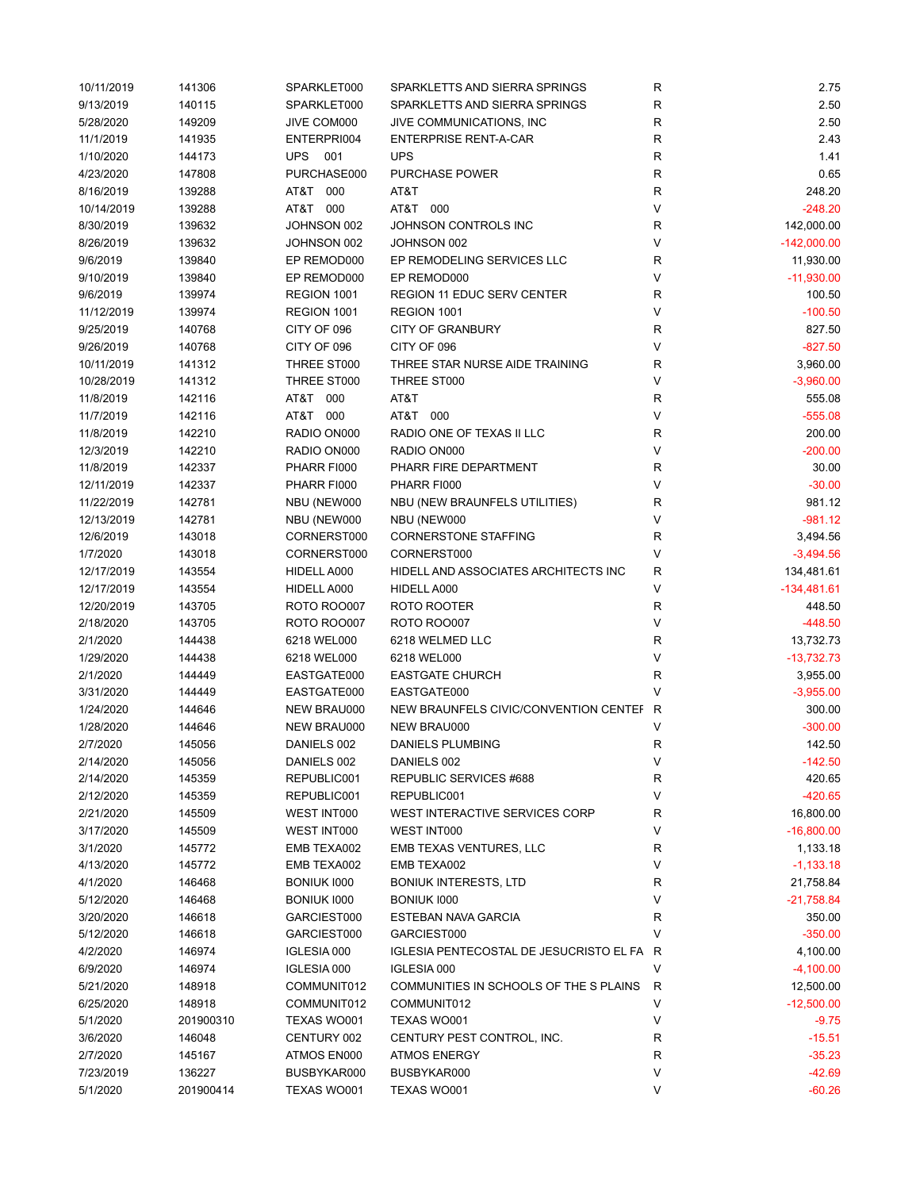| | | | | | |
|---|---|---|---|---|---|
| 10/11/2019 | 141306 | SPARKLET000 | SPARKLETTS AND SIERRA SPRINGS | R | 2.75 |
| 9/13/2019 | 140115 | SPARKLET000 | SPARKLETTS AND SIERRA SPRINGS | R | 2.50 |
| 5/28/2020 | 149209 | JIVE COM000 | JIVE COMMUNICATIONS, INC | R | 2.50 |
| 11/1/2019 | 141935 | ENTERPRI004 | ENTERPRISE RENT-A-CAR | R | 2.43 |
| 1/10/2020 | 144173 | UPS 001 | UPS | R | 1.41 |
| 4/23/2020 | 147808 | PURCHASE000 | PURCHASE POWER | R | 0.65 |
| 8/16/2019 | 139288 | AT&T 000 | AT&T | R | 248.20 |
| 10/14/2019 | 139288 | AT&T 000 | AT&T 000 | V | -248.20 |
| 8/30/2019 | 139632 | JOHNSON 002 | JOHNSON CONTROLS INC | R | 142,000.00 |
| 8/26/2019 | 139632 | JOHNSON 002 | JOHNSON 002 | V | -142,000.00 |
| 9/6/2019 | 139840 | EP REMOD000 | EP REMODELING SERVICES LLC | R | 11,930.00 |
| 9/10/2019 | 139840 | EP REMOD000 | EP REMOD000 | V | -11,930.00 |
| 9/6/2019 | 139974 | REGION 1001 | REGION 11 EDUC SERV CENTER | R | 100.50 |
| 11/12/2019 | 139974 | REGION 1001 | REGION 1001 | V | -100.50 |
| 9/25/2019 | 140768 | CITY OF 096 | CITY OF GRANBURY | R | 827.50 |
| 9/26/2019 | 140768 | CITY OF 096 | CITY OF 096 | V | -827.50 |
| 10/11/2019 | 141312 | THREE ST000 | THREE STAR NURSE AIDE TRAINING | R | 3,960.00 |
| 10/28/2019 | 141312 | THREE ST000 | THREE ST000 | V | -3,960.00 |
| 11/8/2019 | 142116 | AT&T 000 | AT&T | R | 555.08 |
| 11/7/2019 | 142116 | AT&T 000 | AT&T 000 | V | -555.08 |
| 11/8/2019 | 142210 | RADIO ON000 | RADIO ONE OF TEXAS II LLC | R | 200.00 |
| 12/3/2019 | 142210 | RADIO ON000 | RADIO ON000 | V | -200.00 |
| 11/8/2019 | 142337 | PHARR FI000 | PHARR FIRE DEPARTMENT | R | 30.00 |
| 12/11/2019 | 142337 | PHARR FI000 | PHARR FI000 | V | -30.00 |
| 11/22/2019 | 142781 | NBU (NEW000 | NBU (NEW BRAUNFELS UTILITIES) | R | 981.12 |
| 12/13/2019 | 142781 | NBU (NEW000 | NBU (NEW000 | V | -981.12 |
| 12/6/2019 | 143018 | CORNERST000 | CORNERSTONE STAFFING | R | 3,494.56 |
| 1/7/2020 | 143018 | CORNERST000 | CORNERST000 | V | -3,494.56 |
| 12/17/2019 | 143554 | HIDELL A000 | HIDELL AND ASSOCIATES ARCHITECTS INC | R | 134,481.61 |
| 12/17/2019 | 143554 | HIDELL A000 | HIDELL A000 | V | -134,481.61 |
| 12/20/2019 | 143705 | ROTO ROO007 | ROTO ROOTER | R | 448.50 |
| 2/18/2020 | 143705 | ROTO ROO007 | ROTO ROO007 | V | -448.50 |
| 2/1/2020 | 144438 | 6218 WEL000 | 6218 WELMED LLC | R | 13,732.73 |
| 1/29/2020 | 144438 | 6218 WEL000 | 6218 WEL000 | V | -13,732.73 |
| 2/1/2020 | 144449 | EASTGATE000 | EASTGATE CHURCH | R | 3,955.00 |
| 3/31/2020 | 144449 | EASTGATE000 | EASTGATE000 | V | -3,955.00 |
| 1/24/2020 | 144646 | NEW BRAU000 | NEW BRAUNFELS CIVIC/CONVENTION CENTEF | R | 300.00 |
| 1/28/2020 | 144646 | NEW BRAU000 | NEW BRAU000 | V | -300.00 |
| 2/7/2020 | 145056 | DANIELS 002 | DANIELS PLUMBING | R | 142.50 |
| 2/14/2020 | 145056 | DANIELS 002 | DANIELS 002 | V | -142.50 |
| 2/14/2020 | 145359 | REPUBLIC001 | REPUBLIC SERVICES #688 | R | 420.65 |
| 2/12/2020 | 145359 | REPUBLIC001 | REPUBLIC001 | V | -420.65 |
| 2/21/2020 | 145509 | WEST INT000 | WEST INTERACTIVE SERVICES CORP | R | 16,800.00 |
| 3/17/2020 | 145509 | WEST INT000 | WEST INT000 | V | -16,800.00 |
| 3/1/2020 | 145772 | EMB TEXA002 | EMB TEXAS VENTURES, LLC | R | 1,133.18 |
| 4/13/2020 | 145772 | EMB TEXA002 | EMB TEXA002 | V | -1,133.18 |
| 4/1/2020 | 146468 | BONIUK I000 | BONIUK INTERESTS, LTD | R | 21,758.84 |
| 5/12/2020 | 146468 | BONIUK I000 | BONIUK I000 | V | -21,758.84 |
| 3/20/2020 | 146618 | GARCIEST000 | ESTEBAN NAVA GARCIA | R | 350.00 |
| 5/12/2020 | 146618 | GARCIEST000 | GARCIEST000 | V | -350.00 |
| 4/2/2020 | 146974 | IGLESIA 000 | IGLESIA PENTECOSTAL DE JESUCRISTO EL FA | R | 4,100.00 |
| 6/9/2020 | 146974 | IGLESIA 000 | IGLESIA 000 | V | -4,100.00 |
| 5/21/2020 | 148918 | COMMUNIT012 | COMMUNITIES IN SCHOOLS OF THE S PLAINS | R | 12,500.00 |
| 6/25/2020 | 148918 | COMMUNIT012 | COMMUNIT012 | V | -12,500.00 |
| 5/1/2020 | 201900310 | TEXAS WO001 | TEXAS WO001 | V | -9.75 |
| 3/6/2020 | 146048 | CENTURY 002 | CENTURY PEST CONTROL, INC. | R | -15.51 |
| 2/7/2020 | 145167 | ATMOS EN000 | ATMOS ENERGY | R | -35.23 |
| 7/23/2019 | 136227 | BUSBYKAR000 | BUSBYKAR000 | V | -42.69 |
| 5/1/2020 | 201900414 | TEXAS WO001 | TEXAS WO001 | V | -60.26 |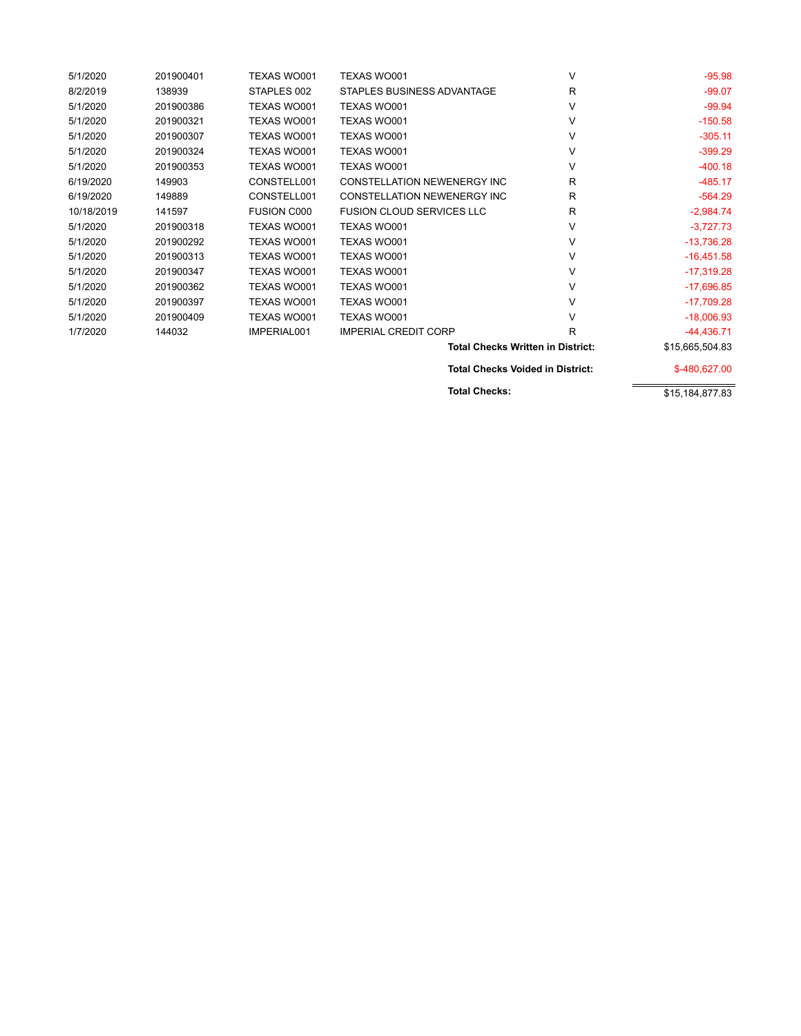| | | | | | |
|---|---|---|---|---|---|
| 5/1/2020 | 201900401 | TEXAS WO001 | TEXAS WO001 | V | -95.98 |
| 8/2/2019 | 138939 | STAPLES 002 | STAPLES BUSINESS ADVANTAGE | R | -99.07 |
| 5/1/2020 | 201900386 | TEXAS WO001 | TEXAS WO001 | V | -99.94 |
| 5/1/2020 | 201900321 | TEXAS WO001 | TEXAS WO001 | V | -150.58 |
| 5/1/2020 | 201900307 | TEXAS WO001 | TEXAS WO001 | V | -305.11 |
| 5/1/2020 | 201900324 | TEXAS WO001 | TEXAS WO001 | V | -399.29 |
| 5/1/2020 | 201900353 | TEXAS WO001 | TEXAS WO001 | V | -400.18 |
| 6/19/2020 | 149903 | CONSTELL001 | CONSTELLATION NEWENERGY INC | R | -485.17 |
| 6/19/2020 | 149889 | CONSTELL001 | CONSTELLATION NEWENERGY INC | R | -564.29 |
| 10/18/2019 | 141597 | FUSION C000 | FUSION CLOUD SERVICES LLC | R | -2,984.74 |
| 5/1/2020 | 201900318 | TEXAS WO001 | TEXAS WO001 | V | -3,727.73 |
| 5/1/2020 | 201900292 | TEXAS WO001 | TEXAS WO001 | V | -13,736.28 |
| 5/1/2020 | 201900313 | TEXAS WO001 | TEXAS WO001 | V | -16,451.58 |
| 5/1/2020 | 201900347 | TEXAS WO001 | TEXAS WO001 | V | -17,319.28 |
| 5/1/2020 | 201900362 | TEXAS WO001 | TEXAS WO001 | V | -17,696.85 |
| 5/1/2020 | 201900397 | TEXAS WO001 | TEXAS WO001 | V | -17,709.28 |
| 5/1/2020 | 201900409 | TEXAS WO001 | TEXAS WO001 | V | -18,006.93 |
| 1/7/2020 | 144032 | IMPERIAL001 | IMPERIAL CREDIT CORP | R | -44,436.71 |
| | | | **Total Checks Written in District:** | | $15,665,504.83 |
| | | | **Total Checks Voided in District:** | | $-480,627.00 |
| | | | **Total Checks:** | | $15,184,877.83 |